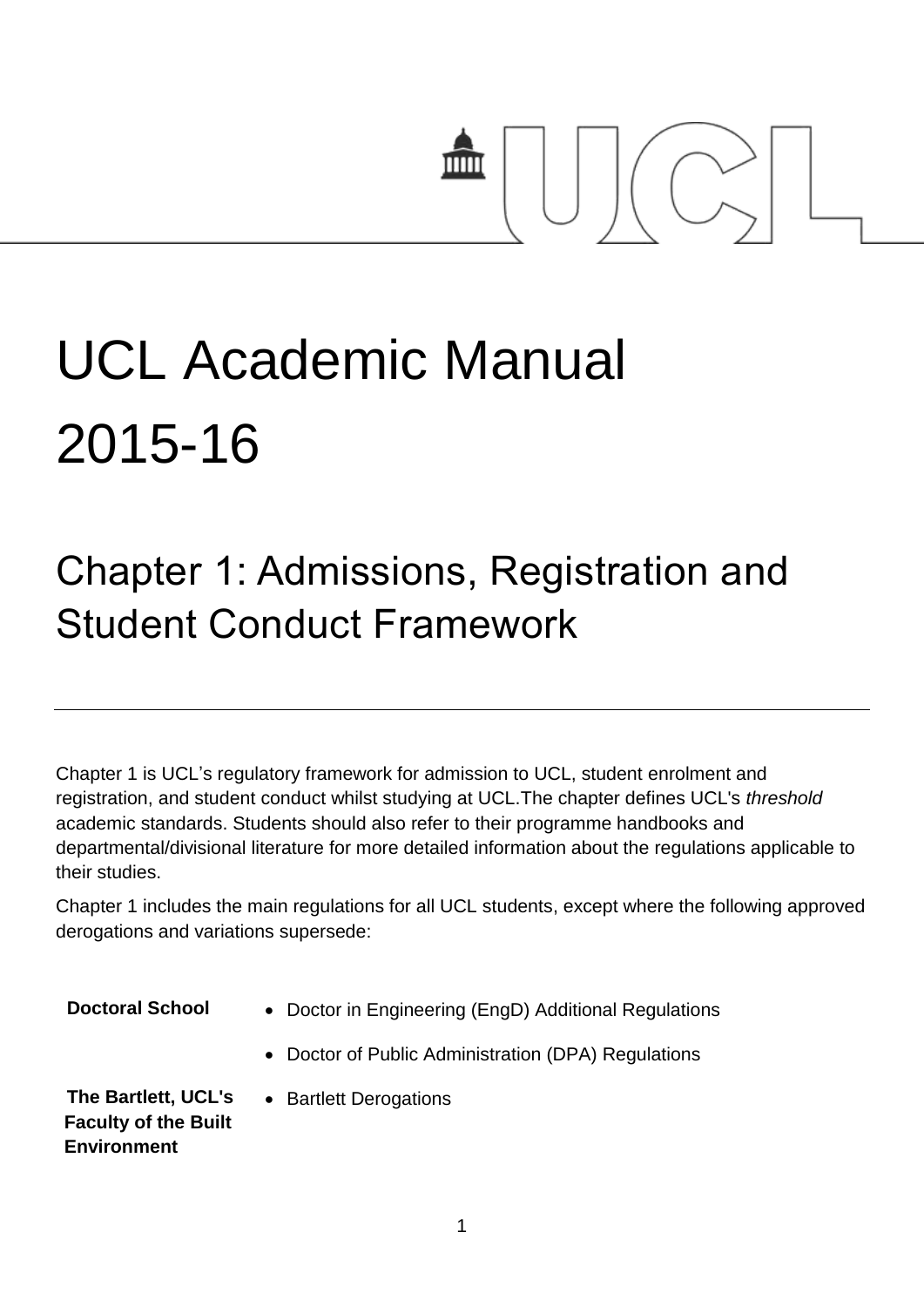# UCL Academic Manual 2015-16

## Chapter 1: Admissions, Registration and Student Conduct Framework

---

Chapter 1 is UCL's regulatory framework for admission to UCL, student enrolment and registration, and student conduct whilst studying at UCL.The chapter defines UCL's *threshold* academic standards. Students should also refer to their programme handbooks and departmental/divisional literature for more detailed information about the regulations applicable to their studies.

Chapter 1 includes the main regulations for all UCL students, except where the following approved derogations and variations supersede:

| | |
|---|---|
| **Doctoral School** | • Doctor in Engineering (EngD) Additional Regulations<br>• Doctor of Public Administration (DPA) Regulations |
| **The Bartlett, UCL's Faculty of the Built Environment** | • Bartlett Derogations |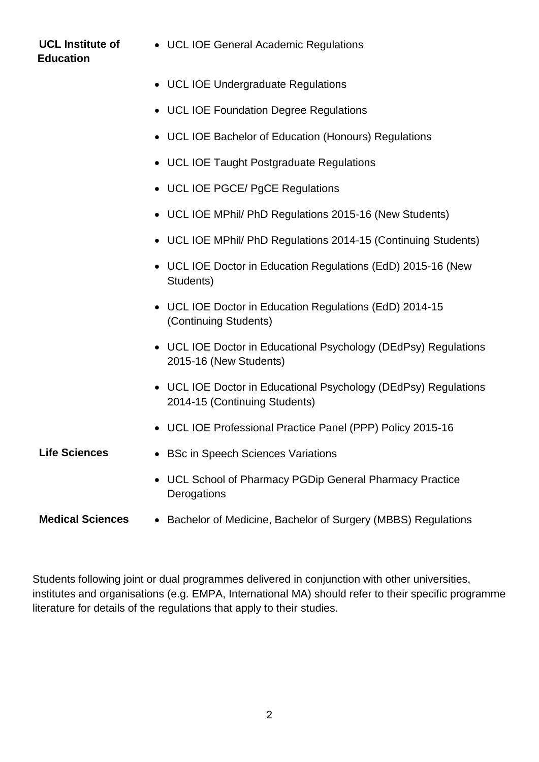| | |
|---|---|
| **UCL Institute of Education** | • UCL IOE General Academic Regulations<br>• UCL IOE Undergraduate Regulations<br>• UCL IOE Foundation Degree Regulations<br>• UCL IOE Bachelor of Education (Honours) Regulations<br>• UCL IOE Taught Postgraduate Regulations<br>• UCL IOE PGCE/ PgCE Regulations<br>• UCL IOE MPhil/ PhD Regulations 2015-16 (New Students)<br>• UCL IOE MPhil/ PhD Regulations 2014-15 (Continuing Students)<br>• UCL IOE Doctor in Education Regulations (EdD) 2015-16 (New Students)<br>• UCL IOE Doctor in Education Regulations (EdD) 2014-15 (Continuing Students)<br>• UCL IOE Doctor in Educational Psychology (DEdPsy) Regulations 2015-16 (New Students)<br>• UCL IOE Doctor in Educational Psychology (DEdPsy) Regulations 2014-15 (Continuing Students)<br>• UCL IOE Professional Practice Panel (PPP) Policy 2015-16 |
| **Life Sciences** | • BSc in Speech Sciences Variations<br>• UCL School of Pharmacy PGDip General Pharmacy Practice Derogations |
| **Medical Sciences** | • Bachelor of Medicine, Bachelor of Surgery (MBBS) Regulations |

Students following joint or dual programmes delivered in conjunction with other universities, institutes and organisations (e.g. EMPA, International MA) should refer to their specific programme literature for details of the regulations that apply to their studies.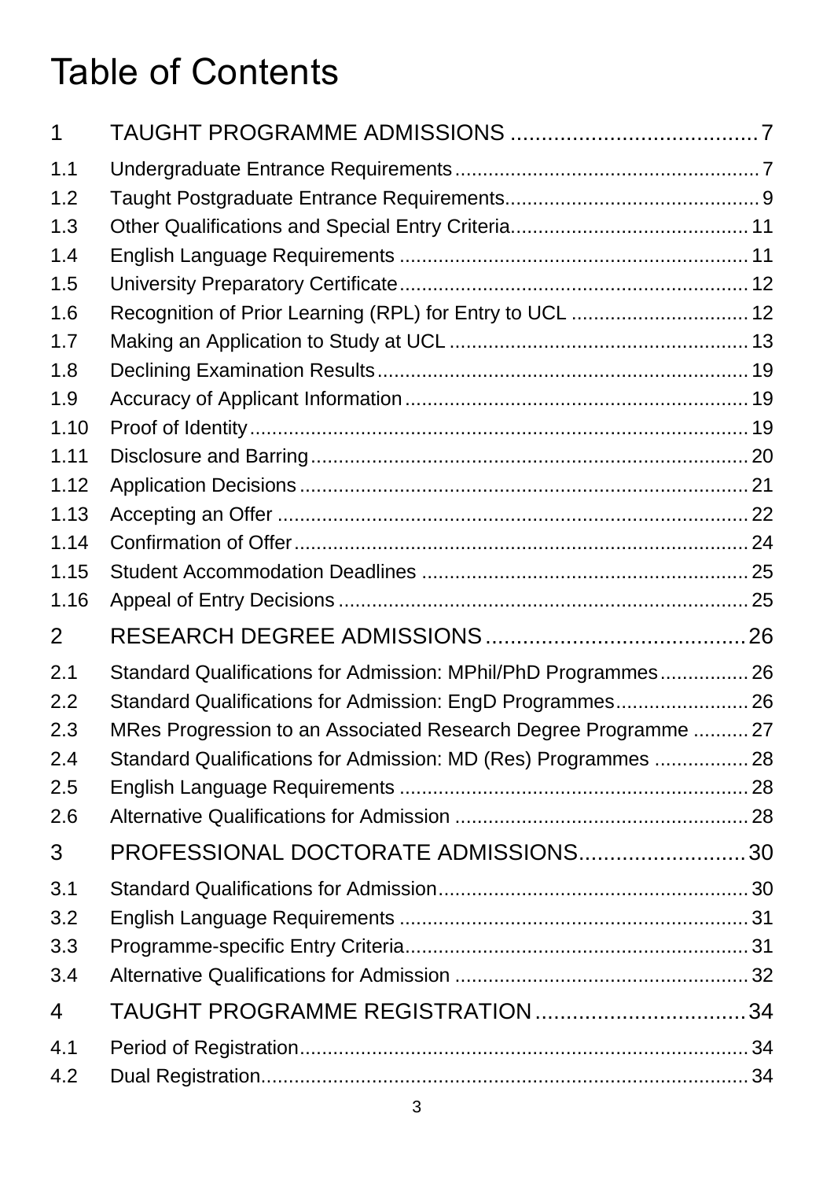# Table of Contents

| | | |
|---|---|---|
| 1 | TAUGHT PROGRAMME ADMISSIONS | 7 |
| 1.1 | Undergraduate Entrance Requirements | 7 |
| 1.2 | Taught Postgraduate Entrance Requirements | 9 |
| 1.3 | Other Qualifications and Special Entry Criteria | 11 |
| 1.4 | English Language Requirements | 11 |
| 1.5 | University Preparatory Certificate | 12 |
| 1.6 | Recognition of Prior Learning (RPL) for Entry to UCL | 12 |
| 1.7 | Making an Application to Study at UCL | 13 |
| 1.8 | Declining Examination Results | 19 |
| 1.9 | Accuracy of Applicant Information | 19 |
| 1.10 | Proof of Identity | 19 |
| 1.11 | Disclosure and Barring | 20 |
| 1.12 | Application Decisions | 21 |
| 1.13 | Accepting an Offer | 22 |
| 1.14 | Confirmation of Offer | 24 |
| 1.15 | Student Accommodation Deadlines | 25 |
| 1.16 | Appeal of Entry Decisions | 25 |
| 2 | RESEARCH DEGREE ADMISSIONS | 26 |
| 2.1 | Standard Qualifications for Admission: MPhil/PhD Programmes | 26 |
| 2.2 | Standard Qualifications for Admission: EngD Programmes | 26 |
| 2.3 | MRes Progression to an Associated Research Degree Programme | 27 |
| 2.4 | Standard Qualifications for Admission: MD (Res) Programmes | 28 |
| 2.5 | English Language Requirements | 28 |
| 2.6 | Alternative Qualifications for Admission | 28 |
| 3 | PROFESSIONAL DOCTORATE ADMISSIONS | 30 |
| 3.1 | Standard Qualifications for Admission | 30 |
| 3.2 | English Language Requirements | 31 |
| 3.3 | Programme-specific Entry Criteria | 31 |
| 3.4 | Alternative Qualifications for Admission | 32 |
| 4 | TAUGHT PROGRAMME REGISTRATION | 34 |
| 4.1 | Period of Registration | 34 |
| 4.2 | Dual Registration | 34 |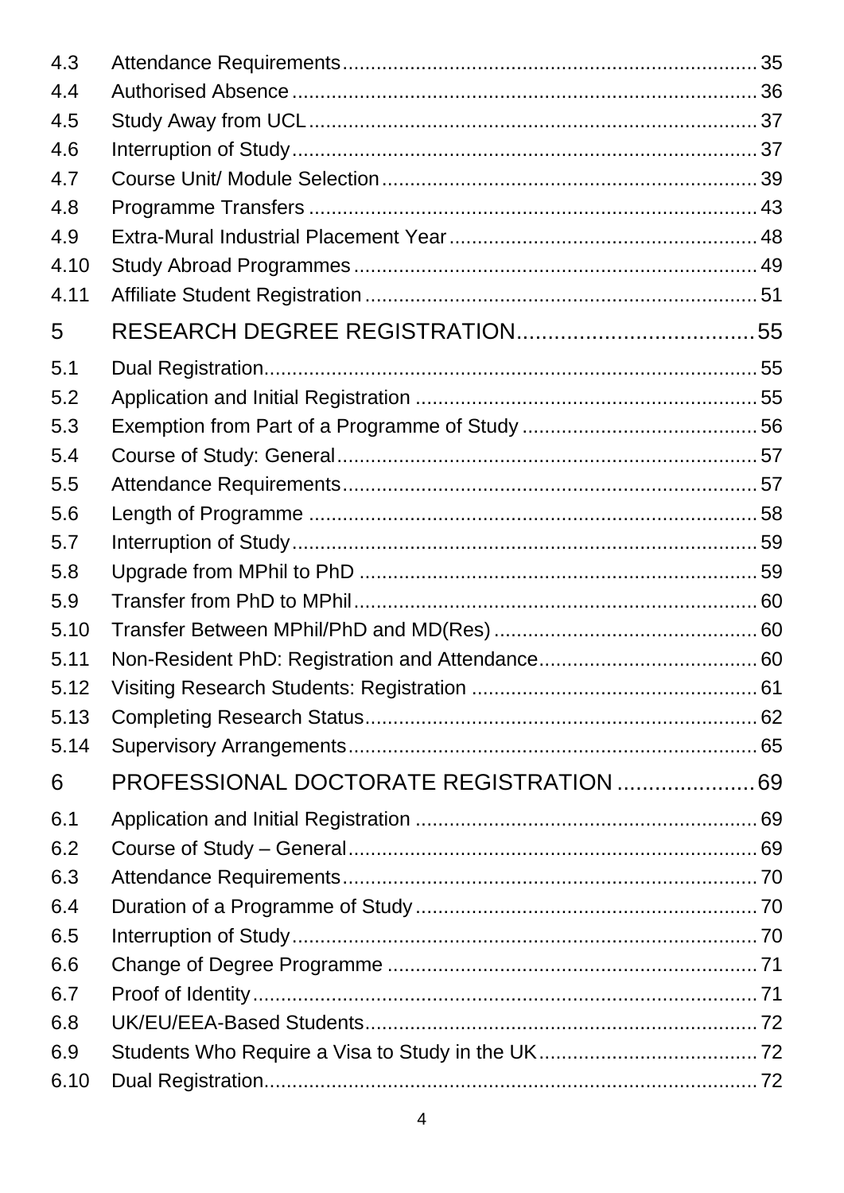4.3 Attendance Requirements ........................................................................ 35
4.4 Authorised Absence .................................................................................. 36
4.5 Study Away from UCL ............................................................................... 37
4.6 Interruption of Study .................................................................................. 37
4.7 Course Unit/ Module Selection .................................................................. 39
4.8 Programme Transfers ............................................................................... 43
4.9 Extra-Mural Industrial Placement Year ...................................................... 48
4.10 Study Abroad Programmes ....................................................................... 49
4.11 Affiliate Student Registration ..................................................................... 51

5 RESEARCH DEGREE REGISTRATION ...................................... 55

5.1 Dual Registration ....................................................................................... 55
5.2 Application and Initial Registration ............................................................ 55
5.3 Exemption from Part of a Programme of Study ......................................... 56
5.4 Course of Study: General .......................................................................... 57
5.5 Attendance Requirements ......................................................................... 57
5.6 Length of Programme ............................................................................... 58
5.7 Interruption of Study .................................................................................. 59
5.8 Upgrade from MPhil to PhD ...................................................................... 59
5.9 Transfer from PhD to MPhil ....................................................................... 60
5.10 Transfer Between MPhil/PhD and MD(Res) .............................................. 60
5.11 Non-Resident PhD: Registration and Attendance ...................................... 60
5.12 Visiting Research Students: Registration .................................................. 61
5.13 Completing Research Status ..................................................................... 62
5.14 Supervisory Arrangements ........................................................................ 65

6 PROFESSIONAL DOCTORATE REGISTRATION ...................... 69

6.1 Application and Initial Registration ............................................................ 69
6.2 Course of Study – General ........................................................................ 69
6.3 Attendance Requirements ......................................................................... 70
6.4 Duration of a Programme of Study ............................................................ 70
6.5 Interruption of Study .................................................................................. 70
6.6 Change of Degree Programme ................................................................. 71
6.7 Proof of Identity ......................................................................................... 71
6.8 UK/EU/EEA-Based Students ..................................................................... 72
6.9 Students Who Require a Visa to Study in the UK ...................................... 72
6.10 Dual Registration ....................................................................................... 72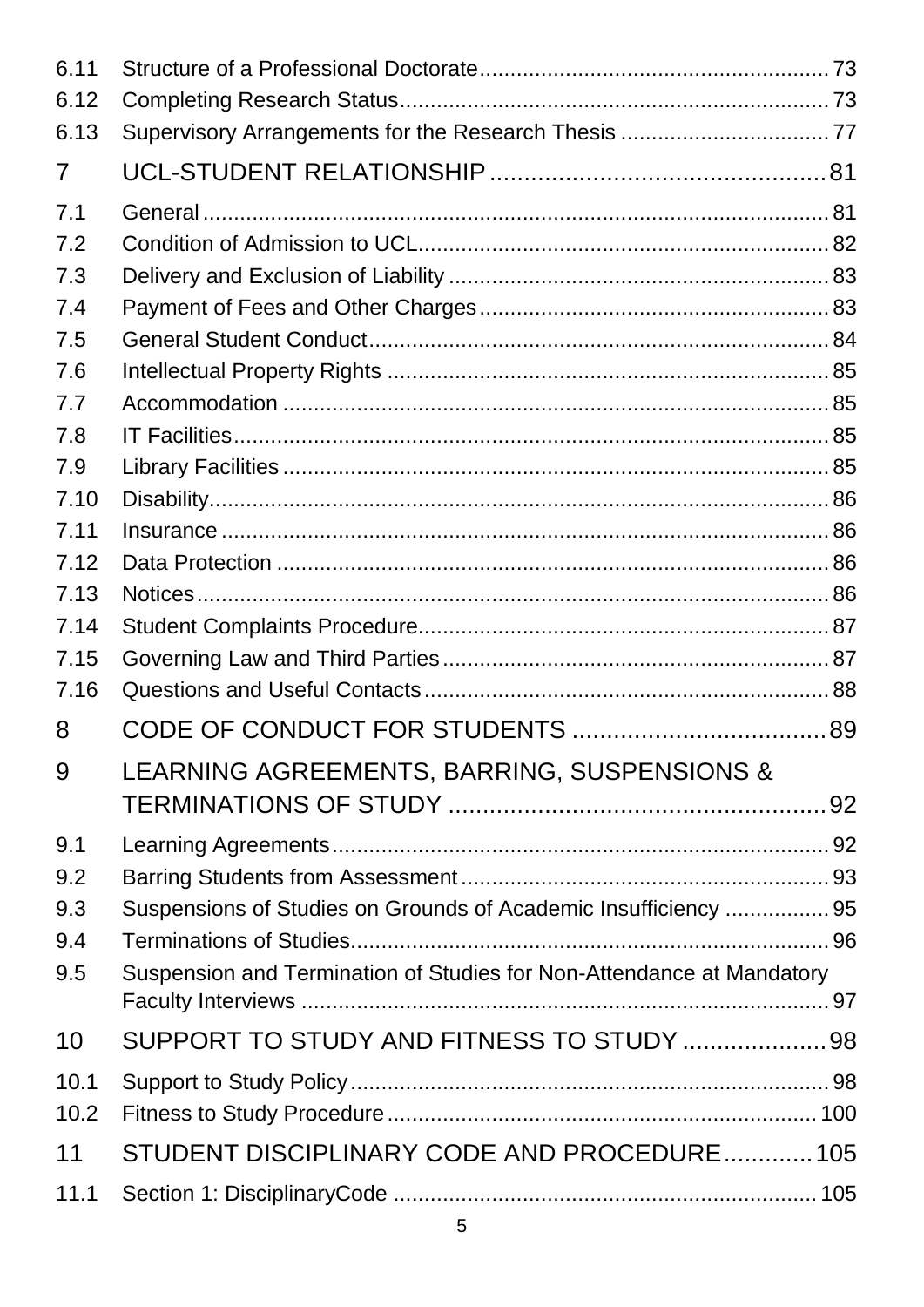| | | |
|---|---|---|
| 6.11 | Structure of a Professional Doctorate | 73 |
| 6.12 | Completing Research Status | 73 |
| 6.13 | Supervisory Arrangements for the Research Thesis | 77 |
| **7** | **UCL-STUDENT RELATIONSHIP** | **81** |
| 7.1 | General | 81 |
| 7.2 | Condition of Admission to UCL | 82 |
| 7.3 | Delivery and Exclusion of Liability | 83 |
| 7.4 | Payment of Fees and Other Charges | 83 |
| 7.5 | General Student Conduct | 84 |
| 7.6 | Intellectual Property Rights | 85 |
| 7.7 | Accommodation | 85 |
| 7.8 | IT Facilities | 85 |
| 7.9 | Library Facilities | 85 |
| 7.10 | Disability | 86 |
| 7.11 | Insurance | 86 |
| 7.12 | Data Protection | 86 |
| 7.13 | Notices | 86 |
| 7.14 | Student Complaints Procedure | 87 |
| 7.15 | Governing Law and Third Parties | 87 |
| 7.16 | Questions and Useful Contacts | 88 |
| **8** | **CODE OF CONDUCT FOR STUDENTS** | **89** |
| **9** | **LEARNING AGREEMENTS, BARRING, SUSPENSIONS & TERMINATIONS OF STUDY** | **92** |
| 9.1 | Learning Agreements | 92 |
| 9.2 | Barring Students from Assessment | 93 |
| 9.3 | Suspensions of Studies on Grounds of Academic Insufficiency | 95 |
| 9.4 | Terminations of Studies | 96 |
| 9.5 | Suspension and Termination of Studies for Non-Attendance at Mandatory Faculty Interviews | 97 |
| **10** | **SUPPORT TO STUDY AND FITNESS TO STUDY** | **98** |
| 10.1 | Support to Study Policy | 98 |
| 10.2 | Fitness to Study Procedure | 100 |
| **11** | **STUDENT DISCIPLINARY CODE AND PROCEDURE** | **105** |
| 11.1 | Section 1: DisciplinaryCode | 105 |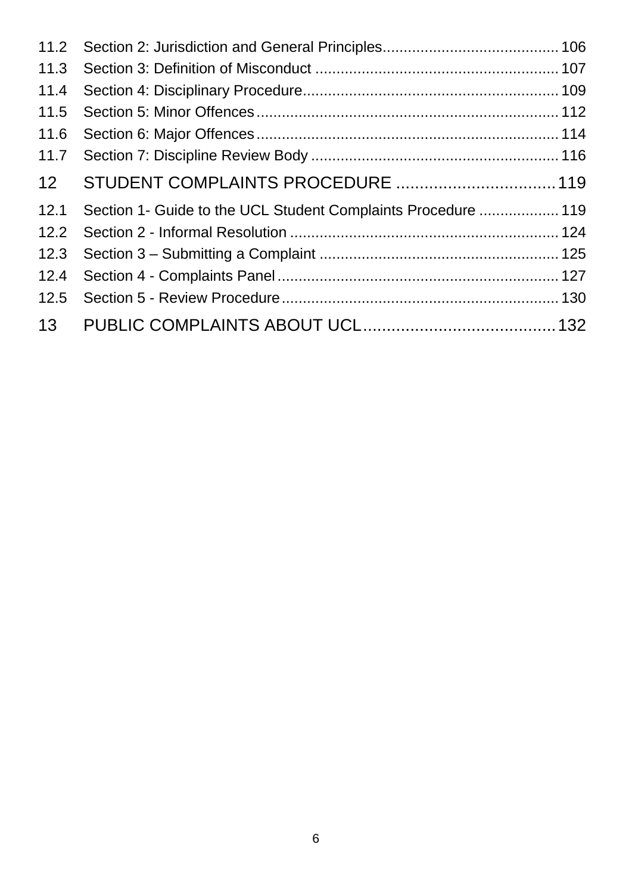11.2 Section 2: Jurisdiction and General Principles......................................... 106
11.3 Section 3: Definition of Misconduct ......................................................... 107
11.4 Section 4: Disciplinary Procedure............................................................ 109
11.5 Section 5: Minor Offences....................................................................... 112
11.6 Section 6: Major Offences....................................................................... 114
11.7 Section 7: Discipline Review Body .......................................................... 116

12 STUDENT COMPLAINTS PROCEDURE .................................. 119

12.1 Section 1- Guide to the UCL Student Complaints Procedure ................... 119
12.2 Section 2 - Informal Resolution ................................................................ 124
12.3 Section 3 – Submitting a Complaint ........................................................ 125
12.4 Section 4 - Complaints Panel .................................................................. 127
12.5 Section 5 - Review Procedure................................................................. 130

13 PUBLIC COMPLAINTS ABOUT UCL......................................... 132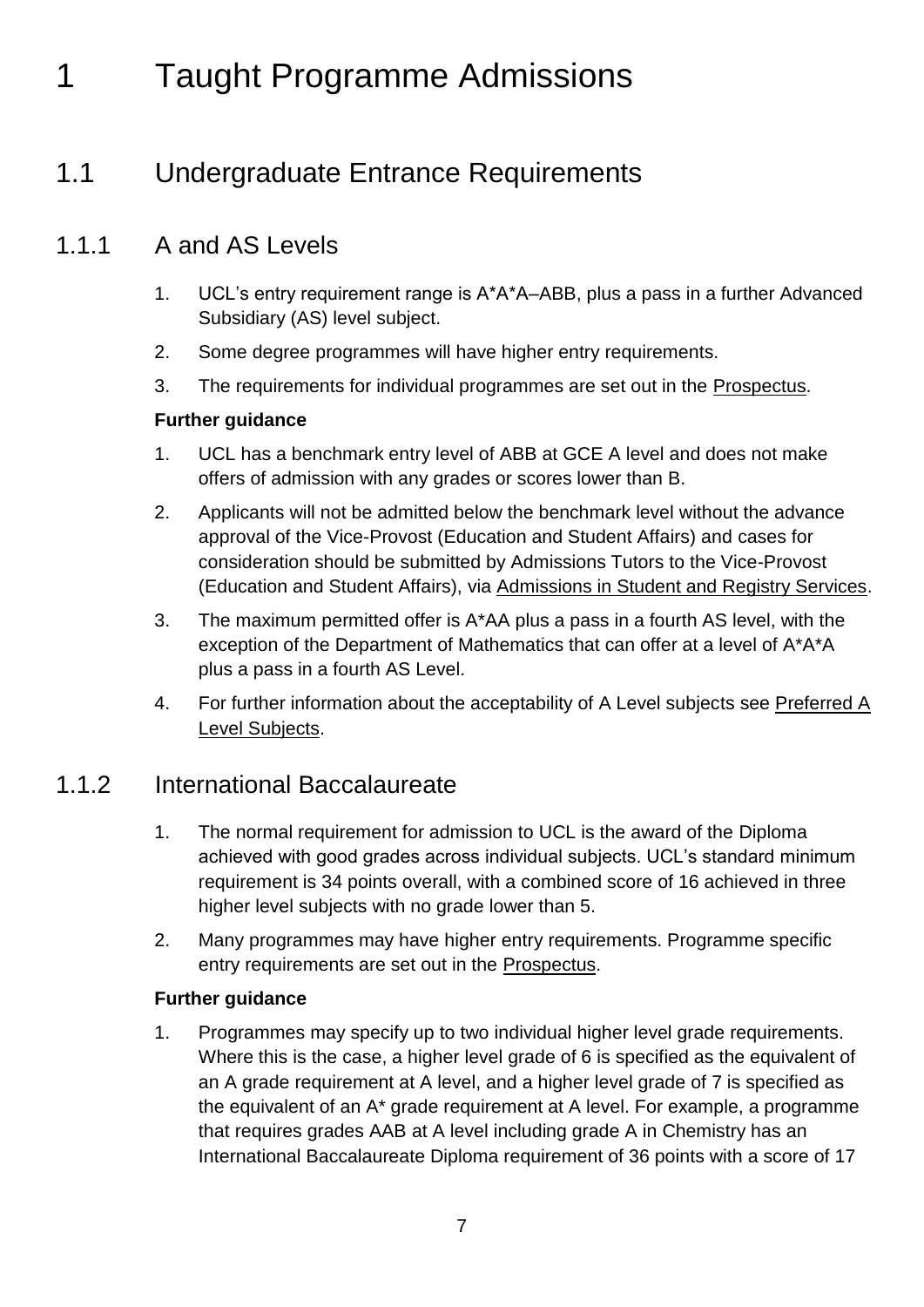# 1 Taught Programme Admissions

## 1.1 Undergraduate Entrance Requirements

### 1.1.1 A and AS Levels

1. UCL's entry requirement range is A*A*A–ABB, plus a pass in a further Advanced Subsidiary (AS) level subject.
2. Some degree programmes will have higher entry requirements.
3. The requirements for individual programmes are set out in the Prospectus.

**Further guidance**

1. UCL has a benchmark entry level of ABB at GCE A level and does not make offers of admission with any grades or scores lower than B.
2. Applicants will not be admitted below the benchmark level without the advance approval of the Vice-Provost (Education and Student Affairs) and cases for consideration should be submitted by Admissions Tutors to the Vice-Provost (Education and Student Affairs), via Admissions in Student and Registry Services.
3. The maximum permitted offer is A*AA plus a pass in a fourth AS level, with the exception of the Department of Mathematics that can offer at a level of A*A*A plus a pass in a fourth AS Level.
4. For further information about the acceptability of A Level subjects see Preferred A Level Subjects.

### 1.1.2 International Baccalaureate

1. The normal requirement for admission to UCL is the award of the Diploma achieved with good grades across individual subjects. UCL's standard minimum requirement is 34 points overall, with a combined score of 16 achieved in three higher level subjects with no grade lower than 5.
2. Many programmes may have higher entry requirements. Programme specific entry requirements are set out in the Prospectus.

**Further guidance**

1. Programmes may specify up to two individual higher level grade requirements. Where this is the case, a higher level grade of 6 is specified as the equivalent of an A grade requirement at A level, and a higher level grade of 7 is specified as the equivalent of an A* grade requirement at A level. For example, a programme that requires grades AAB at A level including grade A in Chemistry has an International Baccalaureate Diploma requirement of 36 points with a score of 17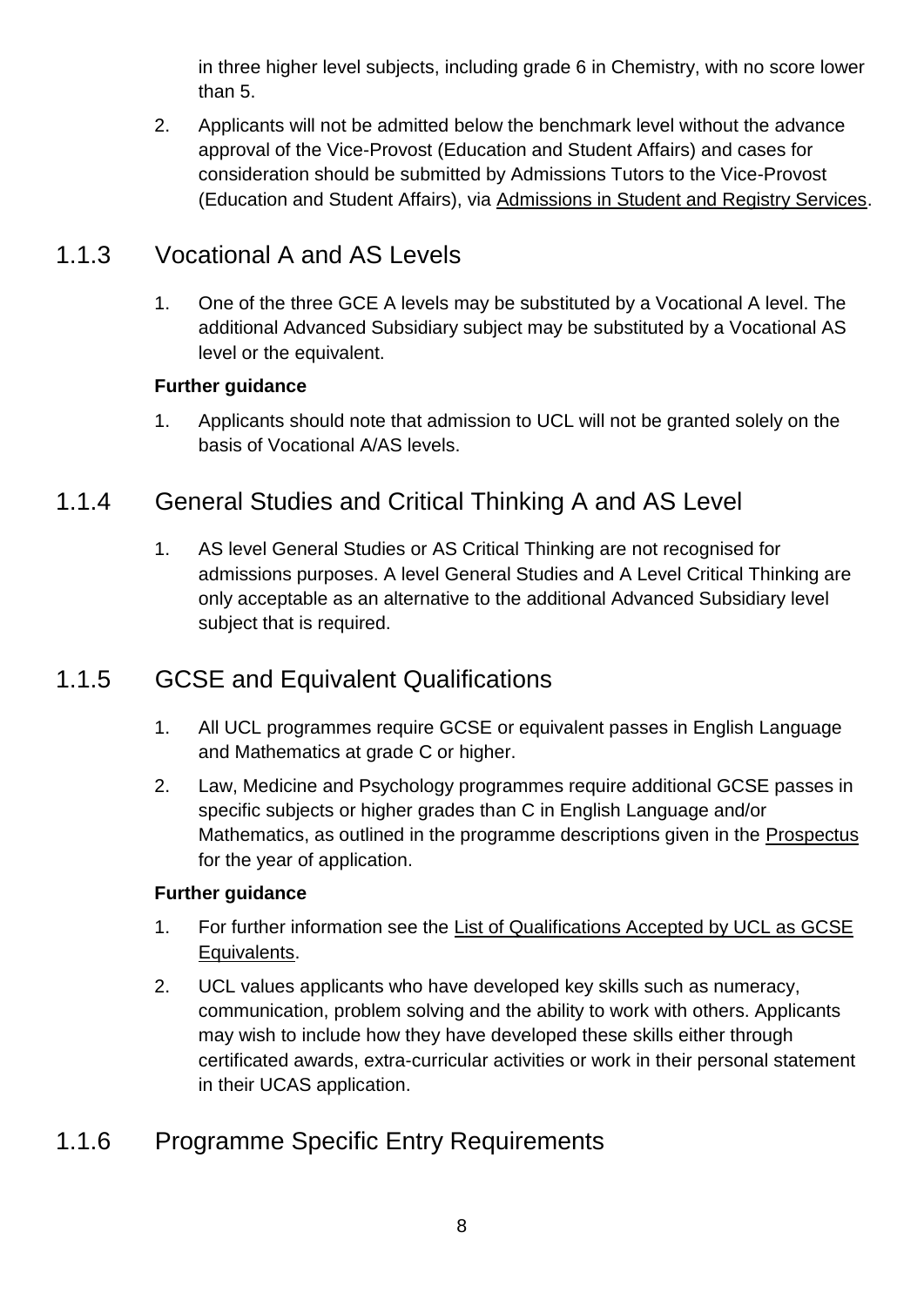in three higher level subjects, including grade 6 in Chemistry, with no score lower than 5.

2. Applicants will not be admitted below the benchmark level without the advance approval of the Vice-Provost (Education and Student Affairs) and cases for consideration should be submitted by Admissions Tutors to the Vice-Provost (Education and Student Affairs), via Admissions in Student and Registry Services.

### 1.1.3 Vocational A and AS Levels

1. One of the three GCE A levels may be substituted by a Vocational A level. The additional Advanced Subsidiary subject may be substituted by a Vocational AS level or the equivalent.

**Further guidance**

1. Applicants should note that admission to UCL will not be granted solely on the basis of Vocational A/AS levels.

### 1.1.4 General Studies and Critical Thinking A and AS Level

1. AS level General Studies or AS Critical Thinking are not recognised for admissions purposes. A level General Studies and A Level Critical Thinking are only acceptable as an alternative to the additional Advanced Subsidiary level subject that is required.

### 1.1.5 GCSE and Equivalent Qualifications

1. All UCL programmes require GCSE or equivalent passes in English Language and Mathematics at grade C or higher.
2. Law, Medicine and Psychology programmes require additional GCSE passes in specific subjects or higher grades than C in English Language and/or Mathematics, as outlined in the programme descriptions given in the Prospectus for the year of application.

**Further guidance**

1. For further information see the List of Qualifications Accepted by UCL as GCSE Equivalents.
2. UCL values applicants who have developed key skills such as numeracy, communication, problem solving and the ability to work with others. Applicants may wish to include how they have developed these skills either through certificated awards, extra-curricular activities or work in their personal statement in their UCAS application.

### 1.1.6 Programme Specific Entry Requirements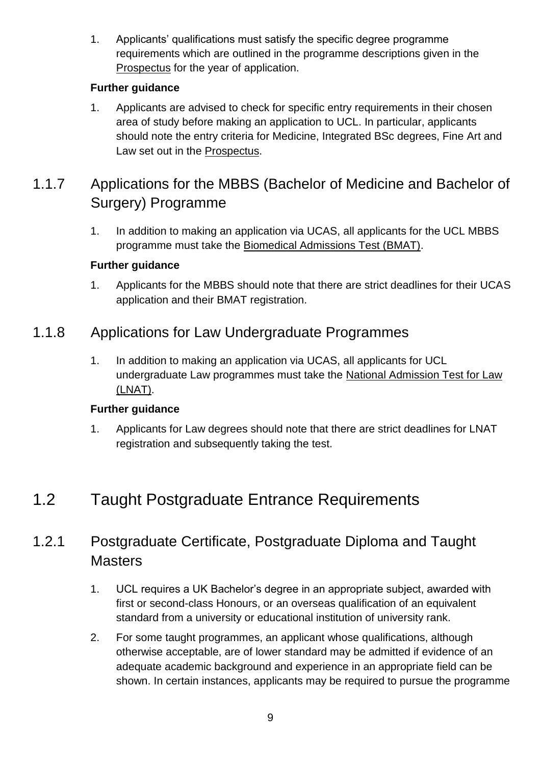1. Applicants' qualifications must satisfy the specific degree programme requirements which are outlined in the programme descriptions given in the Prospectus for the year of application.

**Further guidance**

1. Applicants are advised to check for specific entry requirements in their chosen area of study before making an application to UCL. In particular, applicants should note the entry criteria for Medicine, Integrated BSc degrees, Fine Art and Law set out in the Prospectus.

### 1.1.7 Applications for the MBBS (Bachelor of Medicine and Bachelor of Surgery) Programme

1. In addition to making an application via UCAS, all applicants for the UCL MBBS programme must take the Biomedical Admissions Test (BMAT).

**Further guidance**

1. Applicants for the MBBS should note that there are strict deadlines for their UCAS application and their BMAT registration.

### 1.1.8 Applications for Law Undergraduate Programmes

1. In addition to making an application via UCAS, all applicants for UCL undergraduate Law programmes must take the National Admission Test for Law (LNAT).

**Further guidance**

1. Applicants for Law degrees should note that there are strict deadlines for LNAT registration and subsequently taking the test.

## 1.2 Taught Postgraduate Entrance Requirements

### 1.2.1 Postgraduate Certificate, Postgraduate Diploma and Taught Masters

1. UCL requires a UK Bachelor's degree in an appropriate subject, awarded with first or second-class Honours, or an overseas qualification of an equivalent standard from a university or educational institution of university rank.
2. For some taught programmes, an applicant whose qualifications, although otherwise acceptable, are of lower standard may be admitted if evidence of an adequate academic background and experience in an appropriate field can be shown. In certain instances, applicants may be required to pursue the programme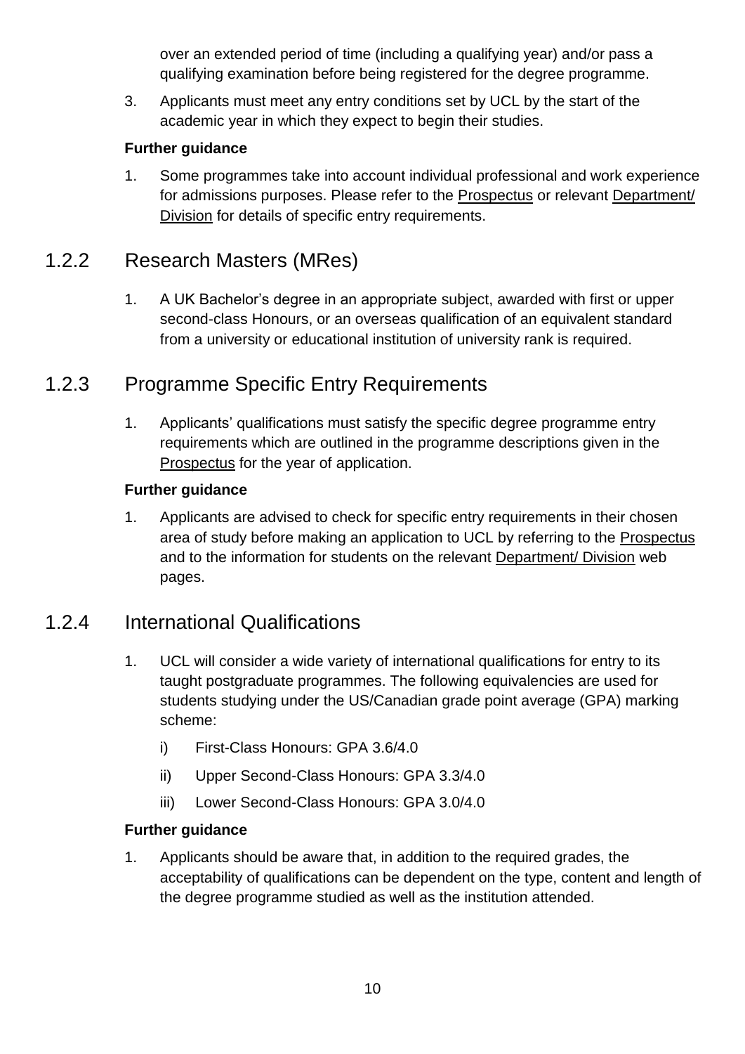over an extended period of time (including a qualifying year) and/or pass a qualifying examination before being registered for the degree programme.

3. Applicants must meet any entry conditions set by UCL by the start of the academic year in which they expect to begin their studies.

**Further guidance**

1. Some programmes take into account individual professional and work experience for admissions purposes. Please refer to the Prospectus or relevant Department/ Division for details of specific entry requirements.

## 1.2.2 Research Masters (MRes)

1. A UK Bachelor's degree in an appropriate subject, awarded with first or upper second-class Honours, or an overseas qualification of an equivalent standard from a university or educational institution of university rank is required.

## 1.2.3 Programme Specific Entry Requirements

1. Applicants' qualifications must satisfy the specific degree programme entry requirements which are outlined in the programme descriptions given in the Prospectus for the year of application.

**Further guidance**

1. Applicants are advised to check for specific entry requirements in their chosen area of study before making an application to UCL by referring to the Prospectus and to the information for students on the relevant Department/ Division web pages.

## 1.2.4 International Qualifications

1. UCL will consider a wide variety of international qualifications for entry to its taught postgraduate programmes. The following equivalencies are used for students studying under the US/Canadian grade point average (GPA) marking scheme:

   i) First-Class Honours: GPA 3.6/4.0

   ii) Upper Second-Class Honours: GPA 3.3/4.0

   iii) Lower Second-Class Honours: GPA 3.0/4.0

**Further guidance**

1. Applicants should be aware that, in addition to the required grades, the acceptability of qualifications can be dependent on the type, content and length of the degree programme studied as well as the institution attended.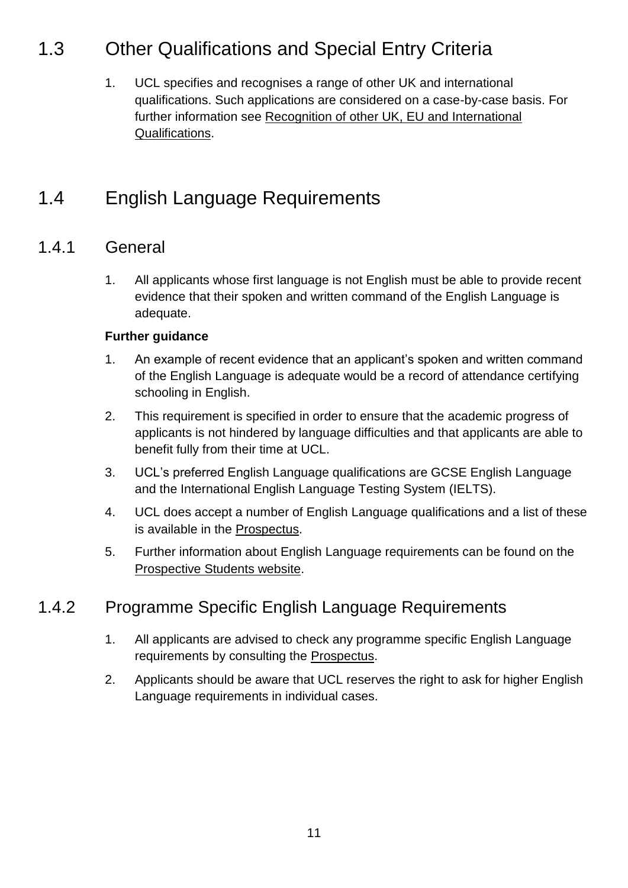## 1.3 Other Qualifications and Special Entry Criteria

1. UCL specifies and recognises a range of other UK and international qualifications. Such applications are considered on a case-by-case basis. For further information see Recognition of other UK, EU and International Qualifications.

## 1.4 English Language Requirements

### 1.4.1 General

1. All applicants whose first language is not English must be able to provide recent evidence that their spoken and written command of the English Language is adequate.

**Further guidance**

1. An example of recent evidence that an applicant's spoken and written command of the English Language is adequate would be a record of attendance certifying schooling in English.
2. This requirement is specified in order to ensure that the academic progress of applicants is not hindered by language difficulties and that applicants are able to benefit fully from their time at UCL.
3. UCL's preferred English Language qualifications are GCSE English Language and the International English Language Testing System (IELTS).
4. UCL does accept a number of English Language qualifications and a list of these is available in the Prospectus.
5. Further information about English Language requirements can be found on the Prospective Students website.

### 1.4.2 Programme Specific English Language Requirements

1. All applicants are advised to check any programme specific English Language requirements by consulting the Prospectus.
2. Applicants should be aware that UCL reserves the right to ask for higher English Language requirements in individual cases.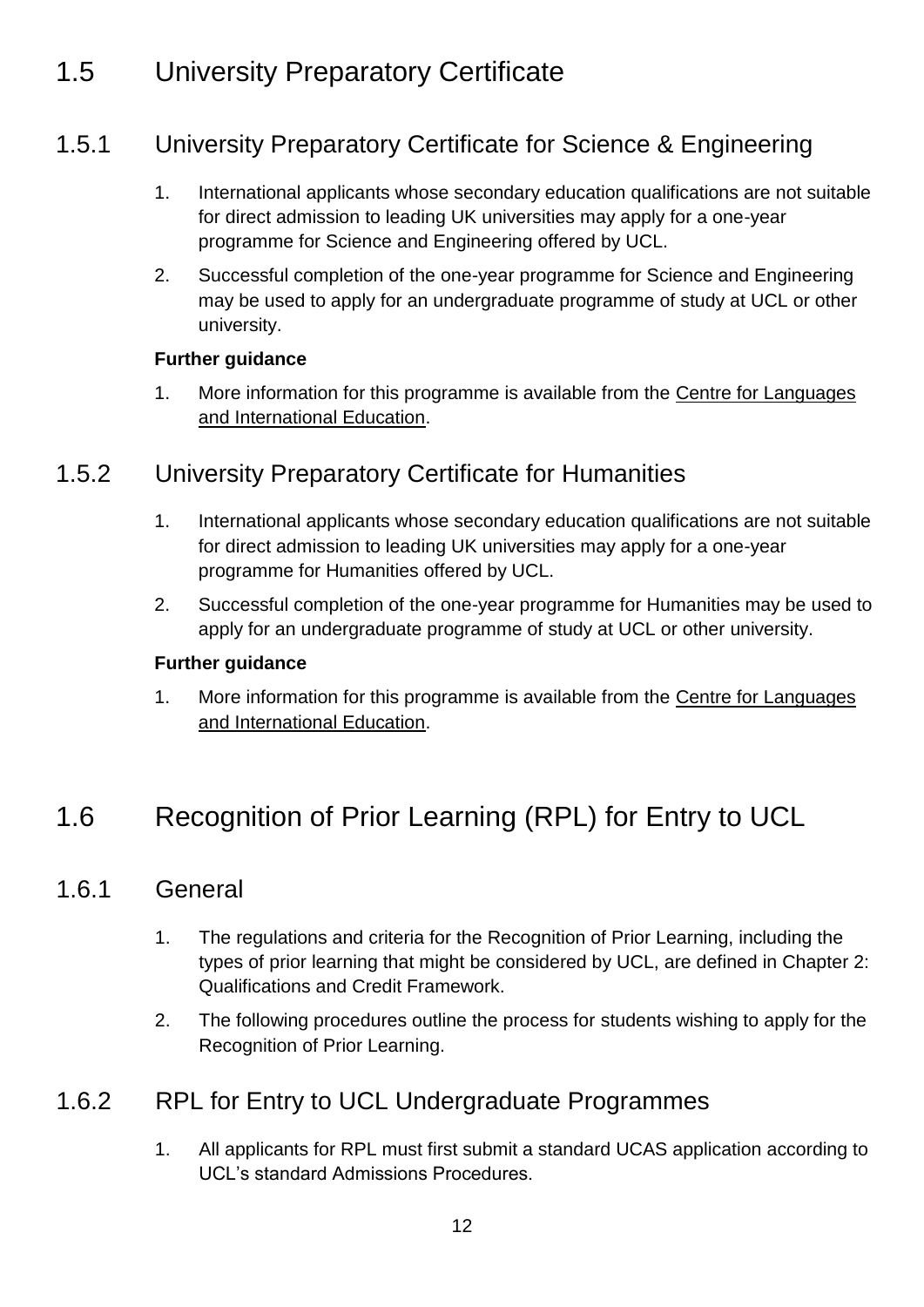# 1.5 University Preparatory Certificate

## 1.5.1 University Preparatory Certificate for Science & Engineering

1. International applicants whose secondary education qualifications are not suitable for direct admission to leading UK universities may apply for a one-year programme for Science and Engineering offered by UCL.
2. Successful completion of the one-year programme for Science and Engineering may be used to apply for an undergraduate programme of study at UCL or other university.

**Further guidance**

1. More information for this programme is available from the Centre for Languages and International Education.

## 1.5.2 University Preparatory Certificate for Humanities

1. International applicants whose secondary education qualifications are not suitable for direct admission to leading UK universities may apply for a one-year programme for Humanities offered by UCL.
2. Successful completion of the one-year programme for Humanities may be used to apply for an undergraduate programme of study at UCL or other university.

**Further guidance**

1. More information for this programme is available from the Centre for Languages and International Education.

# 1.6 Recognition of Prior Learning (RPL) for Entry to UCL

## 1.6.1 General

1. The regulations and criteria for the Recognition of Prior Learning, including the types of prior learning that might be considered by UCL, are defined in Chapter 2: Qualifications and Credit Framework.
2. The following procedures outline the process for students wishing to apply for the Recognition of Prior Learning.

## 1.6.2 RPL for Entry to UCL Undergraduate Programmes

1. All applicants for RPL must first submit a standard UCAS application according to UCL's standard Admissions Procedures.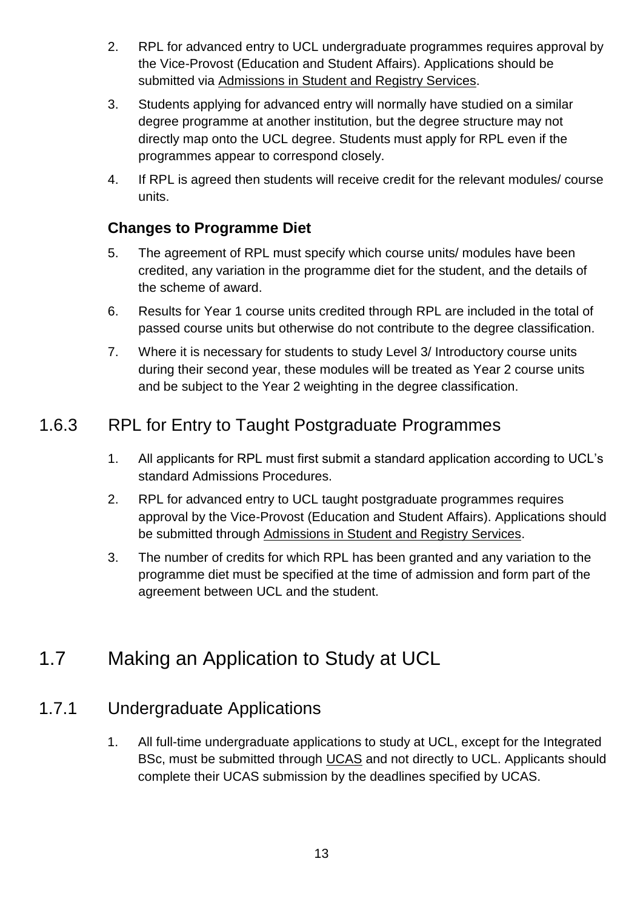2. RPL for advanced entry to UCL undergraduate programmes requires approval by the Vice-Provost (Education and Student Affairs). Applications should be submitted via Admissions in Student and Registry Services.

3. Students applying for advanced entry will normally have studied on a similar degree programme at another institution, but the degree structure may not directly map onto the UCL degree. Students must apply for RPL even if the programmes appear to correspond closely.

4. If RPL is agreed then students will receive credit for the relevant modules/ course units.

### Changes to Programme Diet

5. The agreement of RPL must specify which course units/ modules have been credited, any variation in the programme diet for the student, and the details of the scheme of award.

6. Results for Year 1 course units credited through RPL are included in the total of passed course units but otherwise do not contribute to the degree classification.

7. Where it is necessary for students to study Level 3/ Introductory course units during their second year, these modules will be treated as Year 2 course units and be subject to the Year 2 weighting in the degree classification.

### 1.6.3 RPL for Entry to Taught Postgraduate Programmes

1. All applicants for RPL must first submit a standard application according to UCL's standard Admissions Procedures.

2. RPL for advanced entry to UCL taught postgraduate programmes requires approval by the Vice-Provost (Education and Student Affairs). Applications should be submitted through Admissions in Student and Registry Services.

3. The number of credits for which RPL has been granted and any variation to the programme diet must be specified at the time of admission and form part of the agreement between UCL and the student.

## 1.7 Making an Application to Study at UCL

### 1.7.1 Undergraduate Applications

1. All full-time undergraduate applications to study at UCL, except for the Integrated BSc, must be submitted through UCAS and not directly to UCL. Applicants should complete their UCAS submission by the deadlines specified by UCAS.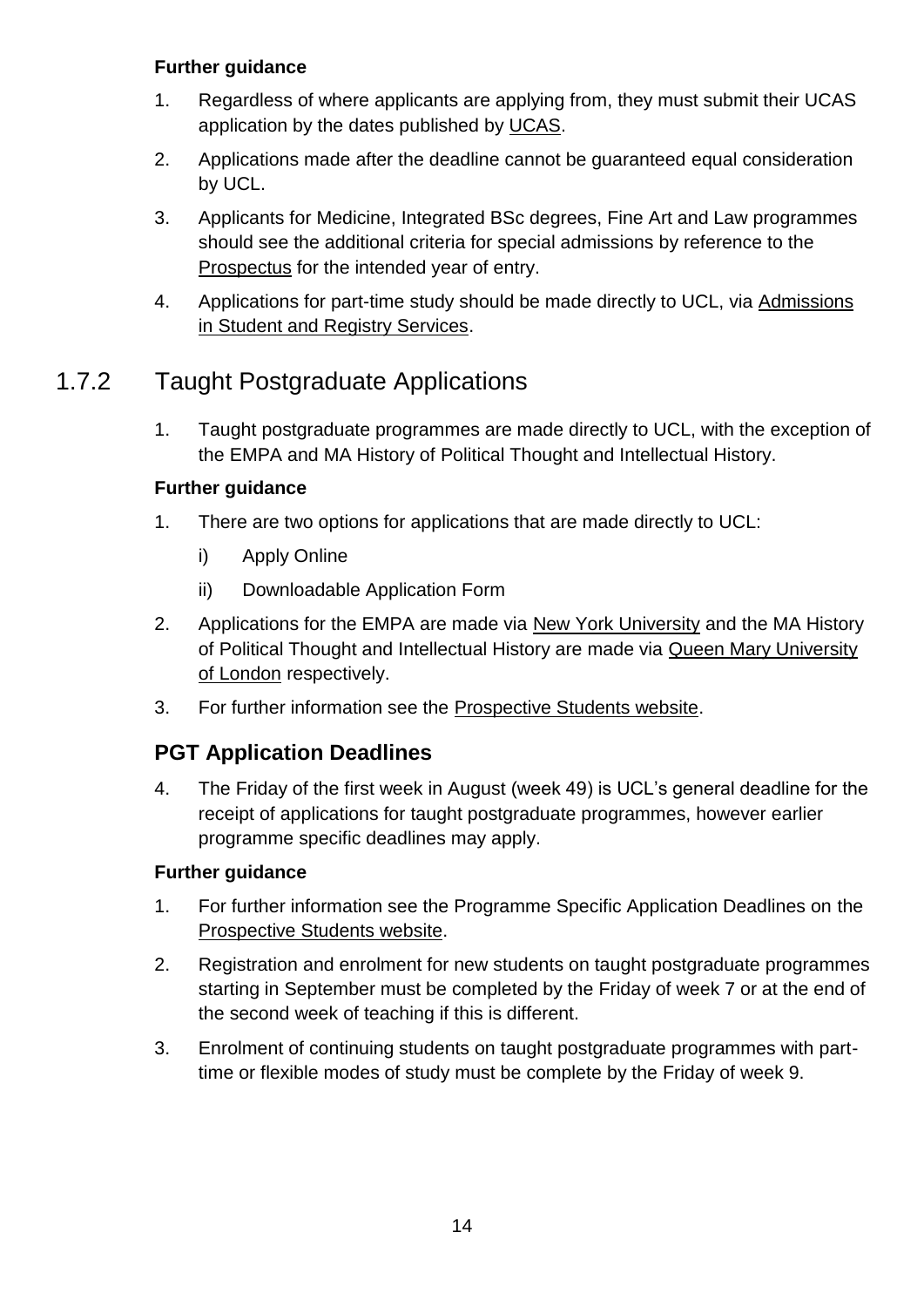**Further guidance**

1. Regardless of where applicants are applying from, they must submit their UCAS application by the dates published by UCAS.
2. Applications made after the deadline cannot be guaranteed equal consideration by UCL.
3. Applicants for Medicine, Integrated BSc degrees, Fine Art and Law programmes should see the additional criteria for special admissions by reference to the Prospectus for the intended year of entry.
4. Applications for part-time study should be made directly to UCL, via Admissions in Student and Registry Services.

## 1.7.2 Taught Postgraduate Applications

1. Taught postgraduate programmes are made directly to UCL, with the exception of the EMPA and MA History of Political Thought and Intellectual History.

**Further guidance**

1. There are two options for applications that are made directly to UCL:
   i) Apply Online
   ii) Downloadable Application Form
2. Applications for the EMPA are made via New York University and the MA History of Political Thought and Intellectual History are made via Queen Mary University of London respectively.
3. For further information see the Prospective Students website.

### PGT Application Deadlines

4. The Friday of the first week in August (week 49) is UCL's general deadline for the receipt of applications for taught postgraduate programmes, however earlier programme specific deadlines may apply.

**Further guidance**

1. For further information see the Programme Specific Application Deadlines on the Prospective Students website.
2. Registration and enrolment for new students on taught postgraduate programmes starting in September must be completed by the Friday of week 7 or at the end of the second week of teaching if this is different.
3. Enrolment of continuing students on taught postgraduate programmes with part-time or flexible modes of study must be complete by the Friday of week 9.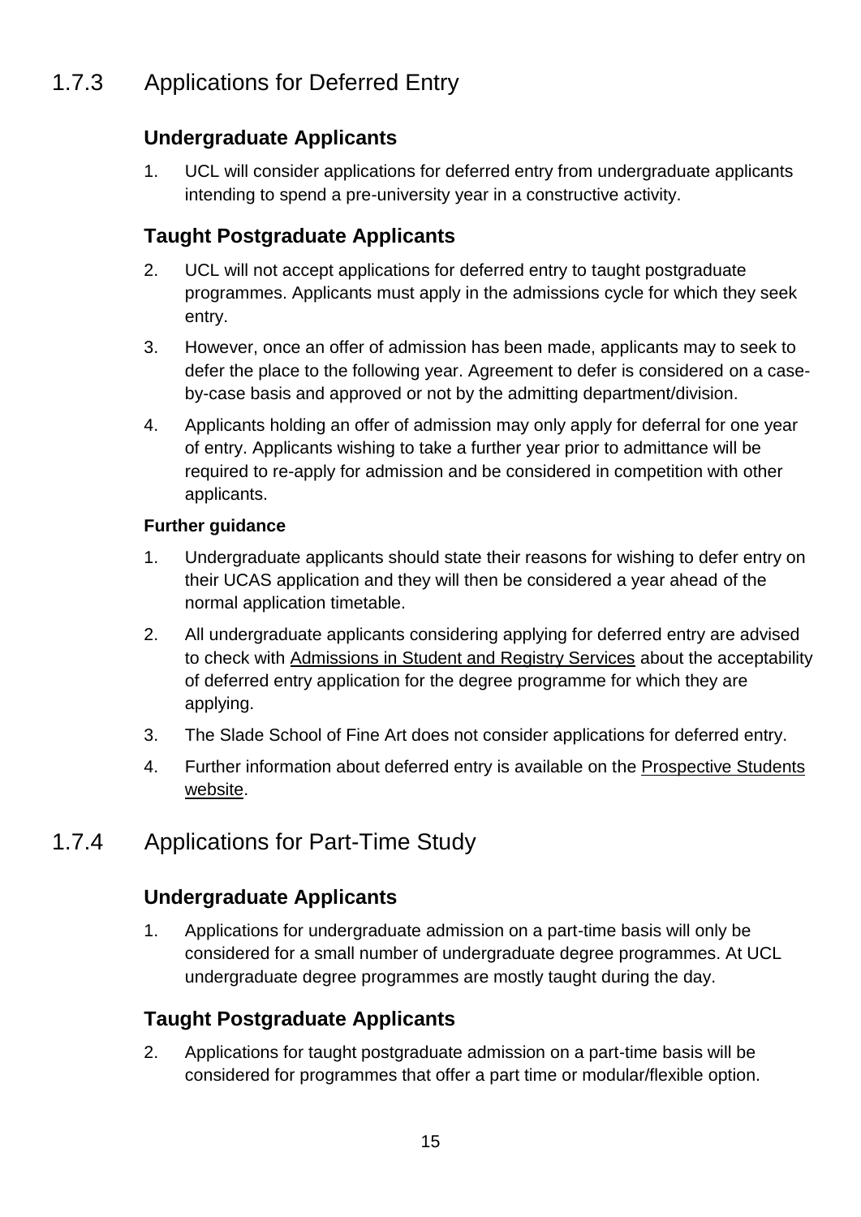## 1.7.3 Applications for Deferred Entry

### Undergraduate Applicants

1. UCL will consider applications for deferred entry from undergraduate applicants intending to spend a pre-university year in a constructive activity.

### Taught Postgraduate Applicants

2. UCL will not accept applications for deferred entry to taught postgraduate programmes. Applicants must apply in the admissions cycle for which they seek entry.
3. However, once an offer of admission has been made, applicants may to seek to defer the place to the following year. Agreement to defer is considered on a case-by-case basis and approved or not by the admitting department/division.
4. Applicants holding an offer of admission may only apply for deferral for one year of entry. Applicants wishing to take a further year prior to admittance will be required to re-apply for admission and be considered in competition with other applicants.

#### Further guidance

1. Undergraduate applicants should state their reasons for wishing to defer entry on their UCAS application and they will then be considered a year ahead of the normal application timetable.
2. All undergraduate applicants considering applying for deferred entry are advised to check with Admissions in Student and Registry Services about the acceptability of deferred entry application for the degree programme for which they are applying.
3. The Slade School of Fine Art does not consider applications for deferred entry.
4. Further information about deferred entry is available on the Prospective Students website.

## 1.7.4 Applications for Part-Time Study

### Undergraduate Applicants

1. Applications for undergraduate admission on a part-time basis will only be considered for a small number of undergraduate degree programmes. At UCL undergraduate degree programmes are mostly taught during the day.

### Taught Postgraduate Applicants

2. Applications for taught postgraduate admission on a part-time basis will be considered for programmes that offer a part time or modular/flexible option.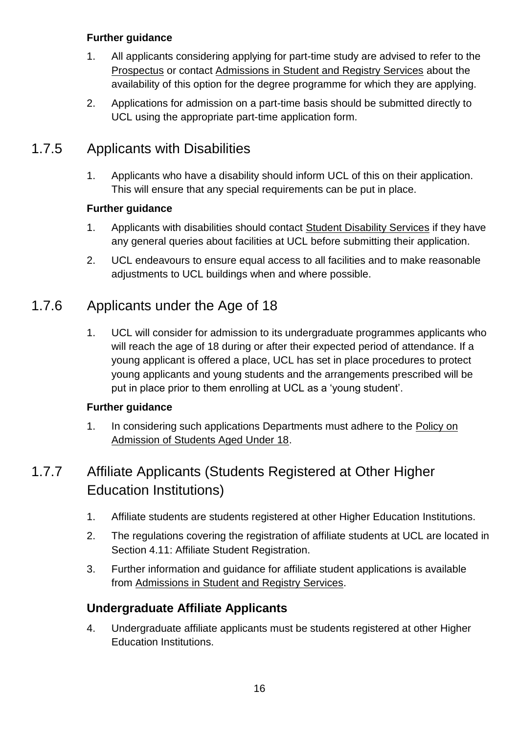**Further guidance**

1. All applicants considering applying for part-time study are advised to refer to the Prospectus or contact Admissions in Student and Registry Services about the availability of this option for the degree programme for which they are applying.
2. Applications for admission on a part-time basis should be submitted directly to UCL using the appropriate part-time application form.

## 1.7.5 Applicants with Disabilities

1. Applicants who have a disability should inform UCL of this on their application. This will ensure that any special requirements can be put in place.

**Further guidance**

1. Applicants with disabilities should contact Student Disability Services if they have any general queries about facilities at UCL before submitting their application.
2. UCL endeavours to ensure equal access to all facilities and to make reasonable adjustments to UCL buildings when and where possible.

## 1.7.6 Applicants under the Age of 18

1. UCL will consider for admission to its undergraduate programmes applicants who will reach the age of 18 during or after their expected period of attendance. If a young applicant is offered a place, UCL has set in place procedures to protect young applicants and young students and the arrangements prescribed will be put in place prior to them enrolling at UCL as a 'young student'.

**Further guidance**

1. In considering such applications Departments must adhere to the Policy on Admission of Students Aged Under 18.

## 1.7.7 Affiliate Applicants (Students Registered at Other Higher Education Institutions)

1. Affiliate students are students registered at other Higher Education Institutions.
2. The regulations covering the registration of affiliate students at UCL are located in Section 4.11: Affiliate Student Registration.
3. Further information and guidance for affiliate student applications is available from Admissions in Student and Registry Services.

### Undergraduate Affiliate Applicants

4. Undergraduate affiliate applicants must be students registered at other Higher Education Institutions.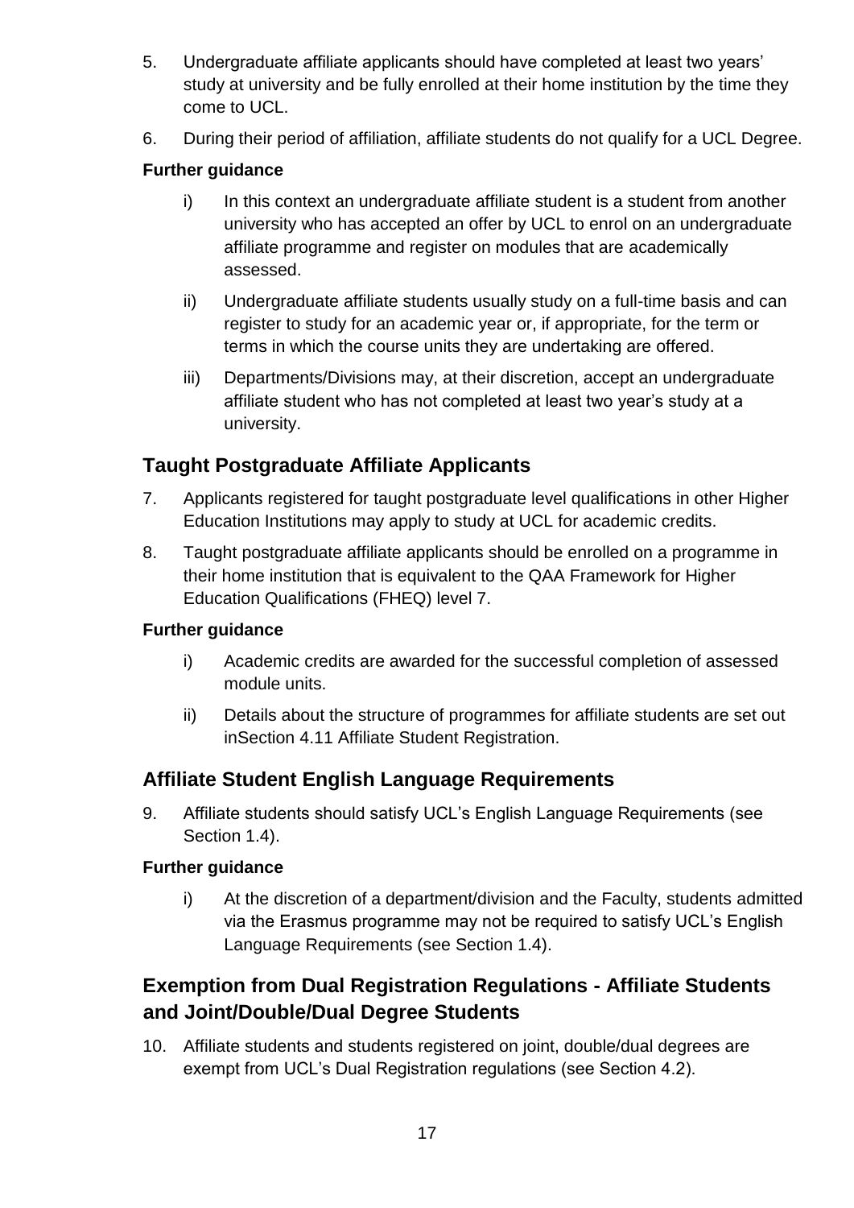5. Undergraduate affiliate applicants should have completed at least two years' study at university and be fully enrolled at their home institution by the time they come to UCL.
6. During their period of affiliation, affiliate students do not qualify for a UCL Degree.

**Further guidance**

i) In this context an undergraduate affiliate student is a student from another university who has accepted an offer by UCL to enrol on an undergraduate affiliate programme and register on modules that are academically assessed.

ii) Undergraduate affiliate students usually study on a full-time basis and can register to study for an academic year or, if appropriate, for the term or terms in which the course units they are undertaking are offered.

iii) Departments/Divisions may, at their discretion, accept an undergraduate affiliate student who has not completed at least two year's study at a university.

## Taught Postgraduate Affiliate Applicants

7. Applicants registered for taught postgraduate level qualifications in other Higher Education Institutions may apply to study at UCL for academic credits.
8. Taught postgraduate affiliate applicants should be enrolled on a programme in their home institution that is equivalent to the QAA Framework for Higher Education Qualifications (FHEQ) level 7.

**Further guidance**

i) Academic credits are awarded for the successful completion of assessed module units.

ii) Details about the structure of programmes for affiliate students are set out inSection 4.11 Affiliate Student Registration.

## Affiliate Student English Language Requirements

9. Affiliate students should satisfy UCL's English Language Requirements (see Section 1.4).

**Further guidance**

i) At the discretion of a department/division and the Faculty, students admitted via the Erasmus programme may not be required to satisfy UCL's English Language Requirements (see Section 1.4).

## Exemption from Dual Registration Regulations - Affiliate Students and Joint/Double/Dual Degree Students

10. Affiliate students and students registered on joint, double/dual degrees are exempt from UCL's Dual Registration regulations (see Section 4.2).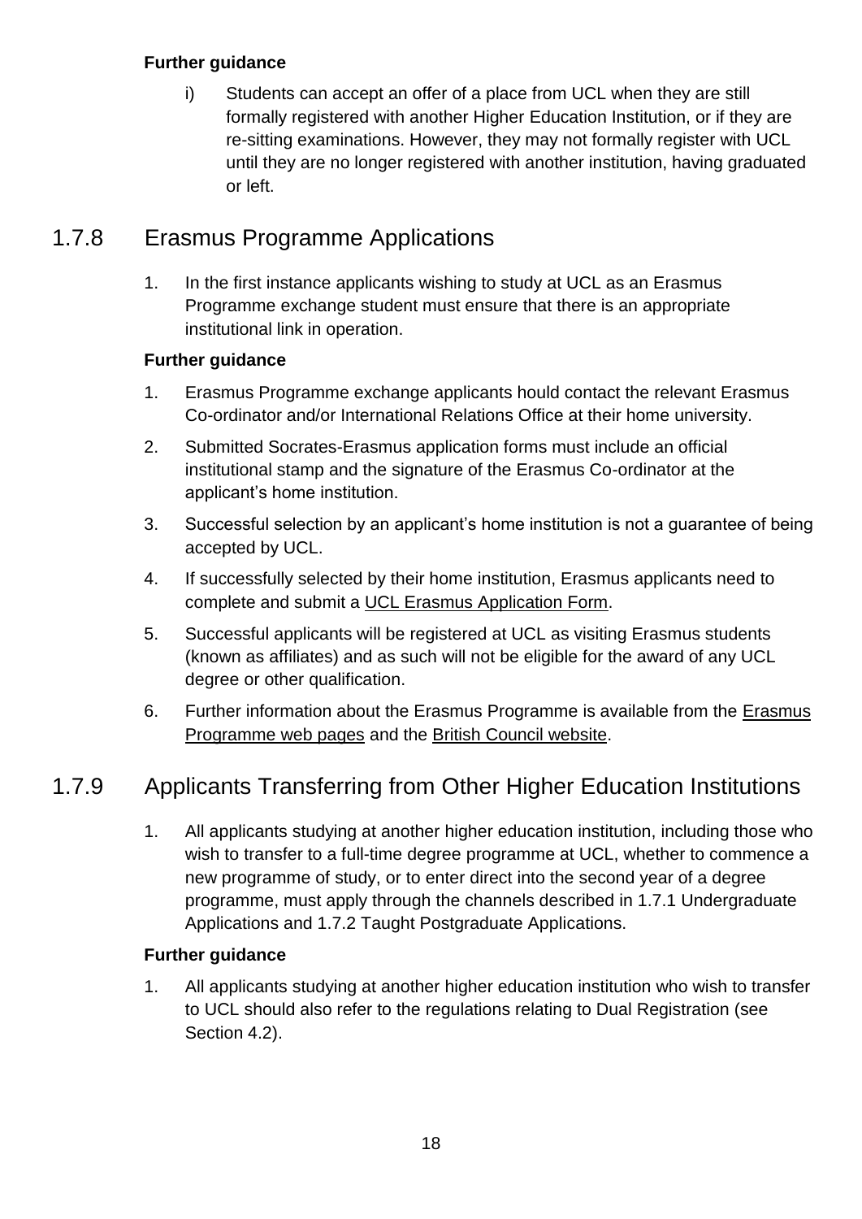**Further guidance**

i) Students can accept an offer of a place from UCL when they are still formally registered with another Higher Education Institution, or if they are re-sitting examinations. However, they may not formally register with UCL until they are no longer registered with another institution, having graduated or left.

## 1.7.8 Erasmus Programme Applications

1. In the first instance applicants wishing to study at UCL as an Erasmus Programme exchange student must ensure that there is an appropriate institutional link in operation.

**Further guidance**

1. Erasmus Programme exchange applicants hould contact the relevant Erasmus Co-ordinator and/or International Relations Office at their home university.
2. Submitted Socrates-Erasmus application forms must include an official institutional stamp and the signature of the Erasmus Co-ordinator at the applicant's home institution.
3. Successful selection by an applicant's home institution is not a guarantee of being accepted by UCL.
4. If successfully selected by their home institution, Erasmus applicants need to complete and submit a UCL Erasmus Application Form.
5. Successful applicants will be registered at UCL as visiting Erasmus students (known as affiliates) and as such will not be eligible for the award of any UCL degree or other qualification.
6. Further information about the Erasmus Programme is available from the Erasmus Programme web pages and the British Council website.

## 1.7.9 Applicants Transferring from Other Higher Education Institutions

1. All applicants studying at another higher education institution, including those who wish to transfer to a full-time degree programme at UCL, whether to commence a new programme of study, or to enter direct into the second year of a degree programme, must apply through the channels described in 1.7.1 Undergraduate Applications and 1.7.2 Taught Postgraduate Applications.

**Further guidance**

1. All applicants studying at another higher education institution who wish to transfer to UCL should also refer to the regulations relating to Dual Registration (see Section 4.2).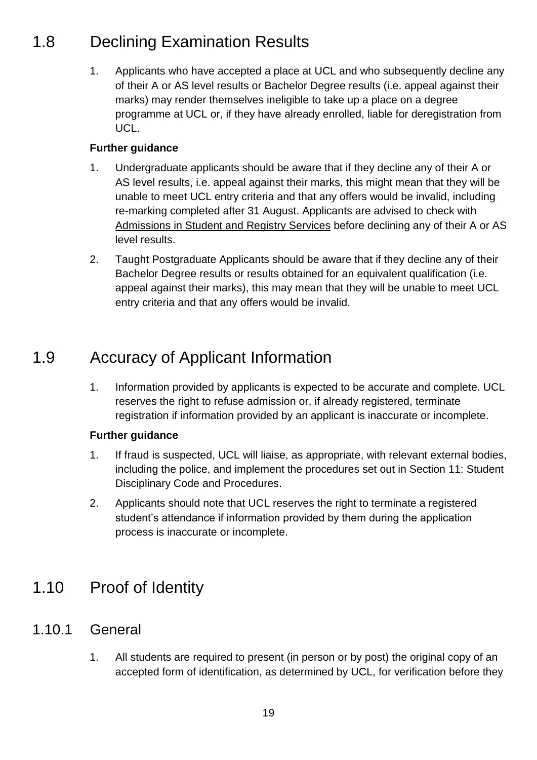## 1.8 Declining Examination Results

1. Applicants who have accepted a place at UCL and who subsequently decline any of their A or AS level results or Bachelor Degree results (i.e. appeal against their marks) may render themselves ineligible to take up a place on a degree programme at UCL or, if they have already enrolled, liable for deregistration from UCL.

**Further guidance**

1. Undergraduate applicants should be aware that if they decline any of their A or AS level results, i.e. appeal against their marks, this might mean that they will be unable to meet UCL entry criteria and that any offers would be invalid, including re-marking completed after 31 August. Applicants are advised to check with Admissions in Student and Registry Services before declining any of their A or AS level results.
2. Taught Postgraduate Applicants should be aware that if they decline any of their Bachelor Degree results or results obtained for an equivalent qualification (i.e. appeal against their marks), this may mean that they will be unable to meet UCL entry criteria and that any offers would be invalid.

## 1.9 Accuracy of Applicant Information

1. Information provided by applicants is expected to be accurate and complete. UCL reserves the right to refuse admission or, if already registered, terminate registration if information provided by an applicant is inaccurate or incomplete.

**Further guidance**

1. If fraud is suspected, UCL will liaise, as appropriate, with relevant external bodies, including the police, and implement the procedures set out in Section 11: Student Disciplinary Code and Procedures.
2. Applicants should note that UCL reserves the right to terminate a registered student's attendance if information provided by them during the application process is inaccurate or incomplete.

## 1.10 Proof of Identity

### 1.10.1 General

1. All students are required to present (in person or by post) the original copy of an accepted form of identification, as determined by UCL, for verification before they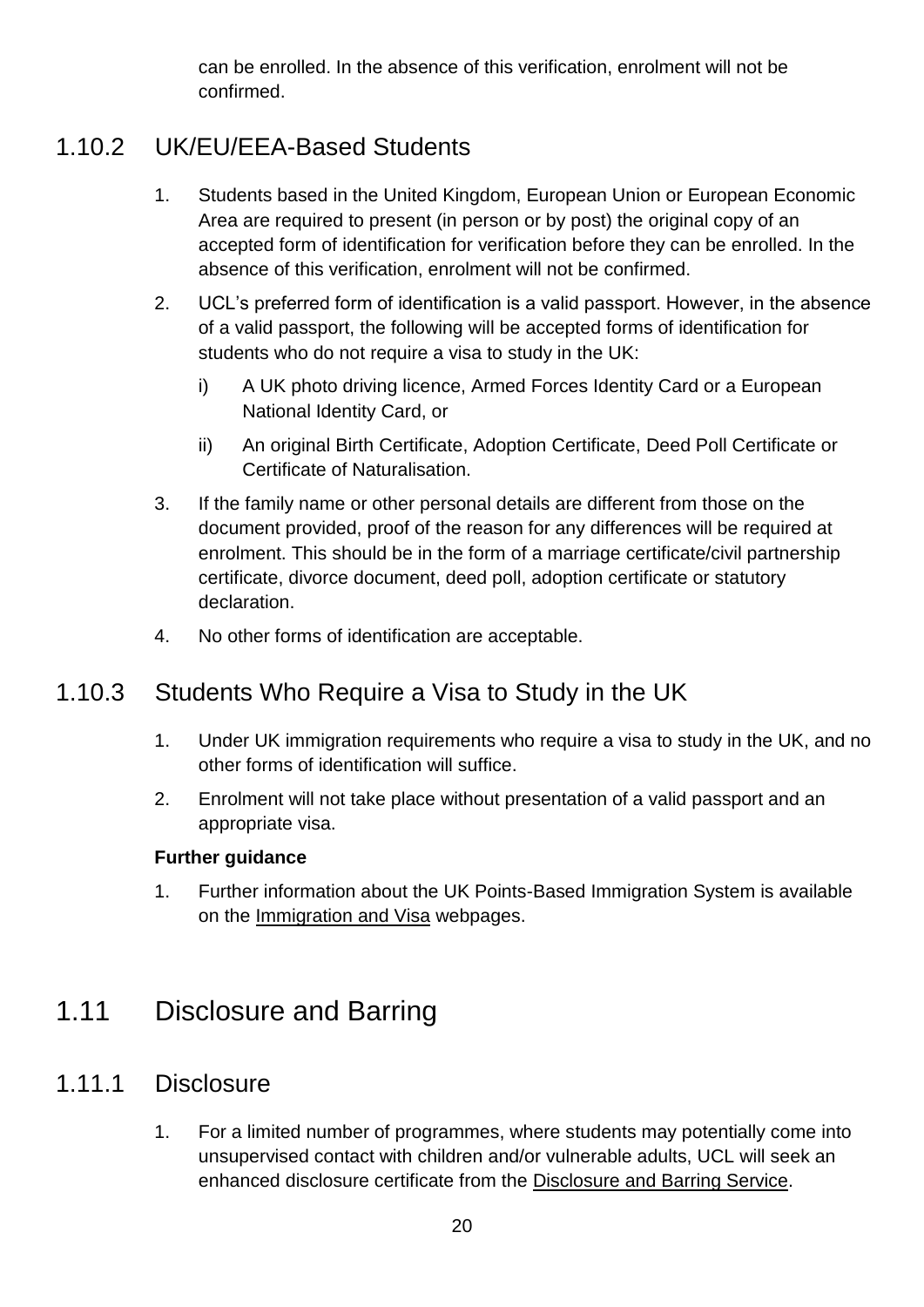can be enrolled. In the absence of this verification, enrolment will not be confirmed.

### 1.10.2 UK/EU/EEA-Based Students

1. Students based in the United Kingdom, European Union or European Economic Area are required to present (in person or by post) the original copy of an accepted form of identification for verification before they can be enrolled. In the absence of this verification, enrolment will not be confirmed.
2. UCL's preferred form of identification is a valid passport. However, in the absence of a valid passport, the following will be accepted forms of identification for students who do not require a visa to study in the UK:
   i) A UK photo driving licence, Armed Forces Identity Card or a European National Identity Card, or
   ii) An original Birth Certificate, Adoption Certificate, Deed Poll Certificate or Certificate of Naturalisation.
3. If the family name or other personal details are different from those on the document provided, proof of the reason for any differences will be required at enrolment. This should be in the form of a marriage certificate/civil partnership certificate, divorce document, deed poll, adoption certificate or statutory declaration.
4. No other forms of identification are acceptable.

### 1.10.3 Students Who Require a Visa to Study in the UK

1. Under UK immigration requirements who require a visa to study in the UK, and no other forms of identification will suffice.
2. Enrolment will not take place without presentation of a valid passport and an appropriate visa.

**Further guidance**

1. Further information about the UK Points-Based Immigration System is available on the Immigration and Visa webpages.

## 1.11 Disclosure and Barring

### 1.11.1 Disclosure

1. For a limited number of programmes, where students may potentially come into unsupervised contact with children and/or vulnerable adults, UCL will seek an enhanced disclosure certificate from the Disclosure and Barring Service.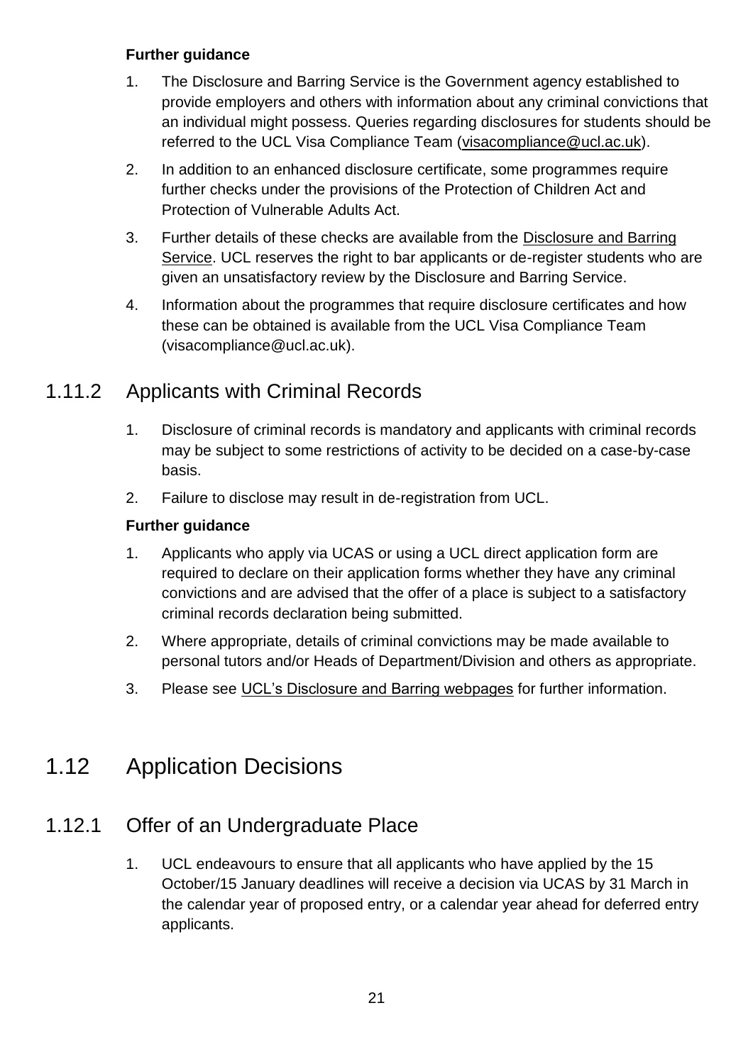**Further guidance**

1. The Disclosure and Barring Service is the Government agency established to provide employers and others with information about any criminal convictions that an individual might possess. Queries regarding disclosures for students should be referred to the UCL Visa Compliance Team (visacompliance@ucl.ac.uk).
2. In addition to an enhanced disclosure certificate, some programmes require further checks under the provisions of the Protection of Children Act and Protection of Vulnerable Adults Act.
3. Further details of these checks are available from the Disclosure and Barring Service. UCL reserves the right to bar applicants or de-register students who are given an unsatisfactory review by the Disclosure and Barring Service.
4. Information about the programmes that require disclosure certificates and how these can be obtained is available from the UCL Visa Compliance Team (visacompliance@ucl.ac.uk).

### 1.11.2 Applicants with Criminal Records

1. Disclosure of criminal records is mandatory and applicants with criminal records may be subject to some restrictions of activity to be decided on a case-by-case basis.
2. Failure to disclose may result in de-registration from UCL.

**Further guidance**

1. Applicants who apply via UCAS or using a UCL direct application form are required to declare on their application forms whether they have any criminal convictions and are advised that the offer of a place is subject to a satisfactory criminal records declaration being submitted.
2. Where appropriate, details of criminal convictions may be made available to personal tutors and/or Heads of Department/Division and others as appropriate.
3. Please see UCL's Disclosure and Barring webpages for further information.

## 1.12 Application Decisions

### 1.12.1 Offer of an Undergraduate Place

1. UCL endeavours to ensure that all applicants who have applied by the 15 October/15 January deadlines will receive a decision via UCAS by 31 March in the calendar year of proposed entry, or a calendar year ahead for deferred entry applicants.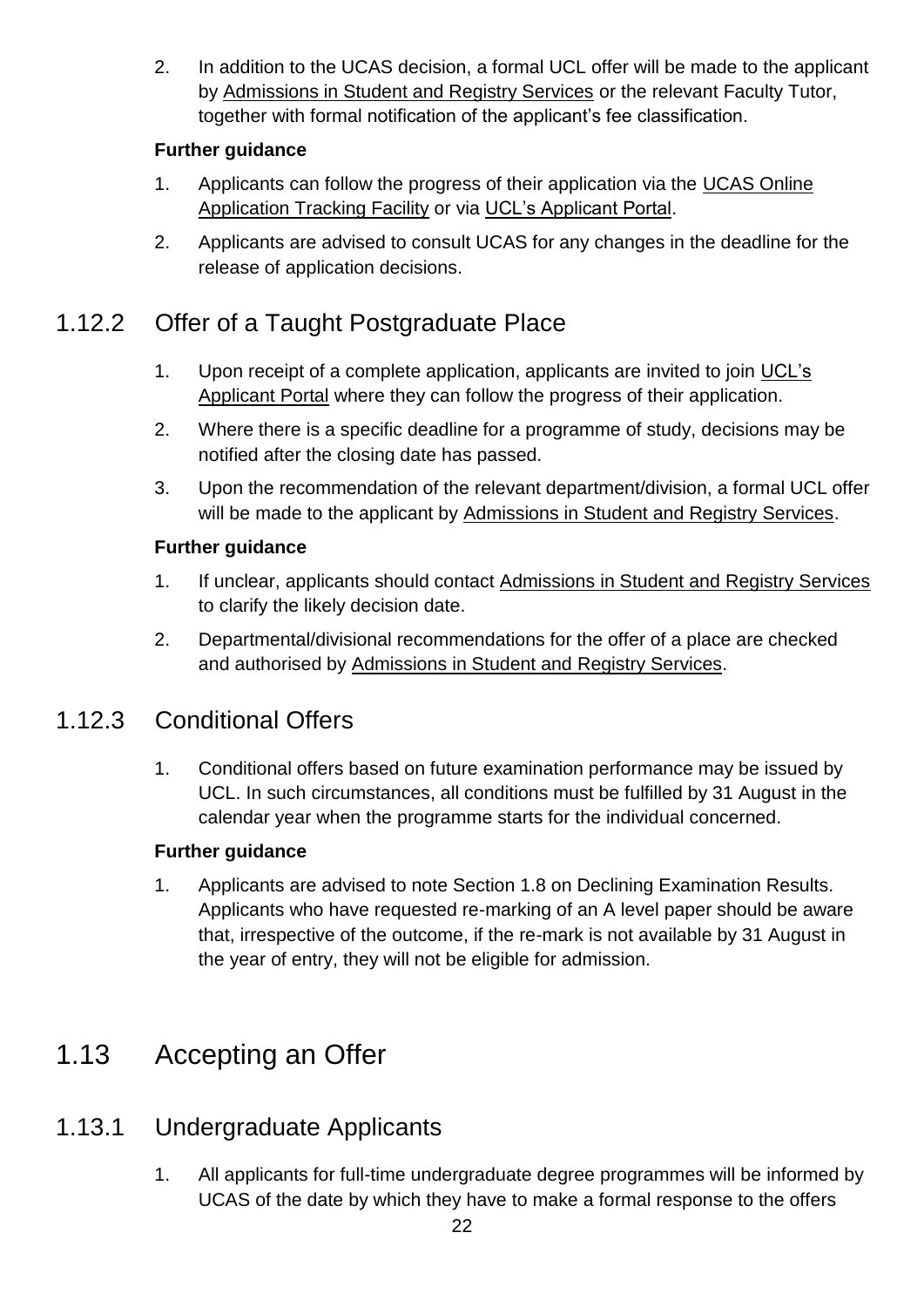2. In addition to the UCAS decision, a formal UCL offer will be made to the applicant by Admissions in Student and Registry Services or the relevant Faculty Tutor, together with formal notification of the applicant's fee classification.

**Further guidance**

1. Applicants can follow the progress of their application via the UCAS Online Application Tracking Facility or via UCL's Applicant Portal.
2. Applicants are advised to consult UCAS for any changes in the deadline for the release of application decisions.

### 1.12.2 Offer of a Taught Postgraduate Place

1. Upon receipt of a complete application, applicants are invited to join UCL's Applicant Portal where they can follow the progress of their application.
2. Where there is a specific deadline for a programme of study, decisions may be notified after the closing date has passed.
3. Upon the recommendation of the relevant department/division, a formal UCL offer will be made to the applicant by Admissions in Student and Registry Services.

**Further guidance**

1. If unclear, applicants should contact Admissions in Student and Registry Services to clarify the likely decision date.
2. Departmental/divisional recommendations for the offer of a place are checked and authorised by Admissions in Student and Registry Services.

### 1.12.3 Conditional Offers

1. Conditional offers based on future examination performance may be issued by UCL. In such circumstances, all conditions must be fulfilled by 31 August in the calendar year when the programme starts for the individual concerned.

**Further guidance**

1. Applicants are advised to note Section 1.8 on Declining Examination Results. Applicants who have requested re-marking of an A level paper should be aware that, irrespective of the outcome, if the re-mark is not available by 31 August in the year of entry, they will not be eligible for admission.

## 1.13 Accepting an Offer

### 1.13.1 Undergraduate Applicants

1. All applicants for full-time undergraduate degree programmes will be informed by UCAS of the date by which they have to make a formal response to the offers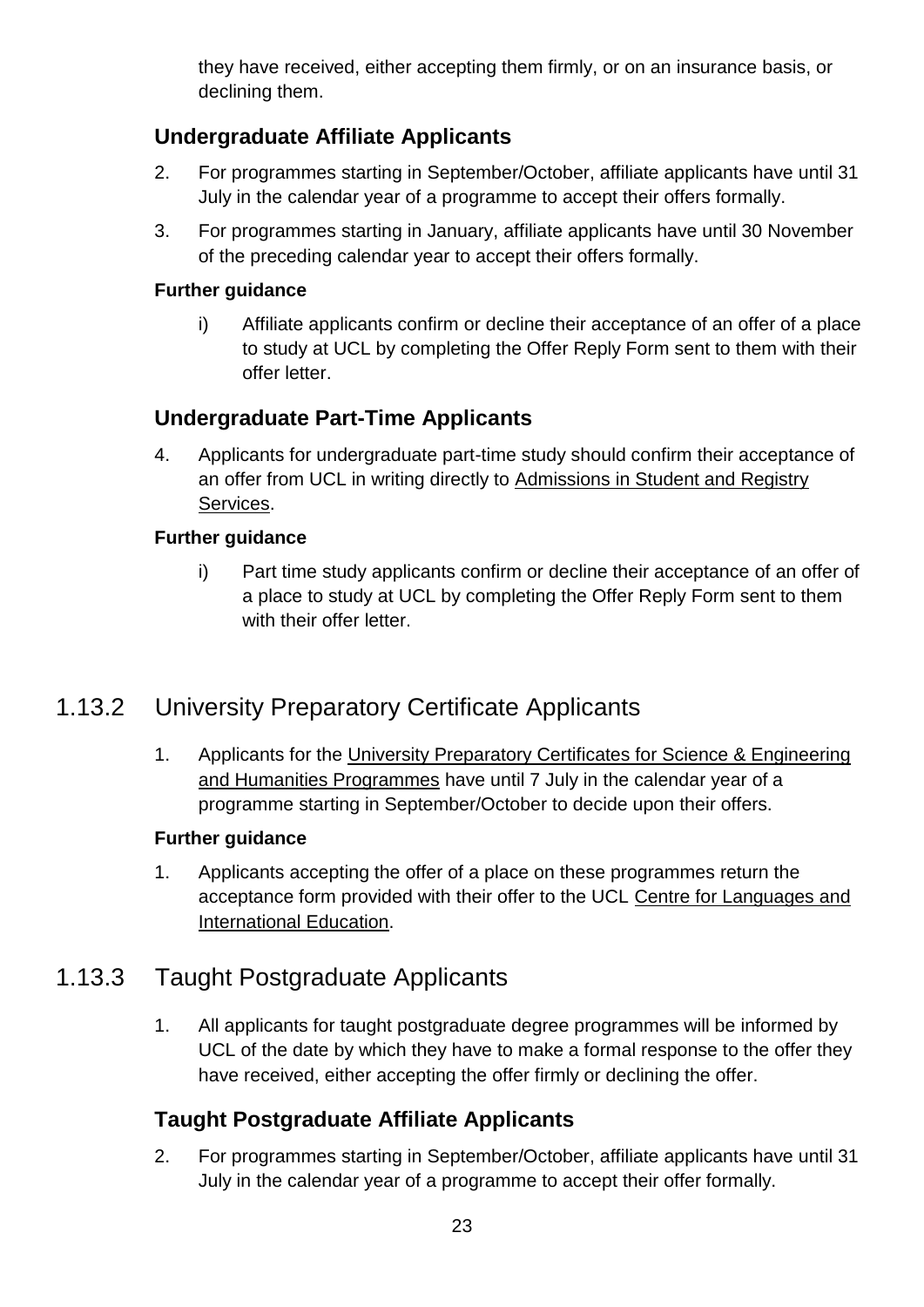they have received, either accepting them firmly, or on an insurance basis, or declining them.

### Undergraduate Affiliate Applicants

2. For programmes starting in September/October, affiliate applicants have until 31 July in the calendar year of a programme to accept their offers formally.
3. For programmes starting in January, affiliate applicants have until 30 November of the preceding calendar year to accept their offers formally.

**Further guidance**

i) Affiliate applicants confirm or decline their acceptance of an offer of a place to study at UCL by completing the Offer Reply Form sent to them with their offer letter.

### Undergraduate Part-Time Applicants

4. Applicants for undergraduate part-time study should confirm their acceptance of an offer from UCL in writing directly to Admissions in Student and Registry Services.

**Further guidance**

i) Part time study applicants confirm or decline their acceptance of an offer of a place to study at UCL by completing the Offer Reply Form sent to them with their offer letter.

## 1.13.2 University Preparatory Certificate Applicants

1. Applicants for the University Preparatory Certificates for Science & Engineering and Humanities Programmes have until 7 July in the calendar year of a programme starting in September/October to decide upon their offers.

**Further guidance**

1. Applicants accepting the offer of a place on these programmes return the acceptance form provided with their offer to the UCL Centre for Languages and International Education.

## 1.13.3 Taught Postgraduate Applicants

1. All applicants for taught postgraduate degree programmes will be informed by UCL of the date by which they have to make a formal response to the offer they have received, either accepting the offer firmly or declining the offer.

### Taught Postgraduate Affiliate Applicants

2. For programmes starting in September/October, affiliate applicants have until 31 July in the calendar year of a programme to accept their offer formally.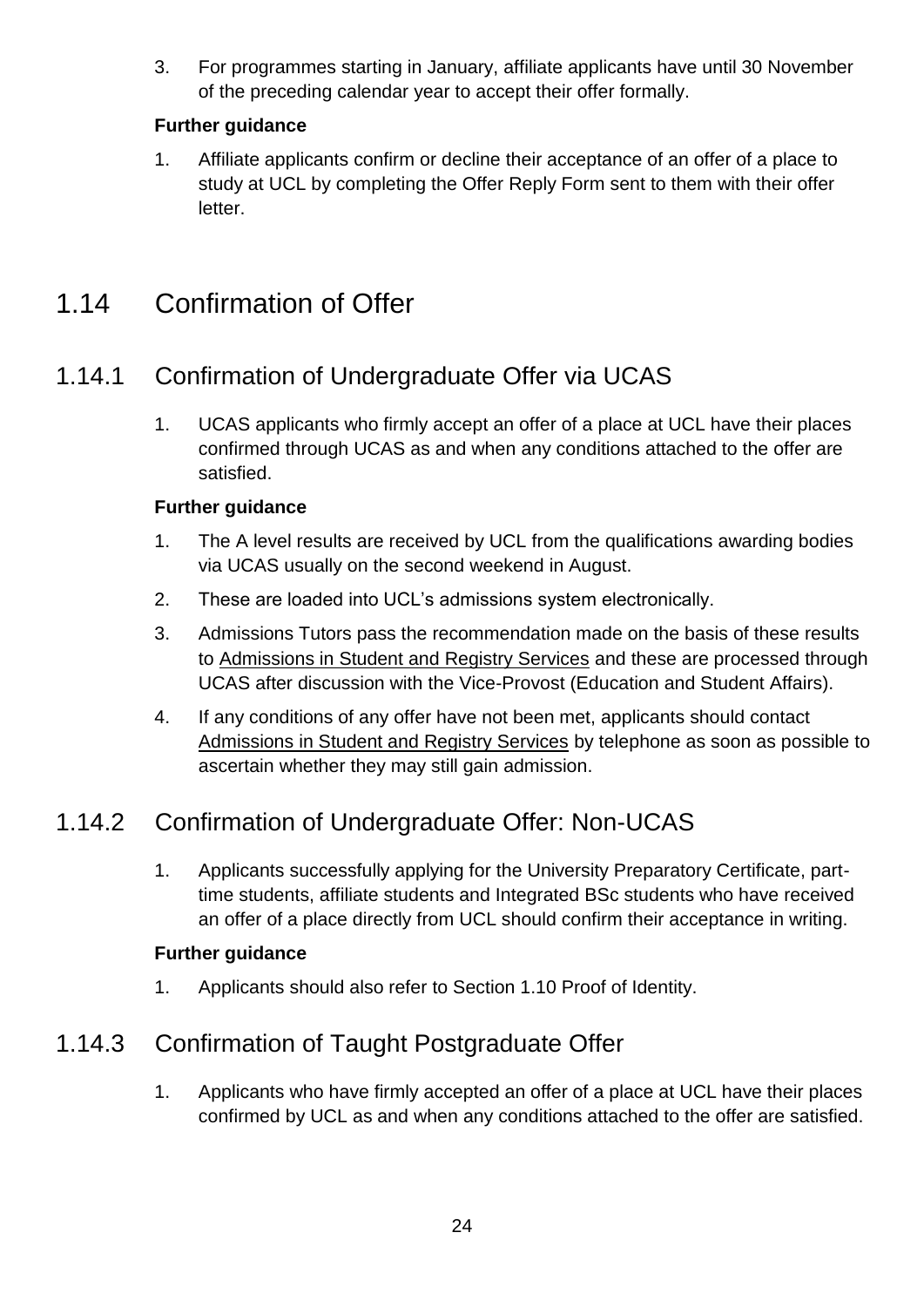3. For programmes starting in January, affiliate applicants have until 30 November of the preceding calendar year to accept their offer formally.

**Further guidance**

1. Affiliate applicants confirm or decline their acceptance of an offer of a place to study at UCL by completing the Offer Reply Form sent to them with their offer letter.

## 1.14 Confirmation of Offer

### 1.14.1 Confirmation of Undergraduate Offer via UCAS

1. UCAS applicants who firmly accept an offer of a place at UCL have their places confirmed through UCAS as and when any conditions attached to the offer are satisfied.

**Further guidance**

1. The A level results are received by UCL from the qualifications awarding bodies via UCAS usually on the second weekend in August.
2. These are loaded into UCL's admissions system electronically.
3. Admissions Tutors pass the recommendation made on the basis of these results to Admissions in Student and Registry Services and these are processed through UCAS after discussion with the Vice-Provost (Education and Student Affairs).
4. If any conditions of any offer have not been met, applicants should contact Admissions in Student and Registry Services by telephone as soon as possible to ascertain whether they may still gain admission.

### 1.14.2 Confirmation of Undergraduate Offer: Non-UCAS

1. Applicants successfully applying for the University Preparatory Certificate, part-time students, affiliate students and Integrated BSc students who have received an offer of a place directly from UCL should confirm their acceptance in writing.

**Further guidance**

1. Applicants should also refer to Section 1.10 Proof of Identity.

### 1.14.3 Confirmation of Taught Postgraduate Offer

1. Applicants who have firmly accepted an offer of a place at UCL have their places confirmed by UCL as and when any conditions attached to the offer are satisfied.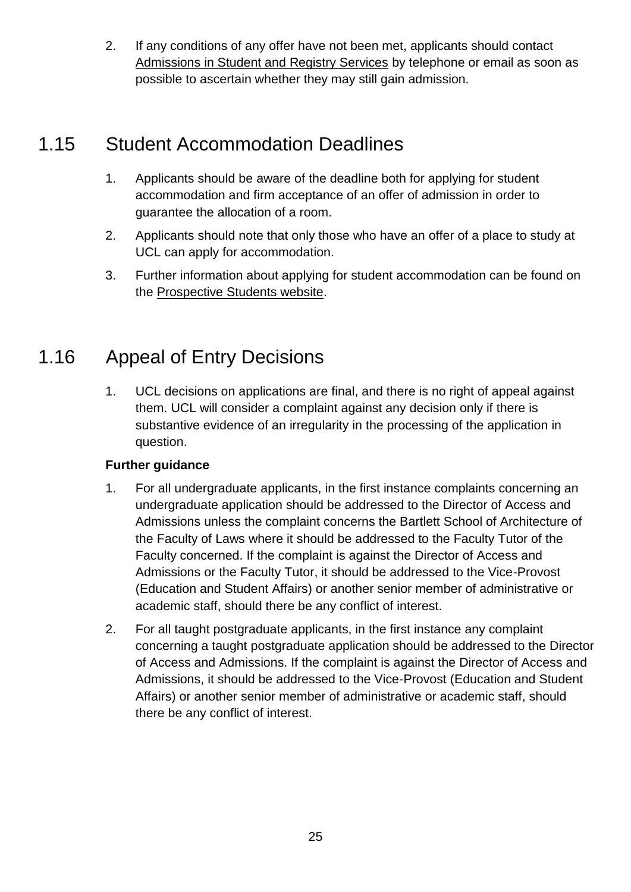2. If any conditions of any offer have not been met, applicants should contact Admissions in Student and Registry Services by telephone or email as soon as possible to ascertain whether they may still gain admission.

## 1.15 Student Accommodation Deadlines

1. Applicants should be aware of the deadline both for applying for student accommodation and firm acceptance of an offer of admission in order to guarantee the allocation of a room.
2. Applicants should note that only those who have an offer of a place to study at UCL can apply for accommodation.
3. Further information about applying for student accommodation can be found on the Prospective Students website.

## 1.16 Appeal of Entry Decisions

1. UCL decisions on applications are final, and there is no right of appeal against them. UCL will consider a complaint against any decision only if there is substantive evidence of an irregularity in the processing of the application in question.

**Further guidance**

1. For all undergraduate applicants, in the first instance complaints concerning an undergraduate application should be addressed to the Director of Access and Admissions unless the complaint concerns the Bartlett School of Architecture of the Faculty of Laws where it should be addressed to the Faculty Tutor of the Faculty concerned. If the complaint is against the Director of Access and Admissions or the Faculty Tutor, it should be addressed to the Vice-Provost (Education and Student Affairs) or another senior member of administrative or academic staff, should there be any conflict of interest.
2. For all taught postgraduate applicants, in the first instance any complaint concerning a taught postgraduate application should be addressed to the Director of Access and Admissions. If the complaint is against the Director of Access and Admissions, it should be addressed to the Vice-Provost (Education and Student Affairs) or another senior member of administrative or academic staff, should there be any conflict of interest.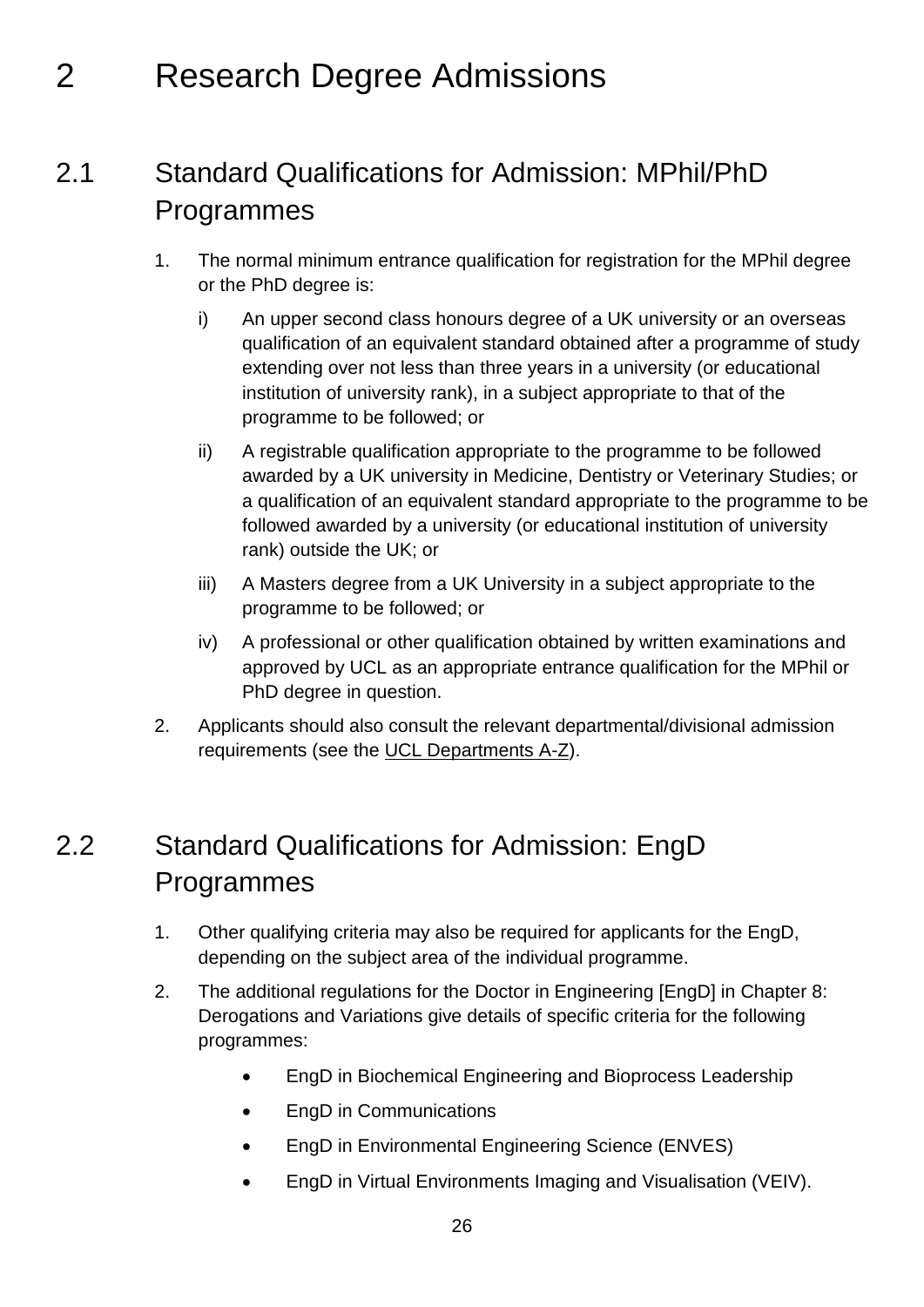# 2 Research Degree Admissions

## 2.1 Standard Qualifications for Admission: MPhil/PhD Programmes

1. The normal minimum entrance qualification for registration for the MPhil degree or the PhD degree is:
   i) An upper second class honours degree of a UK university or an overseas qualification of an equivalent standard obtained after a programme of study extending over not less than three years in a university (or educational institution of university rank), in a subject appropriate to that of the programme to be followed; or
   ii) A registrable qualification appropriate to the programme to be followed awarded by a UK university in Medicine, Dentistry or Veterinary Studies; or a qualification of an equivalent standard appropriate to the programme to be followed awarded by a university (or educational institution of university rank) outside the UK; or
   iii) A Masters degree from a UK University in a subject appropriate to the programme to be followed; or
   iv) A professional or other qualification obtained by written examinations and approved by UCL as an appropriate entrance qualification for the MPhil or PhD degree in question.
2. Applicants should also consult the relevant departmental/divisional admission requirements (see the UCL Departments A-Z).

## 2.2 Standard Qualifications for Admission: EngD Programmes

1. Other qualifying criteria may also be required for applicants for the EngD, depending on the subject area of the individual programme.
2. The additional regulations for the Doctor in Engineering [EngD] in Chapter 8: Derogations and Variations give details of specific criteria for the following programmes:
   - EngD in Biochemical Engineering and Bioprocess Leadership
   - EngD in Communications
   - EngD in Environmental Engineering Science (ENVES)
   - EngD in Virtual Environments Imaging and Visualisation (VEIV).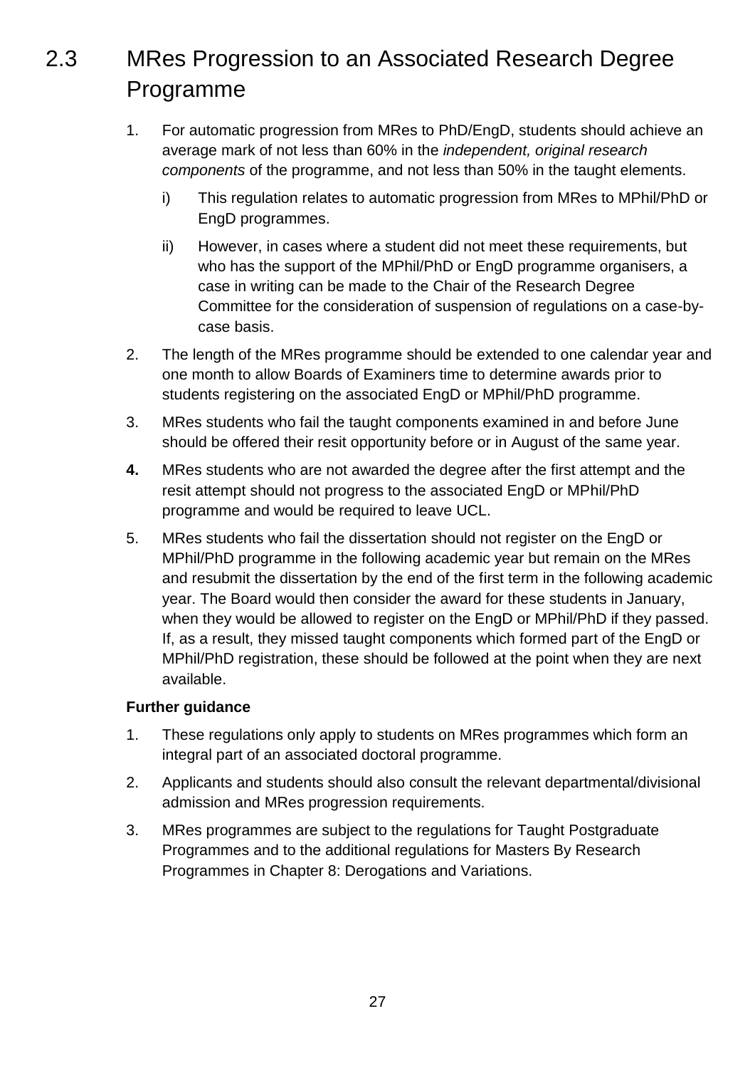## 2.3 MRes Progression to an Associated Research Degree Programme

1. For automatic progression from MRes to PhD/EngD, students should achieve an average mark of not less than 60% in the *independent, original research components* of the programme, and not less than 50% in the taught elements.
   i) This regulation relates to automatic progression from MRes to MPhil/PhD or EngD programmes.
   ii) However, in cases where a student did not meet these requirements, but who has the support of the MPhil/PhD or EngD programme organisers, a case in writing can be made to the Chair of the Research Degree Committee for the consideration of suspension of regulations on a case-by-case basis.
2. The length of the MRes programme should be extended to one calendar year and one month to allow Boards of Examiners time to determine awards prior to students registering on the associated EngD or MPhil/PhD programme.
3. MRes students who fail the taught components examined in and before June should be offered their resit opportunity before or in August of the same year.
4. MRes students who are not awarded the degree after the first attempt and the resit attempt should not progress to the associated EngD or MPhil/PhD programme and would be required to leave UCL.
5. MRes students who fail the dissertation should not register on the EngD or MPhil/PhD programme in the following academic year but remain on the MRes and resubmit the dissertation by the end of the first term in the following academic year. The Board would then consider the award for these students in January, when they would be allowed to register on the EngD or MPhil/PhD if they passed. If, as a result, they missed taught components which formed part of the EngD or MPhil/PhD registration, these should be followed at the point when they are next available.

**Further guidance**

1. These regulations only apply to students on MRes programmes which form an integral part of an associated doctoral programme.
2. Applicants and students should also consult the relevant departmental/divisional admission and MRes progression requirements.
3. MRes programmes are subject to the regulations for Taught Postgraduate Programmes and to the additional regulations for Masters By Research Programmes in Chapter 8: Derogations and Variations.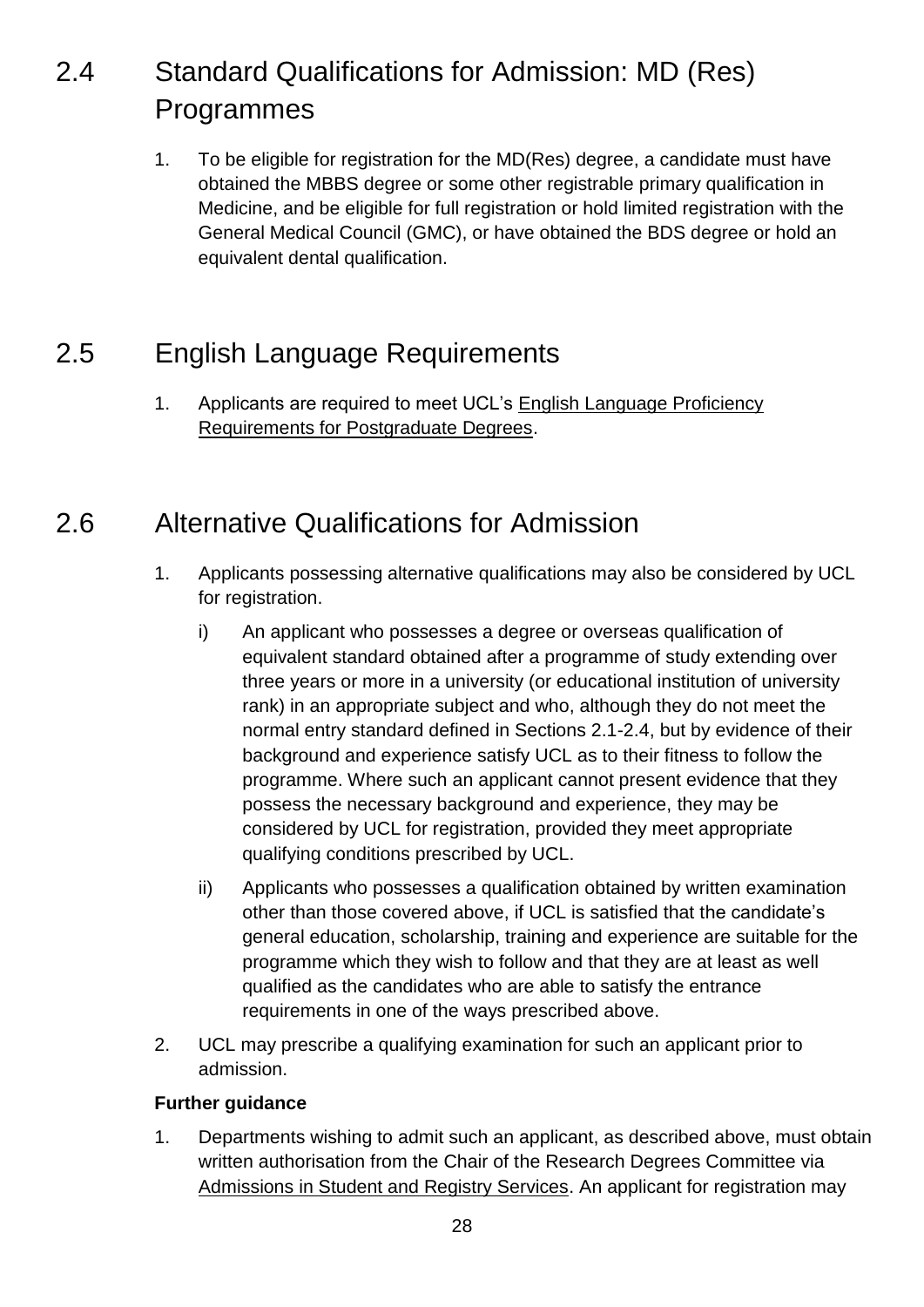## 2.4 Standard Qualifications for Admission: MD (Res) Programmes

1. To be eligible for registration for the MD(Res) degree, a candidate must have obtained the MBBS degree or some other registrable primary qualification in Medicine, and be eligible for full registration or hold limited registration with the General Medical Council (GMC), or have obtained the BDS degree or hold an equivalent dental qualification.

## 2.5 English Language Requirements

1. Applicants are required to meet UCL's English Language Proficiency Requirements for Postgraduate Degrees.

## 2.6 Alternative Qualifications for Admission

1. Applicants possessing alternative qualifications may also be considered by UCL for registration.
   - i) An applicant who possesses a degree or overseas qualification of equivalent standard obtained after a programme of study extending over three years or more in a university (or educational institution of university rank) in an appropriate subject and who, although they do not meet the normal entry standard defined in Sections 2.1-2.4, but by evidence of their background and experience satisfy UCL as to their fitness to follow the programme. Where such an applicant cannot present evidence that they possess the necessary background and experience, they may be considered by UCL for registration, provided they meet appropriate qualifying conditions prescribed by UCL.
   - ii) Applicants who possesses a qualification obtained by written examination other than those covered above, if UCL is satisfied that the candidate's general education, scholarship, training and experience are suitable for the programme which they wish to follow and that they are at least as well qualified as the candidates who are able to satisfy the entrance requirements in one of the ways prescribed above.
2. UCL may prescribe a qualifying examination for such an applicant prior to admission.

**Further guidance**

1. Departments wishing to admit such an applicant, as described above, must obtain written authorisation from the Chair of the Research Degrees Committee via Admissions in Student and Registry Services. An applicant for registration may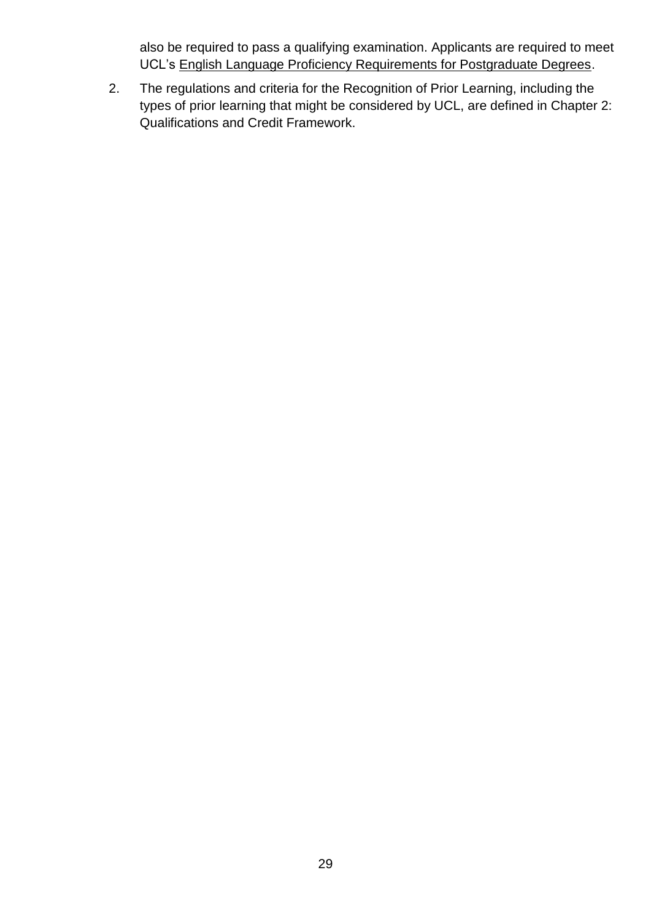also be required to pass a qualifying examination. Applicants are required to meet UCL's English Language Proficiency Requirements for Postgraduate Degrees.

2. The regulations and criteria for the Recognition of Prior Learning, including the types of prior learning that might be considered by UCL, are defined in Chapter 2: Qualifications and Credit Framework.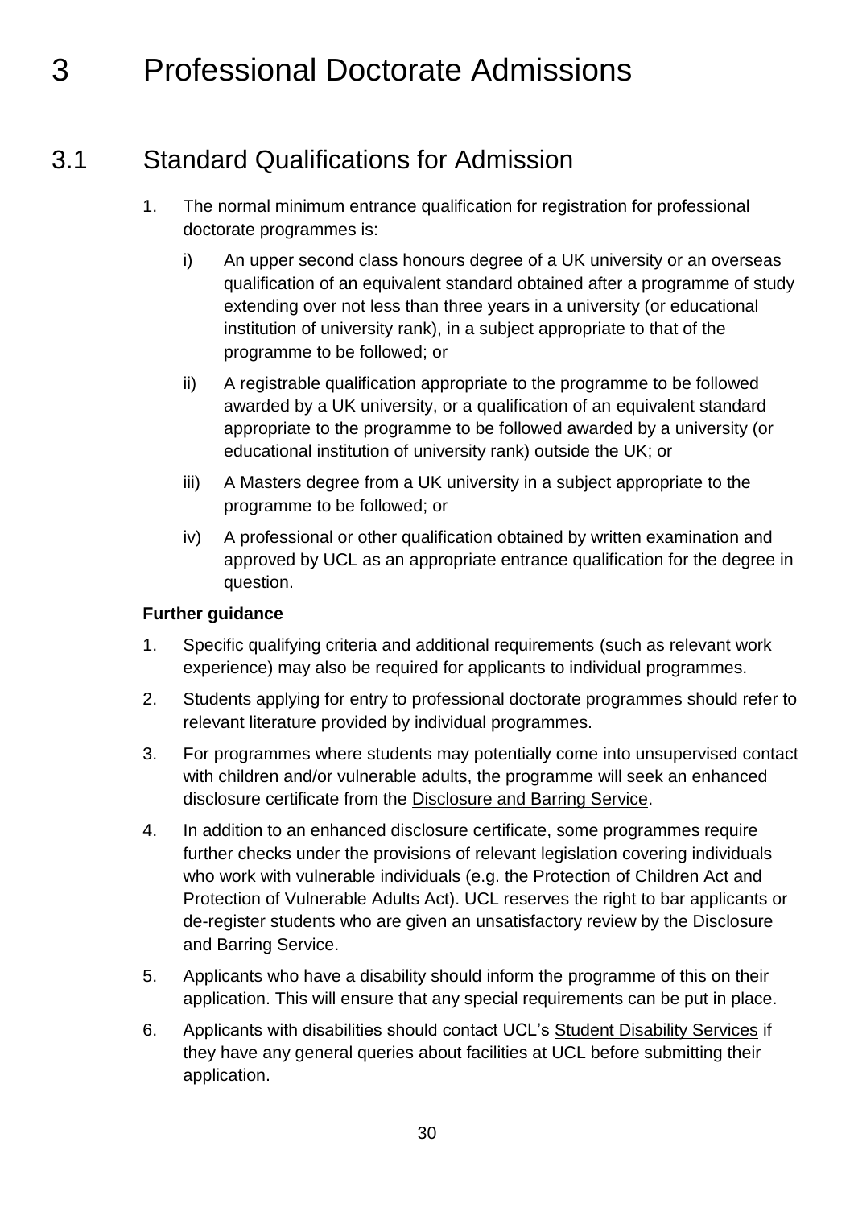# 3 Professional Doctorate Admissions

## 3.1 Standard Qualifications for Admission

1. The normal minimum entrance qualification for registration for professional doctorate programmes is:

   i) An upper second class honours degree of a UK university or an overseas qualification of an equivalent standard obtained after a programme of study extending over not less than three years in a university (or educational institution of university rank), in a subject appropriate to that of the programme to be followed; or

   ii) A registrable qualification appropriate to the programme to be followed awarded by a UK university, or a qualification of an equivalent standard appropriate to the programme to be followed awarded by a university (or educational institution of university rank) outside the UK; or

   iii) A Masters degree from a UK university in a subject appropriate to the programme to be followed; or

   iv) A professional or other qualification obtained by written examination and approved by UCL as an appropriate entrance qualification for the degree in question.

**Further guidance**

1. Specific qualifying criteria and additional requirements (such as relevant work experience) may also be required for applicants to individual programmes.
2. Students applying for entry to professional doctorate programmes should refer to relevant literature provided by individual programmes.
3. For programmes where students may potentially come into unsupervised contact with children and/or vulnerable adults, the programme will seek an enhanced disclosure certificate from the Disclosure and Barring Service.
4. In addition to an enhanced disclosure certificate, some programmes require further checks under the provisions of relevant legislation covering individuals who work with vulnerable individuals (e.g. the Protection of Children Act and Protection of Vulnerable Adults Act). UCL reserves the right to bar applicants or de-register students who are given an unsatisfactory review by the Disclosure and Barring Service.
5. Applicants who have a disability should inform the programme of this on their application. This will ensure that any special requirements can be put in place.
6. Applicants with disabilities should contact UCL's Student Disability Services if they have any general queries about facilities at UCL before submitting their application.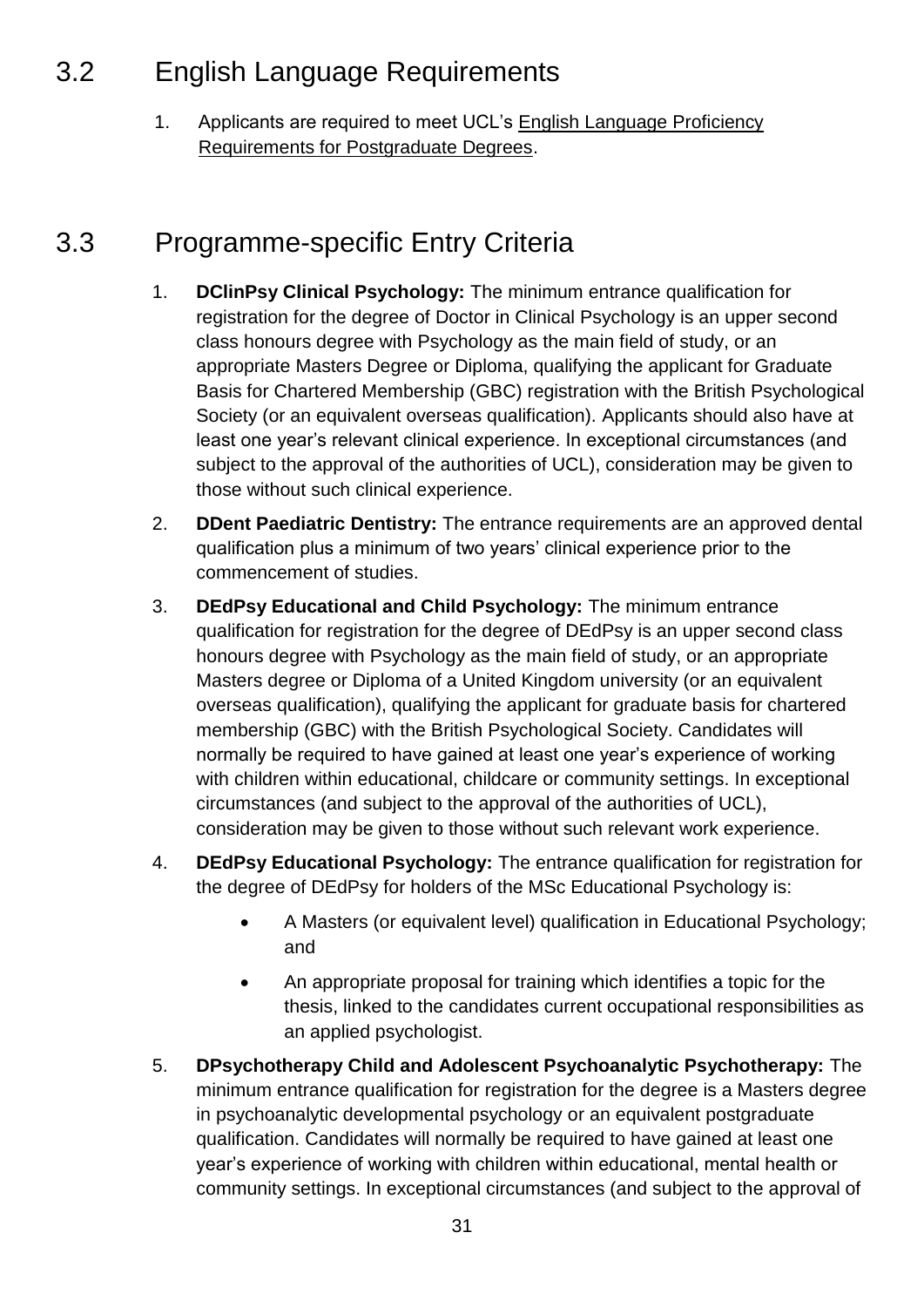## 3.2 English Language Requirements

1. Applicants are required to meet UCL's English Language Proficiency Requirements for Postgraduate Degrees.

## 3.3 Programme-specific Entry Criteria

1. **DClinPsy Clinical Psychology:** The minimum entrance qualification for registration for the degree of Doctor in Clinical Psychology is an upper second class honours degree with Psychology as the main field of study, or an appropriate Masters Degree or Diploma, qualifying the applicant for Graduate Basis for Chartered Membership (GBC) registration with the British Psychological Society (or an equivalent overseas qualification). Applicants should also have at least one year's relevant clinical experience. In exceptional circumstances (and subject to the approval of the authorities of UCL), consideration may be given to those without such clinical experience.
2. **DDent Paediatric Dentistry:** The entrance requirements are an approved dental qualification plus a minimum of two years' clinical experience prior to the commencement of studies.
3. **DEdPsy Educational and Child Psychology:** The minimum entrance qualification for registration for the degree of DEdPsy is an upper second class honours degree with Psychology as the main field of study, or an appropriate Masters degree or Diploma of a United Kingdom university (or an equivalent overseas qualification), qualifying the applicant for graduate basis for chartered membership (GBC) with the British Psychological Society. Candidates will normally be required to have gained at least one year's experience of working with children within educational, childcare or community settings. In exceptional circumstances (and subject to the approval of the authorities of UCL), consideration may be given to those without such relevant work experience.
4. **DEdPsy Educational Psychology:** The entrance qualification for registration for the degree of DEdPsy for holders of the MSc Educational Psychology is:
   - A Masters (or equivalent level) qualification in Educational Psychology; and
   - An appropriate proposal for training which identifies a topic for the thesis, linked to the candidates current occupational responsibilities as an applied psychologist.
5. **DPsychotherapy Child and Adolescent Psychoanalytic Psychotherapy:** The minimum entrance qualification for registration for the degree is a Masters degree in psychoanalytic developmental psychology or an equivalent postgraduate qualification. Candidates will normally be required to have gained at least one year's experience of working with children within educational, mental health or community settings. In exceptional circumstances (and subject to the approval of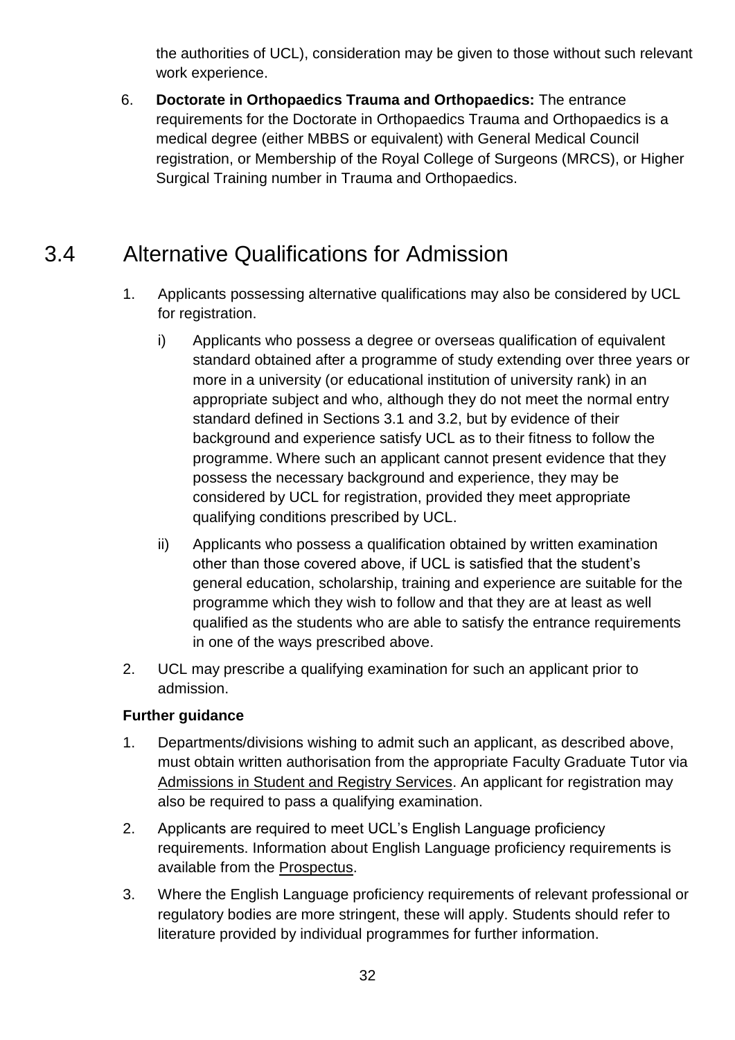the authorities of UCL), consideration may be given to those without such relevant work experience.

6. **Doctorate in Orthopaedics Trauma and Orthopaedics:** The entrance requirements for the Doctorate in Orthopaedics Trauma and Orthopaedics is a medical degree (either MBBS or equivalent) with General Medical Council registration, or Membership of the Royal College of Surgeons (MRCS), or Higher Surgical Training number in Trauma and Orthopaedics.

## 3.4 Alternative Qualifications for Admission

1. Applicants possessing alternative qualifications may also be considered by UCL for registration.
   i) Applicants who possess a degree or overseas qualification of equivalent standard obtained after a programme of study extending over three years or more in a university (or educational institution of university rank) in an appropriate subject and who, although they do not meet the normal entry standard defined in Sections 3.1 and 3.2, but by evidence of their background and experience satisfy UCL as to their fitness to follow the programme. Where such an applicant cannot present evidence that they possess the necessary background and experience, they may be considered by UCL for registration, provided they meet appropriate qualifying conditions prescribed by UCL.
   ii) Applicants who possess a qualification obtained by written examination other than those covered above, if UCL is satisfied that the student's general education, scholarship, training and experience are suitable for the programme which they wish to follow and that they are at least as well qualified as the students who are able to satisfy the entrance requirements in one of the ways prescribed above.
2. UCL may prescribe a qualifying examination for such an applicant prior to admission.

**Further guidance**

1. Departments/divisions wishing to admit such an applicant, as described above, must obtain written authorisation from the appropriate Faculty Graduate Tutor via Admissions in Student and Registry Services. An applicant for registration may also be required to pass a qualifying examination.
2. Applicants are required to meet UCL's English Language proficiency requirements. Information about English Language proficiency requirements is available from the Prospectus.
3. Where the English Language proficiency requirements of relevant professional or regulatory bodies are more stringent, these will apply. Students should refer to literature provided by individual programmes for further information.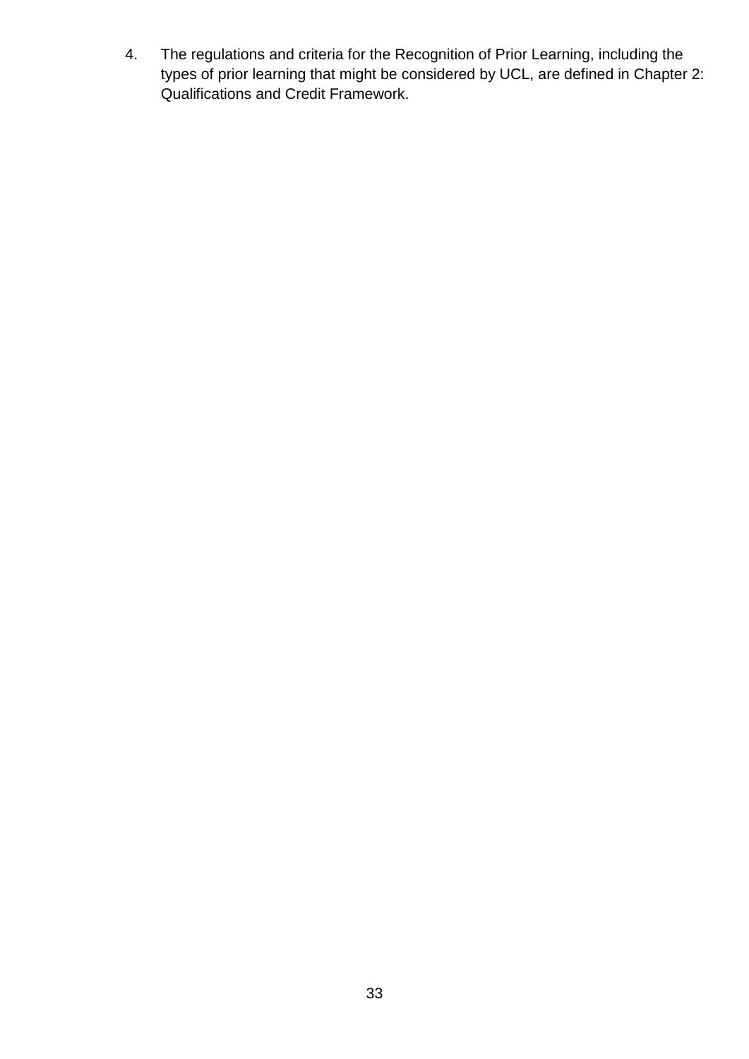4. The regulations and criteria for the Recognition of Prior Learning, including the types of prior learning that might be considered by UCL, are defined in Chapter 2: Qualifications and Credit Framework.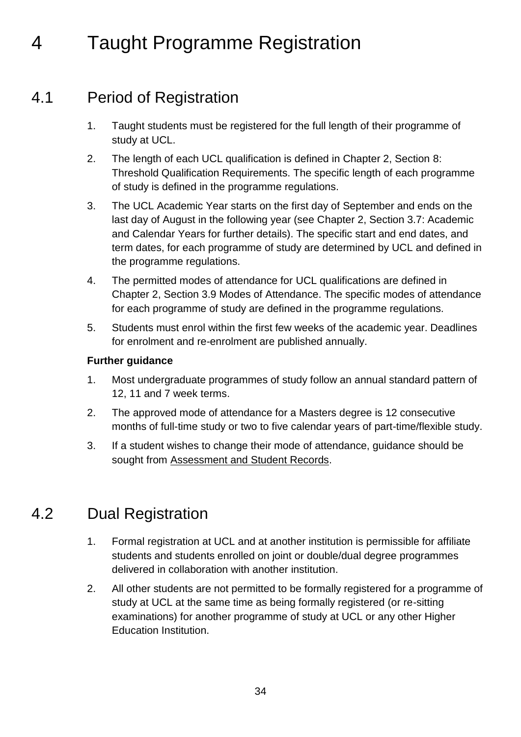# 4 Taught Programme Registration

## 4.1 Period of Registration

1. Taught students must be registered for the full length of their programme of study at UCL.
2. The length of each UCL qualification is defined in Chapter 2, Section 8: Threshold Qualification Requirements. The specific length of each programme of study is defined in the programme regulations.
3. The UCL Academic Year starts on the first day of September and ends on the last day of August in the following year (see Chapter 2, Section 3.7: Academic and Calendar Years for further details). The specific start and end dates, and term dates, for each programme of study are determined by UCL and defined in the programme regulations.
4. The permitted modes of attendance for UCL qualifications are defined in Chapter 2, Section 3.9 Modes of Attendance. The specific modes of attendance for each programme of study are defined in the programme regulations.
5. Students must enrol within the first few weeks of the academic year. Deadlines for enrolment and re-enrolment are published annually.

**Further guidance**

1. Most undergraduate programmes of study follow an annual standard pattern of 12, 11 and 7 week terms.
2. The approved mode of attendance for a Masters degree is 12 consecutive months of full-time study or two to five calendar years of part-time/flexible study.
3. If a student wishes to change their mode of attendance, guidance should be sought from Assessment and Student Records.

## 4.2 Dual Registration

1. Formal registration at UCL and at another institution is permissible for affiliate students and students enrolled on joint or double/dual degree programmes delivered in collaboration with another institution.
2. All other students are not permitted to be formally registered for a programme of study at UCL at the same time as being formally registered (or re-sitting examinations) for another programme of study at UCL or any other Higher Education Institution.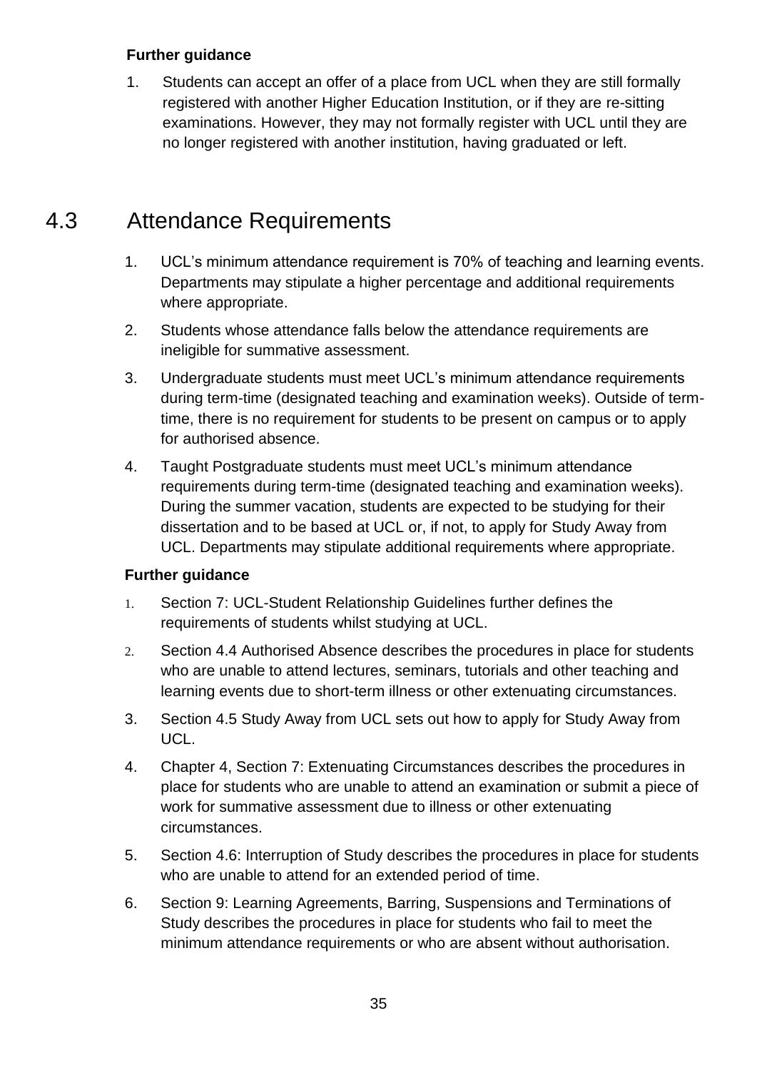**Further guidance**

1. Students can accept an offer of a place from UCL when they are still formally registered with another Higher Education Institution, or if they are re-sitting examinations. However, they may not formally register with UCL until they are no longer registered with another institution, having graduated or left.

## 4.3 Attendance Requirements

1. UCL's minimum attendance requirement is 70% of teaching and learning events. Departments may stipulate a higher percentage and additional requirements where appropriate.
2. Students whose attendance falls below the attendance requirements are ineligible for summative assessment.
3. Undergraduate students must meet UCL's minimum attendance requirements during term-time (designated teaching and examination weeks). Outside of term-time, there is no requirement for students to be present on campus or to apply for authorised absence.
4. Taught Postgraduate students must meet UCL's minimum attendance requirements during term-time (designated teaching and examination weeks). During the summer vacation, students are expected to be studying for their dissertation and to be based at UCL or, if not, to apply for Study Away from UCL. Departments may stipulate additional requirements where appropriate.

**Further guidance**

1. Section 7: UCL-Student Relationship Guidelines further defines the requirements of students whilst studying at UCL.
2. Section 4.4 Authorised Absence describes the procedures in place for students who are unable to attend lectures, seminars, tutorials and other teaching and learning events due to short-term illness or other extenuating circumstances.
3. Section 4.5 Study Away from UCL sets out how to apply for Study Away from UCL.
4. Chapter 4, Section 7: Extenuating Circumstances describes the procedures in place for students who are unable to attend an examination or submit a piece of work for summative assessment due to illness or other extenuating circumstances.
5. Section 4.6: Interruption of Study describes the procedures in place for students who are unable to attend for an extended period of time.
6. Section 9: Learning Agreements, Barring, Suspensions and Terminations of Study describes the procedures in place for students who fail to meet the minimum attendance requirements or who are absent without authorisation.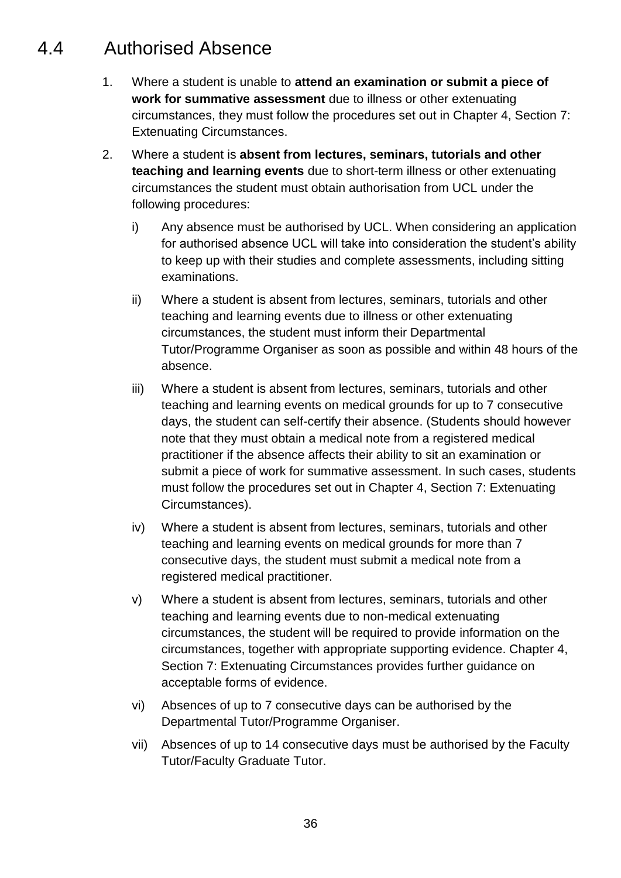## 4.4 Authorised Absence

1. Where a student is unable to **attend an examination or submit a piece of work for summative assessment** due to illness or other extenuating circumstances, they must follow the procedures set out in Chapter 4, Section 7: Extenuating Circumstances.

2. Where a student is **absent from lectures, seminars, tutorials and other teaching and learning events** due to short-term illness or other extenuating circumstances the student must obtain authorisation from UCL under the following procedures:

    i) Any absence must be authorised by UCL. When considering an application for authorised absence UCL will take into consideration the student's ability to keep up with their studies and complete assessments, including sitting examinations.

    ii) Where a student is absent from lectures, seminars, tutorials and other teaching and learning events due to illness or other extenuating circumstances, the student must inform their Departmental Tutor/Programme Organiser as soon as possible and within 48 hours of the absence.

    iii) Where a student is absent from lectures, seminars, tutorials and other teaching and learning events on medical grounds for up to 7 consecutive days, the student can self-certify their absence. (Students should however note that they must obtain a medical note from a registered medical practitioner if the absence affects their ability to sit an examination or submit a piece of work for summative assessment. In such cases, students must follow the procedures set out in Chapter 4, Section 7: Extenuating Circumstances).

    iv) Where a student is absent from lectures, seminars, tutorials and other teaching and learning events on medical grounds for more than 7 consecutive days, the student must submit a medical note from a registered medical practitioner.

    v) Where a student is absent from lectures, seminars, tutorials and other teaching and learning events due to non-medical extenuating circumstances, the student will be required to provide information on the circumstances, together with appropriate supporting evidence. Chapter 4, Section 7: Extenuating Circumstances provides further guidance on acceptable forms of evidence.

    vi) Absences of up to 7 consecutive days can be authorised by the Departmental Tutor/Programme Organiser.

    vii) Absences of up to 14 consecutive days must be authorised by the Faculty Tutor/Faculty Graduate Tutor.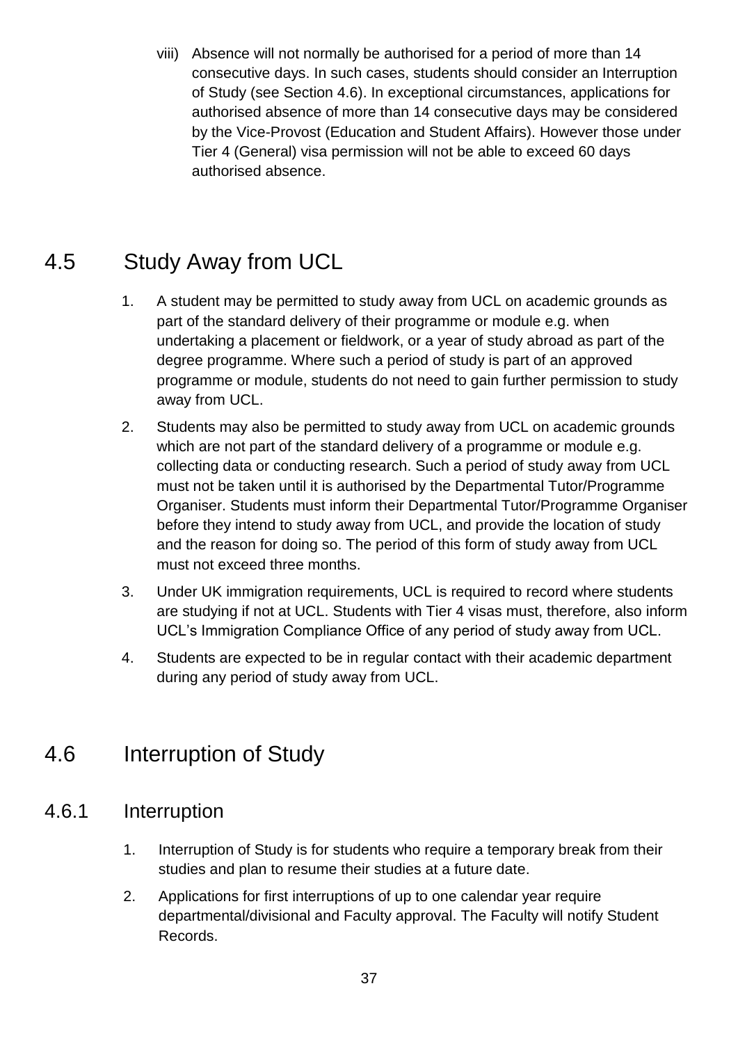viii) Absence will not normally be authorised for a period of more than 14 consecutive days. In such cases, students should consider an Interruption of Study (see Section 4.6). In exceptional circumstances, applications for authorised absence of more than 14 consecutive days may be considered by the Vice-Provost (Education and Student Affairs). However those under Tier 4 (General) visa permission will not be able to exceed 60 days authorised absence.

## 4.5 Study Away from UCL

1. A student may be permitted to study away from UCL on academic grounds as part of the standard delivery of their programme or module e.g. when undertaking a placement or fieldwork, or a year of study abroad as part of the degree programme. Where such a period of study is part of an approved programme or module, students do not need to gain further permission to study away from UCL.
2. Students may also be permitted to study away from UCL on academic grounds which are not part of the standard delivery of a programme or module e.g. collecting data or conducting research. Such a period of study away from UCL must not be taken until it is authorised by the Departmental Tutor/Programme Organiser. Students must inform their Departmental Tutor/Programme Organiser before they intend to study away from UCL, and provide the location of study and the reason for doing so. The period of this form of study away from UCL must not exceed three months.
3. Under UK immigration requirements, UCL is required to record where students are studying if not at UCL. Students with Tier 4 visas must, therefore, also inform UCL's Immigration Compliance Office of any period of study away from UCL.
4. Students are expected to be in regular contact with their academic department during any period of study away from UCL.

## 4.6 Interruption of Study

### 4.6.1 Interruption

1. Interruption of Study is for students who require a temporary break from their studies and plan to resume their studies at a future date.
2. Applications for first interruptions of up to one calendar year require departmental/divisional and Faculty approval. The Faculty will notify Student Records.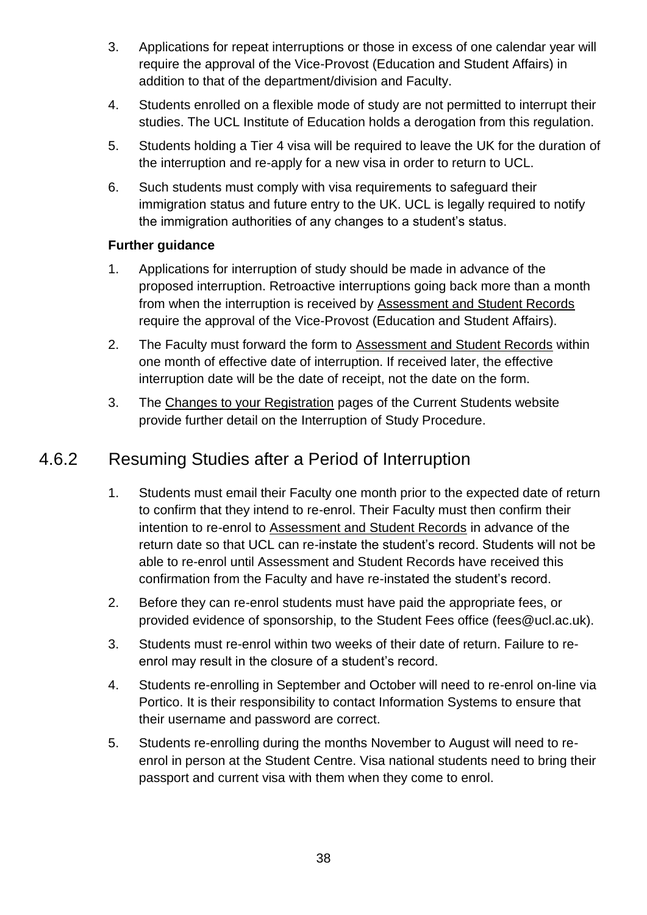3. Applications for repeat interruptions or those in excess of one calendar year will require the approval of the Vice-Provost (Education and Student Affairs) in addition to that of the department/division and Faculty.
4. Students enrolled on a flexible mode of study are not permitted to interrupt their studies. The UCL Institute of Education holds a derogation from this regulation.
5. Students holding a Tier 4 visa will be required to leave the UK for the duration of the interruption and re-apply for a new visa in order to return to UCL.
6. Such students must comply with visa requirements to safeguard their immigration status and future entry to the UK. UCL is legally required to notify the immigration authorities of any changes to a student's status.

**Further guidance**

1. Applications for interruption of study should be made in advance of the proposed interruption. Retroactive interruptions going back more than a month from when the interruption is received by Assessment and Student Records require the approval of the Vice-Provost (Education and Student Affairs).
2. The Faculty must forward the form to Assessment and Student Records within one month of effective date of interruption. If received later, the effective interruption date will be the date of receipt, not the date on the form.
3. The Changes to your Registration pages of the Current Students website provide further detail on the Interruption of Study Procedure.

### 4.6.2 Resuming Studies after a Period of Interruption

1. Students must email their Faculty one month prior to the expected date of return to confirm that they intend to re-enrol. Their Faculty must then confirm their intention to re-enrol to Assessment and Student Records in advance of the return date so that UCL can re-instate the student's record. Students will not be able to re-enrol until Assessment and Student Records have received this confirmation from the Faculty and have re-instated the student's record.
2. Before they can re-enrol students must have paid the appropriate fees, or provided evidence of sponsorship, to the Student Fees office (fees@ucl.ac.uk).
3. Students must re-enrol within two weeks of their date of return. Failure to re-enrol may result in the closure of a student's record.
4. Students re-enrolling in September and October will need to re-enrol on-line via Portico. It is their responsibility to contact Information Systems to ensure that their username and password are correct.
5. Students re-enrolling during the months November to August will need to re-enrol in person at the Student Centre. Visa national students need to bring their passport and current visa with them when they come to enrol.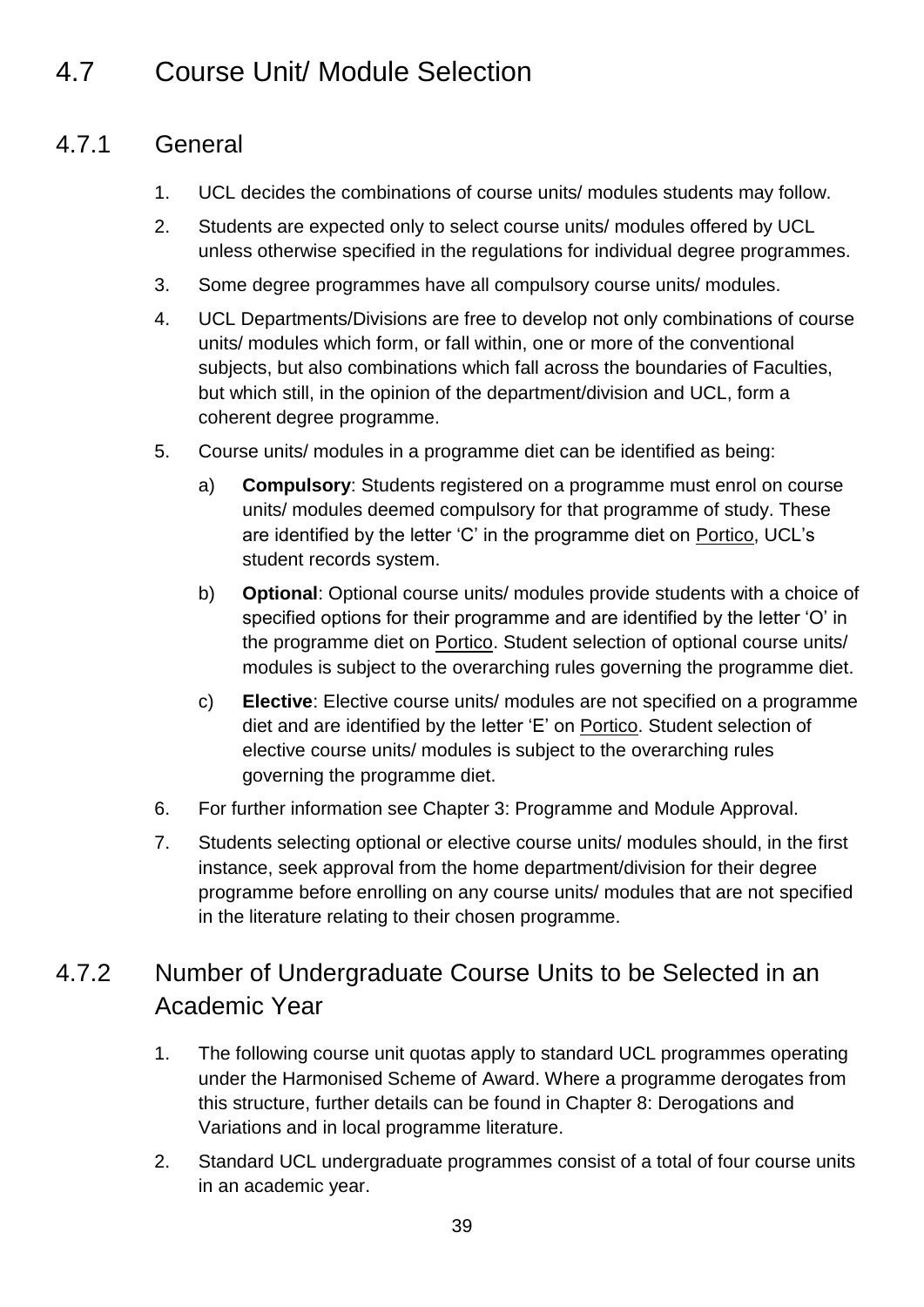## 4.7 Course Unit/ Module Selection

### 4.7.1 General

1. UCL decides the combinations of course units/ modules students may follow.
2. Students are expected only to select course units/ modules offered by UCL unless otherwise specified in the regulations for individual degree programmes.
3. Some degree programmes have all compulsory course units/ modules.
4. UCL Departments/Divisions are free to develop not only combinations of course units/ modules which form, or fall within, one or more of the conventional subjects, but also combinations which fall across the boundaries of Faculties, but which still, in the opinion of the department/division and UCL, form a coherent degree programme.
5. Course units/ modules in a programme diet can be identified as being:
   a) **Compulsory**: Students registered on a programme must enrol on course units/ modules deemed compulsory for that programme of study. These are identified by the letter 'C' in the programme diet on Portico, UCL's student records system.
   b) **Optional**: Optional course units/ modules provide students with a choice of specified options for their programme and are identified by the letter 'O' in the programme diet on Portico. Student selection of optional course units/ modules is subject to the overarching rules governing the programme diet.
   c) **Elective**: Elective course units/ modules are not specified on a programme diet and are identified by the letter 'E' on Portico. Student selection of elective course units/ modules is subject to the overarching rules governing the programme diet.
6. For further information see Chapter 3: Programme and Module Approval.
7. Students selecting optional or elective course units/ modules should, in the first instance, seek approval from the home department/division for their degree programme before enrolling on any course units/ modules that are not specified in the literature relating to their chosen programme.

### 4.7.2 Number of Undergraduate Course Units to be Selected in an Academic Year

1. The following course unit quotas apply to standard UCL programmes operating under the Harmonised Scheme of Award. Where a programme derogates from this structure, further details can be found in Chapter 8: Derogations and Variations and in local programme literature.
2. Standard UCL undergraduate programmes consist of a total of four course units in an academic year.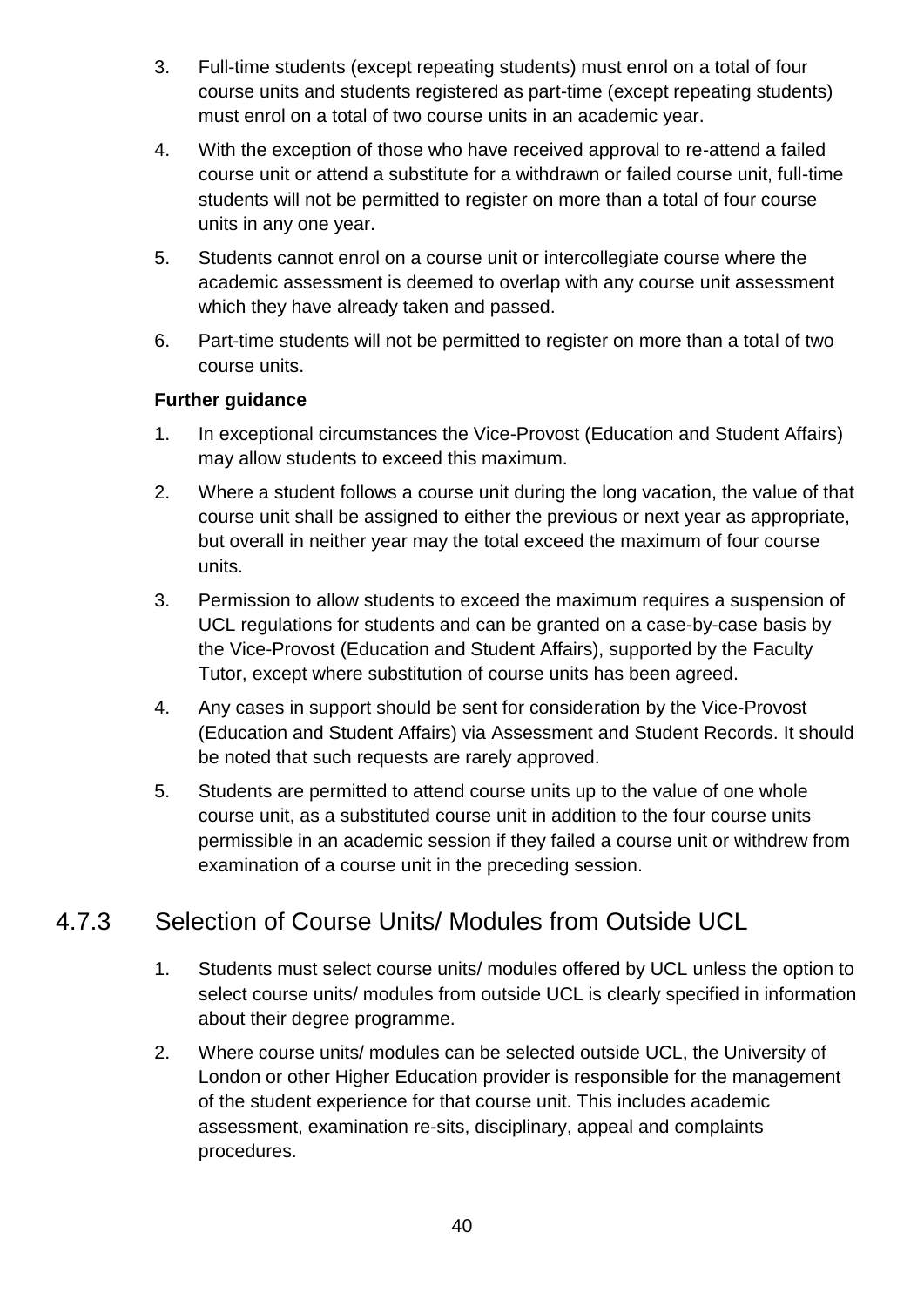3. Full-time students (except repeating students) must enrol on a total of four course units and students registered as part-time (except repeating students) must enrol on a total of two course units in an academic year.
4. With the exception of those who have received approval to re-attend a failed course unit or attend a substitute for a withdrawn or failed course unit, full-time students will not be permitted to register on more than a total of four course units in any one year.
5. Students cannot enrol on a course unit or intercollegiate course where the academic assessment is deemed to overlap with any course unit assessment which they have already taken and passed.
6. Part-time students will not be permitted to register on more than a total of two course units.

**Further guidance**

1. In exceptional circumstances the Vice-Provost (Education and Student Affairs) may allow students to exceed this maximum.
2. Where a student follows a course unit during the long vacation, the value of that course unit shall be assigned to either the previous or next year as appropriate, but overall in neither year may the total exceed the maximum of four course units.
3. Permission to allow students to exceed the maximum requires a suspension of UCL regulations for students and can be granted on a case-by-case basis by the Vice-Provost (Education and Student Affairs), supported by the Faculty Tutor, except where substitution of course units has been agreed.
4. Any cases in support should be sent for consideration by the Vice-Provost (Education and Student Affairs) via Assessment and Student Records. It should be noted that such requests are rarely approved.
5. Students are permitted to attend course units up to the value of one whole course unit, as a substituted course unit in addition to the four course units permissible in an academic session if they failed a course unit or withdrew from examination of a course unit in the preceding session.

## 4.7.3 Selection of Course Units/ Modules from Outside UCL

1. Students must select course units/ modules offered by UCL unless the option to select course units/ modules from outside UCL is clearly specified in information about their degree programme.
2. Where course units/ modules can be selected outside UCL, the University of London or other Higher Education provider is responsible for the management of the student experience for that course unit. This includes academic assessment, examination re-sits, disciplinary, appeal and complaints procedures.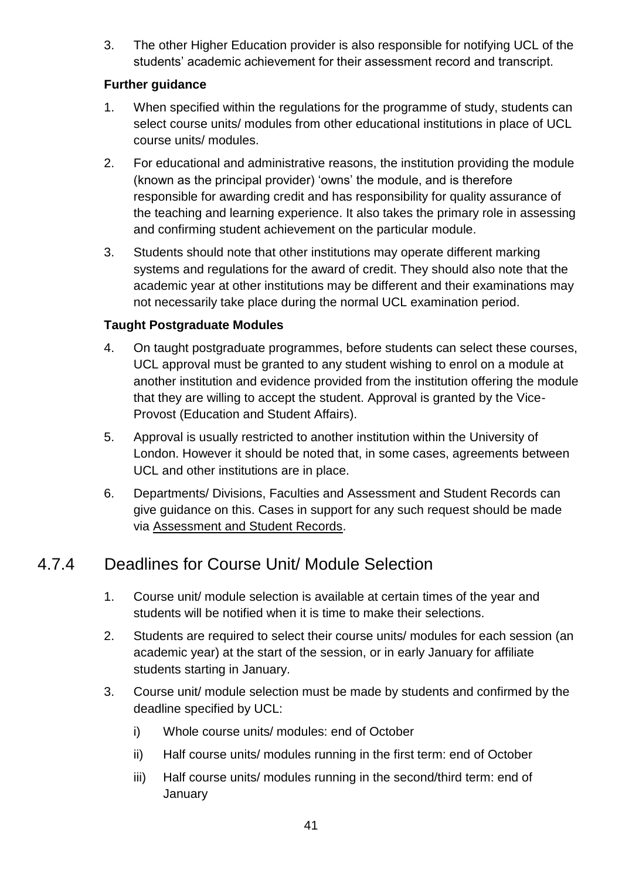3. The other Higher Education provider is also responsible for notifying UCL of the students' academic achievement for their assessment record and transcript.

**Further guidance**

1. When specified within the regulations for the programme of study, students can select course units/ modules from other educational institutions in place of UCL course units/ modules.
2. For educational and administrative reasons, the institution providing the module (known as the principal provider) 'owns' the module, and is therefore responsible for awarding credit and has responsibility for quality assurance of the teaching and learning experience. It also takes the primary role in assessing and confirming student achievement on the particular module.
3. Students should note that other institutions may operate different marking systems and regulations for the award of credit. They should also note that the academic year at other institutions may be different and their examinations may not necessarily take place during the normal UCL examination period.

**Taught Postgraduate Modules**

4. On taught postgraduate programmes, before students can select these courses, UCL approval must be granted to any student wishing to enrol on a module at another institution and evidence provided from the institution offering the module that they are willing to accept the student. Approval is granted by the Vice-Provost (Education and Student Affairs).
5. Approval is usually restricted to another institution within the University of London. However it should be noted that, in some cases, agreements between UCL and other institutions are in place.
6. Departments/ Divisions, Faculties and Assessment and Student Records can give guidance on this. Cases in support for any such request should be made via Assessment and Student Records.

## 4.7.4 Deadlines for Course Unit/ Module Selection

1. Course unit/ module selection is available at certain times of the year and students will be notified when it is time to make their selections.
2. Students are required to select their course units/ modules for each session (an academic year) at the start of the session, or in early January for affiliate students starting in January.
3. Course unit/ module selection must be made by students and confirmed by the deadline specified by UCL:
   i) Whole course units/ modules: end of October
   ii) Half course units/ modules running in the first term: end of October
   iii) Half course units/ modules running in the second/third term: end of January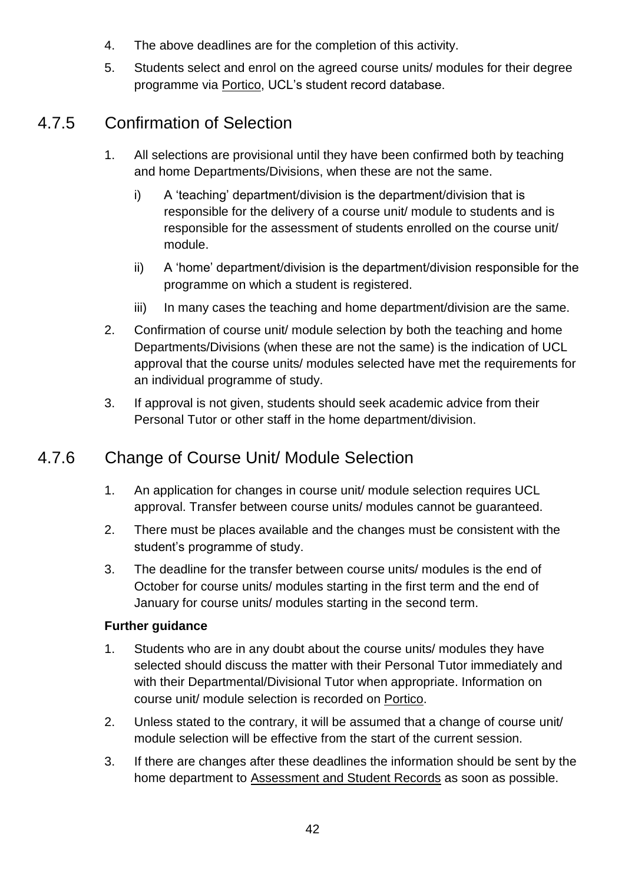4. The above deadlines are for the completion of this activity.
5. Students select and enrol on the agreed course units/ modules for their degree programme via Portico, UCL's student record database.

## 4.7.5 Confirmation of Selection

1. All selections are provisional until they have been confirmed both by teaching and home Departments/Divisions, when these are not the same.
   i) A 'teaching' department/division is the department/division that is responsible for the delivery of a course unit/ module to students and is responsible for the assessment of students enrolled on the course unit/ module.
   ii) A 'home' department/division is the department/division responsible for the programme on which a student is registered.
   iii) In many cases the teaching and home department/division are the same.
2. Confirmation of course unit/ module selection by both the teaching and home Departments/Divisions (when these are not the same) is the indication of UCL approval that the course units/ modules selected have met the requirements for an individual programme of study.
3. If approval is not given, students should seek academic advice from their Personal Tutor or other staff in the home department/division.

## 4.7.6 Change of Course Unit/ Module Selection

1. An application for changes in course unit/ module selection requires UCL approval. Transfer between course units/ modules cannot be guaranteed.
2. There must be places available and the changes must be consistent with the student's programme of study.
3. The deadline for the transfer between course units/ modules is the end of October for course units/ modules starting in the first term and the end of January for course units/ modules starting in the second term.

**Further guidance**

1. Students who are in any doubt about the course units/ modules they have selected should discuss the matter with their Personal Tutor immediately and with their Departmental/Divisional Tutor when appropriate. Information on course unit/ module selection is recorded on Portico.
2. Unless stated to the contrary, it will be assumed that a change of course unit/ module selection will be effective from the start of the current session.
3. If there are changes after these deadlines the information should be sent by the home department to Assessment and Student Records as soon as possible.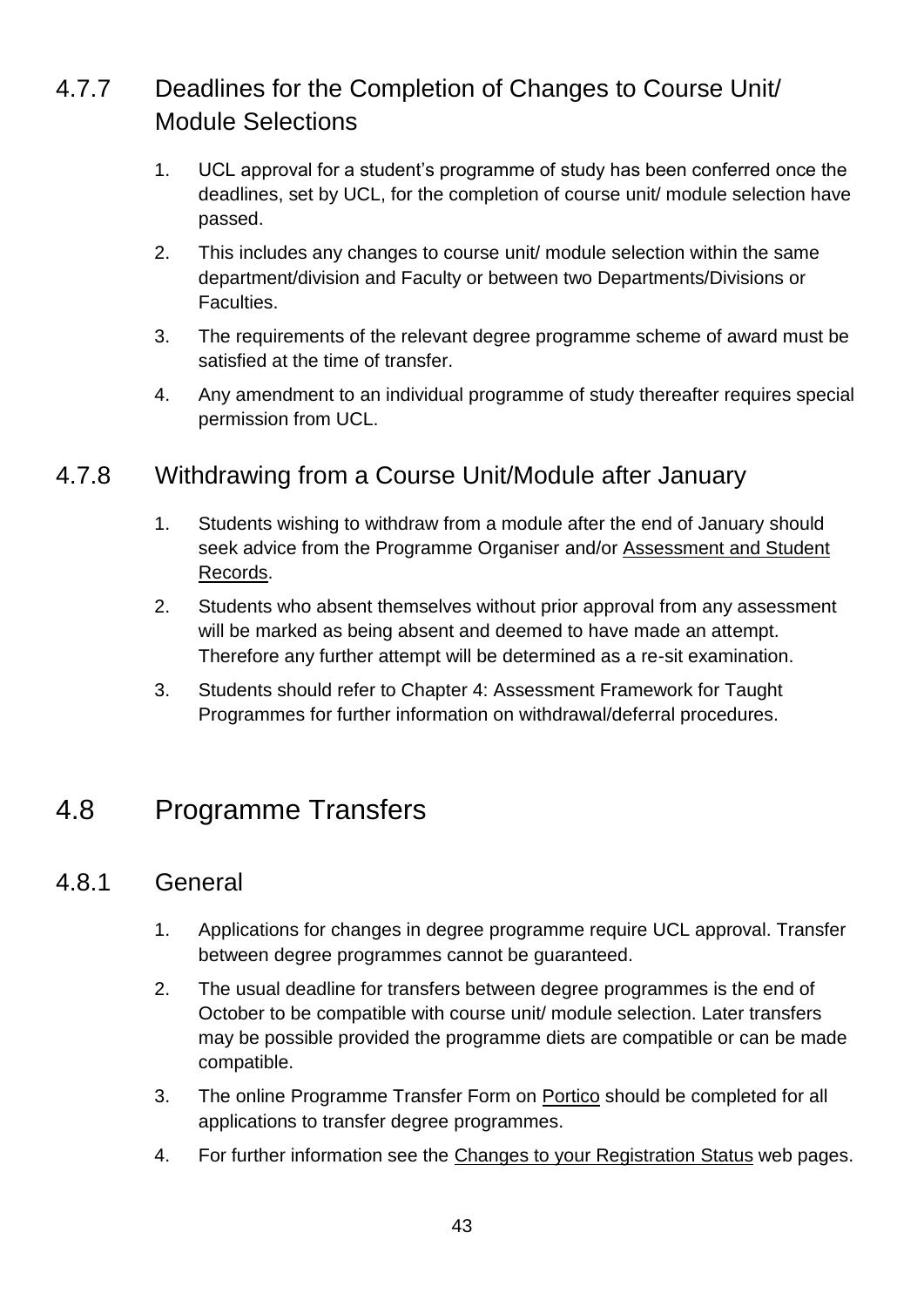### 4.7.7 Deadlines for the Completion of Changes to Course Unit/ Module Selections

1. UCL approval for a student's programme of study has been conferred once the deadlines, set by UCL, for the completion of course unit/ module selection have passed.
2. This includes any changes to course unit/ module selection within the same department/division and Faculty or between two Departments/Divisions or Faculties.
3. The requirements of the relevant degree programme scheme of award must be satisfied at the time of transfer.
4. Any amendment to an individual programme of study thereafter requires special permission from UCL.

### 4.7.8 Withdrawing from a Course Unit/Module after January

1. Students wishing to withdraw from a module after the end of January should seek advice from the Programme Organiser and/or Assessment and Student Records.
2. Students who absent themselves without prior approval from any assessment will be marked as being absent and deemed to have made an attempt. Therefore any further attempt will be determined as a re-sit examination.
3. Students should refer to Chapter 4: Assessment Framework for Taught Programmes for further information on withdrawal/deferral procedures.

## 4.8 Programme Transfers

### 4.8.1 General

1. Applications for changes in degree programme require UCL approval. Transfer between degree programmes cannot be guaranteed.
2. The usual deadline for transfers between degree programmes is the end of October to be compatible with course unit/ module selection. Later transfers may be possible provided the programme diets are compatible or can be made compatible.
3. The online Programme Transfer Form on Portico should be completed for all applications to transfer degree programmes.
4. For further information see the Changes to your Registration Status web pages.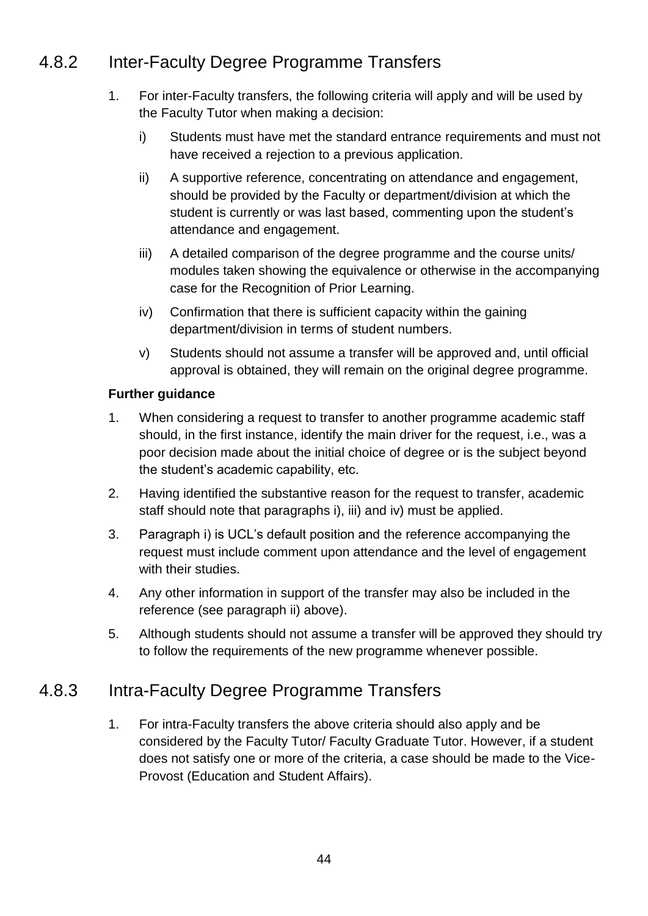## 4.8.2 Inter-Faculty Degree Programme Transfers

1. For inter-Faculty transfers, the following criteria will apply and will be used by the Faculty Tutor when making a decision:

   i) Students must have met the standard entrance requirements and must not have received a rejection to a previous application.

   ii) A supportive reference, concentrating on attendance and engagement, should be provided by the Faculty or department/division at which the student is currently or was last based, commenting upon the student's attendance and engagement.

   iii) A detailed comparison of the degree programme and the course units/ modules taken showing the equivalence or otherwise in the accompanying case for the Recognition of Prior Learning.

   iv) Confirmation that there is sufficient capacity within the gaining department/division in terms of student numbers.

   v) Students should not assume a transfer will be approved and, until official approval is obtained, they will remain on the original degree programme.

**Further guidance**

1. When considering a request to transfer to another programme academic staff should, in the first instance, identify the main driver for the request, i.e., was a poor decision made about the initial choice of degree or is the subject beyond the student's academic capability, etc.
2. Having identified the substantive reason for the request to transfer, academic staff should note that paragraphs i), iii) and iv) must be applied.
3. Paragraph i) is UCL's default position and the reference accompanying the request must include comment upon attendance and the level of engagement with their studies.
4. Any other information in support of the transfer may also be included in the reference (see paragraph ii) above).
5. Although students should not assume a transfer will be approved they should try to follow the requirements of the new programme whenever possible.

## 4.8.3 Intra-Faculty Degree Programme Transfers

1. For intra-Faculty transfers the above criteria should also apply and be considered by the Faculty Tutor/ Faculty Graduate Tutor. However, if a student does not satisfy one or more of the criteria, a case should be made to the Vice-Provost (Education and Student Affairs).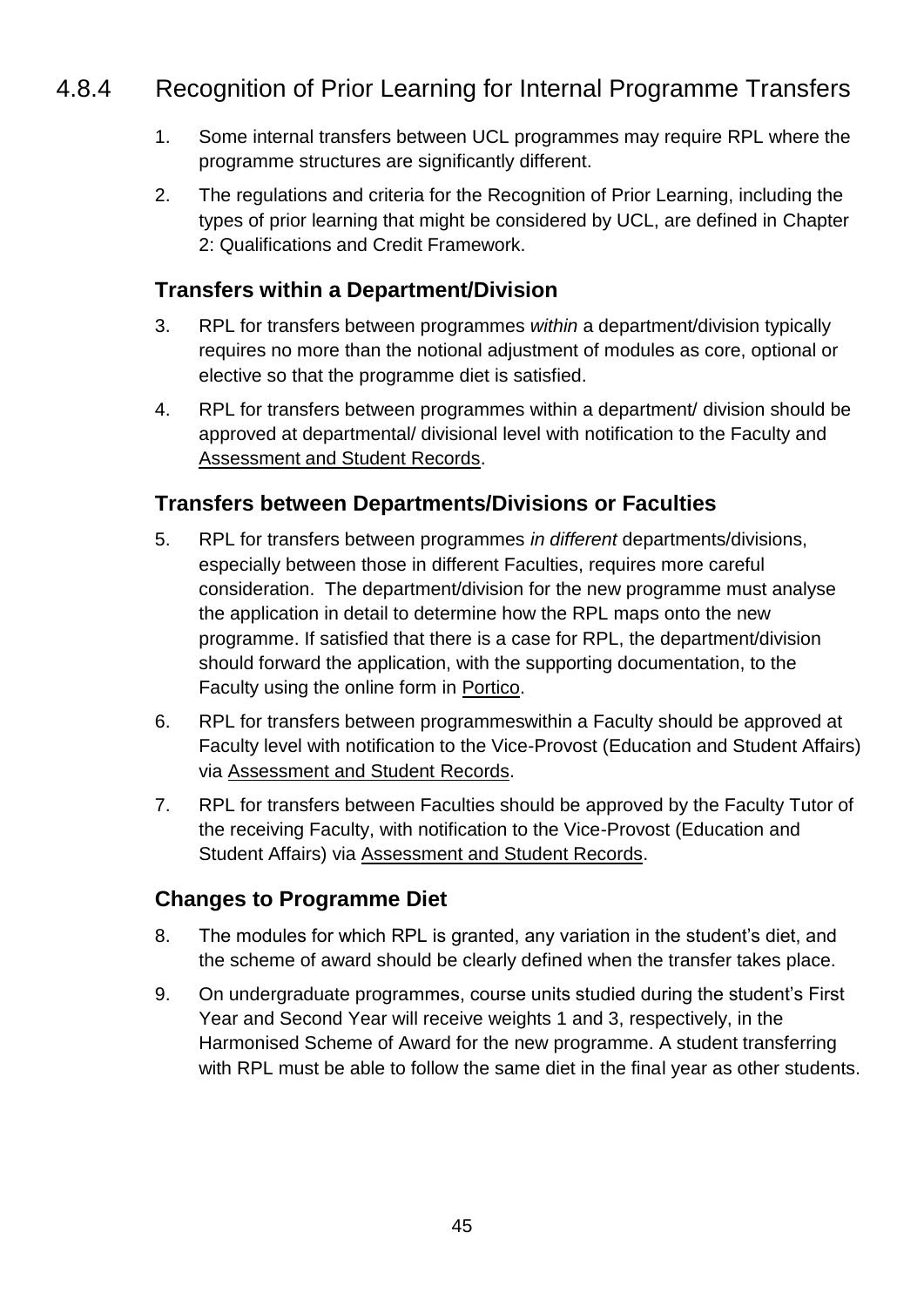### 4.8.4 Recognition of Prior Learning for Internal Programme Transfers

1. Some internal transfers between UCL programmes may require RPL where the programme structures are significantly different.
2. The regulations and criteria for the Recognition of Prior Learning, including the types of prior learning that might be considered by UCL, are defined in Chapter 2: Qualifications and Credit Framework.

#### Transfers within a Department/Division

3. RPL for transfers between programmes *within* a department/division typically requires no more than the notional adjustment of modules as core, optional or elective so that the programme diet is satisfied.
4. RPL for transfers between programmes within a department/ division should be approved at departmental/ divisional level with notification to the Faculty and Assessment and Student Records.

#### Transfers between Departments/Divisions or Faculties

5. RPL for transfers between programmes *in different* departments/divisions, especially between those in different Faculties, requires more careful consideration. The department/division for the new programme must analyse the application in detail to determine how the RPL maps onto the new programme. If satisfied that there is a case for RPL, the department/division should forward the application, with the supporting documentation, to the Faculty using the online form in Portico.
6. RPL for transfers between programmeswithin a Faculty should be approved at Faculty level with notification to the Vice-Provost (Education and Student Affairs) via Assessment and Student Records.
7. RPL for transfers between Faculties should be approved by the Faculty Tutor of the receiving Faculty, with notification to the Vice-Provost (Education and Student Affairs) via Assessment and Student Records.

#### Changes to Programme Diet

8. The modules for which RPL is granted, any variation in the student's diet, and the scheme of award should be clearly defined when the transfer takes place.
9. On undergraduate programmes, course units studied during the student's First Year and Second Year will receive weights 1 and 3, respectively, in the Harmonised Scheme of Award for the new programme. A student transferring with RPL must be able to follow the same diet in the final year as other students.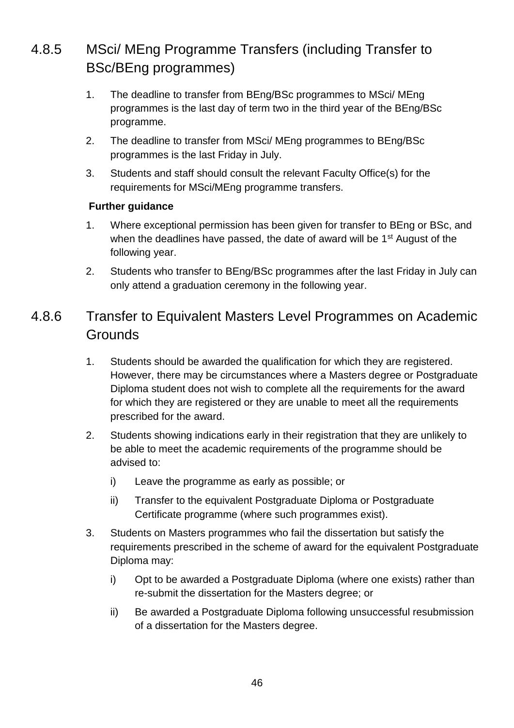### 4.8.5 MSci/ MEng Programme Transfers (including Transfer to BSc/BEng programmes)

1. The deadline to transfer from BEng/BSc programmes to MSci/ MEng programmes is the last day of term two in the third year of the BEng/BSc programme.
2. The deadline to transfer from MSci/ MEng programmes to BEng/BSc programmes is the last Friday in July.
3. Students and staff should consult the relevant Faculty Office(s) for the requirements for MSci/MEng programme transfers.

**Further guidance**

1. Where exceptional permission has been given for transfer to BEng or BSc, and when the deadlines have passed, the date of award will be 1st August of the following year.
2. Students who transfer to BEng/BSc programmes after the last Friday in July can only attend a graduation ceremony in the following year.

### 4.8.6 Transfer to Equivalent Masters Level Programmes on Academic Grounds

1. Students should be awarded the qualification for which they are registered. However, there may be circumstances where a Masters degree or Postgraduate Diploma student does not wish to complete all the requirements for the award for which they are registered or they are unable to meet all the requirements prescribed for the award.
2. Students showing indications early in their registration that they are unlikely to be able to meet the academic requirements of the programme should be advised to:
   i) Leave the programme as early as possible; or
   ii) Transfer to the equivalent Postgraduate Diploma or Postgraduate Certificate programme (where such programmes exist).
3. Students on Masters programmes who fail the dissertation but satisfy the requirements prescribed in the scheme of award for the equivalent Postgraduate Diploma may:
   i) Opt to be awarded a Postgraduate Diploma (where one exists) rather than re-submit the dissertation for the Masters degree; or
   ii) Be awarded a Postgraduate Diploma following unsuccessful resubmission of a dissertation for the Masters degree.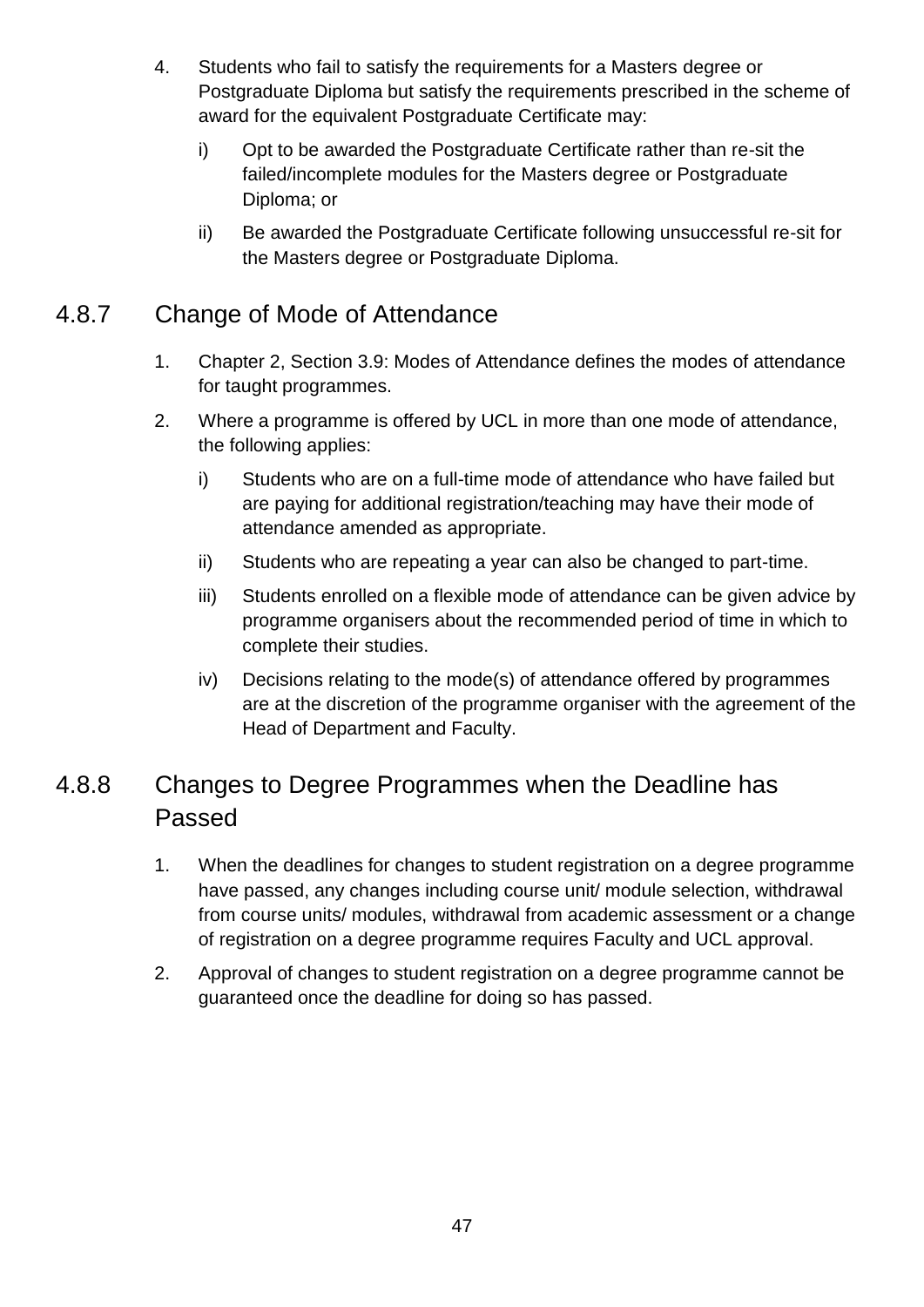4. Students who fail to satisfy the requirements for a Masters degree or Postgraduate Diploma but satisfy the requirements prescribed in the scheme of award for the equivalent Postgraduate Certificate may:
   i) Opt to be awarded the Postgraduate Certificate rather than re-sit the failed/incomplete modules for the Masters degree or Postgraduate Diploma; or
   ii) Be awarded the Postgraduate Certificate following unsuccessful re-sit for the Masters degree or Postgraduate Diploma.

### 4.8.7 Change of Mode of Attendance

1. Chapter 2, Section 3.9: Modes of Attendance defines the modes of attendance for taught programmes.
2. Where a programme is offered by UCL in more than one mode of attendance, the following applies:
   i) Students who are on a full-time mode of attendance who have failed but are paying for additional registration/teaching may have their mode of attendance amended as appropriate.
   ii) Students who are repeating a year can also be changed to part-time.
   iii) Students enrolled on a flexible mode of attendance can be given advice by programme organisers about the recommended period of time in which to complete their studies.
   iv) Decisions relating to the mode(s) of attendance offered by programmes are at the discretion of the programme organiser with the agreement of the Head of Department and Faculty.

### 4.8.8 Changes to Degree Programmes when the Deadline has Passed

1. When the deadlines for changes to student registration on a degree programme have passed, any changes including course unit/ module selection, withdrawal from course units/ modules, withdrawal from academic assessment or a change of registration on a degree programme requires Faculty and UCL approval.
2. Approval of changes to student registration on a degree programme cannot be guaranteed once the deadline for doing so has passed.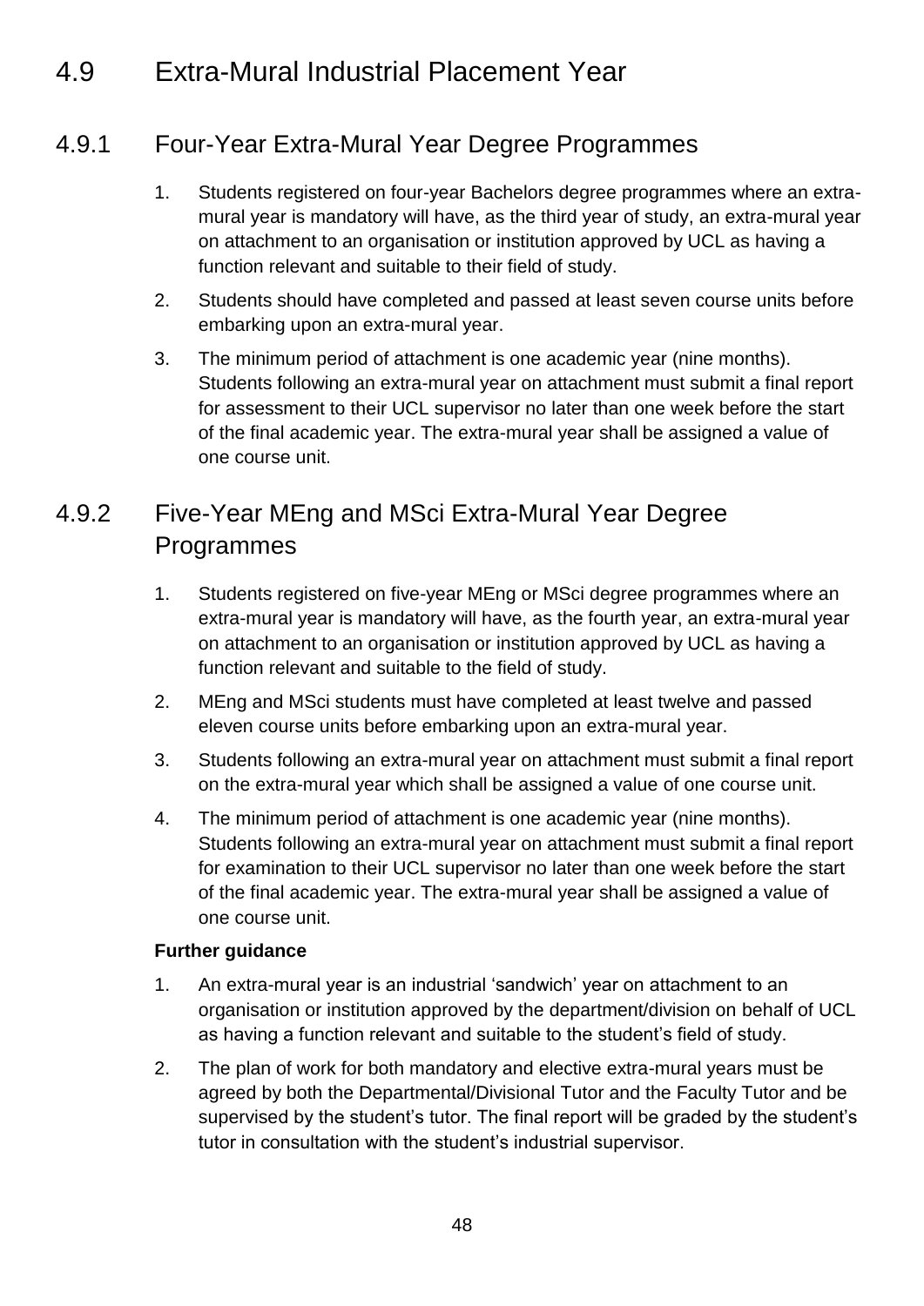# 4.9 Extra-Mural Industrial Placement Year

## 4.9.1 Four-Year Extra-Mural Year Degree Programmes

1. Students registered on four-year Bachelors degree programmes where an extra-mural year is mandatory will have, as the third year of study, an extra-mural year on attachment to an organisation or institution approved by UCL as having a function relevant and suitable to their field of study.
2. Students should have completed and passed at least seven course units before embarking upon an extra-mural year.
3. The minimum period of attachment is one academic year (nine months). Students following an extra-mural year on attachment must submit a final report for assessment to their UCL supervisor no later than one week before the start of the final academic year. The extra-mural year shall be assigned a value of one course unit.

## 4.9.2 Five-Year MEng and MSci Extra-Mural Year Degree Programmes

1. Students registered on five-year MEng or MSci degree programmes where an extra-mural year is mandatory will have, as the fourth year, an extra-mural year on attachment to an organisation or institution approved by UCL as having a function relevant and suitable to the field of study.
2. MEng and MSci students must have completed at least twelve and passed eleven course units before embarking upon an extra-mural year.
3. Students following an extra-mural year on attachment must submit a final report on the extra-mural year which shall be assigned a value of one course unit.
4. The minimum period of attachment is one academic year (nine months). Students following an extra-mural year on attachment must submit a final report for examination to their UCL supervisor no later than one week before the start of the final academic year. The extra-mural year shall be assigned a value of one course unit.

**Further guidance**

1. An extra-mural year is an industrial 'sandwich' year on attachment to an organisation or institution approved by the department/division on behalf of UCL as having a function relevant and suitable to the student's field of study.
2. The plan of work for both mandatory and elective extra-mural years must be agreed by both the Departmental/Divisional Tutor and the Faculty Tutor and be supervised by the student's tutor. The final report will be graded by the student's tutor in consultation with the student's industrial supervisor.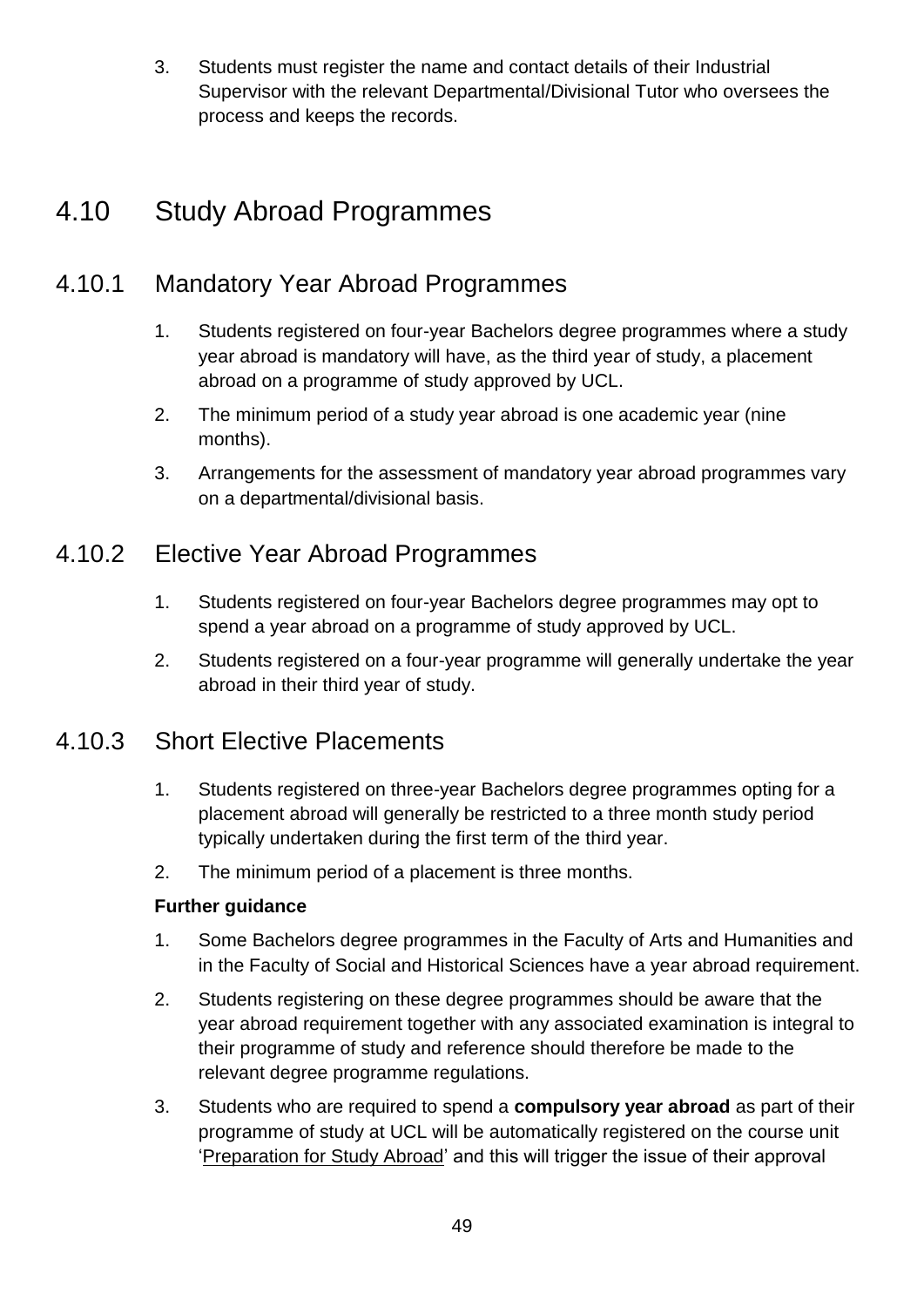3. Students must register the name and contact details of their Industrial Supervisor with the relevant Departmental/Divisional Tutor who oversees the process and keeps the records.

# 4.10 Study Abroad Programmes

## 4.10.1 Mandatory Year Abroad Programmes

1. Students registered on four-year Bachelors degree programmes where a study year abroad is mandatory will have, as the third year of study, a placement abroad on a programme of study approved by UCL.
2. The minimum period of a study year abroad is one academic year (nine months).
3. Arrangements for the assessment of mandatory year abroad programmes vary on a departmental/divisional basis.

## 4.10.2 Elective Year Abroad Programmes

1. Students registered on four-year Bachelors degree programmes may opt to spend a year abroad on a programme of study approved by UCL.
2. Students registered on a four-year programme will generally undertake the year abroad in their third year of study.

## 4.10.3 Short Elective Placements

1. Students registered on three-year Bachelors degree programmes opting for a placement abroad will generally be restricted to a three month study period typically undertaken during the first term of the third year.
2. The minimum period of a placement is three months.

**Further guidance**

1. Some Bachelors degree programmes in the Faculty of Arts and Humanities and in the Faculty of Social and Historical Sciences have a year abroad requirement.
2. Students registering on these degree programmes should be aware that the year abroad requirement together with any associated examination is integral to their programme of study and reference should therefore be made to the relevant degree programme regulations.
3. Students who are required to spend a **compulsory year abroad** as part of their programme of study at UCL will be automatically registered on the course unit 'Preparation for Study Abroad' and this will trigger the issue of their approval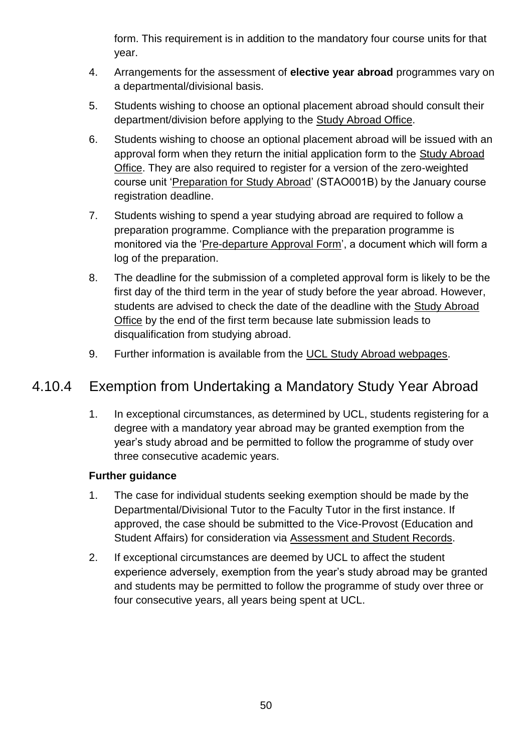form. This requirement is in addition to the mandatory four course units for that year.

4. Arrangements for the assessment of **elective year abroad** programmes vary on a departmental/divisional basis.
5. Students wishing to choose an optional placement abroad should consult their department/division before applying to the Study Abroad Office.
6. Students wishing to choose an optional placement abroad will be issued with an approval form when they return the initial application form to the Study Abroad Office. They are also required to register for a version of the zero-weighted course unit 'Preparation for Study Abroad' (STAO001B) by the January course registration deadline.
7. Students wishing to spend a year studying abroad are required to follow a preparation programme. Compliance with the preparation programme is monitored via the 'Pre-departure Approval Form', a document which will form a log of the preparation.
8. The deadline for the submission of a completed approval form is likely to be the first day of the third term in the year of study before the year abroad. However, students are advised to check the date of the deadline with the Study Abroad Office by the end of the first term because late submission leads to disqualification from studying abroad.
9. Further information is available from the UCL Study Abroad webpages.

## 4.10.4 Exemption from Undertaking a Mandatory Study Year Abroad

1. In exceptional circumstances, as determined by UCL, students registering for a degree with a mandatory year abroad may be granted exemption from the year's study abroad and be permitted to follow the programme of study over three consecutive academic years.

**Further guidance**

1. The case for individual students seeking exemption should be made by the Departmental/Divisional Tutor to the Faculty Tutor in the first instance. If approved, the case should be submitted to the Vice-Provost (Education and Student Affairs) for consideration via Assessment and Student Records.
2. If exceptional circumstances are deemed by UCL to affect the student experience adversely, exemption from the year's study abroad may be granted and students may be permitted to follow the programme of study over three or four consecutive years, all years being spent at UCL.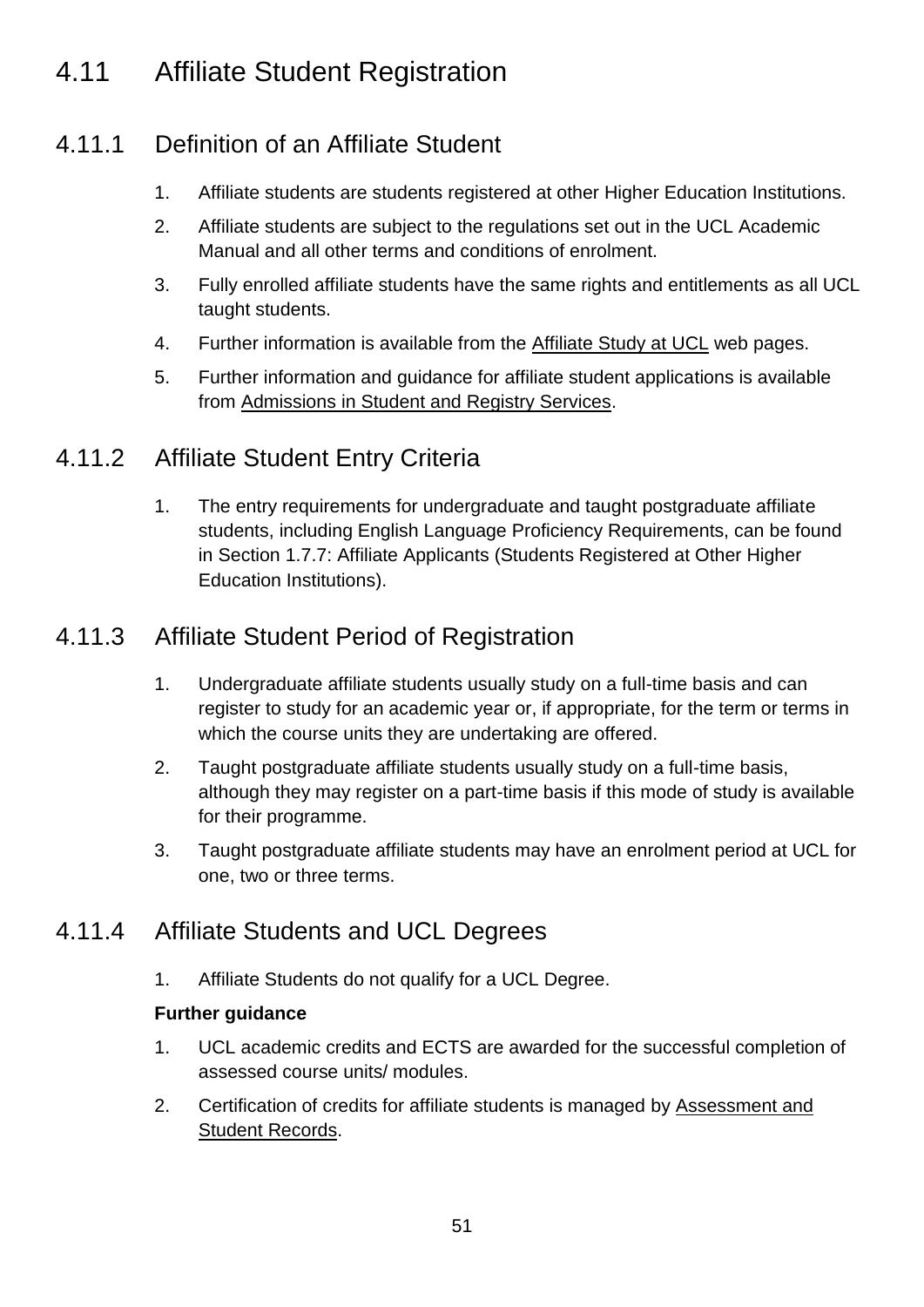# 4.11 Affiliate Student Registration

## 4.11.1 Definition of an Affiliate Student

1. Affiliate students are students registered at other Higher Education Institutions.
2. Affiliate students are subject to the regulations set out in the UCL Academic Manual and all other terms and conditions of enrolment.
3. Fully enrolled affiliate students have the same rights and entitlements as all UCL taught students.
4. Further information is available from the Affiliate Study at UCL web pages.
5. Further information and guidance for affiliate student applications is available from Admissions in Student and Registry Services.

## 4.11.2 Affiliate Student Entry Criteria

1. The entry requirements for undergraduate and taught postgraduate affiliate students, including English Language Proficiency Requirements, can be found in Section 1.7.7: Affiliate Applicants (Students Registered at Other Higher Education Institutions).

## 4.11.3 Affiliate Student Period of Registration

1. Undergraduate affiliate students usually study on a full-time basis and can register to study for an academic year or, if appropriate, for the term or terms in which the course units they are undertaking are offered.
2. Taught postgraduate affiliate students usually study on a full-time basis, although they may register on a part-time basis if this mode of study is available for their programme.
3. Taught postgraduate affiliate students may have an enrolment period at UCL for one, two or three terms.

## 4.11.4 Affiliate Students and UCL Degrees

1. Affiliate Students do not qualify for a UCL Degree.

**Further guidance**

1. UCL academic credits and ECTS are awarded for the successful completion of assessed course units/ modules.
2. Certification of credits for affiliate students is managed by Assessment and Student Records.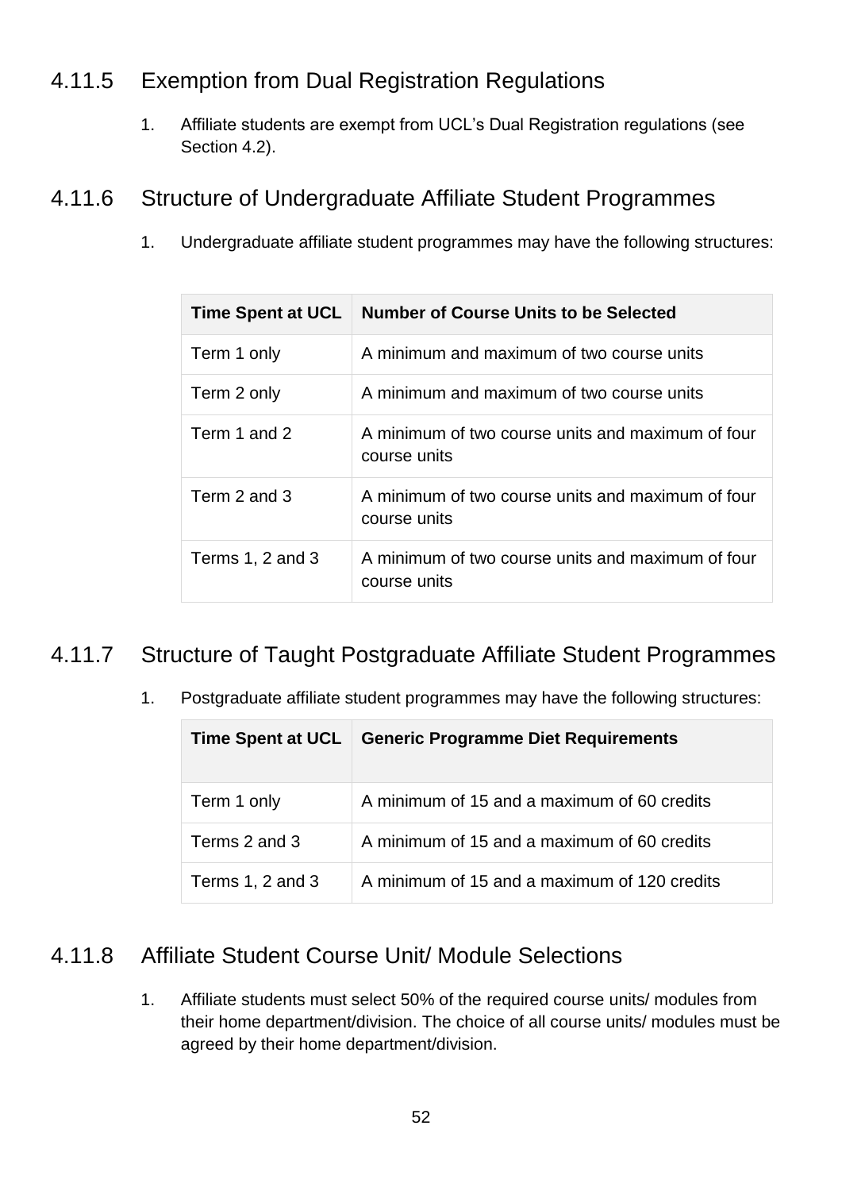### 4.11.5 Exemption from Dual Registration Regulations

1. Affiliate students are exempt from UCL's Dual Registration regulations (see Section 4.2).

### 4.11.6 Structure of Undergraduate Affiliate Student Programmes

1. Undergraduate affiliate student programmes may have the following structures:

| Time Spent at UCL | Number of Course Units to be Selected |
| --- | --- |
| Term 1 only | A minimum and maximum of two course units |
| Term 2 only | A minimum and maximum of two course units |
| Term 1 and 2 | A minimum of two course units and maximum of four course units |
| Term 2 and 3 | A minimum of two course units and maximum of four course units |
| Terms 1, 2 and 3 | A minimum of two course units and maximum of four course units |

### 4.11.7 Structure of Taught Postgraduate Affiliate Student Programmes

1. Postgraduate affiliate student programmes may have the following structures:

| Time Spent at UCL | Generic Programme Diet Requirements |
| --- | --- |
| Term 1 only | A minimum of 15 and a maximum of 60 credits |
| Terms 2 and 3 | A minimum of 15 and a maximum of 60 credits |
| Terms 1, 2 and 3 | A minimum of 15 and a maximum of 120 credits |

### 4.11.8 Affiliate Student Course Unit/ Module Selections

1. Affiliate students must select 50% of the required course units/ modules from their home department/division. The choice of all course units/ modules must be agreed by their home department/division.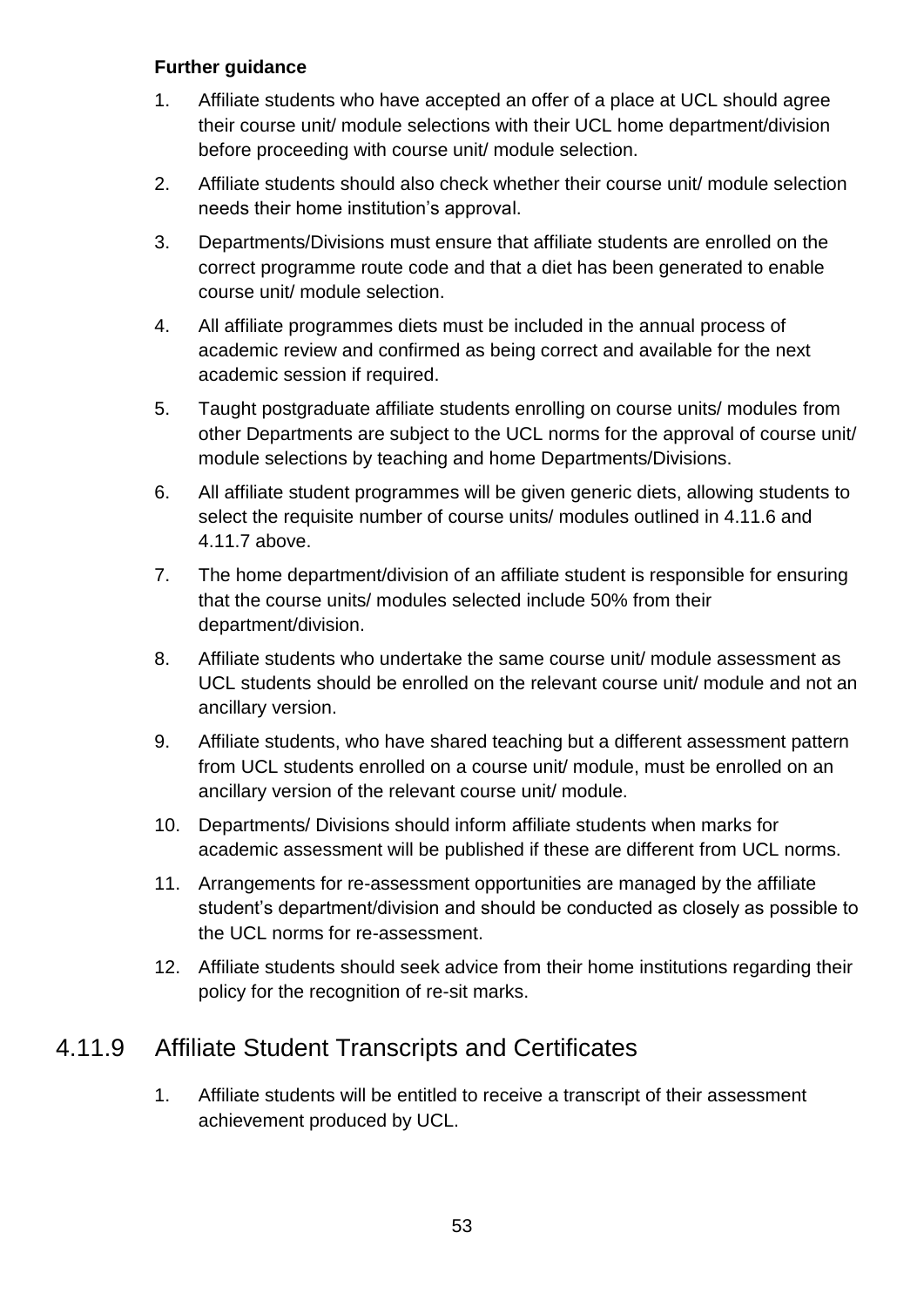**Further guidance**

1. Affiliate students who have accepted an offer of a place at UCL should agree their course unit/ module selections with their UCL home department/division before proceeding with course unit/ module selection.
2. Affiliate students should also check whether their course unit/ module selection needs their home institution's approval.
3. Departments/Divisions must ensure that affiliate students are enrolled on the correct programme route code and that a diet has been generated to enable course unit/ module selection.
4. All affiliate programmes diets must be included in the annual process of academic review and confirmed as being correct and available for the next academic session if required.
5. Taught postgraduate affiliate students enrolling on course units/ modules from other Departments are subject to the UCL norms for the approval of course unit/ module selections by teaching and home Departments/Divisions.
6. All affiliate student programmes will be given generic diets, allowing students to select the requisite number of course units/ modules outlined in 4.11.6 and 4.11.7 above.
7. The home department/division of an affiliate student is responsible for ensuring that the course units/ modules selected include 50% from their department/division.
8. Affiliate students who undertake the same course unit/ module assessment as UCL students should be enrolled on the relevant course unit/ module and not an ancillary version.
9. Affiliate students, who have shared teaching but a different assessment pattern from UCL students enrolled on a course unit/ module, must be enrolled on an ancillary version of the relevant course unit/ module.
10. Departments/ Divisions should inform affiliate students when marks for academic assessment will be published if these are different from UCL norms.
11. Arrangements for re-assessment opportunities are managed by the affiliate student's department/division and should be conducted as closely as possible to the UCL norms for re-assessment.
12. Affiliate students should seek advice from their home institutions regarding their policy for the recognition of re-sit marks.

## 4.11.9 Affiliate Student Transcripts and Certificates

1. Affiliate students will be entitled to receive a transcript of their assessment achievement produced by UCL.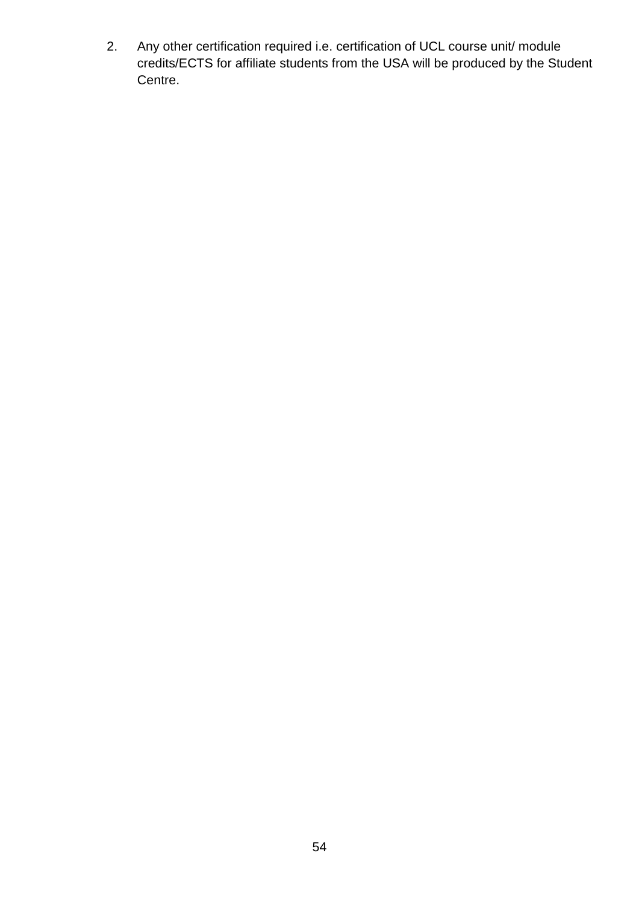2. Any other certification required i.e. certification of UCL course unit/ module credits/ECTS for affiliate students from the USA will be produced by the Student Centre.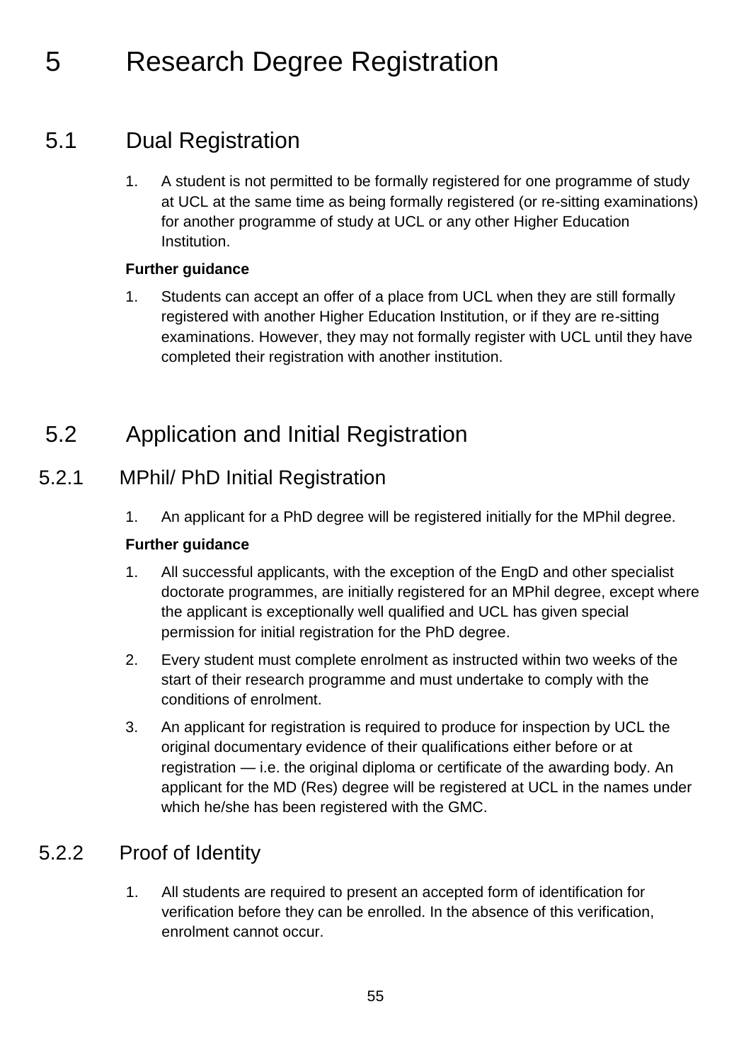# 5 Research Degree Registration

## 5.1 Dual Registration

1. A student is not permitted to be formally registered for one programme of study at UCL at the same time as being formally registered (or re-sitting examinations) for another programme of study at UCL or any other Higher Education Institution.

**Further guidance**

1. Students can accept an offer of a place from UCL when they are still formally registered with another Higher Education Institution, or if they are re-sitting examinations. However, they may not formally register with UCL until they have completed their registration with another institution.

## 5.2 Application and Initial Registration

### 5.2.1 MPhil/ PhD Initial Registration

1. An applicant for a PhD degree will be registered initially for the MPhil degree.

**Further guidance**

1. All successful applicants, with the exception of the EngD and other specialist doctorate programmes, are initially registered for an MPhil degree, except where the applicant is exceptionally well qualified and UCL has given special permission for initial registration for the PhD degree.
2. Every student must complete enrolment as instructed within two weeks of the start of their research programme and must undertake to comply with the conditions of enrolment.
3. An applicant for registration is required to produce for inspection by UCL the original documentary evidence of their qualifications either before or at registration — i.e. the original diploma or certificate of the awarding body. An applicant for the MD (Res) degree will be registered at UCL in the names under which he/she has been registered with the GMC.

### 5.2.2 Proof of Identity

1. All students are required to present an accepted form of identification for verification before they can be enrolled. In the absence of this verification, enrolment cannot occur.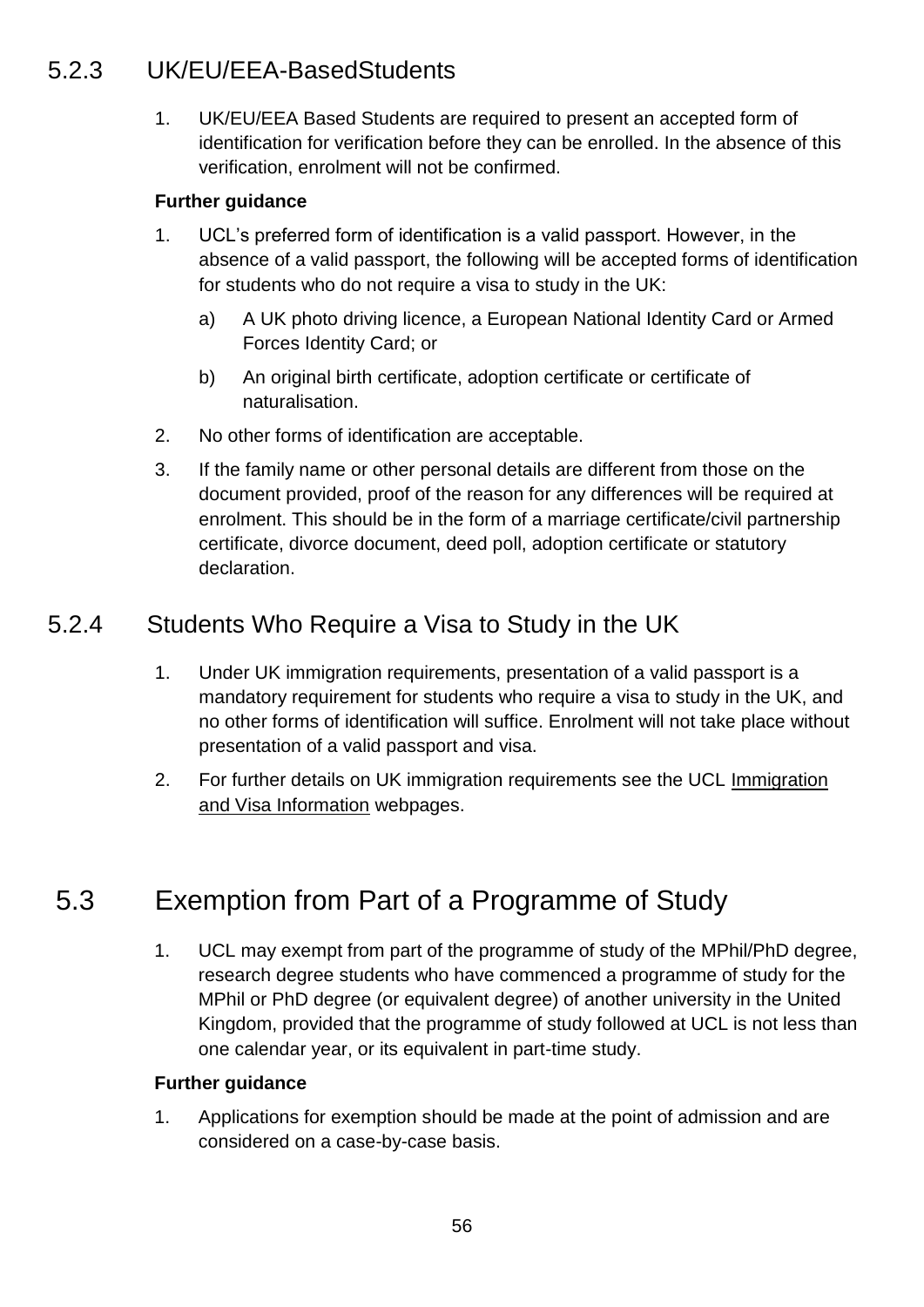### 5.2.3 UK/EU/EEA-BasedStudents

1. UK/EU/EEA Based Students are required to present an accepted form of identification for verification before they can be enrolled. In the absence of this verification, enrolment will not be confirmed.

**Further guidance**

1. UCL's preferred form of identification is a valid passport. However, in the absence of a valid passport, the following will be accepted forms of identification for students who do not require a visa to study in the UK:
   a) A UK photo driving licence, a European National Identity Card or Armed Forces Identity Card; or
   b) An original birth certificate, adoption certificate or certificate of naturalisation.
2. No other forms of identification are acceptable.
3. If the family name or other personal details are different from those on the document provided, proof of the reason for any differences will be required at enrolment. This should be in the form of a marriage certificate/civil partnership certificate, divorce document, deed poll, adoption certificate or statutory declaration.

### 5.2.4 Students Who Require a Visa to Study in the UK

1. Under UK immigration requirements, presentation of a valid passport is a mandatory requirement for students who require a visa to study in the UK, and no other forms of identification will suffice. Enrolment will not take place without presentation of a valid passport and visa.
2. For further details on UK immigration requirements see the UCL Immigration and Visa Information webpages.

## 5.3 Exemption from Part of a Programme of Study

1. UCL may exempt from part of the programme of study of the MPhil/PhD degree, research degree students who have commenced a programme of study for the MPhil or PhD degree (or equivalent degree) of another university in the United Kingdom, provided that the programme of study followed at UCL is not less than one calendar year, or its equivalent in part-time study.

**Further guidance**

1. Applications for exemption should be made at the point of admission and are considered on a case-by-case basis.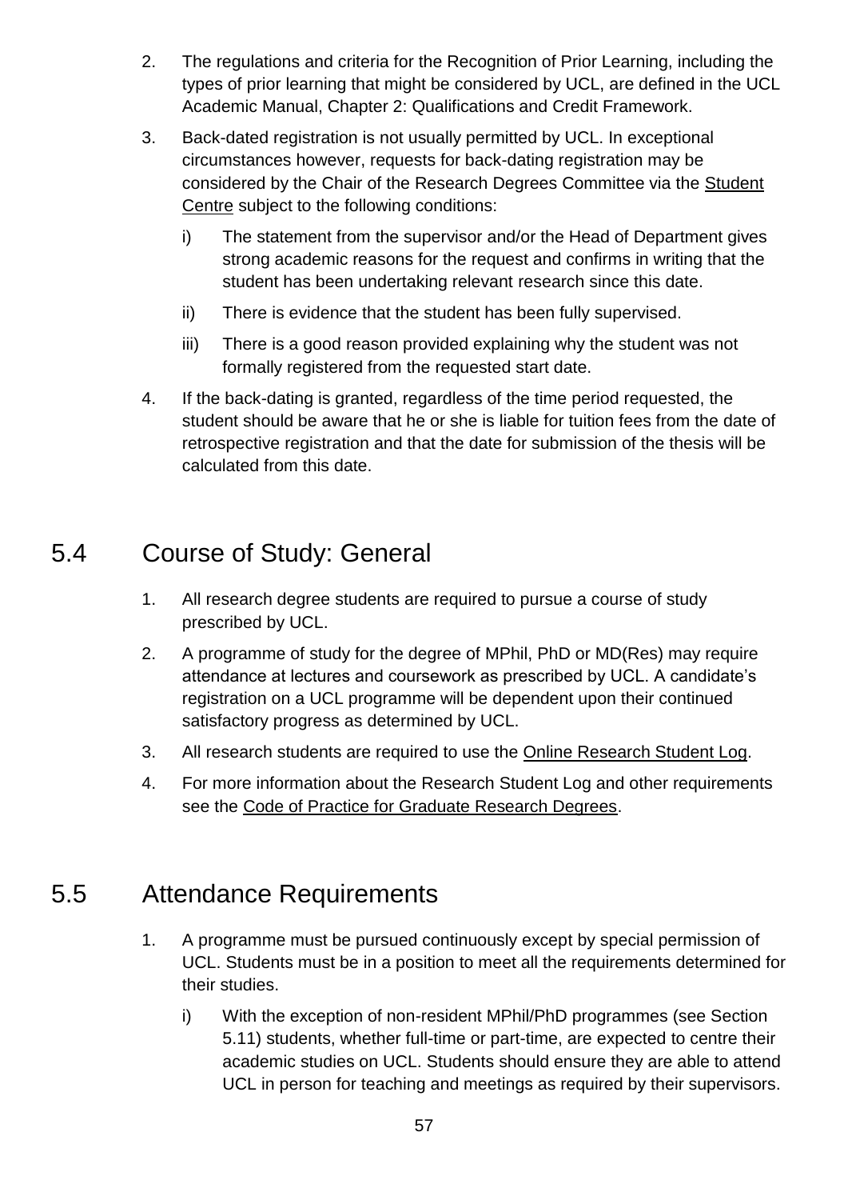2. The regulations and criteria for the Recognition of Prior Learning, including the types of prior learning that might be considered by UCL, are defined in the UCL Academic Manual, Chapter 2: Qualifications and Credit Framework.
3. Back-dated registration is not usually permitted by UCL. In exceptional circumstances however, requests for back-dating registration may be considered by the Chair of the Research Degrees Committee via the Student Centre subject to the following conditions:
   i) The statement from the supervisor and/or the Head of Department gives strong academic reasons for the request and confirms in writing that the student has been undertaking relevant research since this date.
   ii) There is evidence that the student has been fully supervised.
   iii) There is a good reason provided explaining why the student was not formally registered from the requested start date.
4. If the back-dating is granted, regardless of the time period requested, the student should be aware that he or she is liable for tuition fees from the date of retrospective registration and that the date for submission of the thesis will be calculated from this date.

## 5.4 Course of Study: General

1. All research degree students are required to pursue a course of study prescribed by UCL.
2. A programme of study for the degree of MPhil, PhD or MD(Res) may require attendance at lectures and coursework as prescribed by UCL. A candidate's registration on a UCL programme will be dependent upon their continued satisfactory progress as determined by UCL.
3. All research students are required to use the Online Research Student Log.
4. For more information about the Research Student Log and other requirements see the Code of Practice for Graduate Research Degrees.

## 5.5 Attendance Requirements

1. A programme must be pursued continuously except by special permission of UCL. Students must be in a position to meet all the requirements determined for their studies.
   i) With the exception of non-resident MPhil/PhD programmes (see Section 5.11) students, whether full-time or part-time, are expected to centre their academic studies on UCL. Students should ensure they are able to attend UCL in person for teaching and meetings as required by their supervisors.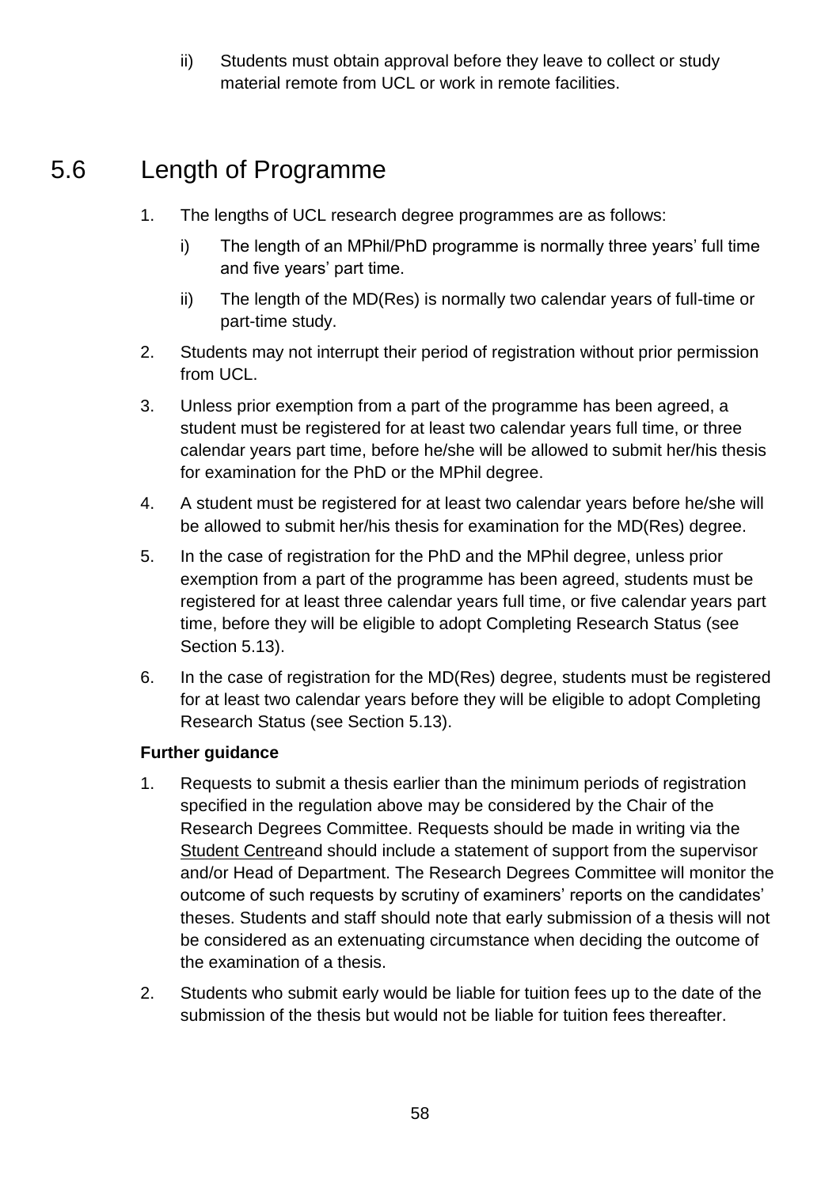ii) Students must obtain approval before they leave to collect or study material remote from UCL or work in remote facilities.

## 5.6 Length of Programme

1. The lengths of UCL research degree programmes are as follows:
   i) The length of an MPhil/PhD programme is normally three years' full time and five years' part time.
   ii) The length of the MD(Res) is normally two calendar years of full-time or part-time study.
2. Students may not interrupt their period of registration without prior permission from UCL.
3. Unless prior exemption from a part of the programme has been agreed, a student must be registered for at least two calendar years full time, or three calendar years part time, before he/she will be allowed to submit her/his thesis for examination for the PhD or the MPhil degree.
4. A student must be registered for at least two calendar years before he/she will be allowed to submit her/his thesis for examination for the MD(Res) degree.
5. In the case of registration for the PhD and the MPhil degree, unless prior exemption from a part of the programme has been agreed, students must be registered for at least three calendar years full time, or five calendar years part time, before they will be eligible to adopt Completing Research Status (see Section 5.13).
6. In the case of registration for the MD(Res) degree, students must be registered for at least two calendar years before they will be eligible to adopt Completing Research Status (see Section 5.13).

**Further guidance**

1. Requests to submit a thesis earlier than the minimum periods of registration specified in the regulation above may be considered by the Chair of the Research Degrees Committee. Requests should be made in writing via the Student Centreand should include a statement of support from the supervisor and/or Head of Department. The Research Degrees Committee will monitor the outcome of such requests by scrutiny of examiners' reports on the candidates' theses. Students and staff should note that early submission of a thesis will not be considered as an extenuating circumstance when deciding the outcome of the examination of a thesis.
2. Students who submit early would be liable for tuition fees up to the date of the submission of the thesis but would not be liable for tuition fees thereafter.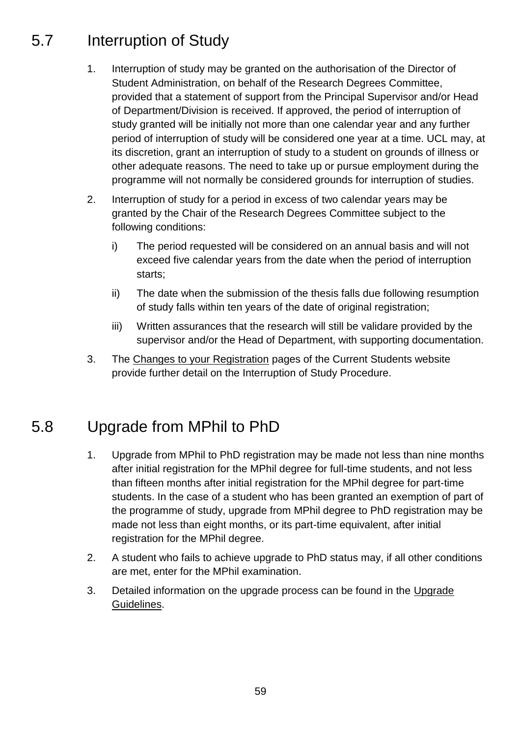## 5.7 Interruption of Study

1. Interruption of study may be granted on the authorisation of the Director of Student Administration, on behalf of the Research Degrees Committee, provided that a statement of support from the Principal Supervisor and/or Head of Department/Division is received. If approved, the period of interruption of study granted will be initially not more than one calendar year and any further period of interruption of study will be considered one year at a time. UCL may, at its discretion, grant an interruption of study to a student on grounds of illness or other adequate reasons. The need to take up or pursue employment during the programme will not normally be considered grounds for interruption of studies.
2. Interruption of study for a period in excess of two calendar years may be granted by the Chair of the Research Degrees Committee subject to the following conditions:
   i) The period requested will be considered on an annual basis and will not exceed five calendar years from the date when the period of interruption starts;
   ii) The date when the submission of the thesis falls due following resumption of study falls within ten years of the date of original registration;
   iii) Written assurances that the research will still be validare provided by the supervisor and/or the Head of Department, with supporting documentation.
3. The Changes to your Registration pages of the Current Students website provide further detail on the Interruption of Study Procedure.

## 5.8 Upgrade from MPhil to PhD

1. Upgrade from MPhil to PhD registration may be made not less than nine months after initial registration for the MPhil degree for full-time students, and not less than fifteen months after initial registration for the MPhil degree for part-time students. In the case of a student who has been granted an exemption of part of the programme of study, upgrade from MPhil degree to PhD registration may be made not less than eight months, or its part-time equivalent, after initial registration for the MPhil degree.
2. A student who fails to achieve upgrade to PhD status may, if all other conditions are met, enter for the MPhil examination.
3. Detailed information on the upgrade process can be found in the Upgrade Guidelines.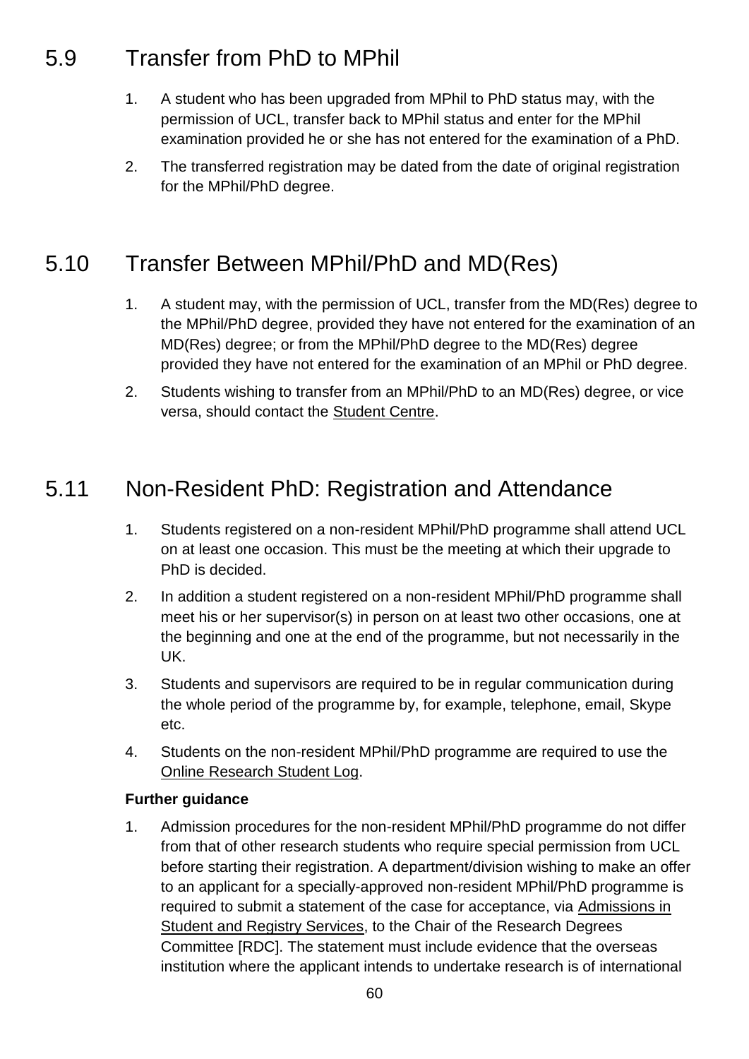## 5.9 Transfer from PhD to MPhil

1. A student who has been upgraded from MPhil to PhD status may, with the permission of UCL, transfer back to MPhil status and enter for the MPhil examination provided he or she has not entered for the examination of a PhD.
2. The transferred registration may be dated from the date of original registration for the MPhil/PhD degree.

## 5.10 Transfer Between MPhil/PhD and MD(Res)

1. A student may, with the permission of UCL, transfer from the MD(Res) degree to the MPhil/PhD degree, provided they have not entered for the examination of an MD(Res) degree; or from the MPhil/PhD degree to the MD(Res) degree provided they have not entered for the examination of an MPhil or PhD degree.
2. Students wishing to transfer from an MPhil/PhD to an MD(Res) degree, or vice versa, should contact the Student Centre.

## 5.11 Non-Resident PhD: Registration and Attendance

1. Students registered on a non-resident MPhil/PhD programme shall attend UCL on at least one occasion. This must be the meeting at which their upgrade to PhD is decided.
2. In addition a student registered on a non-resident MPhil/PhD programme shall meet his or her supervisor(s) in person on at least two other occasions, one at the beginning and one at the end of the programme, but not necessarily in the UK.
3. Students and supervisors are required to be in regular communication during the whole period of the programme by, for example, telephone, email, Skype etc.
4. Students on the non-resident MPhil/PhD programme are required to use the Online Research Student Log.

**Further guidance**

1. Admission procedures for the non-resident MPhil/PhD programme do not differ from that of other research students who require special permission from UCL before starting their registration. A department/division wishing to make an offer to an applicant for a specially-approved non-resident MPhil/PhD programme is required to submit a statement of the case for acceptance, via Admissions in Student and Registry Services, to the Chair of the Research Degrees Committee [RDC]. The statement must include evidence that the overseas institution where the applicant intends to undertake research is of international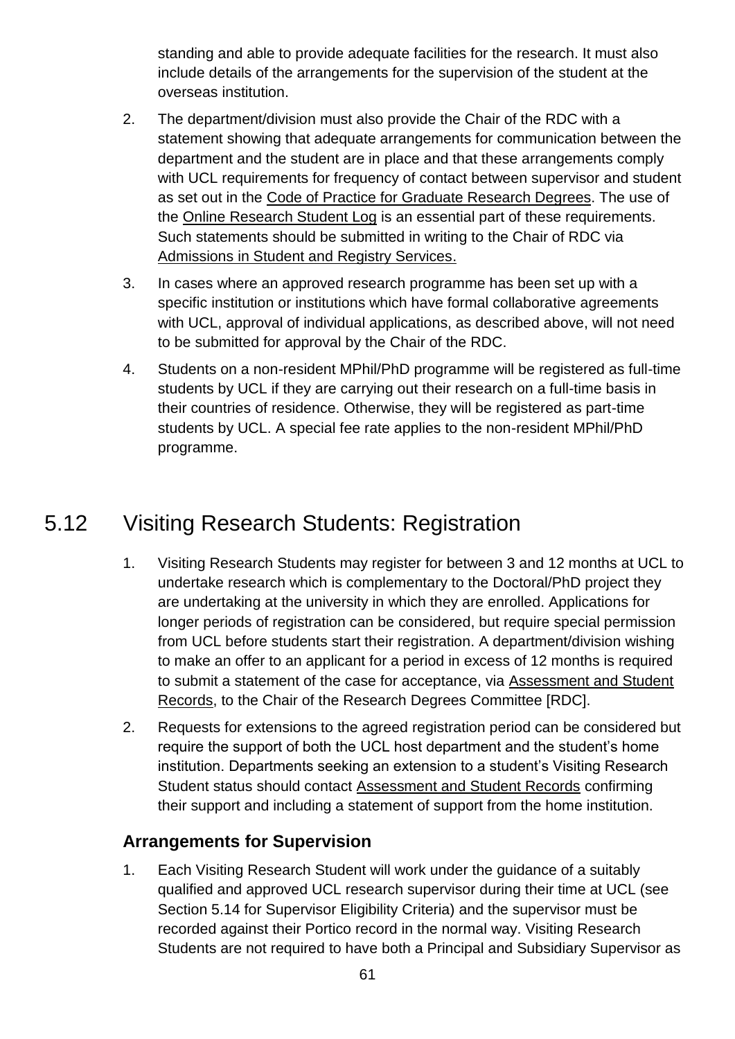standing and able to provide adequate facilities for the research. It must also include details of the arrangements for the supervision of the student at the overseas institution.

2. The department/division must also provide the Chair of the RDC with a statement showing that adequate arrangements for communication between the department and the student are in place and that these arrangements comply with UCL requirements for frequency of contact between supervisor and student as set out in the Code of Practice for Graduate Research Degrees. The use of the Online Research Student Log is an essential part of these requirements. Such statements should be submitted in writing to the Chair of RDC via Admissions in Student and Registry Services.

3. In cases where an approved research programme has been set up with a specific institution or institutions which have formal collaborative agreements with UCL, approval of individual applications, as described above, will not need to be submitted for approval by the Chair of the RDC.

4. Students on a non-resident MPhil/PhD programme will be registered as full-time students by UCL if they are carrying out their research on a full-time basis in their countries of residence. Otherwise, they will be registered as part-time students by UCL. A special fee rate applies to the non-resident MPhil/PhD programme.

## 5.12 Visiting Research Students: Registration

1. Visiting Research Students may register for between 3 and 12 months at UCL to undertake research which is complementary to the Doctoral/PhD project they are undertaking at the university in which they are enrolled. Applications for longer periods of registration can be considered, but require special permission from UCL before students start their registration. A department/division wishing to make an offer to an applicant for a period in excess of 12 months is required to submit a statement of the case for acceptance, via Assessment and Student Records, to the Chair of the Research Degrees Committee [RDC].

2. Requests for extensions to the agreed registration period can be considered but require the support of both the UCL host department and the student's home institution. Departments seeking an extension to a student's Visiting Research Student status should contact Assessment and Student Records confirming their support and including a statement of support from the home institution.

### Arrangements for Supervision

1. Each Visiting Research Student will work under the guidance of a suitably qualified and approved UCL research supervisor during their time at UCL (see Section 5.14 for Supervisor Eligibility Criteria) and the supervisor must be recorded against their Portico record in the normal way. Visiting Research Students are not required to have both a Principal and Subsidiary Supervisor as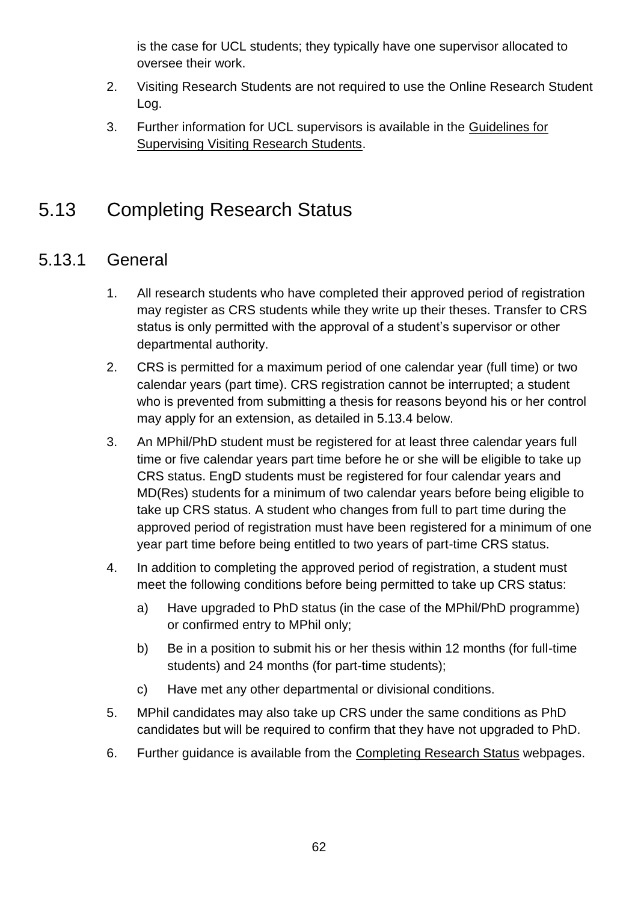is the case for UCL students; they typically have one supervisor allocated to oversee their work.

2. Visiting Research Students are not required to use the Online Research Student Log.
3. Further information for UCL supervisors is available in the Guidelines for Supervising Visiting Research Students.

## 5.13 Completing Research Status

### 5.13.1 General

1. All research students who have completed their approved period of registration may register as CRS students while they write up their theses. Transfer to CRS status is only permitted with the approval of a student's supervisor or other departmental authority.
2. CRS is permitted for a maximum period of one calendar year (full time) or two calendar years (part time). CRS registration cannot be interrupted; a student who is prevented from submitting a thesis for reasons beyond his or her control may apply for an extension, as detailed in 5.13.4 below.
3. An MPhil/PhD student must be registered for at least three calendar years full time or five calendar years part time before he or she will be eligible to take up CRS status. EngD students must be registered for four calendar years and MD(Res) students for a minimum of two calendar years before being eligible to take up CRS status. A student who changes from full to part time during the approved period of registration must have been registered for a minimum of one year part time before being entitled to two years of part-time CRS status.
4. In addition to completing the approved period of registration, a student must meet the following conditions before being permitted to take up CRS status:
   a) Have upgraded to PhD status (in the case of the MPhil/PhD programme) or confirmed entry to MPhil only;
   b) Be in a position to submit his or her thesis within 12 months (for full-time students) and 24 months (for part-time students);
   c) Have met any other departmental or divisional conditions.
5. MPhil candidates may also take up CRS under the same conditions as PhD candidates but will be required to confirm that they have not upgraded to PhD.
6. Further guidance is available from the Completing Research Status webpages.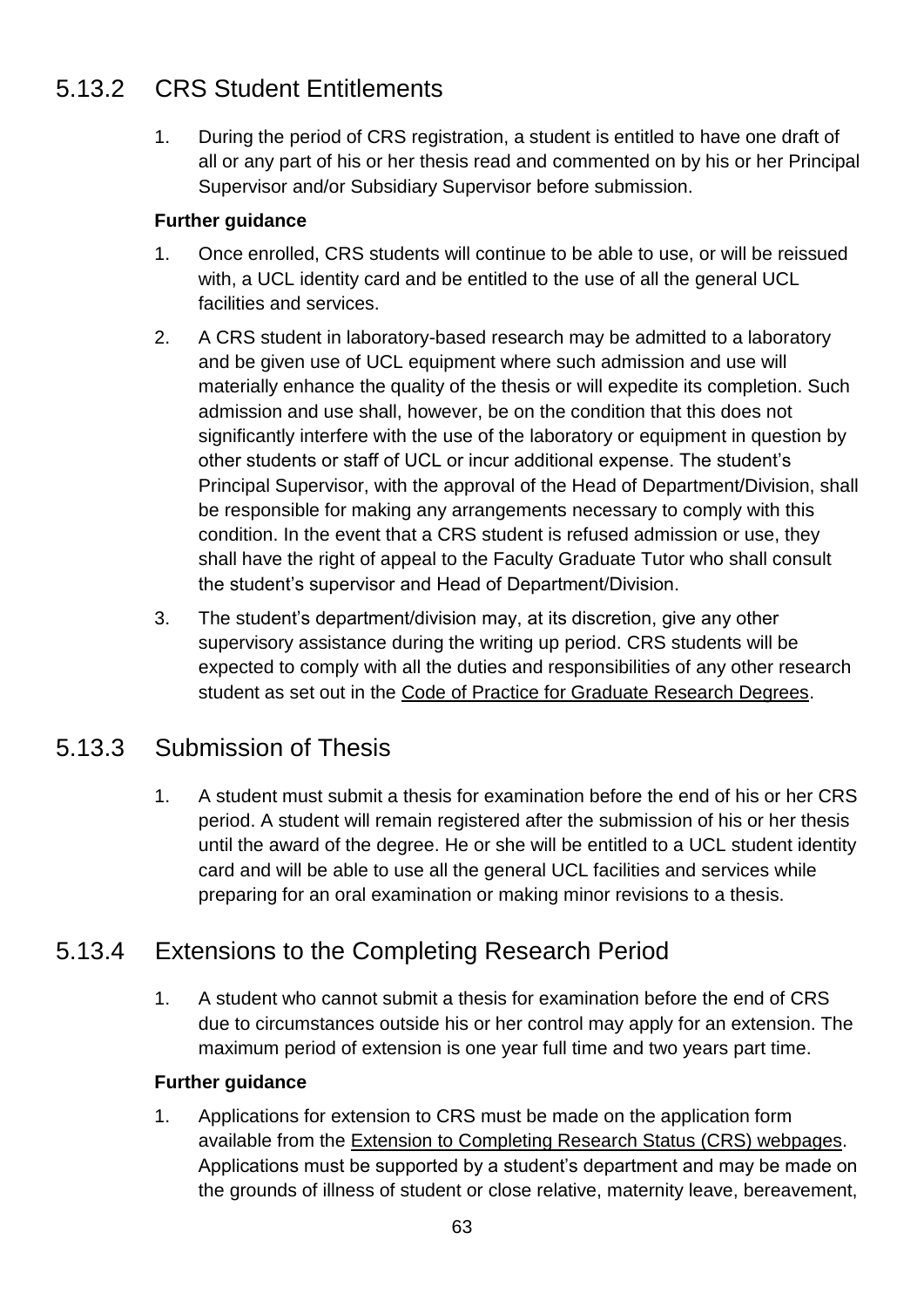## 5.13.2 CRS Student Entitlements

1. During the period of CRS registration, a student is entitled to have one draft of all or any part of his or her thesis read and commented on by his or her Principal Supervisor and/or Subsidiary Supervisor before submission.

**Further guidance**

1. Once enrolled, CRS students will continue to be able to use, or will be reissued with, a UCL identity card and be entitled to the use of all the general UCL facilities and services.
2. A CRS student in laboratory-based research may be admitted to a laboratory and be given use of UCL equipment where such admission and use will materially enhance the quality of the thesis or will expedite its completion. Such admission and use shall, however, be on the condition that this does not significantly interfere with the use of the laboratory or equipment in question by other students or staff of UCL or incur additional expense. The student's Principal Supervisor, with the approval of the Head of Department/Division, shall be responsible for making any arrangements necessary to comply with this condition. In the event that a CRS student is refused admission or use, they shall have the right of appeal to the Faculty Graduate Tutor who shall consult the student's supervisor and Head of Department/Division.
3. The student's department/division may, at its discretion, give any other supervisory assistance during the writing up period. CRS students will be expected to comply with all the duties and responsibilities of any other research student as set out in the Code of Practice for Graduate Research Degrees.

## 5.13.3 Submission of Thesis

1. A student must submit a thesis for examination before the end of his or her CRS period. A student will remain registered after the submission of his or her thesis until the award of the degree. He or she will be entitled to a UCL student identity card and will be able to use all the general UCL facilities and services while preparing for an oral examination or making minor revisions to a thesis.

## 5.13.4 Extensions to the Completing Research Period

1. A student who cannot submit a thesis for examination before the end of CRS due to circumstances outside his or her control may apply for an extension. The maximum period of extension is one year full time and two years part time.

**Further guidance**

1. Applications for extension to CRS must be made on the application form available from the Extension to Completing Research Status (CRS) webpages. Applications must be supported by a student's department and may be made on the grounds of illness of student or close relative, maternity leave, bereavement,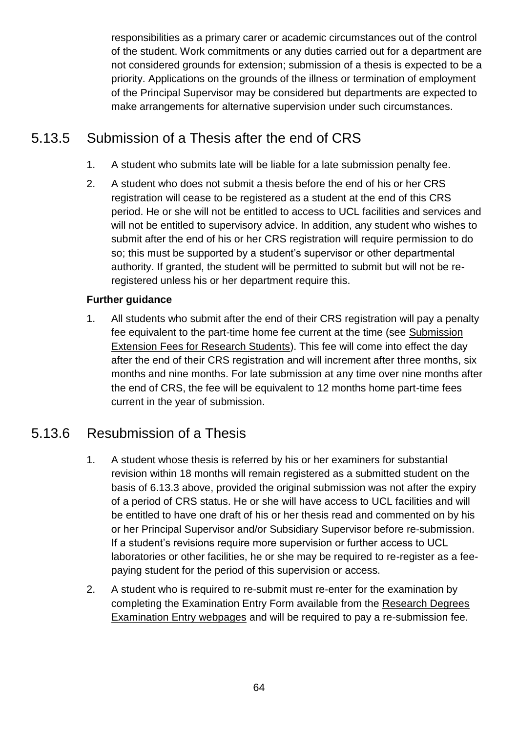responsibilities as a primary carer or academic circumstances out of the control of the student. Work commitments or any duties carried out for a department are not considered grounds for extension; submission of a thesis is expected to be a priority. Applications on the grounds of the illness or termination of employment of the Principal Supervisor may be considered but departments are expected to make arrangements for alternative supervision under such circumstances.

## 5.13.5 Submission of a Thesis after the end of CRS

1. A student who submits late will be liable for a late submission penalty fee.
2. A student who does not submit a thesis before the end of his or her CRS registration will cease to be registered as a student at the end of this CRS period. He or she will not be entitled to access to UCL facilities and services and will not be entitled to supervisory advice. In addition, any student who wishes to submit after the end of his or her CRS registration will require permission to do so; this must be supported by a student's supervisor or other departmental authority. If granted, the student will be permitted to submit but will not be re-registered unless his or her department require this.

**Further guidance**

1. All students who submit after the end of their CRS registration will pay a penalty fee equivalent to the part-time home fee current at the time (see Submission Extension Fees for Research Students). This fee will come into effect the day after the end of their CRS registration and will increment after three months, six months and nine months. For late submission at any time over nine months after the end of CRS, the fee will be equivalent to 12 months home part-time fees current in the year of submission.

## 5.13.6 Resubmission of a Thesis

1. A student whose thesis is referred by his or her examiners for substantial revision within 18 months will remain registered as a submitted student on the basis of 6.13.3 above, provided the original submission was not after the expiry of a period of CRS status. He or she will have access to UCL facilities and will be entitled to have one draft of his or her thesis read and commented on by his or her Principal Supervisor and/or Subsidiary Supervisor before re-submission. If a student's revisions require more supervision or further access to UCL laboratories or other facilities, he or she may be required to re-register as a fee-paying student for the period of this supervision or access.
2. A student who is required to re-submit must re-enter for the examination by completing the Examination Entry Form available from the Research Degrees Examination Entry webpages and will be required to pay a re-submission fee.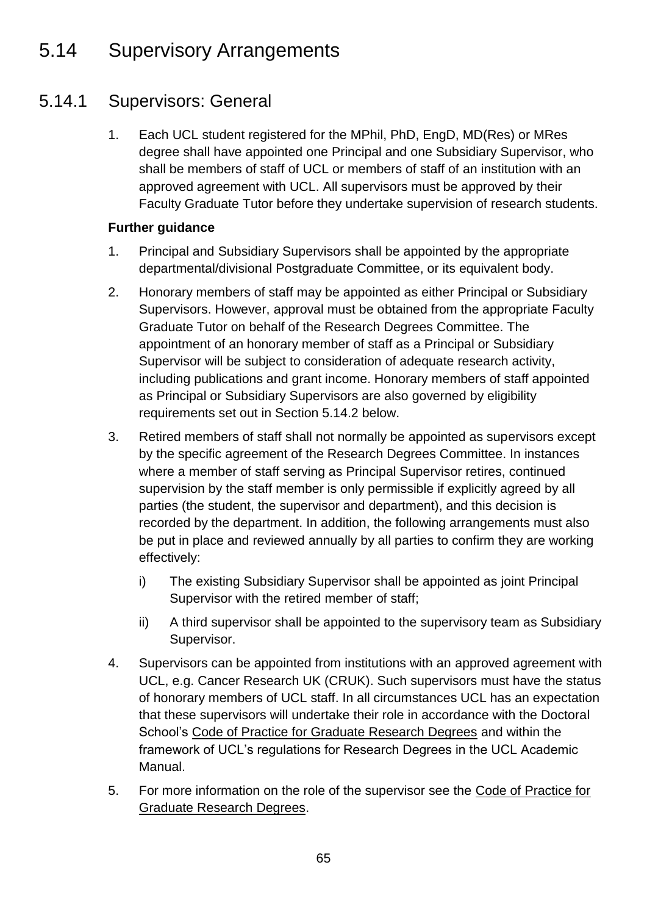# 5.14 Supervisory Arrangements

## 5.14.1 Supervisors: General

1. Each UCL student registered for the MPhil, PhD, EngD, MD(Res) or MRes degree shall have appointed one Principal and one Subsidiary Supervisor, who shall be members of staff of UCL or members of staff of an institution with an approved agreement with UCL. All supervisors must be approved by their Faculty Graduate Tutor before they undertake supervision of research students.

**Further guidance**

1. Principal and Subsidiary Supervisors shall be appointed by the appropriate departmental/divisional Postgraduate Committee, or its equivalent body.
2. Honorary members of staff may be appointed as either Principal or Subsidiary Supervisors. However, approval must be obtained from the appropriate Faculty Graduate Tutor on behalf of the Research Degrees Committee. The appointment of an honorary member of staff as a Principal or Subsidiary Supervisor will be subject to consideration of adequate research activity, including publications and grant income. Honorary members of staff appointed as Principal or Subsidiary Supervisors are also governed by eligibility requirements set out in Section 5.14.2 below.
3. Retired members of staff shall not normally be appointed as supervisors except by the specific agreement of the Research Degrees Committee. In instances where a member of staff serving as Principal Supervisor retires, continued supervision by the staff member is only permissible if explicitly agreed by all parties (the student, the supervisor and department), and this decision is recorded by the department. In addition, the following arrangements must also be put in place and reviewed annually by all parties to confirm they are working effectively:
   i) The existing Subsidiary Supervisor shall be appointed as joint Principal Supervisor with the retired member of staff;
   ii) A third supervisor shall be appointed to the supervisory team as Subsidiary Supervisor.
4. Supervisors can be appointed from institutions with an approved agreement with UCL, e.g. Cancer Research UK (CRUK). Such supervisors must have the status of honorary members of UCL staff. In all circumstances UCL has an expectation that these supervisors will undertake their role in accordance with the Doctoral School's Code of Practice for Graduate Research Degrees and within the framework of UCL's regulations for Research Degrees in the UCL Academic Manual.
5. For more information on the role of the supervisor see the Code of Practice for Graduate Research Degrees.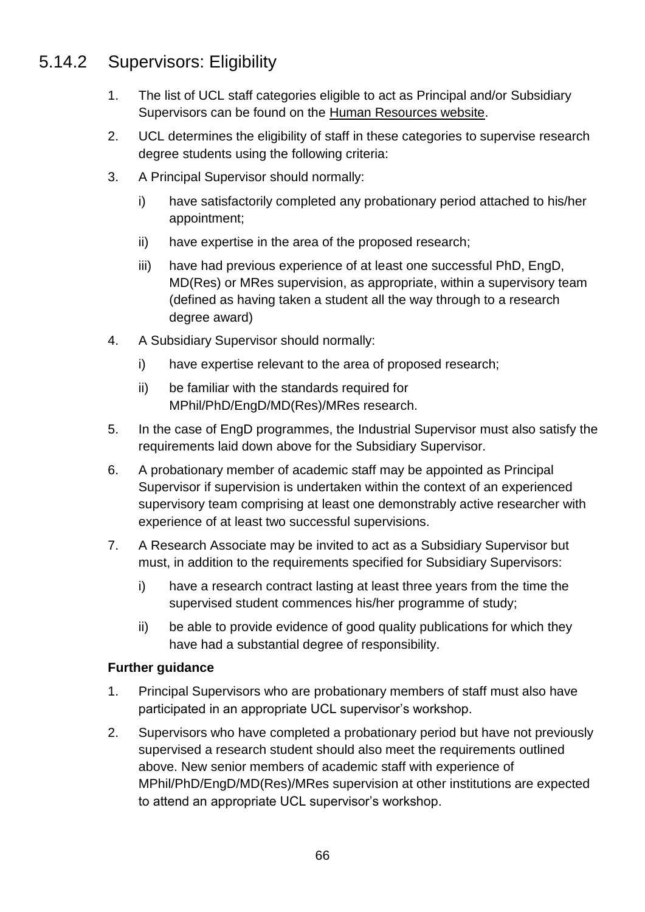## 5.14.2 Supervisors: Eligibility

1. The list of UCL staff categories eligible to act as Principal and/or Subsidiary Supervisors can be found on the Human Resources website.
2. UCL determines the eligibility of staff in these categories to supervise research degree students using the following criteria:
3. A Principal Supervisor should normally:
   i) have satisfactorily completed any probationary period attached to his/her appointment;
   ii) have expertise in the area of the proposed research;
   iii) have had previous experience of at least one successful PhD, EngD, MD(Res) or MRes supervision, as appropriate, within a supervisory team (defined as having taken a student all the way through to a research degree award)
4. A Subsidiary Supervisor should normally:
   i) have expertise relevant to the area of proposed research;
   ii) be familiar with the standards required for MPhil/PhD/EngD/MD(Res)/MRes research.
5. In the case of EngD programmes, the Industrial Supervisor must also satisfy the requirements laid down above for the Subsidiary Supervisor.
6. A probationary member of academic staff may be appointed as Principal Supervisor if supervision is undertaken within the context of an experienced supervisory team comprising at least one demonstrably active researcher with experience of at least two successful supervisions.
7. A Research Associate may be invited to act as a Subsidiary Supervisor but must, in addition to the requirements specified for Subsidiary Supervisors:
   i) have a research contract lasting at least three years from the time the supervised student commences his/her programme of study;
   ii) be able to provide evidence of good quality publications for which they have had a substantial degree of responsibility.

**Further guidance**

1. Principal Supervisors who are probationary members of staff must also have participated in an appropriate UCL supervisor's workshop.
2. Supervisors who have completed a probationary period but have not previously supervised a research student should also meet the requirements outlined above. New senior members of academic staff with experience of MPhil/PhD/EngD/MD(Res)/MRes supervision at other institutions are expected to attend an appropriate UCL supervisor's workshop.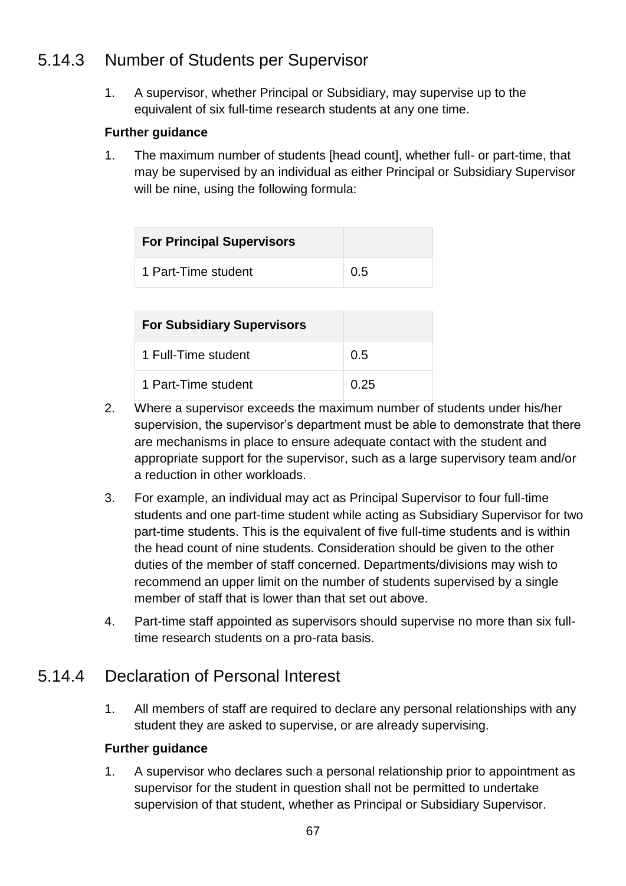## 5.14.3 Number of Students per Supervisor

1. A supervisor, whether Principal or Subsidiary, may supervise up to the equivalent of six full-time research students at any one time.

**Further guidance**

1. The maximum number of students [head count], whether full- or part-time, that may be supervised by an individual as either Principal or Subsidiary Supervisor will be nine, using the following formula:

| For Principal Supervisors | |
|---|---|
| 1 Part-Time student | 0.5 |

| For Subsidiary Supervisors | |
|---|---|
| 1 Full-Time student | 0.5 |
| 1 Part-Time student | 0.25 |

2. Where a supervisor exceeds the maximum number of students under his/her supervision, the supervisor's department must be able to demonstrate that there are mechanisms in place to ensure adequate contact with the student and appropriate support for the supervisor, such as a large supervisory team and/or a reduction in other workloads.
3. For example, an individual may act as Principal Supervisor to four full-time students and one part-time student while acting as Subsidiary Supervisor for two part-time students. This is the equivalent of five full-time students and is within the head count of nine students. Consideration should be given to the other duties of the member of staff concerned. Departments/divisions may wish to recommend an upper limit on the number of students supervised by a single member of staff that is lower than that set out above.
4. Part-time staff appointed as supervisors should supervise no more than six full-time research students on a pro-rata basis.

## 5.14.4 Declaration of Personal Interest

1. All members of staff are required to declare any personal relationships with any student they are asked to supervise, or are already supervising.

**Further guidance**

1. A supervisor who declares such a personal relationship prior to appointment as supervisor for the student in question shall not be permitted to undertake supervision of that student, whether as Principal or Subsidiary Supervisor.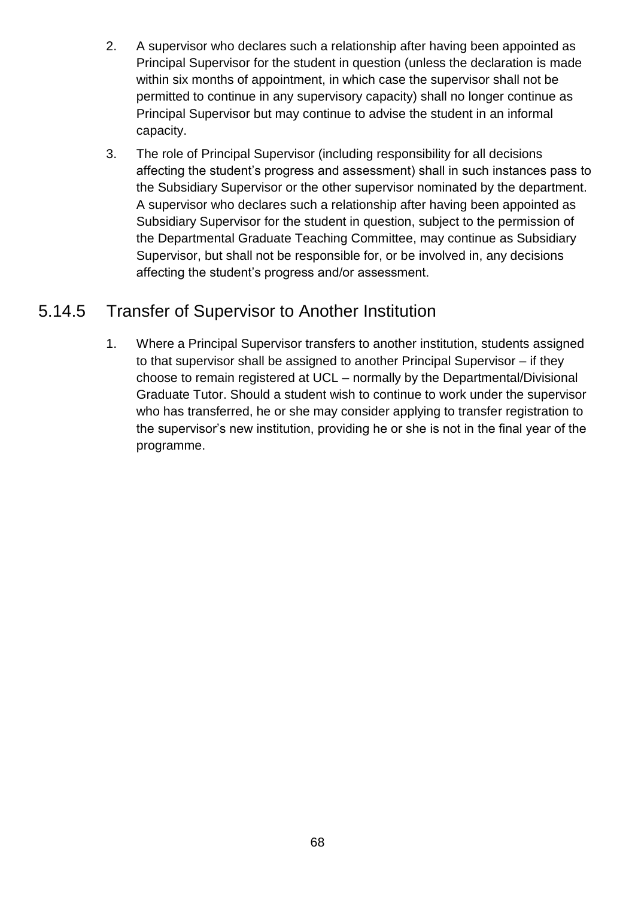2. A supervisor who declares such a relationship after having been appointed as Principal Supervisor for the student in question (unless the declaration is made within six months of appointment, in which case the supervisor shall not be permitted to continue in any supervisory capacity) shall no longer continue as Principal Supervisor but may continue to advise the student in an informal capacity.

3. The role of Principal Supervisor (including responsibility for all decisions affecting the student's progress and assessment) shall in such instances pass to the Subsidiary Supervisor or the other supervisor nominated by the department. A supervisor who declares such a relationship after having been appointed as Subsidiary Supervisor for the student in question, subject to the permission of the Departmental Graduate Teaching Committee, may continue as Subsidiary Supervisor, but shall not be responsible for, or be involved in, any decisions affecting the student's progress and/or assessment.

## 5.14.5 Transfer of Supervisor to Another Institution

1. Where a Principal Supervisor transfers to another institution, students assigned to that supervisor shall be assigned to another Principal Supervisor – if they choose to remain registered at UCL – normally by the Departmental/Divisional Graduate Tutor. Should a student wish to continue to work under the supervisor who has transferred, he or she may consider applying to transfer registration to the supervisor's new institution, providing he or she is not in the final year of the programme.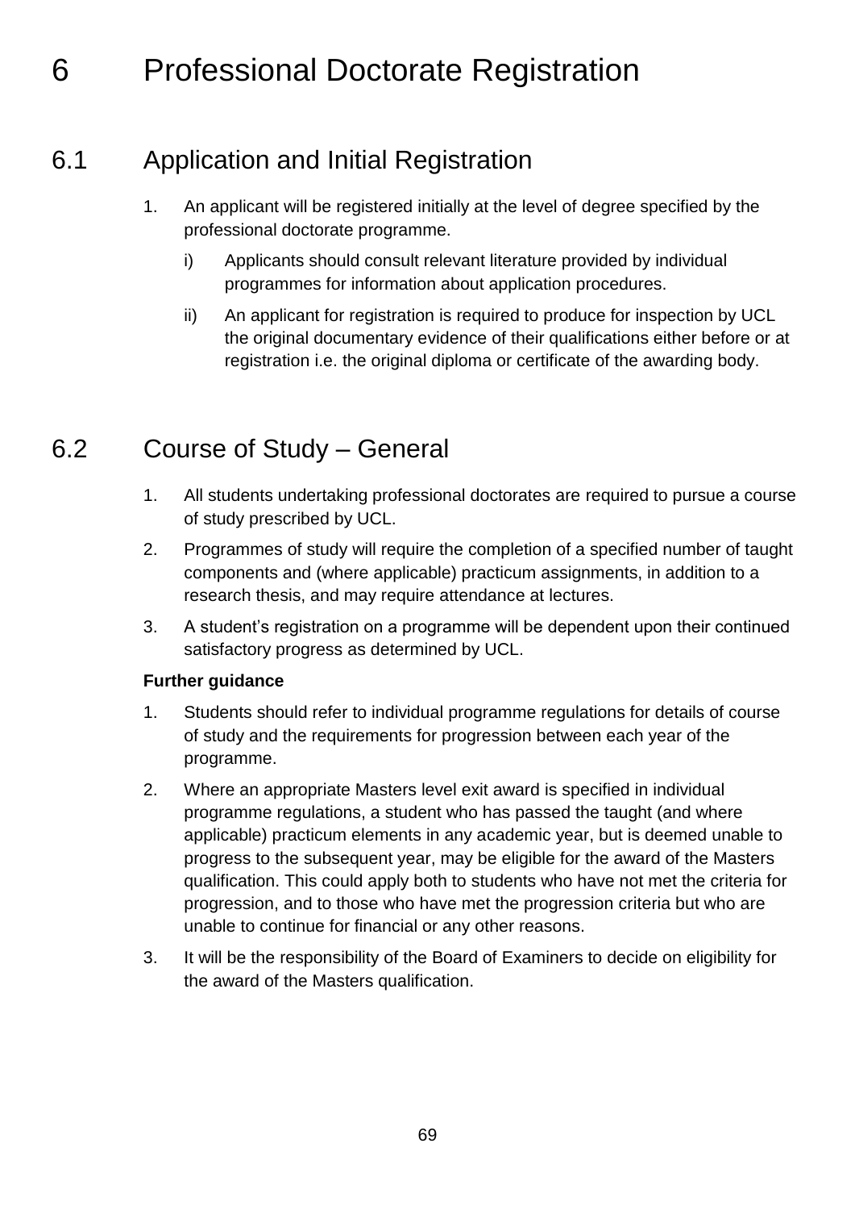# 6 Professional Doctorate Registration

## 6.1 Application and Initial Registration

1. An applicant will be registered initially at the level of degree specified by the professional doctorate programme.
   1. Applicants should consult relevant literature provided by individual programmes for information about application procedures.
   2. An applicant for registration is required to produce for inspection by UCL the original documentary evidence of their qualifications either before or at registration i.e. the original diploma or certificate of the awarding body.

## 6.2 Course of Study – General

1. All students undertaking professional doctorates are required to pursue a course of study prescribed by UCL.
2. Programmes of study will require the completion of a specified number of taught components and (where applicable) practicum assignments, in addition to a research thesis, and may require attendance at lectures.
3. A student's registration on a programme will be dependent upon their continued satisfactory progress as determined by UCL.

**Further guidance**

1. Students should refer to individual programme regulations for details of course of study and the requirements for progression between each year of the programme.
2. Where an appropriate Masters level exit award is specified in individual programme regulations, a student who has passed the taught (and where applicable) practicum elements in any academic year, but is deemed unable to progress to the subsequent year, may be eligible for the award of the Masters qualification. This could apply both to students who have not met the criteria for progression, and to those who have met the progression criteria but who are unable to continue for financial or any other reasons.
3. It will be the responsibility of the Board of Examiners to decide on eligibility for the award of the Masters qualification.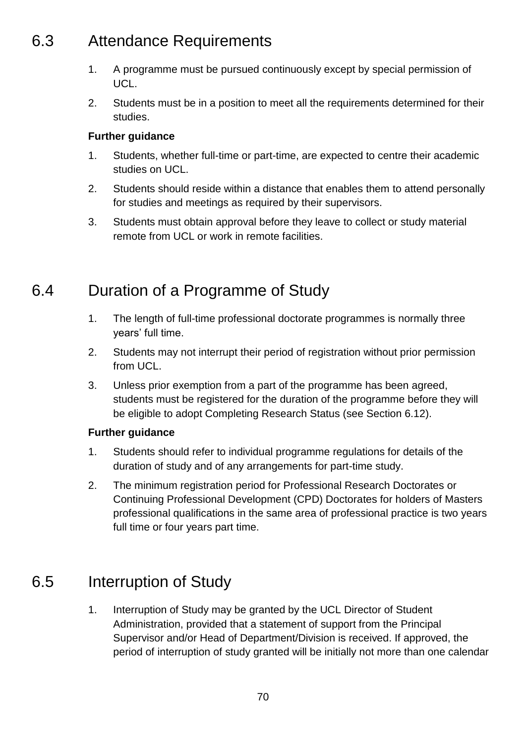## 6.3 Attendance Requirements

1. A programme must be pursued continuously except by special permission of UCL.
2. Students must be in a position to meet all the requirements determined for their studies.

**Further guidance**

1. Students, whether full-time or part-time, are expected to centre their academic studies on UCL.
2. Students should reside within a distance that enables them to attend personally for studies and meetings as required by their supervisors.
3. Students must obtain approval before they leave to collect or study material remote from UCL or work in remote facilities.

## 6.4 Duration of a Programme of Study

1. The length of full-time professional doctorate programmes is normally three years' full time.
2. Students may not interrupt their period of registration without prior permission from UCL.
3. Unless prior exemption from a part of the programme has been agreed, students must be registered for the duration of the programme before they will be eligible to adopt Completing Research Status (see Section 6.12).

**Further guidance**

1. Students should refer to individual programme regulations for details of the duration of study and of any arrangements for part-time study.
2. The minimum registration period for Professional Research Doctorates or Continuing Professional Development (CPD) Doctorates for holders of Masters professional qualifications in the same area of professional practice is two years full time or four years part time.

## 6.5 Interruption of Study

1. Interruption of Study may be granted by the UCL Director of Student Administration, provided that a statement of support from the Principal Supervisor and/or Head of Department/Division is received. If approved, the period of interruption of study granted will be initially not more than one calendar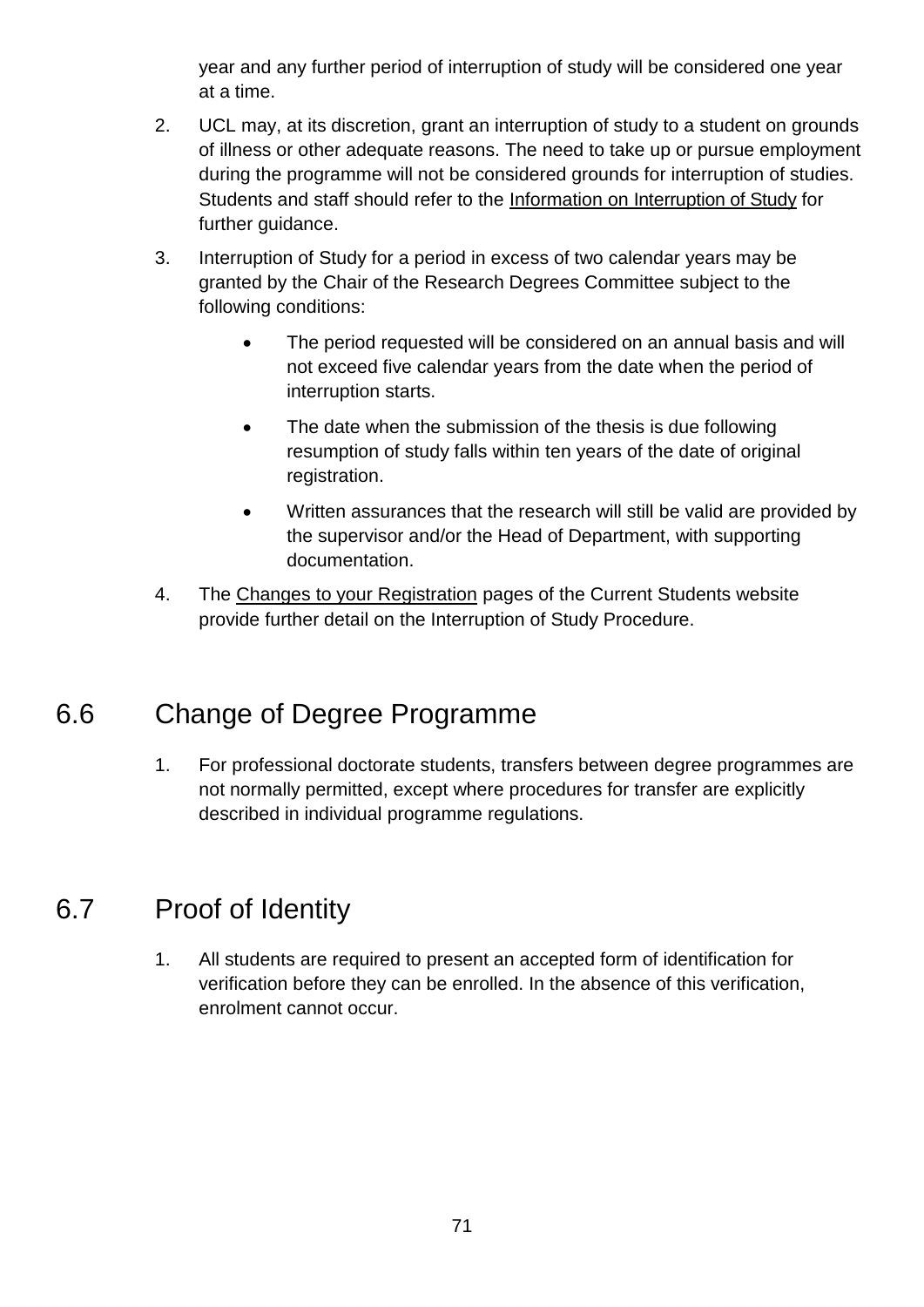year and any further period of interruption of study will be considered one year at a time.

2. UCL may, at its discretion, grant an interruption of study to a student on grounds of illness or other adequate reasons. The need to take up or pursue employment during the programme will not be considered grounds for interruption of studies. Students and staff should refer to the Information on Interruption of Study for further guidance.

3. Interruption of Study for a period in excess of two calendar years may be granted by the Chair of the Research Degrees Committee subject to the following conditions:

   - The period requested will be considered on an annual basis and will not exceed five calendar years from the date when the period of interruption starts.

   - The date when the submission of the thesis is due following resumption of study falls within ten years of the date of original registration.

   - Written assurances that the research will still be valid are provided by the supervisor and/or the Head of Department, with supporting documentation.

4. The Changes to your Registration pages of the Current Students website provide further detail on the Interruption of Study Procedure.

## 6.6 Change of Degree Programme

1. For professional doctorate students, transfers between degree programmes are not normally permitted, except where procedures for transfer are explicitly described in individual programme regulations.

## 6.7 Proof of Identity

1. All students are required to present an accepted form of identification for verification before they can be enrolled. In the absence of this verification, enrolment cannot occur.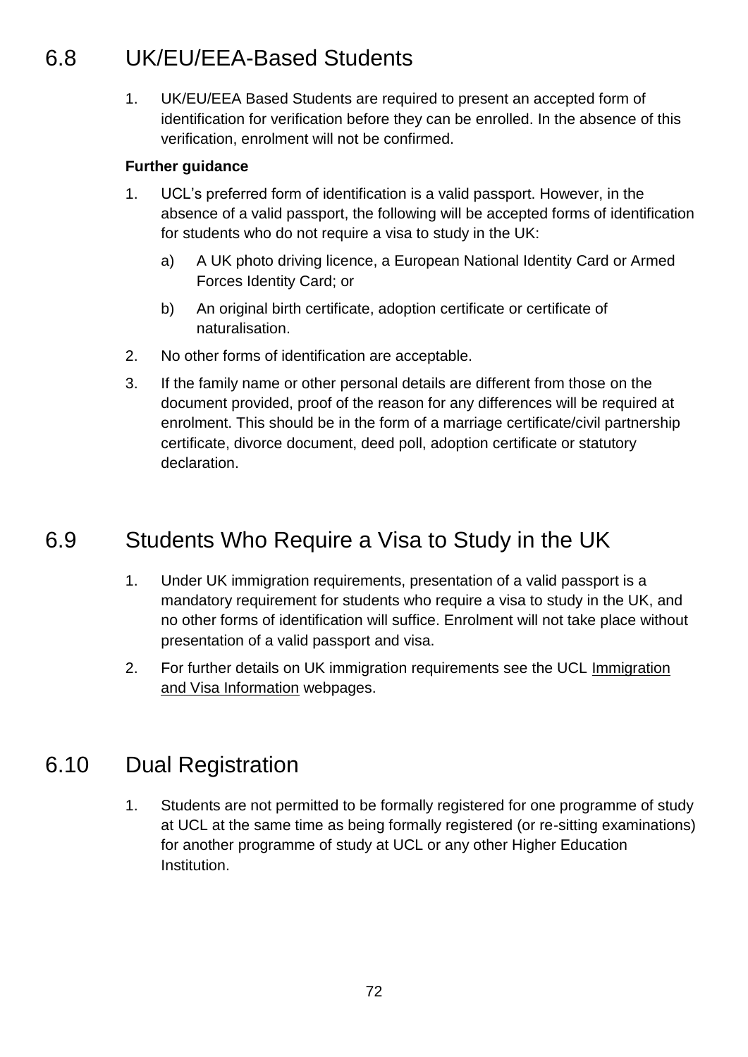## 6.8 UK/EU/EEA-Based Students

1. UK/EU/EEA Based Students are required to present an accepted form of identification for verification before they can be enrolled. In the absence of this verification, enrolment will not be confirmed.

**Further guidance**

1. UCL's preferred form of identification is a valid passport. However, in the absence of a valid passport, the following will be accepted forms of identification for students who do not require a visa to study in the UK:
   a) A UK photo driving licence, a European National Identity Card or Armed Forces Identity Card; or
   b) An original birth certificate, adoption certificate or certificate of naturalisation.
2. No other forms of identification are acceptable.
3. If the family name or other personal details are different from those on the document provided, proof of the reason for any differences will be required at enrolment. This should be in the form of a marriage certificate/civil partnership certificate, divorce document, deed poll, adoption certificate or statutory declaration.

## 6.9 Students Who Require a Visa to Study in the UK

1. Under UK immigration requirements, presentation of a valid passport is a mandatory requirement for students who require a visa to study in the UK, and no other forms of identification will suffice. Enrolment will not take place without presentation of a valid passport and visa.
2. For further details on UK immigration requirements see the UCL Immigration and Visa Information webpages.

## 6.10 Dual Registration

1. Students are not permitted to be formally registered for one programme of study at UCL at the same time as being formally registered (or re-sitting examinations) for another programme of study at UCL or any other Higher Education Institution.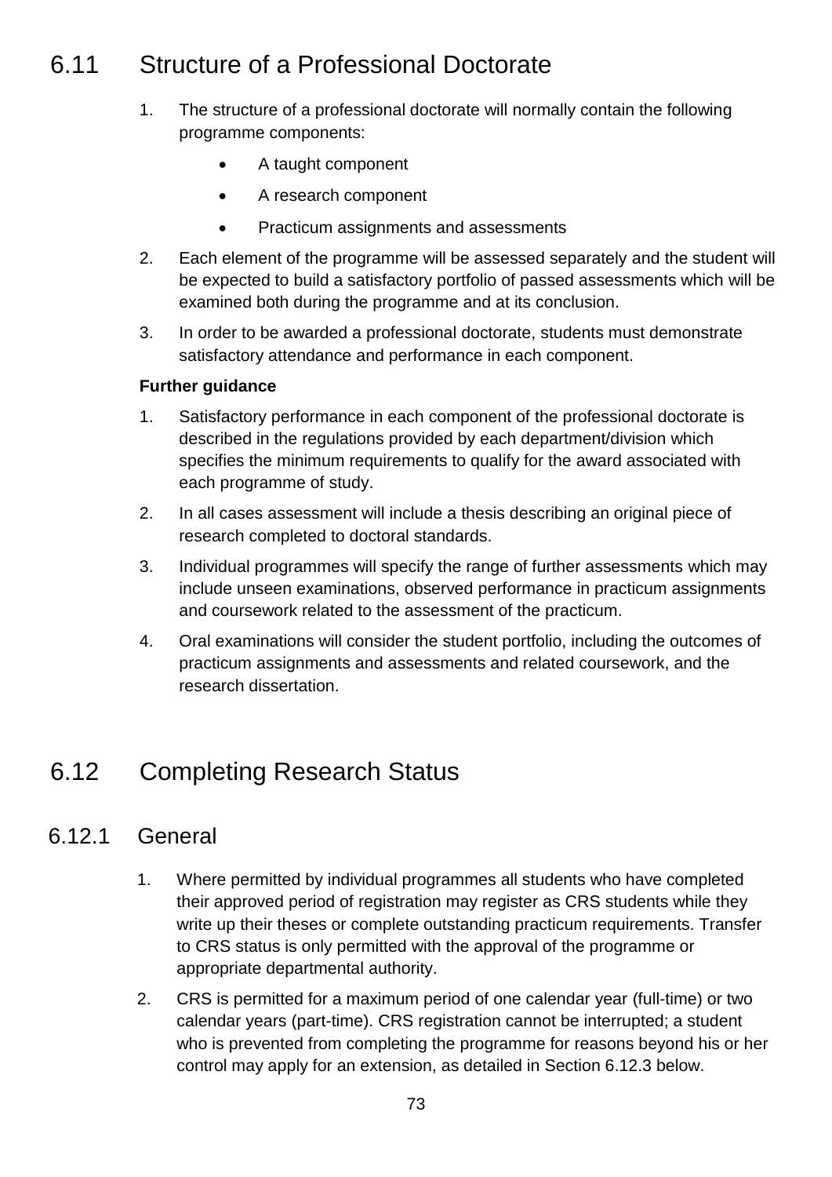## 6.11 Structure of a Professional Doctorate

1. The structure of a professional doctorate will normally contain the following programme components:
   - A taught component
   - A research component
   - Practicum assignments and assessments
2. Each element of the programme will be assessed separately and the student will be expected to build a satisfactory portfolio of passed assessments which will be examined both during the programme and at its conclusion.
3. In order to be awarded a professional doctorate, students must demonstrate satisfactory attendance and performance in each component.

**Further guidance**

1. Satisfactory performance in each component of the professional doctorate is described in the regulations provided by each department/division which specifies the minimum requirements to qualify for the award associated with each programme of study.
2. In all cases assessment will include a thesis describing an original piece of research completed to doctoral standards.
3. Individual programmes will specify the range of further assessments which may include unseen examinations, observed performance in practicum assignments and coursework related to the assessment of the practicum.
4. Oral examinations will consider the student portfolio, including the outcomes of practicum assignments and assessments and related coursework, and the research dissertation.

## 6.12 Completing Research Status

### 6.12.1 General

1. Where permitted by individual programmes all students who have completed their approved period of registration may register as CRS students while they write up their theses or complete outstanding practicum requirements. Transfer to CRS status is only permitted with the approval of the programme or appropriate departmental authority.
2. CRS is permitted for a maximum period of one calendar year (full-time) or two calendar years (part-time). CRS registration cannot be interrupted; a student who is prevented from completing the programme for reasons beyond his or her control may apply for an extension, as detailed in Section 6.12.3 below.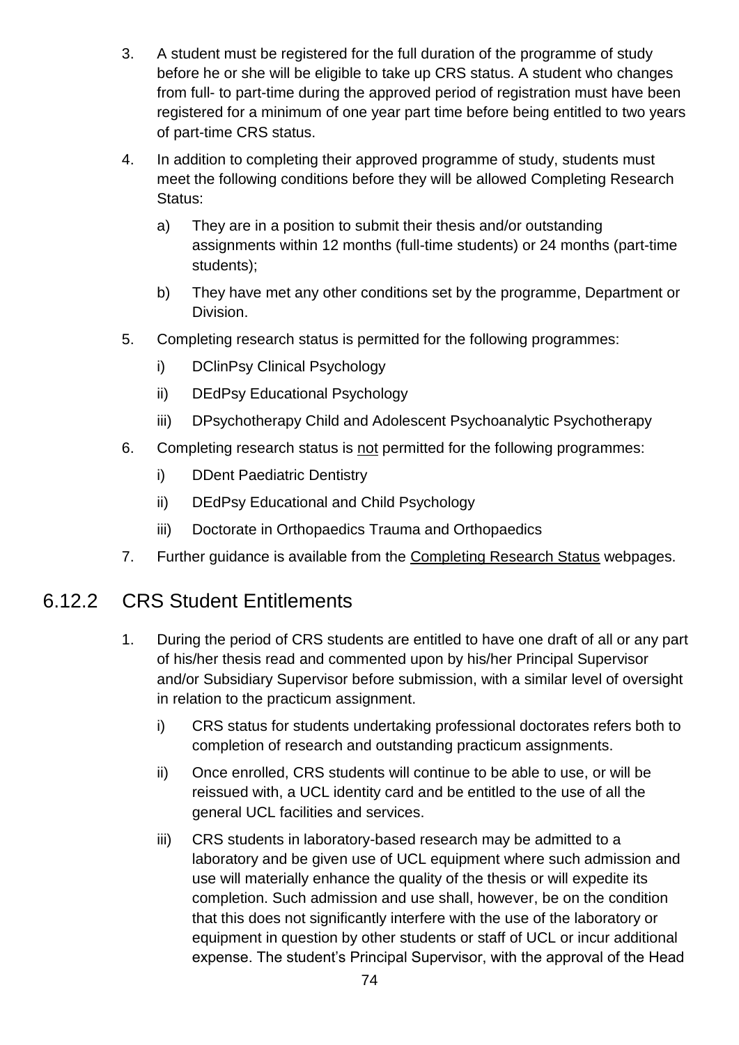3. A student must be registered for the full duration of the programme of study before he or she will be eligible to take up CRS status. A student who changes from full- to part-time during the approved period of registration must have been registered for a minimum of one year part time before being entitled to two years of part-time CRS status.

4. In addition to completing their approved programme of study, students must meet the following conditions before they will be allowed Completing Research Status:

   a) They are in a position to submit their thesis and/or outstanding assignments within 12 months (full-time students) or 24 months (part-time students);

   b) They have met any other conditions set by the programme, Department or Division.

5. Completing research status is permitted for the following programmes:

   i) DClinPsy Clinical Psychology

   ii) DEdPsy Educational Psychology

   iii) DPsychotherapy Child and Adolescent Psychoanalytic Psychotherapy

6. Completing research status is not permitted for the following programmes:

   i) DDent Paediatric Dentistry

   ii) DEdPsy Educational and Child Psychology

   iii) Doctorate in Orthopaedics Trauma and Orthopaedics

7. Further guidance is available from the Completing Research Status webpages.

## 6.12.2 CRS Student Entitlements

1. During the period of CRS students are entitled to have one draft of all or any part of his/her thesis read and commented upon by his/her Principal Supervisor and/or Subsidiary Supervisor before submission, with a similar level of oversight in relation to the practicum assignment.

   i) CRS status for students undertaking professional doctorates refers both to completion of research and outstanding practicum assignments.

   ii) Once enrolled, CRS students will continue to be able to use, or will be reissued with, a UCL identity card and be entitled to the use of all the general UCL facilities and services.

   iii) CRS students in laboratory-based research may be admitted to a laboratory and be given use of UCL equipment where such admission and use will materially enhance the quality of the thesis or will expedite its completion. Such admission and use shall, however, be on the condition that this does not significantly interfere with the use of the laboratory or equipment in question by other students or staff of UCL or incur additional expense. The student's Principal Supervisor, with the approval of the Head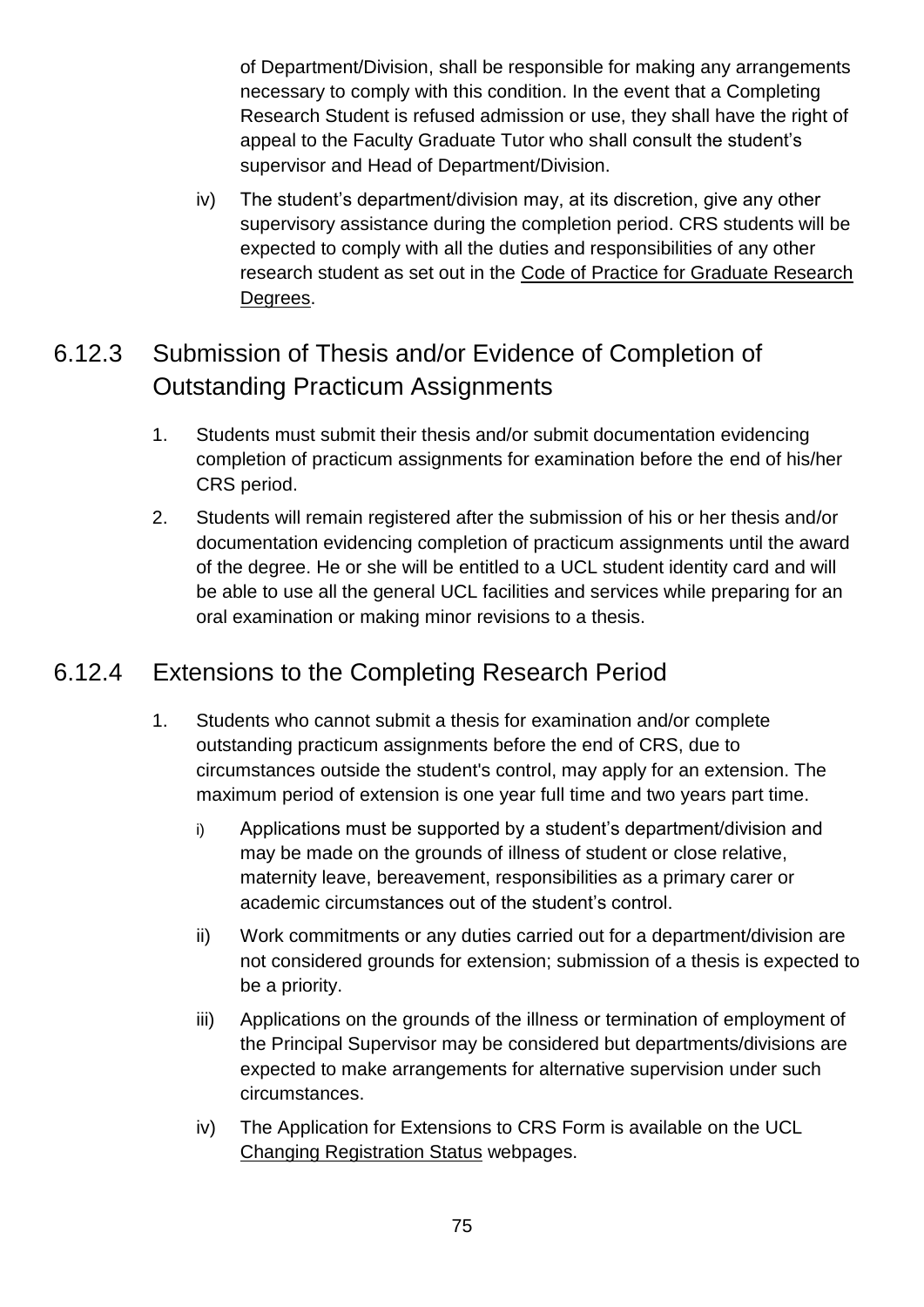of Department/Division, shall be responsible for making any arrangements necessary to comply with this condition. In the event that a Completing Research Student is refused admission or use, they shall have the right of appeal to the Faculty Graduate Tutor who shall consult the student's supervisor and Head of Department/Division.

iv) The student's department/division may, at its discretion, give any other supervisory assistance during the completion period. CRS students will be expected to comply with all the duties and responsibilities of any other research student as set out in the Code of Practice for Graduate Research Degrees.

## 6.12.3 Submission of Thesis and/or Evidence of Completion of Outstanding Practicum Assignments

1. Students must submit their thesis and/or submit documentation evidencing completion of practicum assignments for examination before the end of his/her CRS period.
2. Students will remain registered after the submission of his or her thesis and/or documentation evidencing completion of practicum assignments until the award of the degree. He or she will be entitled to a UCL student identity card and will be able to use all the general UCL facilities and services while preparing for an oral examination or making minor revisions to a thesis.

## 6.12.4 Extensions to the Completing Research Period

1. Students who cannot submit a thesis for examination and/or complete outstanding practicum assignments before the end of CRS, due to circumstances outside the student's control, may apply for an extension. The maximum period of extension is one year full time and two years part time.
   - i) Applications must be supported by a student's department/division and may be made on the grounds of illness of student or close relative, maternity leave, bereavement, responsibilities as a primary carer or academic circumstances out of the student's control.
   - ii) Work commitments or any duties carried out for a department/division are not considered grounds for extension; submission of a thesis is expected to be a priority.
   - iii) Applications on the grounds of the illness or termination of employment of the Principal Supervisor may be considered but departments/divisions are expected to make arrangements for alternative supervision under such circumstances.
   - iv) The Application for Extensions to CRS Form is available on the UCL Changing Registration Status webpages.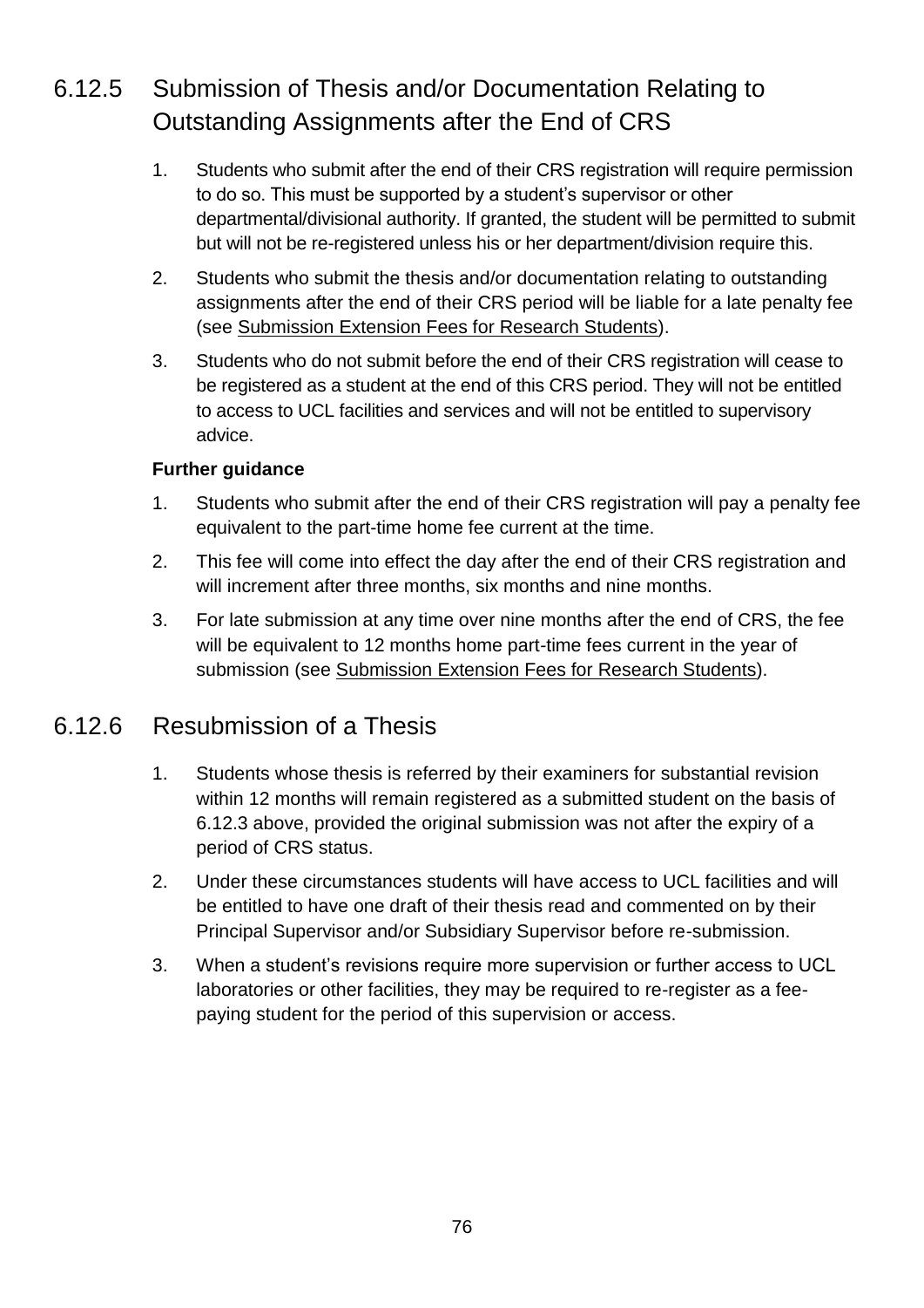### 6.12.5 Submission of Thesis and/or Documentation Relating to Outstanding Assignments after the End of CRS

1. Students who submit after the end of their CRS registration will require permission to do so. This must be supported by a student's supervisor or other departmental/divisional authority. If granted, the student will be permitted to submit but will not be re-registered unless his or her department/division require this.
2. Students who submit the thesis and/or documentation relating to outstanding assignments after the end of their CRS period will be liable for a late penalty fee (see Submission Extension Fees for Research Students).
3. Students who do not submit before the end of their CRS registration will cease to be registered as a student at the end of this CRS period. They will not be entitled to access to UCL facilities and services and will not be entitled to supervisory advice.

**Further guidance**

1. Students who submit after the end of their CRS registration will pay a penalty fee equivalent to the part-time home fee current at the time.
2. This fee will come into effect the day after the end of their CRS registration and will increment after three months, six months and nine months.
3. For late submission at any time over nine months after the end of CRS, the fee will be equivalent to 12 months home part-time fees current in the year of submission (see Submission Extension Fees for Research Students).

### 6.12.6 Resubmission of a Thesis

1. Students whose thesis is referred by their examiners for substantial revision within 12 months will remain registered as a submitted student on the basis of 6.12.3 above, provided the original submission was not after the expiry of a period of CRS status.
2. Under these circumstances students will have access to UCL facilities and will be entitled to have one draft of their thesis read and commented on by their Principal Supervisor and/or Subsidiary Supervisor before re-submission.
3. When a student's revisions require more supervision or further access to UCL laboratories or other facilities, they may be required to re-register as a fee-paying student for the period of this supervision or access.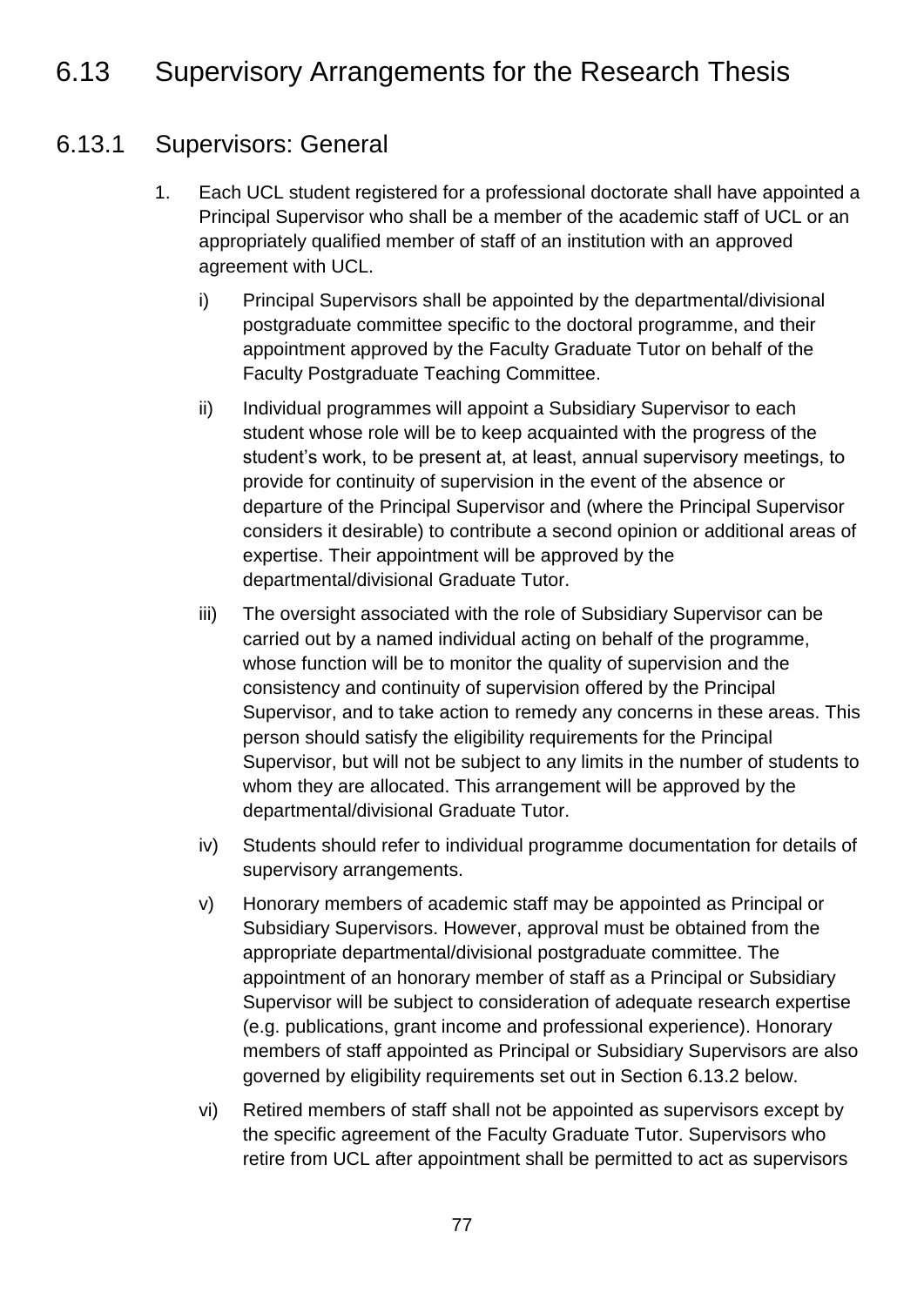# 6.13 Supervisory Arrangements for the Research Thesis

## 6.13.1 Supervisors: General

1. Each UCL student registered for a professional doctorate shall have appointed a Principal Supervisor who shall be a member of the academic staff of UCL or an appropriately qualified member of staff of an institution with an approved agreement with UCL.

   i) Principal Supervisors shall be appointed by the departmental/divisional postgraduate committee specific to the doctoral programme, and their appointment approved by the Faculty Graduate Tutor on behalf of the Faculty Postgraduate Teaching Committee.

   ii) Individual programmes will appoint a Subsidiary Supervisor to each student whose role will be to keep acquainted with the progress of the student's work, to be present at, at least, annual supervisory meetings, to provide for continuity of supervision in the event of the absence or departure of the Principal Supervisor and (where the Principal Supervisor considers it desirable) to contribute a second opinion or additional areas of expertise. Their appointment will be approved by the departmental/divisional Graduate Tutor.

   iii) The oversight associated with the role of Subsidiary Supervisor can be carried out by a named individual acting on behalf of the programme, whose function will be to monitor the quality of supervision and the consistency and continuity of supervision offered by the Principal Supervisor, and to take action to remedy any concerns in these areas. This person should satisfy the eligibility requirements for the Principal Supervisor, but will not be subject to any limits in the number of students to whom they are allocated. This arrangement will be approved by the departmental/divisional Graduate Tutor.

   iv) Students should refer to individual programme documentation for details of supervisory arrangements.

   v) Honorary members of academic staff may be appointed as Principal or Subsidiary Supervisors. However, approval must be obtained from the appropriate departmental/divisional postgraduate committee. The appointment of an honorary member of staff as a Principal or Subsidiary Supervisor will be subject to consideration of adequate research expertise (e.g. publications, grant income and professional experience). Honorary members of staff appointed as Principal or Subsidiary Supervisors are also governed by eligibility requirements set out in Section 6.13.2 below.

   vi) Retired members of staff shall not be appointed as supervisors except by the specific agreement of the Faculty Graduate Tutor. Supervisors who retire from UCL after appointment shall be permitted to act as supervisors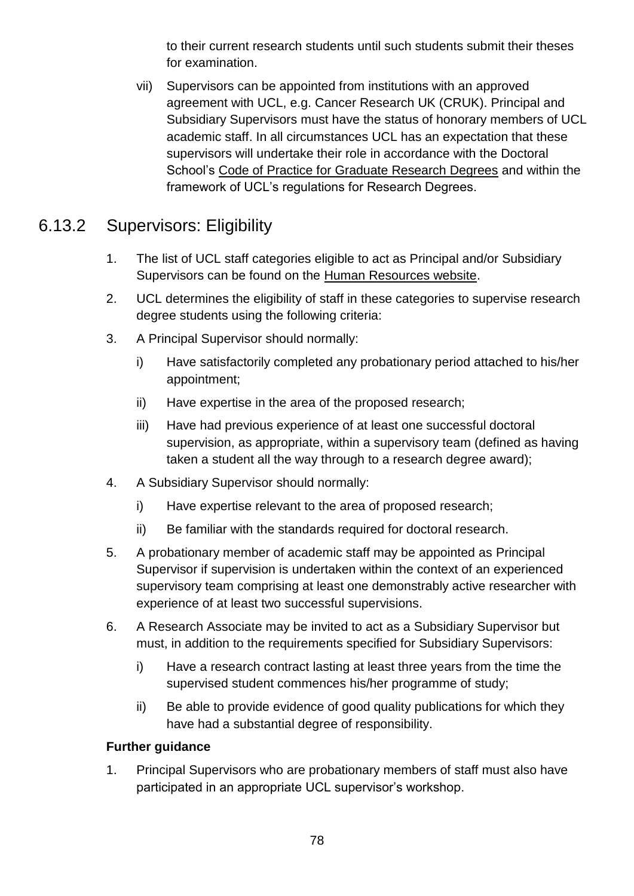to their current research students until such students submit their theses for examination.

vii) Supervisors can be appointed from institutions with an approved agreement with UCL, e.g. Cancer Research UK (CRUK). Principal and Subsidiary Supervisors must have the status of honorary members of UCL academic staff. In all circumstances UCL has an expectation that these supervisors will undertake their role in accordance with the Doctoral School's Code of Practice for Graduate Research Degrees and within the framework of UCL's regulations for Research Degrees.

## 6.13.2 Supervisors: Eligibility

1. The list of UCL staff categories eligible to act as Principal and/or Subsidiary Supervisors can be found on the Human Resources website.
2. UCL determines the eligibility of staff in these categories to supervise research degree students using the following criteria:
3. A Principal Supervisor should normally:
   i) Have satisfactorily completed any probationary period attached to his/her appointment;
   ii) Have expertise in the area of the proposed research;
   iii) Have had previous experience of at least one successful doctoral supervision, as appropriate, within a supervisory team (defined as having taken a student all the way through to a research degree award);
4. A Subsidiary Supervisor should normally:
   i) Have expertise relevant to the area of proposed research;
   ii) Be familiar with the standards required for doctoral research.
5. A probationary member of academic staff may be appointed as Principal Supervisor if supervision is undertaken within the context of an experienced supervisory team comprising at least one demonstrably active researcher with experience of at least two successful supervisions.
6. A Research Associate may be invited to act as a Subsidiary Supervisor but must, in addition to the requirements specified for Subsidiary Supervisors:
   i) Have a research contract lasting at least three years from the time the supervised student commences his/her programme of study;
   ii) Be able to provide evidence of good quality publications for which they have had a substantial degree of responsibility.

**Further guidance**

1. Principal Supervisors who are probationary members of staff must also have participated in an appropriate UCL supervisor's workshop.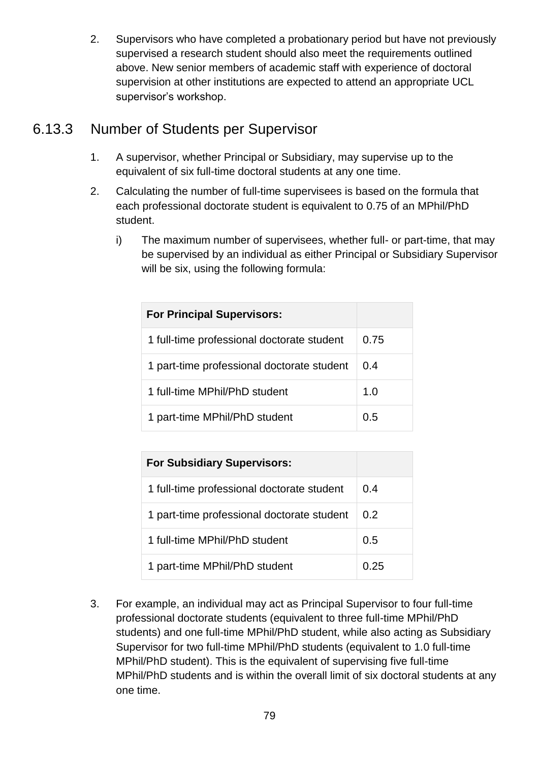2. Supervisors who have completed a probationary period but have not previously supervised a research student should also meet the requirements outlined above. New senior members of academic staff with experience of doctoral supervision at other institutions are expected to attend an appropriate UCL supervisor's workshop.

## 6.13.3 Number of Students per Supervisor

1. A supervisor, whether Principal or Subsidiary, may supervise up to the equivalent of six full-time doctoral students at any one time.
2. Calculating the number of full-time supervisees is based on the formula that each professional doctorate student is equivalent to 0.75 of an MPhil/PhD student.
   i) The maximum number of supervisees, whether full- or part-time, that may be supervised by an individual as either Principal or Subsidiary Supervisor will be six, using the following formula:

| **For Principal Supervisors:** | |
|---|---|
| 1 full-time professional doctorate student | 0.75 |
| 1 part-time professional doctorate student | 0.4 |
| 1 full-time MPhil/PhD student | 1.0 |
| 1 part-time MPhil/PhD student | 0.5 |

| **For Subsidiary Supervisors:** | |
|---|---|
| 1 full-time professional doctorate student | 0.4 |
| 1 part-time professional doctorate student | 0.2 |
| 1 full-time MPhil/PhD student | 0.5 |
| 1 part-time MPhil/PhD student | 0.25 |

3. For example, an individual may act as Principal Supervisor to four full-time professional doctorate students (equivalent to three full-time MPhil/PhD students) and one full-time MPhil/PhD student, while also acting as Subsidiary Supervisor for two full-time MPhil/PhD students (equivalent to 1.0 full-time MPhil/PhD student). This is the equivalent of supervising five full-time MPhil/PhD students and is within the overall limit of six doctoral students at any one time.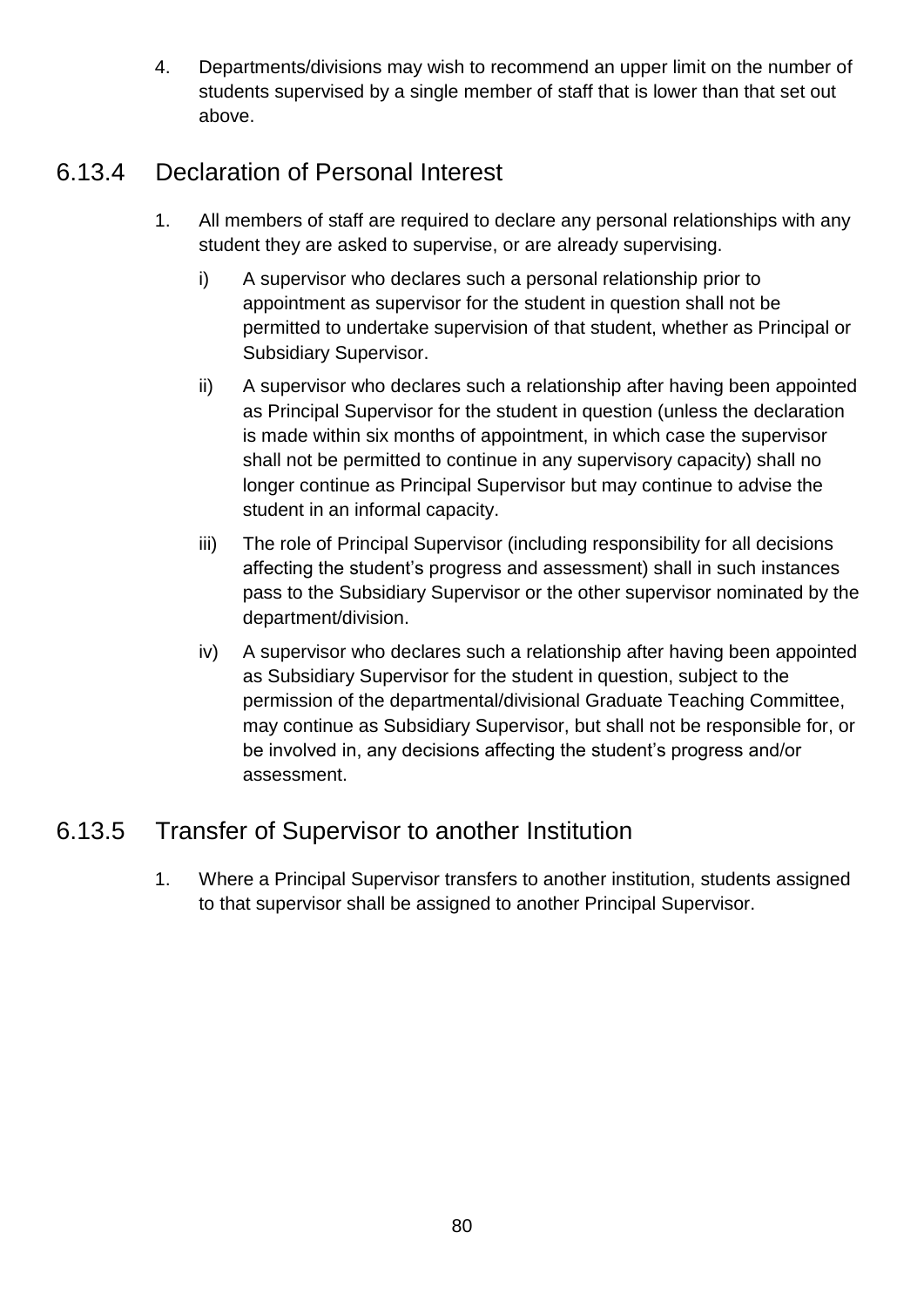4. Departments/divisions may wish to recommend an upper limit on the number of students supervised by a single member of staff that is lower than that set out above.

## 6.13.4 Declaration of Personal Interest

1. All members of staff are required to declare any personal relationships with any student they are asked to supervise, or are already supervising.
   - i) A supervisor who declares such a personal relationship prior to appointment as supervisor for the student in question shall not be permitted to undertake supervision of that student, whether as Principal or Subsidiary Supervisor.
   - ii) A supervisor who declares such a relationship after having been appointed as Principal Supervisor for the student in question (unless the declaration is made within six months of appointment, in which case the supervisor shall not be permitted to continue in any supervisory capacity) shall no longer continue as Principal Supervisor but may continue to advise the student in an informal capacity.
   - iii) The role of Principal Supervisor (including responsibility for all decisions affecting the student's progress and assessment) shall in such instances pass to the Subsidiary Supervisor or the other supervisor nominated by the department/division.
   - iv) A supervisor who declares such a relationship after having been appointed as Subsidiary Supervisor for the student in question, subject to the permission of the departmental/divisional Graduate Teaching Committee, may continue as Subsidiary Supervisor, but shall not be responsible for, or be involved in, any decisions affecting the student's progress and/or assessment.

## 6.13.5 Transfer of Supervisor to another Institution

1. Where a Principal Supervisor transfers to another institution, students assigned to that supervisor shall be assigned to another Principal Supervisor.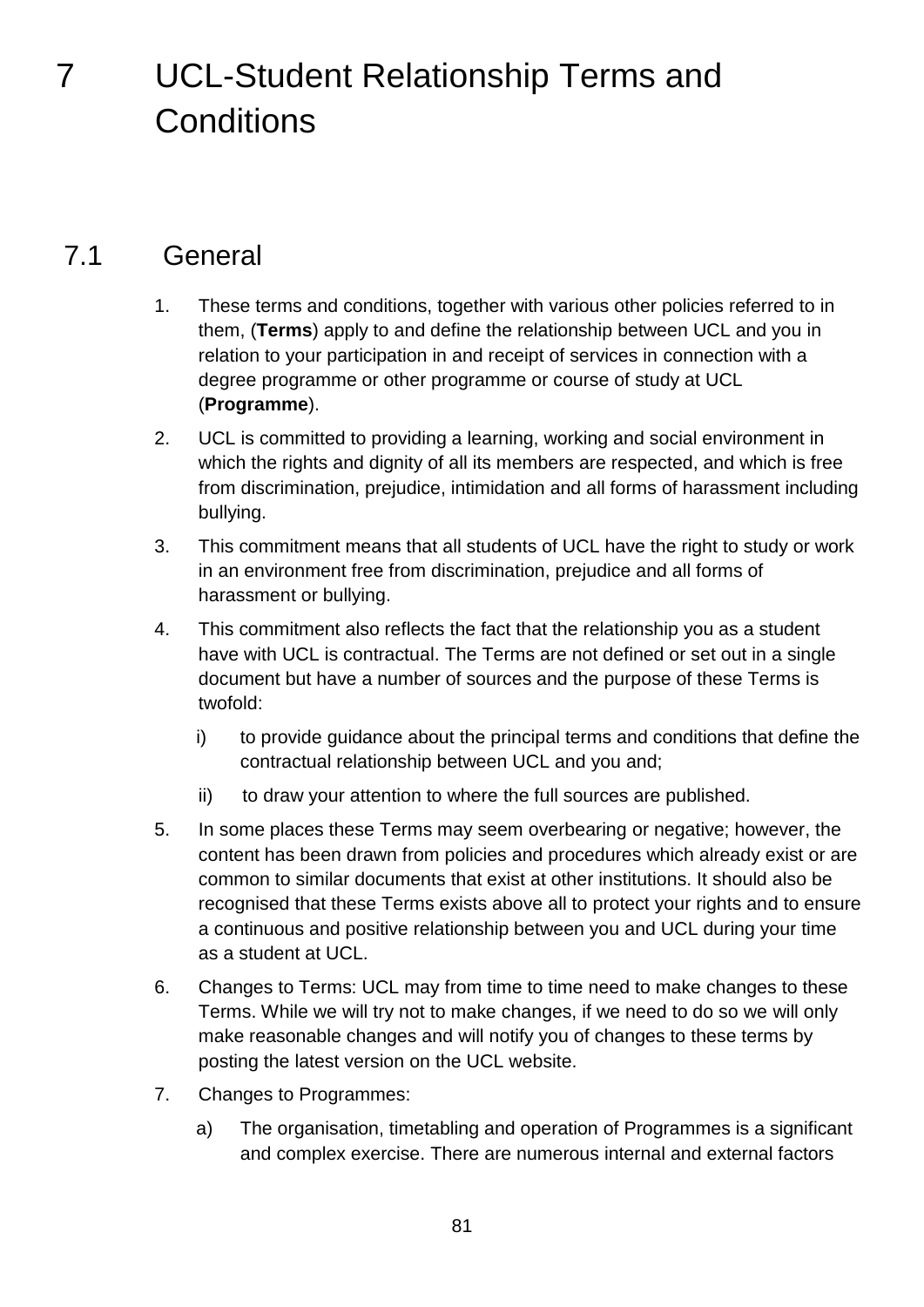# 7 UCL-Student Relationship Terms and Conditions

## 7.1 General

1. These terms and conditions, together with various other policies referred to in them, (**Terms**) apply to and define the relationship between UCL and you in relation to your participation in and receipt of services in connection with a degree programme or other programme or course of study at UCL (**Programme**).
2. UCL is committed to providing a learning, working and social environment in which the rights and dignity of all its members are respected, and which is free from discrimination, prejudice, intimidation and all forms of harassment including bullying.
3. This commitment means that all students of UCL have the right to study or work in an environment free from discrimination, prejudice and all forms of harassment or bullying.
4. This commitment also reflects the fact that the relationship you as a student have with UCL is contractual. The Terms are not defined or set out in a single document but have a number of sources and the purpose of these Terms is twofold:
   - i) to provide guidance about the principal terms and conditions that define the contractual relationship between UCL and you and;
   - ii) to draw your attention to where the full sources are published.
5. In some places these Terms may seem overbearing or negative; however, the content has been drawn from policies and procedures which already exist or are common to similar documents that exist at other institutions. It should also be recognised that these Terms exists above all to protect your rights and to ensure a continuous and positive relationship between you and UCL during your time as a student at UCL.
6. Changes to Terms: UCL may from time to time need to make changes to these Terms. While we will try not to make changes, if we need to do so we will only make reasonable changes and will notify you of changes to these terms by posting the latest version on the UCL website.
7. Changes to Programmes:
   - a) The organisation, timetabling and operation of Programmes is a significant and complex exercise. There are numerous internal and external factors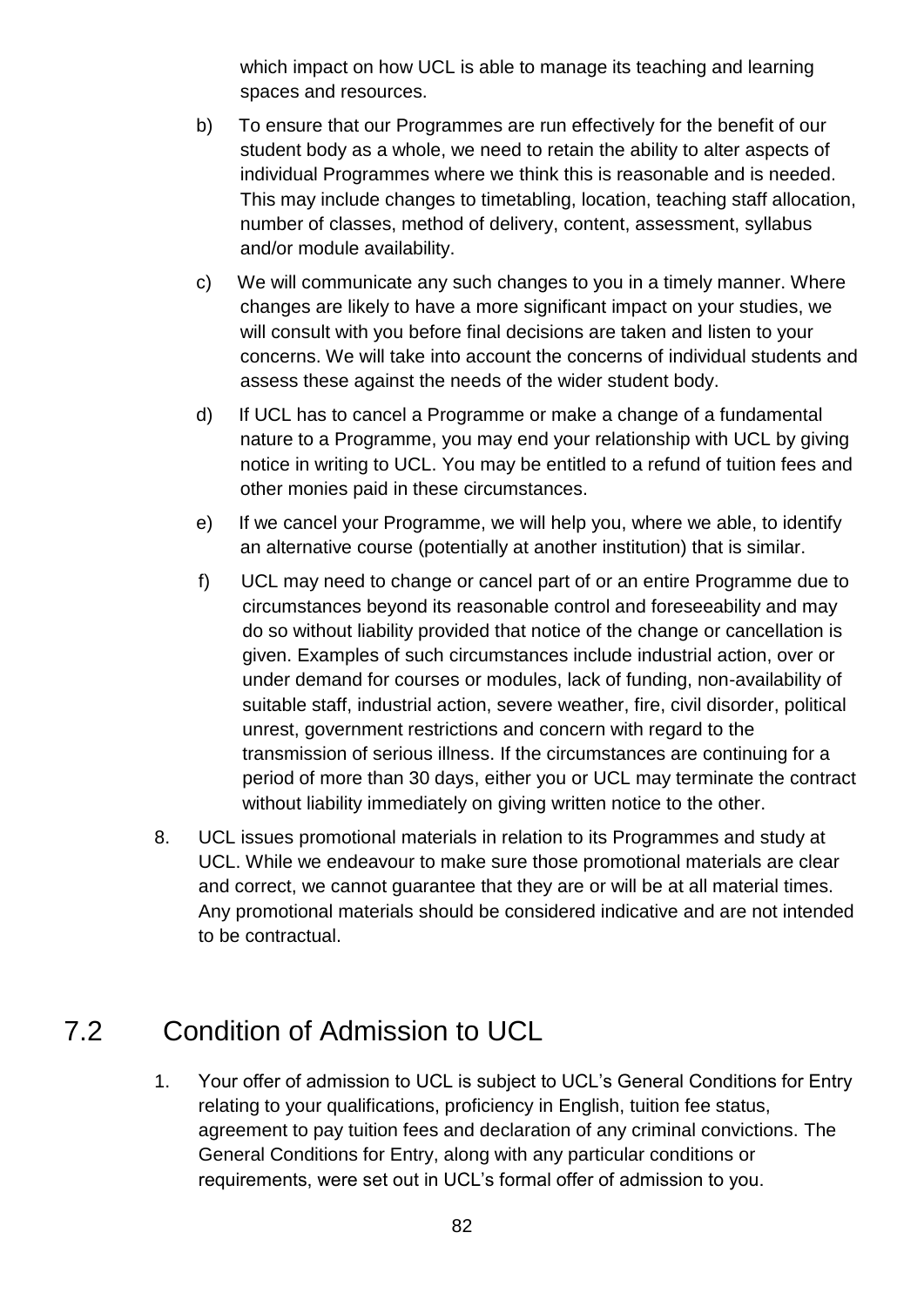which impact on how UCL is able to manage its teaching and learning spaces and resources.

b) To ensure that our Programmes are run effectively for the benefit of our student body as a whole, we need to retain the ability to alter aspects of individual Programmes where we think this is reasonable and is needed. This may include changes to timetabling, location, teaching staff allocation, number of classes, method of delivery, content, assessment, syllabus and/or module availability.

c) We will communicate any such changes to you in a timely manner. Where changes are likely to have a more significant impact on your studies, we will consult with you before final decisions are taken and listen to your concerns. We will take into account the concerns of individual students and assess these against the needs of the wider student body.

d) If UCL has to cancel a Programme or make a change of a fundamental nature to a Programme, you may end your relationship with UCL by giving notice in writing to UCL. You may be entitled to a refund of tuition fees and other monies paid in these circumstances.

e) If we cancel your Programme, we will help you, where we able, to identify an alternative course (potentially at another institution) that is similar.

f) UCL may need to change or cancel part of or an entire Programme due to circumstances beyond its reasonable control and foreseeability and may do so without liability provided that notice of the change or cancellation is given. Examples of such circumstances include industrial action, over or under demand for courses or modules, lack of funding, non-availability of suitable staff, industrial action, severe weather, fire, civil disorder, political unrest, government restrictions and concern with regard to the transmission of serious illness. If the circumstances are continuing for a period of more than 30 days, either you or UCL may terminate the contract without liability immediately on giving written notice to the other.

8. UCL issues promotional materials in relation to its Programmes and study at UCL. While we endeavour to make sure those promotional materials are clear and correct, we cannot guarantee that they are or will be at all material times. Any promotional materials should be considered indicative and are not intended to be contractual.

## 7.2 Condition of Admission to UCL

1. Your offer of admission to UCL is subject to UCL's General Conditions for Entry relating to your qualifications, proficiency in English, tuition fee status, agreement to pay tuition fees and declaration of any criminal convictions. The General Conditions for Entry, along with any particular conditions or requirements, were set out in UCL's formal offer of admission to you.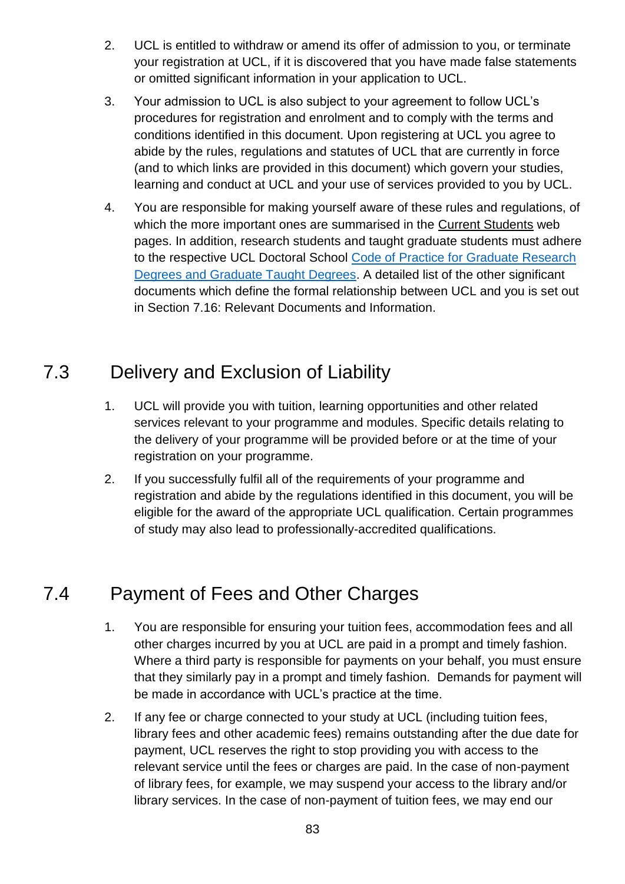2. UCL is entitled to withdraw or amend its offer of admission to you, or terminate your registration at UCL, if it is discovered that you have made false statements or omitted significant information in your application to UCL.

3. Your admission to UCL is also subject to your agreement to follow UCL's procedures for registration and enrolment and to comply with the terms and conditions identified in this document. Upon registering at UCL you agree to abide by the rules, regulations and statutes of UCL that are currently in force (and to which links are provided in this document) which govern your studies, learning and conduct at UCL and your use of services provided to you by UCL.

4. You are responsible for making yourself aware of these rules and regulations, of which the more important ones are summarised in the Current Students web pages. In addition, research students and taught graduate students must adhere to the respective UCL Doctoral School Code of Practice for Graduate Research Degrees and Graduate Taught Degrees. A detailed list of the other significant documents which define the formal relationship between UCL and you is set out in Section 7.16: Relevant Documents and Information.

## 7.3 Delivery and Exclusion of Liability

1. UCL will provide you with tuition, learning opportunities and other related services relevant to your programme and modules. Specific details relating to the delivery of your programme will be provided before or at the time of your registration on your programme.

2. If you successfully fulfil all of the requirements of your programme and registration and abide by the regulations identified in this document, you will be eligible for the award of the appropriate UCL qualification. Certain programmes of study may also lead to professionally-accredited qualifications.

## 7.4 Payment of Fees and Other Charges

1. You are responsible for ensuring your tuition fees, accommodation fees and all other charges incurred by you at UCL are paid in a prompt and timely fashion. Where a third party is responsible for payments on your behalf, you must ensure that they similarly pay in a prompt and timely fashion. Demands for payment will be made in accordance with UCL's practice at the time.

2. If any fee or charge connected to your study at UCL (including tuition fees, library fees and other academic fees) remains outstanding after the due date for payment, UCL reserves the right to stop providing you with access to the relevant service until the fees or charges are paid. In the case of non-payment of library fees, for example, we may suspend your access to the library and/or library services. In the case of non-payment of tuition fees, we may end our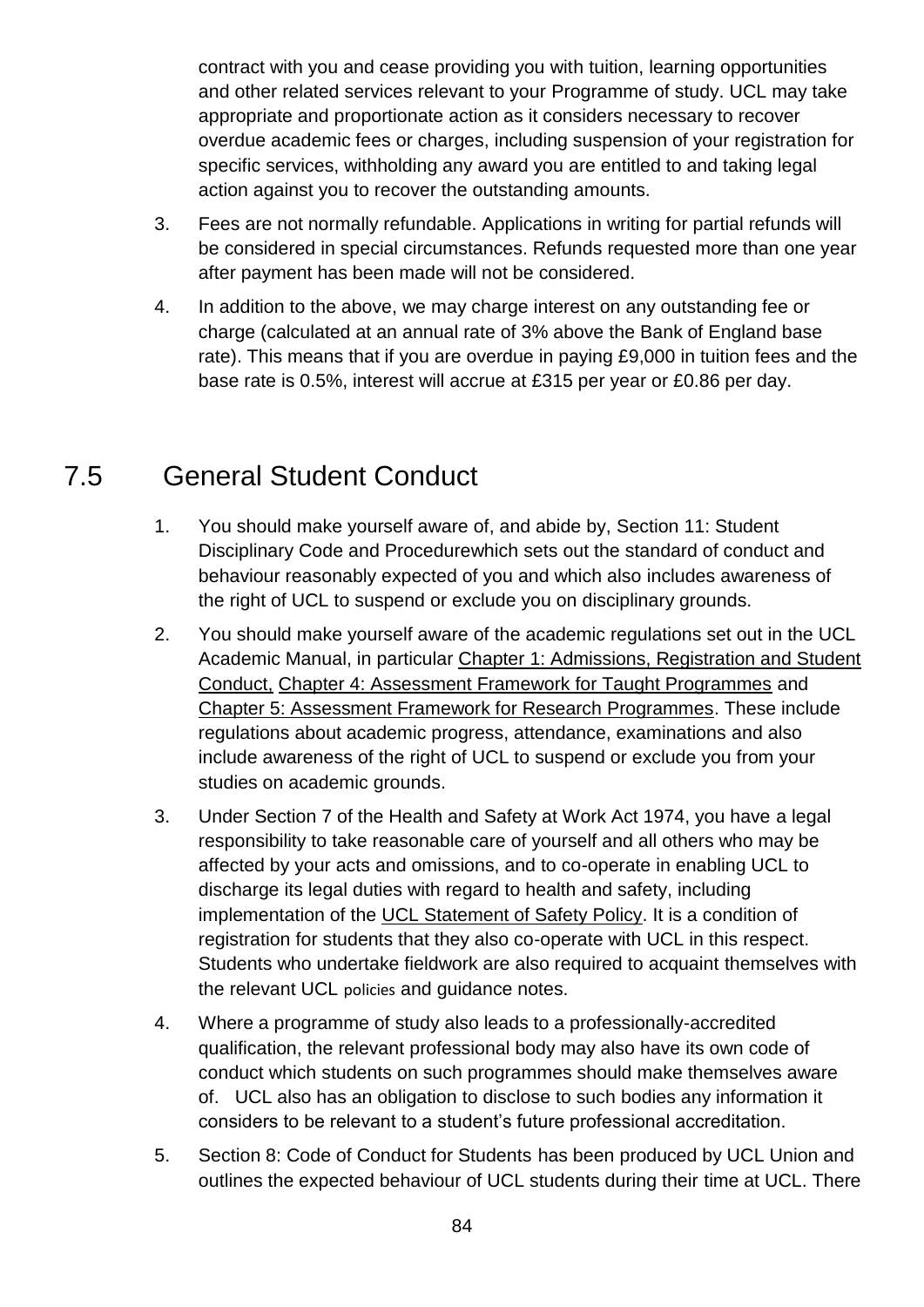contract with you and cease providing you with tuition, learning opportunities and other related services relevant to your Programme of study. UCL may take appropriate and proportionate action as it considers necessary to recover overdue academic fees or charges, including suspension of your registration for specific services, withholding any award you are entitled to and taking legal action against you to recover the outstanding amounts.

3. Fees are not normally refundable. Applications in writing for partial refunds will be considered in special circumstances. Refunds requested more than one year after payment has been made will not be considered.
4. In addition to the above, we may charge interest on any outstanding fee or charge (calculated at an annual rate of 3% above the Bank of England base rate). This means that if you are overdue in paying £9,000 in tuition fees and the base rate is 0.5%, interest will accrue at £315 per year or £0.86 per day.

## 7.5 General Student Conduct

1. You should make yourself aware of, and abide by, Section 11: Student Disciplinary Code and Procedurewhich sets out the standard of conduct and behaviour reasonably expected of you and which also includes awareness of the right of UCL to suspend or exclude you on disciplinary grounds.
2. You should make yourself aware of the academic regulations set out in the UCL Academic Manual, in particular Chapter 1: Admissions, Registration and Student Conduct, Chapter 4: Assessment Framework for Taught Programmes and Chapter 5: Assessment Framework for Research Programmes. These include regulations about academic progress, attendance, examinations and also include awareness of the right of UCL to suspend or exclude you from your studies on academic grounds.
3. Under Section 7 of the Health and Safety at Work Act 1974, you have a legal responsibility to take reasonable care of yourself and all others who may be affected by your acts and omissions, and to co-operate in enabling UCL to discharge its legal duties with regard to health and safety, including implementation of the UCL Statement of Safety Policy. It is a condition of registration for students that they also co-operate with UCL in this respect. Students who undertake fieldwork are also required to acquaint themselves with the relevant UCL policies and guidance notes.
4. Where a programme of study also leads to a professionally-accredited qualification, the relevant professional body may also have its own code of conduct which students on such programmes should make themselves aware of. UCL also has an obligation to disclose to such bodies any information it considers to be relevant to a student's future professional accreditation.
5. Section 8: Code of Conduct for Students has been produced by UCL Union and outlines the expected behaviour of UCL students during their time at UCL. There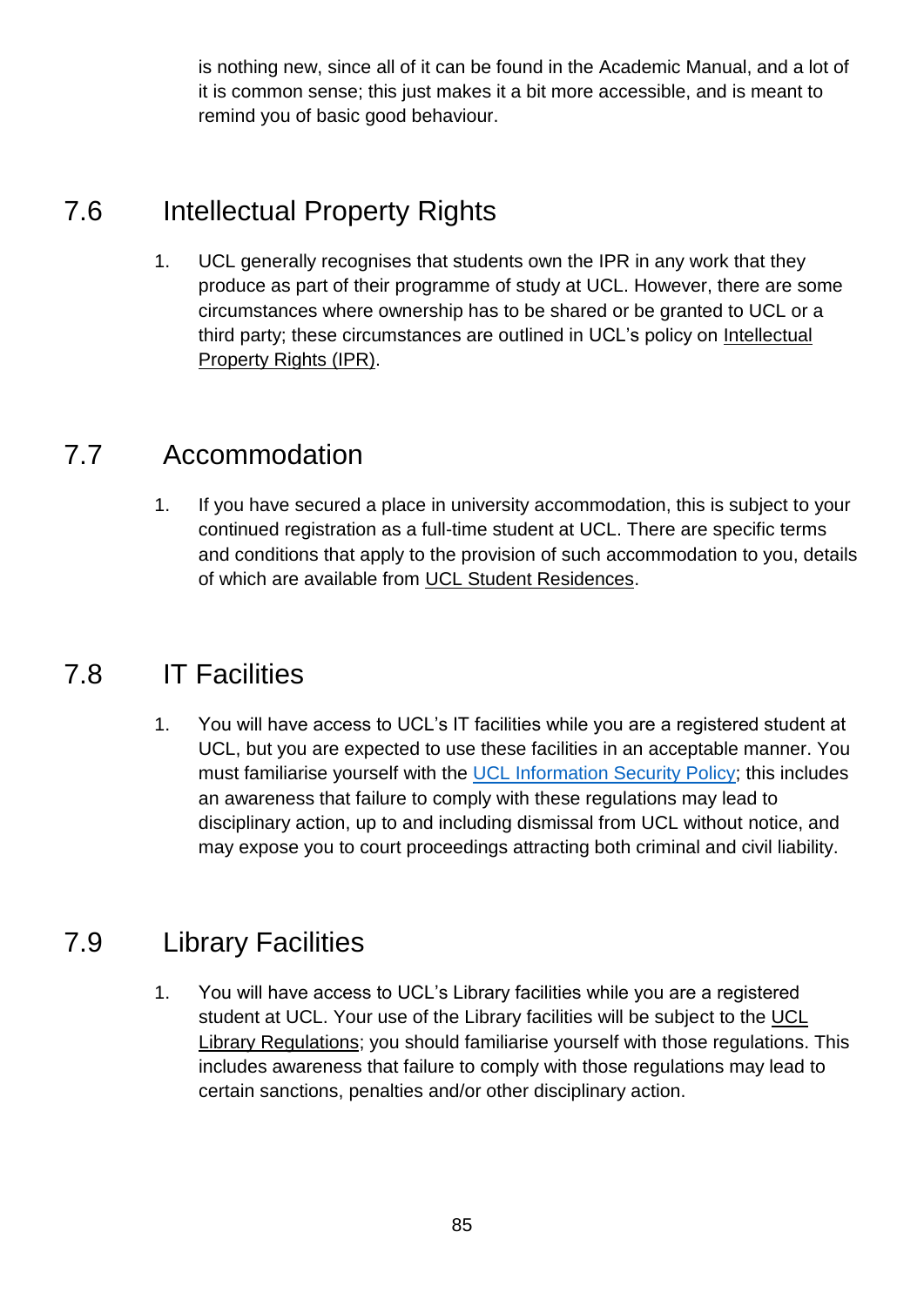is nothing new, since all of it can be found in the Academic Manual, and a lot of it is common sense; this just makes it a bit more accessible, and is meant to remind you of basic good behaviour.

## 7.6 Intellectual Property Rights

1. UCL generally recognises that students own the IPR in any work that they produce as part of their programme of study at UCL. However, there are some circumstances where ownership has to be shared or be granted to UCL or a third party; these circumstances are outlined in UCL's policy on Intellectual Property Rights (IPR).

## 7.7 Accommodation

1. If you have secured a place in university accommodation, this is subject to your continued registration as a full-time student at UCL. There are specific terms and conditions that apply to the provision of such accommodation to you, details of which are available from UCL Student Residences.

## 7.8 IT Facilities

1. You will have access to UCL's IT facilities while you are a registered student at UCL, but you are expected to use these facilities in an acceptable manner. You must familiarise yourself with the UCL Information Security Policy; this includes an awareness that failure to comply with these regulations may lead to disciplinary action, up to and including dismissal from UCL without notice, and may expose you to court proceedings attracting both criminal and civil liability.

## 7.9 Library Facilities

1. You will have access to UCL's Library facilities while you are a registered student at UCL. Your use of the Library facilities will be subject to the UCL Library Regulations; you should familiarise yourself with those regulations. This includes awareness that failure to comply with those regulations may lead to certain sanctions, penalties and/or other disciplinary action.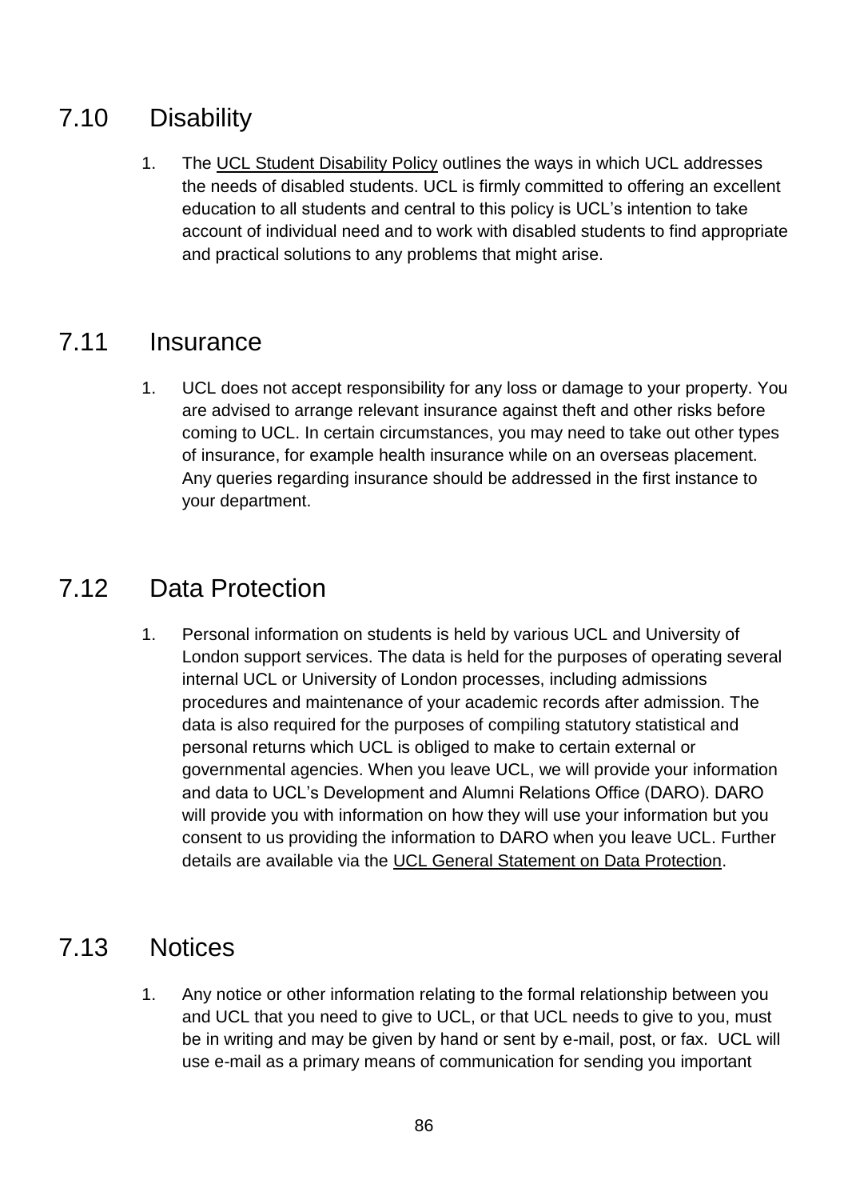## 7.10 Disability

1. The UCL Student Disability Policy outlines the ways in which UCL addresses the needs of disabled students. UCL is firmly committed to offering an excellent education to all students and central to this policy is UCL's intention to take account of individual need and to work with disabled students to find appropriate and practical solutions to any problems that might arise.

## 7.11 Insurance

1. UCL does not accept responsibility for any loss or damage to your property. You are advised to arrange relevant insurance against theft and other risks before coming to UCL. In certain circumstances, you may need to take out other types of insurance, for example health insurance while on an overseas placement. Any queries regarding insurance should be addressed in the first instance to your department.

## 7.12 Data Protection

1. Personal information on students is held by various UCL and University of London support services. The data is held for the purposes of operating several internal UCL or University of London processes, including admissions procedures and maintenance of your academic records after admission. The data is also required for the purposes of compiling statutory statistical and personal returns which UCL is obliged to make to certain external or governmental agencies. When you leave UCL, we will provide your information and data to UCL's Development and Alumni Relations Office (DARO). DARO will provide you with information on how they will use your information but you consent to us providing the information to DARO when you leave UCL. Further details are available via the UCL General Statement on Data Protection.

## 7.13 Notices

1. Any notice or other information relating to the formal relationship between you and UCL that you need to give to UCL, or that UCL needs to give to you, must be in writing and may be given by hand or sent by e-mail, post, or fax. UCL will use e-mail as a primary means of communication for sending you important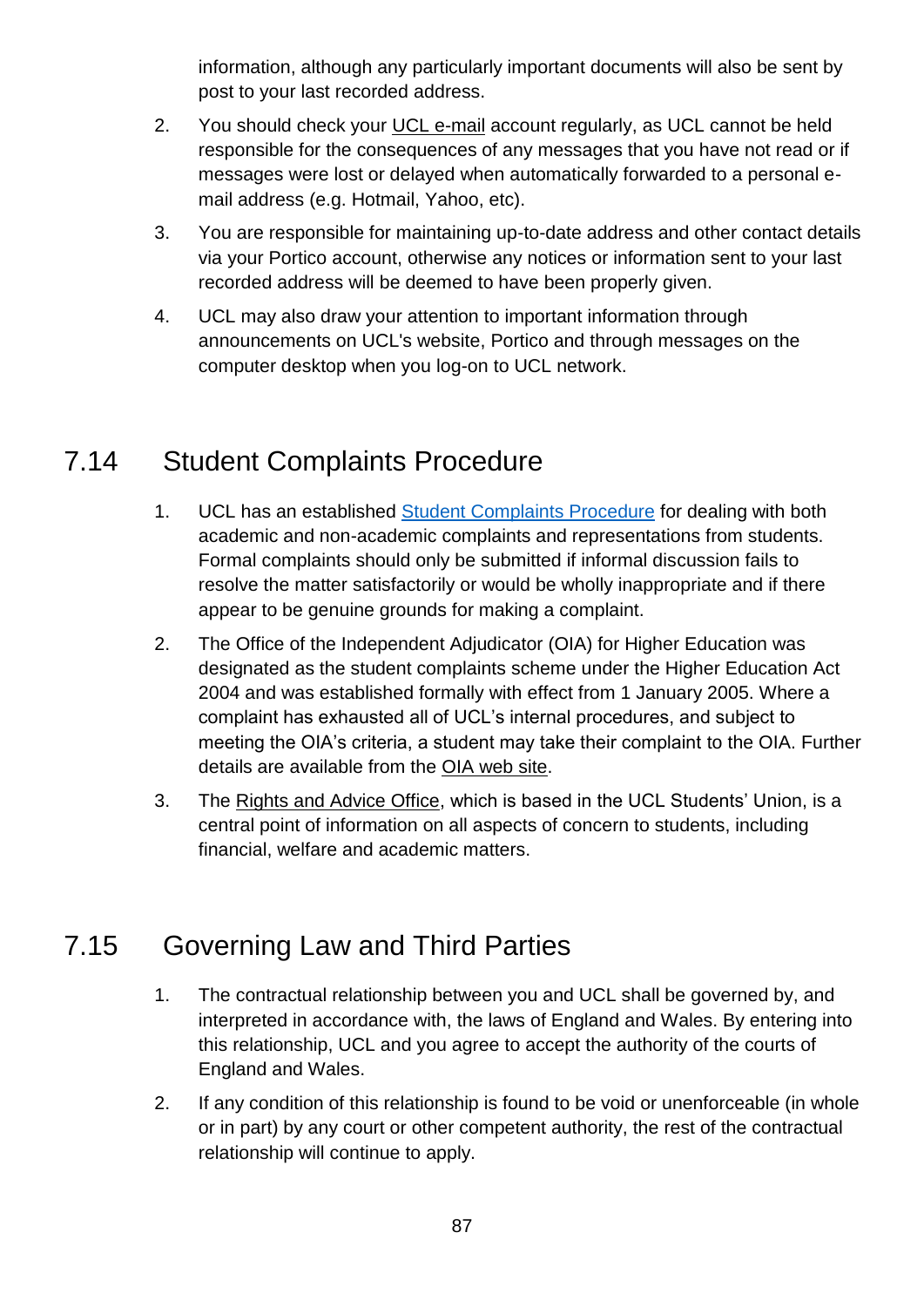information, although any particularly important documents will also be sent by post to your last recorded address.

2. You should check your UCL e-mail account regularly, as UCL cannot be held responsible for the consequences of any messages that you have not read or if messages were lost or delayed when automatically forwarded to a personal e-mail address (e.g. Hotmail, Yahoo, etc).
3. You are responsible for maintaining up-to-date address and other contact details via your Portico account, otherwise any notices or information sent to your last recorded address will be deemed to have been properly given.
4. UCL may also draw your attention to important information through announcements on UCL's website, Portico and through messages on the computer desktop when you log-on to UCL network.

## 7.14 Student Complaints Procedure

1. UCL has an established Student Complaints Procedure for dealing with both academic and non-academic complaints and representations from students. Formal complaints should only be submitted if informal discussion fails to resolve the matter satisfactorily or would be wholly inappropriate and if there appear to be genuine grounds for making a complaint.
2. The Office of the Independent Adjudicator (OIA) for Higher Education was designated as the student complaints scheme under the Higher Education Act 2004 and was established formally with effect from 1 January 2005. Where a complaint has exhausted all of UCL's internal procedures, and subject to meeting the OIA's criteria, a student may take their complaint to the OIA. Further details are available from the OIA web site.
3. The Rights and Advice Office, which is based in the UCL Students' Union, is a central point of information on all aspects of concern to students, including financial, welfare and academic matters.

## 7.15 Governing Law and Third Parties

1. The contractual relationship between you and UCL shall be governed by, and interpreted in accordance with, the laws of England and Wales. By entering into this relationship, UCL and you agree to accept the authority of the courts of England and Wales.
2. If any condition of this relationship is found to be void or unenforceable (in whole or in part) by any court or other competent authority, the rest of the contractual relationship will continue to apply.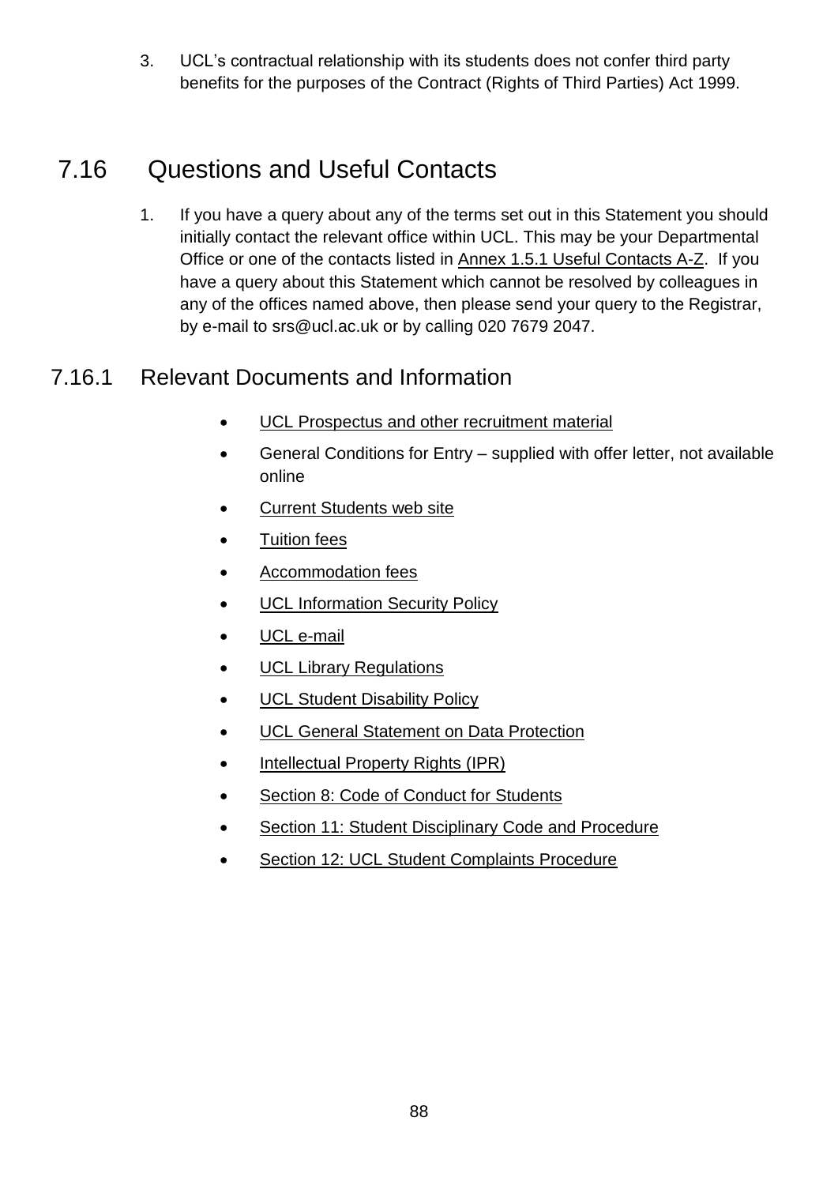3. UCL's contractual relationship with its students does not confer third party benefits for the purposes of the Contract (Rights of Third Parties) Act 1999.

## 7.16 Questions and Useful Contacts

1. If you have a query about any of the terms set out in this Statement you should initially contact the relevant office within UCL. This may be your Departmental Office or one of the contacts listed in Annex 1.5.1 Useful Contacts A-Z. If you have a query about this Statement which cannot be resolved by colleagues in any of the offices named above, then please send your query to the Registrar, by e-mail to srs@ucl.ac.uk or by calling 020 7679 2047.

### 7.16.1 Relevant Documents and Information

- UCL Prospectus and other recruitment material
- General Conditions for Entry – supplied with offer letter, not available online
- Current Students web site
- Tuition fees
- Accommodation fees
- UCL Information Security Policy
- UCL e-mail
- UCL Library Regulations
- UCL Student Disability Policy
- UCL General Statement on Data Protection
- Intellectual Property Rights (IPR)
- Section 8: Code of Conduct for Students
- Section 11: Student Disciplinary Code and Procedure
- Section 12: UCL Student Complaints Procedure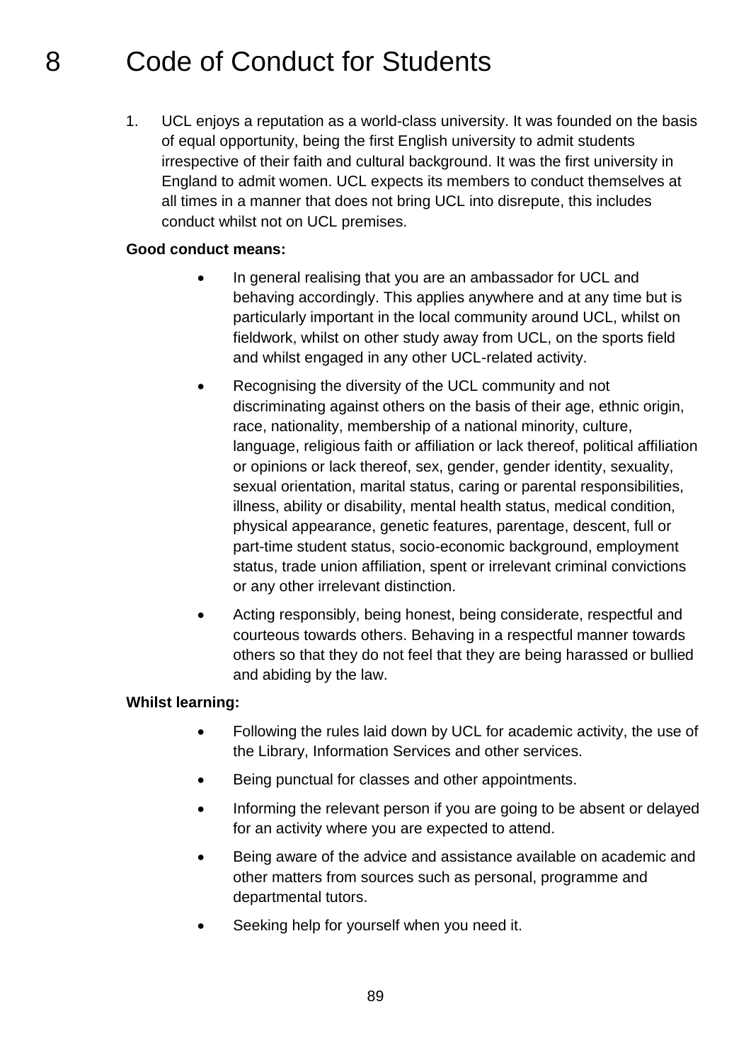# 8 Code of Conduct for Students

1. UCL enjoys a reputation as a world-class university. It was founded on the basis of equal opportunity, being the first English university to admit students irrespective of their faith and cultural background. It was the first university in England to admit women. UCL expects its members to conduct themselves at all times in a manner that does not bring UCL into disrepute, this includes conduct whilst not on UCL premises.

**Good conduct means:**

- In general realising that you are an ambassador for UCL and behaving accordingly. This applies anywhere and at any time but is particularly important in the local community around UCL, whilst on fieldwork, whilst on other study away from UCL, on the sports field and whilst engaged in any other UCL-related activity.
- Recognising the diversity of the UCL community and not discriminating against others on the basis of their age, ethnic origin, race, nationality, membership of a national minority, culture, language, religious faith or affiliation or lack thereof, political affiliation or opinions or lack thereof, sex, gender, gender identity, sexuality, sexual orientation, marital status, caring or parental responsibilities, illness, ability or disability, mental health status, medical condition, physical appearance, genetic features, parentage, descent, full or part-time student status, socio-economic background, employment status, trade union affiliation, spent or irrelevant criminal convictions or any other irrelevant distinction.
- Acting responsibly, being honest, being considerate, respectful and courteous towards others. Behaving in a respectful manner towards others so that they do not feel that they are being harassed or bullied and abiding by the law.

**Whilst learning:**

- Following the rules laid down by UCL for academic activity, the use of the Library, Information Services and other services.
- Being punctual for classes and other appointments.
- Informing the relevant person if you are going to be absent or delayed for an activity where you are expected to attend.
- Being aware of the advice and assistance available on academic and other matters from sources such as personal, programme and departmental tutors.
- Seeking help for yourself when you need it.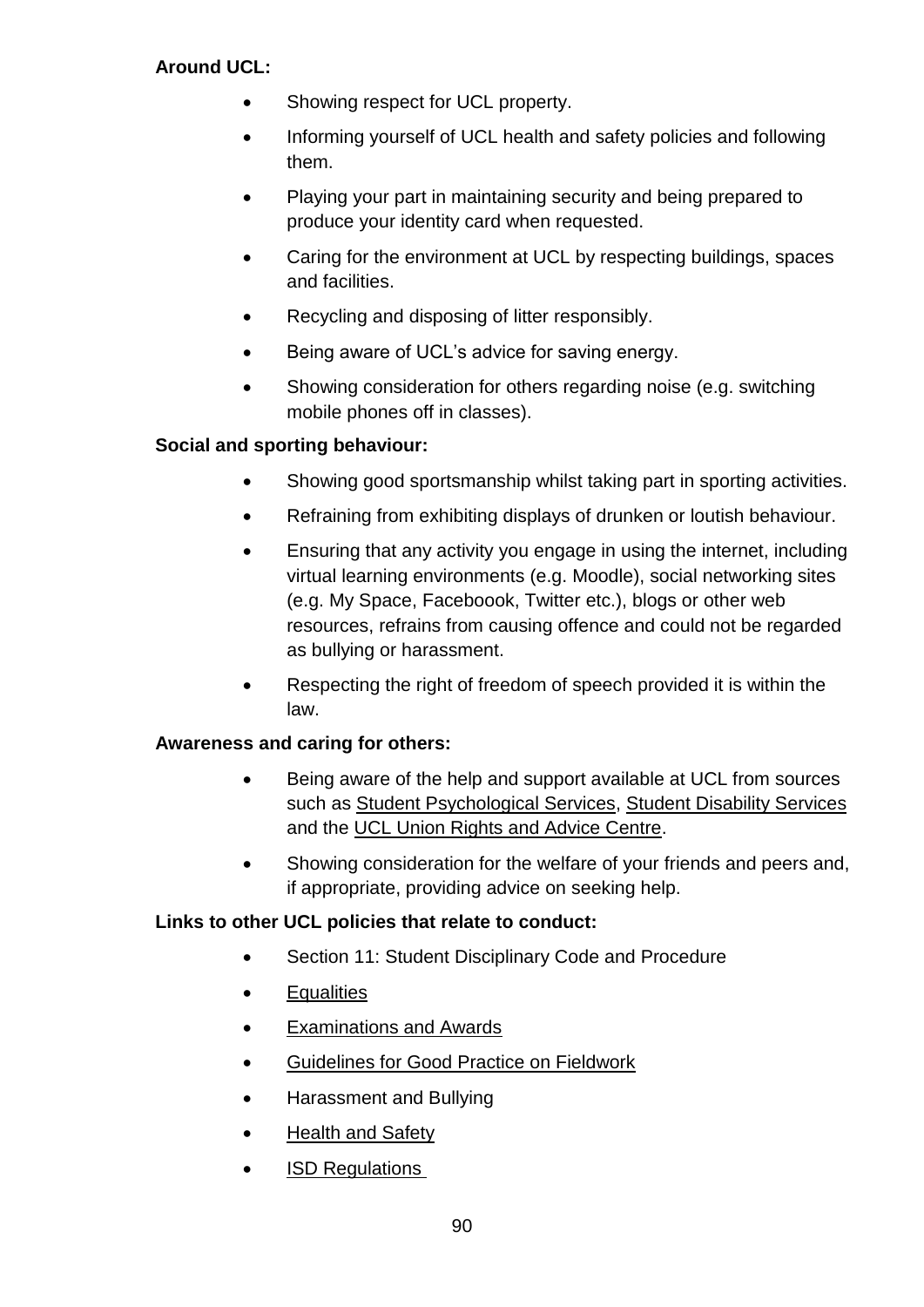**Around UCL:**

- Showing respect for UCL property.
- Informing yourself of UCL health and safety policies and following them.
- Playing your part in maintaining security and being prepared to produce your identity card when requested.
- Caring for the environment at UCL by respecting buildings, spaces and facilities.
- Recycling and disposing of litter responsibly.
- Being aware of UCL's advice for saving energy.
- Showing consideration for others regarding noise (e.g. switching mobile phones off in classes).

**Social and sporting behaviour:**

- Showing good sportsmanship whilst taking part in sporting activities.
- Refraining from exhibiting displays of drunken or loutish behaviour.
- Ensuring that any activity you engage in using the internet, including virtual learning environments (e.g. Moodle), social networking sites (e.g. My Space, Faceboook, Twitter etc.), blogs or other web resources, refrains from causing offence and could not be regarded as bullying or harassment.
- Respecting the right of freedom of speech provided it is within the law.

**Awareness and caring for others:**

- Being aware of the help and support available at UCL from sources such as Student Psychological Services, Student Disability Services and the UCL Union Rights and Advice Centre.
- Showing consideration for the welfare of your friends and peers and, if appropriate, providing advice on seeking help.

**Links to other UCL policies that relate to conduct:**

- Section 11: Student Disciplinary Code and Procedure
- Equalities
- Examinations and Awards
- Guidelines for Good Practice on Fieldwork
- Harassment and Bullying
- Health and Safety
- ISD Regulations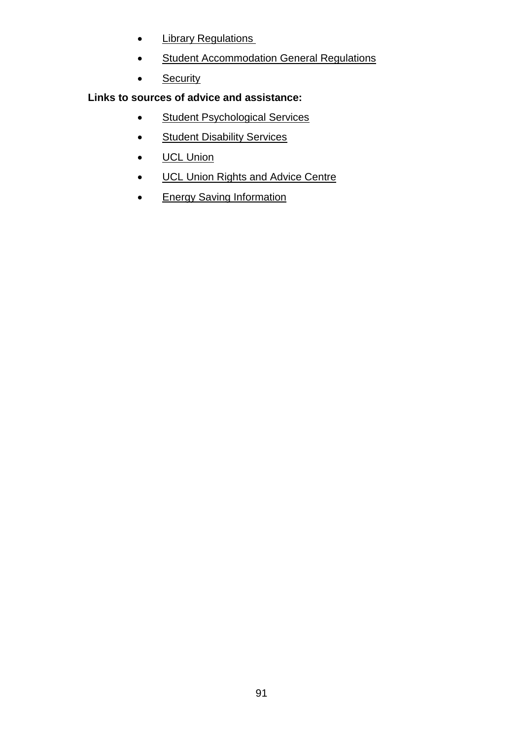- Library Regulations
- Student Accommodation General Regulations
- Security

**Links to sources of advice and assistance:**

- Student Psychological Services
- Student Disability Services
- UCL Union
- UCL Union Rights and Advice Centre
- Energy Saving Information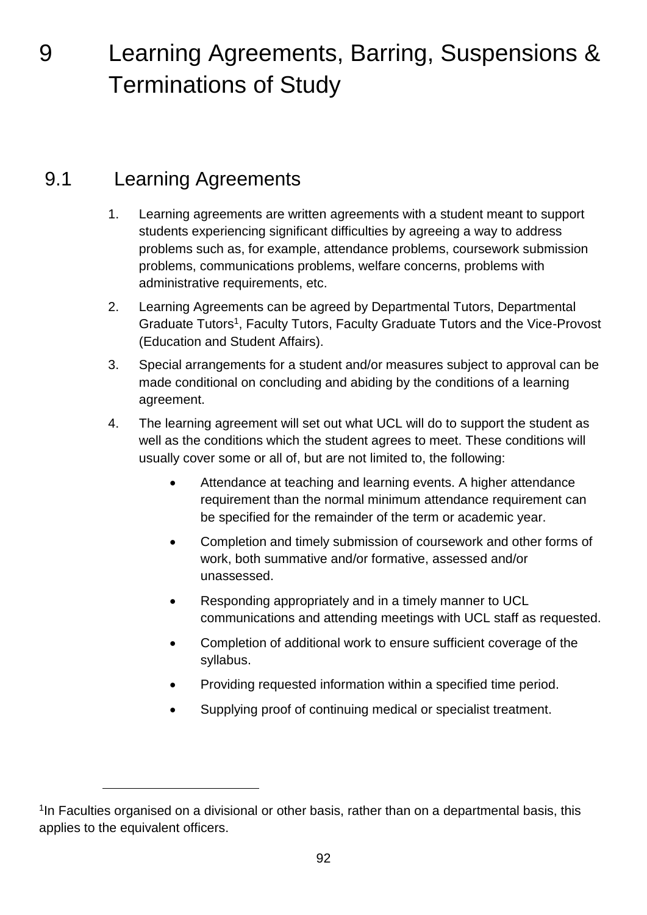# 9 Learning Agreements, Barring, Suspensions & Terminations of Study

## 9.1 Learning Agreements

1. Learning agreements are written agreements with a student meant to support students experiencing significant difficulties by agreeing a way to address problems such as, for example, attendance problems, coursework submission problems, communications problems, welfare concerns, problems with administrative requirements, etc.
2. Learning Agreements can be agreed by Departmental Tutors, Departmental Graduate Tutors[1], Faculty Tutors, Faculty Graduate Tutors and the Vice-Provost (Education and Student Affairs).
3. Special arrangements for a student and/or measures subject to approval can be made conditional on concluding and abiding by the conditions of a learning agreement.
4. The learning agreement will set out what UCL will do to support the student as well as the conditions which the student agrees to meet. These conditions will usually cover some or all of, but are not limited to, the following:
    - Attendance at teaching and learning events. A higher attendance requirement than the normal minimum attendance requirement can be specified for the remainder of the term or academic year.
    - Completion and timely submission of coursework and other forms of work, both summative and/or formative, assessed and/or unassessed.
    - Responding appropriately and in a timely manner to UCL communications and attending meetings with UCL staff as requested.
    - Completion of additional work to ensure sufficient coverage of the syllabus.
    - Providing requested information within a specified time period.
    - Supplying proof of continuing medical or specialist treatment.

[1] In Faculties organised on a divisional or other basis, rather than on a departmental basis, this applies to the equivalent officers.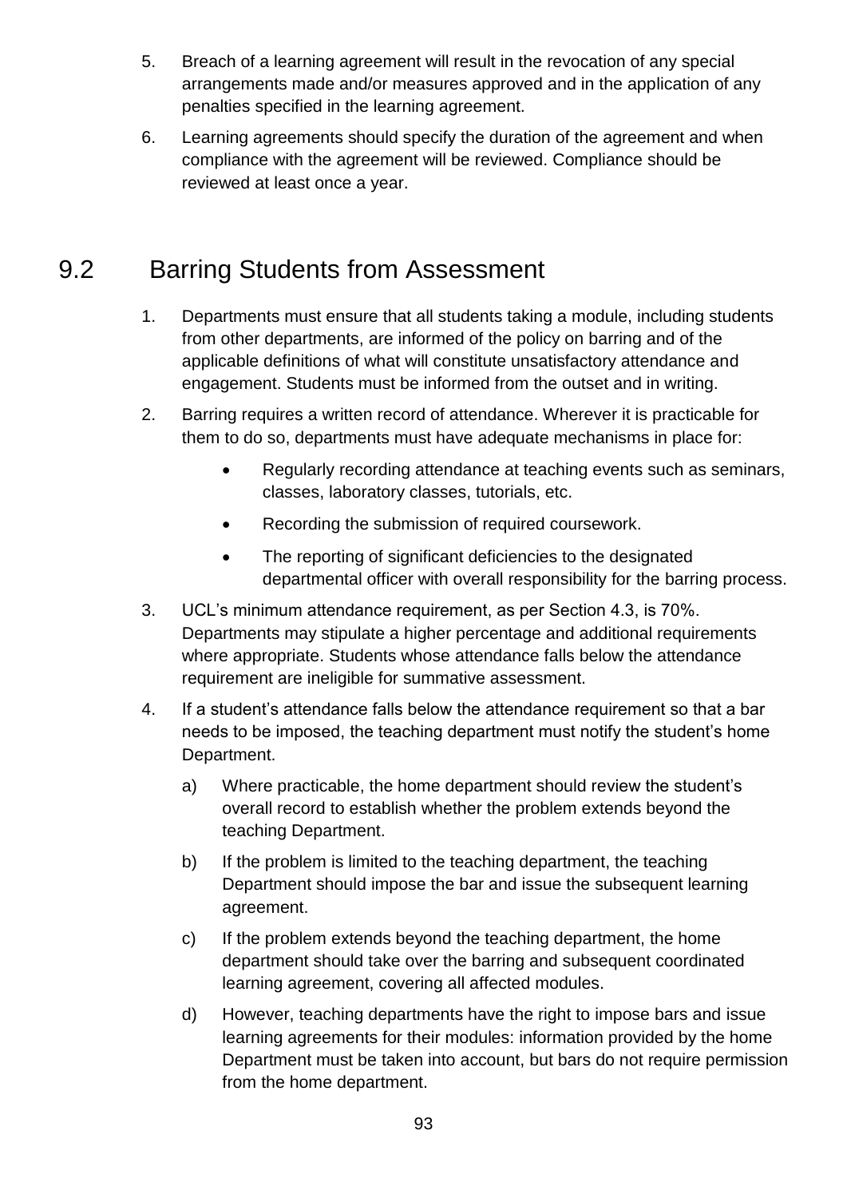5. Breach of a learning agreement will result in the revocation of any special arrangements made and/or measures approved and in the application of any penalties specified in the learning agreement.
6. Learning agreements should specify the duration of the agreement and when compliance with the agreement will be reviewed. Compliance should be reviewed at least once a year.

## 9.2 Barring Students from Assessment

1. Departments must ensure that all students taking a module, including students from other departments, are informed of the policy on barring and of the applicable definitions of what will constitute unsatisfactory attendance and engagement. Students must be informed from the outset and in writing.
2. Barring requires a written record of attendance. Wherever it is practicable for them to do so, departments must have adequate mechanisms in place for:
   - Regularly recording attendance at teaching events such as seminars, classes, laboratory classes, tutorials, etc.
   - Recording the submission of required coursework.
   - The reporting of significant deficiencies to the designated departmental officer with overall responsibility for the barring process.
3. UCL's minimum attendance requirement, as per Section 4.3, is 70%. Departments may stipulate a higher percentage and additional requirements where appropriate. Students whose attendance falls below the attendance requirement are ineligible for summative assessment.
4. If a student's attendance falls below the attendance requirement so that a bar needs to be imposed, the teaching department must notify the student's home Department.
   a) Where practicable, the home department should review the student's overall record to establish whether the problem extends beyond the teaching Department.
   b) If the problem is limited to the teaching department, the teaching Department should impose the bar and issue the subsequent learning agreement.
   c) If the problem extends beyond the teaching department, the home department should take over the barring and subsequent coordinated learning agreement, covering all affected modules.
   d) However, teaching departments have the right to impose bars and issue learning agreements for their modules: information provided by the home Department must be taken into account, but bars do not require permission from the home department.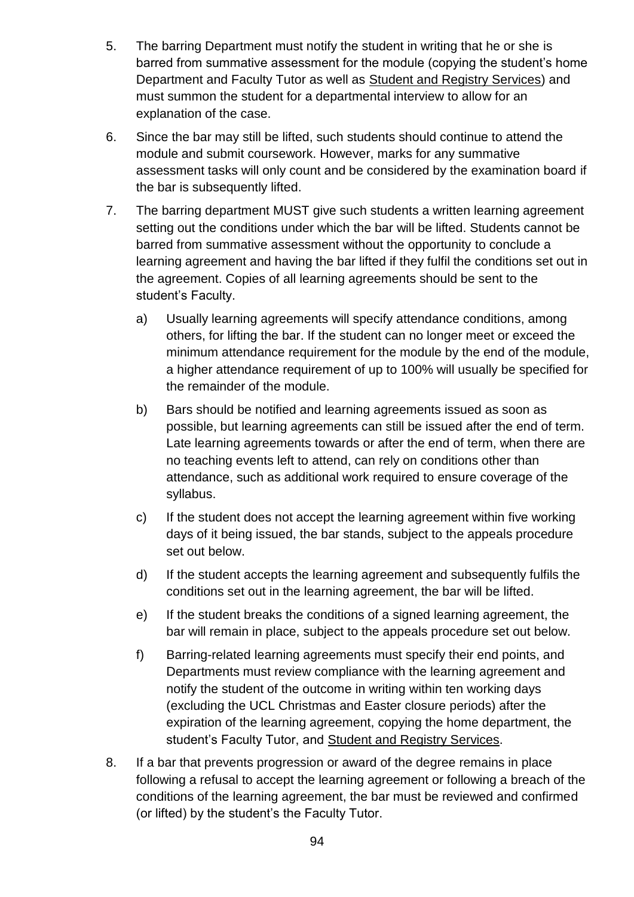5. The barring Department must notify the student in writing that he or she is barred from summative assessment for the module (copying the student's home Department and Faculty Tutor as well as Student and Registry Services) and must summon the student for a departmental interview to allow for an explanation of the case.

6. Since the bar may still be lifted, such students should continue to attend the module and submit coursework. However, marks for any summative assessment tasks will only count and be considered by the examination board if the bar is subsequently lifted.

7. The barring department MUST give such students a written learning agreement setting out the conditions under which the bar will be lifted. Students cannot be barred from summative assessment without the opportunity to conclude a learning agreement and having the bar lifted if they fulfil the conditions set out in the agreement. Copies of all learning agreements should be sent to the student's Faculty.

   a) Usually learning agreements will specify attendance conditions, among others, for lifting the bar. If the student can no longer meet or exceed the minimum attendance requirement for the module by the end of the module, a higher attendance requirement of up to 100% will usually be specified for the remainder of the module.

   b) Bars should be notified and learning agreements issued as soon as possible, but learning agreements can still be issued after the end of term. Late learning agreements towards or after the end of term, when there are no teaching events left to attend, can rely on conditions other than attendance, such as additional work required to ensure coverage of the syllabus.

   c) If the student does not accept the learning agreement within five working days of it being issued, the bar stands, subject to the appeals procedure set out below.

   d) If the student accepts the learning agreement and subsequently fulfils the conditions set out in the learning agreement, the bar will be lifted.

   e) If the student breaks the conditions of a signed learning agreement, the bar will remain in place, subject to the appeals procedure set out below.

   f) Barring-related learning agreements must specify their end points, and Departments must review compliance with the learning agreement and notify the student of the outcome in writing within ten working days (excluding the UCL Christmas and Easter closure periods) after the expiration of the learning agreement, copying the home department, the student's Faculty Tutor, and Student and Registry Services.

8. If a bar that prevents progression or award of the degree remains in place following a refusal to accept the learning agreement or following a breach of the conditions of the learning agreement, the bar must be reviewed and confirmed (or lifted) by the student's the Faculty Tutor.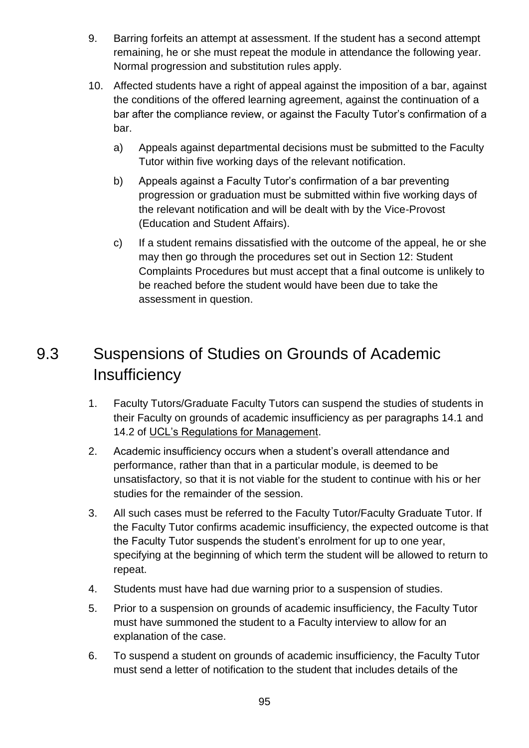9. Barring forfeits an attempt at assessment. If the student has a second attempt remaining, he or she must repeat the module in attendance the following year. Normal progression and substitution rules apply.

10. Affected students have a right of appeal against the imposition of a bar, against the conditions of the offered learning agreement, against the continuation of a bar after the compliance review, or against the Faculty Tutor's confirmation of a bar.

    a) Appeals against departmental decisions must be submitted to the Faculty Tutor within five working days of the relevant notification.

    b) Appeals against a Faculty Tutor's confirmation of a bar preventing progression or graduation must be submitted within five working days of the relevant notification and will be dealt with by the Vice-Provost (Education and Student Affairs).

    c) If a student remains dissatisfied with the outcome of the appeal, he or she may then go through the procedures set out in Section 12: Student Complaints Procedures but must accept that a final outcome is unlikely to be reached before the student would have been due to take the assessment in question.

## 9.3 Suspensions of Studies on Grounds of Academic Insufficiency

1. Faculty Tutors/Graduate Faculty Tutors can suspend the studies of students in their Faculty on grounds of academic insufficiency as per paragraphs 14.1 and 14.2 of UCL's Regulations for Management.

2. Academic insufficiency occurs when a student's overall attendance and performance, rather than that in a particular module, is deemed to be unsatisfactory, so that it is not viable for the student to continue with his or her studies for the remainder of the session.

3. All such cases must be referred to the Faculty Tutor/Faculty Graduate Tutor. If the Faculty Tutor confirms academic insufficiency, the expected outcome is that the Faculty Tutor suspends the student's enrolment for up to one year, specifying at the beginning of which term the student will be allowed to return to repeat.

4. Students must have had due warning prior to a suspension of studies.

5. Prior to a suspension on grounds of academic insufficiency, the Faculty Tutor must have summoned the student to a Faculty interview to allow for an explanation of the case.

6. To suspend a student on grounds of academic insufficiency, the Faculty Tutor must send a letter of notification to the student that includes details of the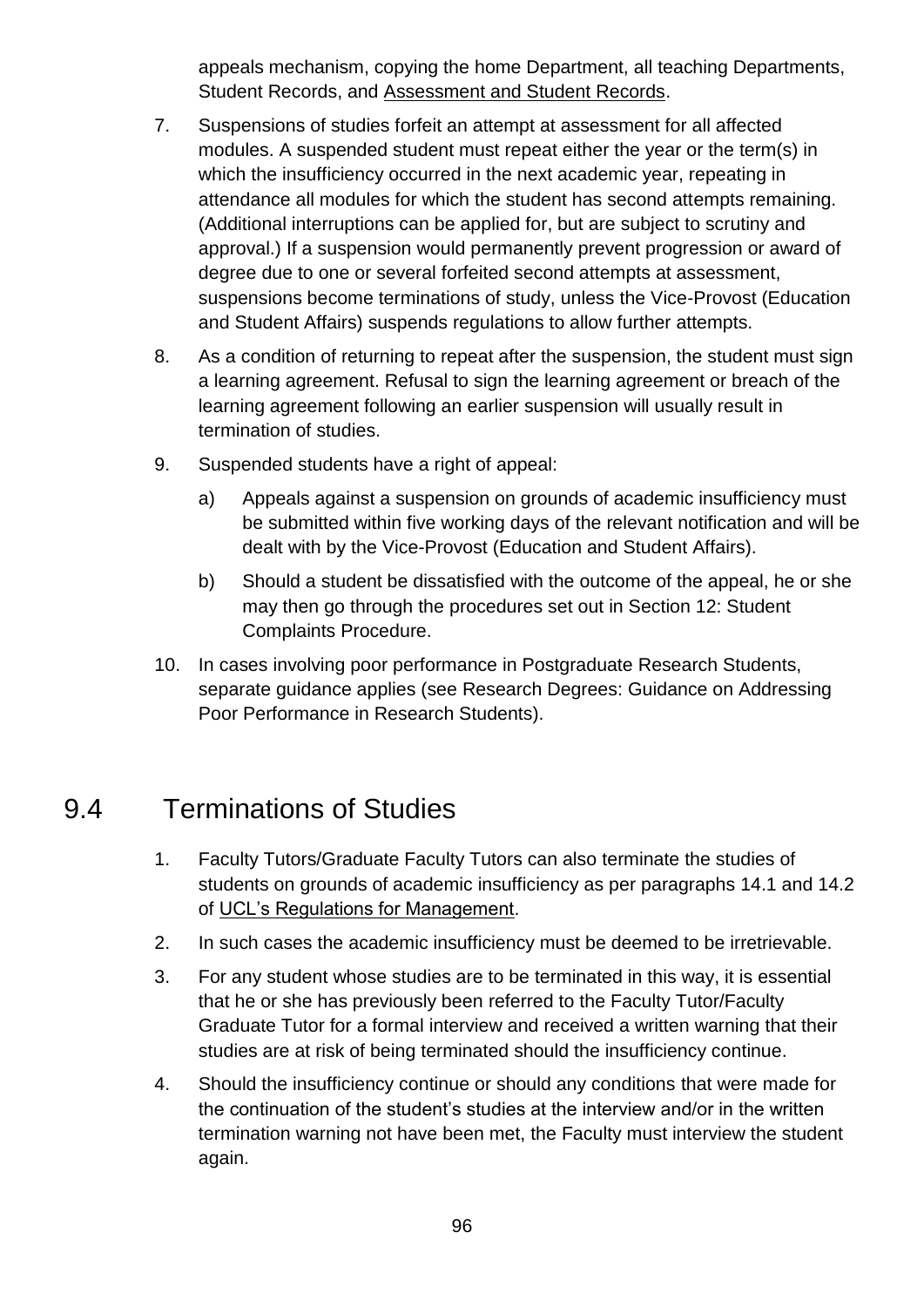appeals mechanism, copying the home Department, all teaching Departments, Student Records, and Assessment and Student Records.

7. Suspensions of studies forfeit an attempt at assessment for all affected modules. A suspended student must repeat either the year or the term(s) in which the insufficiency occurred in the next academic year, repeating in attendance all modules for which the student has second attempts remaining. (Additional interruptions can be applied for, but are subject to scrutiny and approval.) If a suspension would permanently prevent progression or award of degree due to one or several forfeited second attempts at assessment, suspensions become terminations of study, unless the Vice-Provost (Education and Student Affairs) suspends regulations to allow further attempts.
8. As a condition of returning to repeat after the suspension, the student must sign a learning agreement. Refusal to sign the learning agreement or breach of the learning agreement following an earlier suspension will usually result in termination of studies.
9. Suspended students have a right of appeal:
   a) Appeals against a suspension on grounds of academic insufficiency must be submitted within five working days of the relevant notification and will be dealt with by the Vice-Provost (Education and Student Affairs).
   b) Should a student be dissatisfied with the outcome of the appeal, he or she may then go through the procedures set out in Section 12: Student Complaints Procedure.
10. In cases involving poor performance in Postgraduate Research Students, separate guidance applies (see Research Degrees: Guidance on Addressing Poor Performance in Research Students).

## 9.4 Terminations of Studies

1. Faculty Tutors/Graduate Faculty Tutors can also terminate the studies of students on grounds of academic insufficiency as per paragraphs 14.1 and 14.2 of UCL's Regulations for Management.
2. In such cases the academic insufficiency must be deemed to be irretrievable.
3. For any student whose studies are to be terminated in this way, it is essential that he or she has previously been referred to the Faculty Tutor/Faculty Graduate Tutor for a formal interview and received a written warning that their studies are at risk of being terminated should the insufficiency continue.
4. Should the insufficiency continue or should any conditions that were made for the continuation of the student's studies at the interview and/or in the written termination warning not have been met, the Faculty must interview the student again.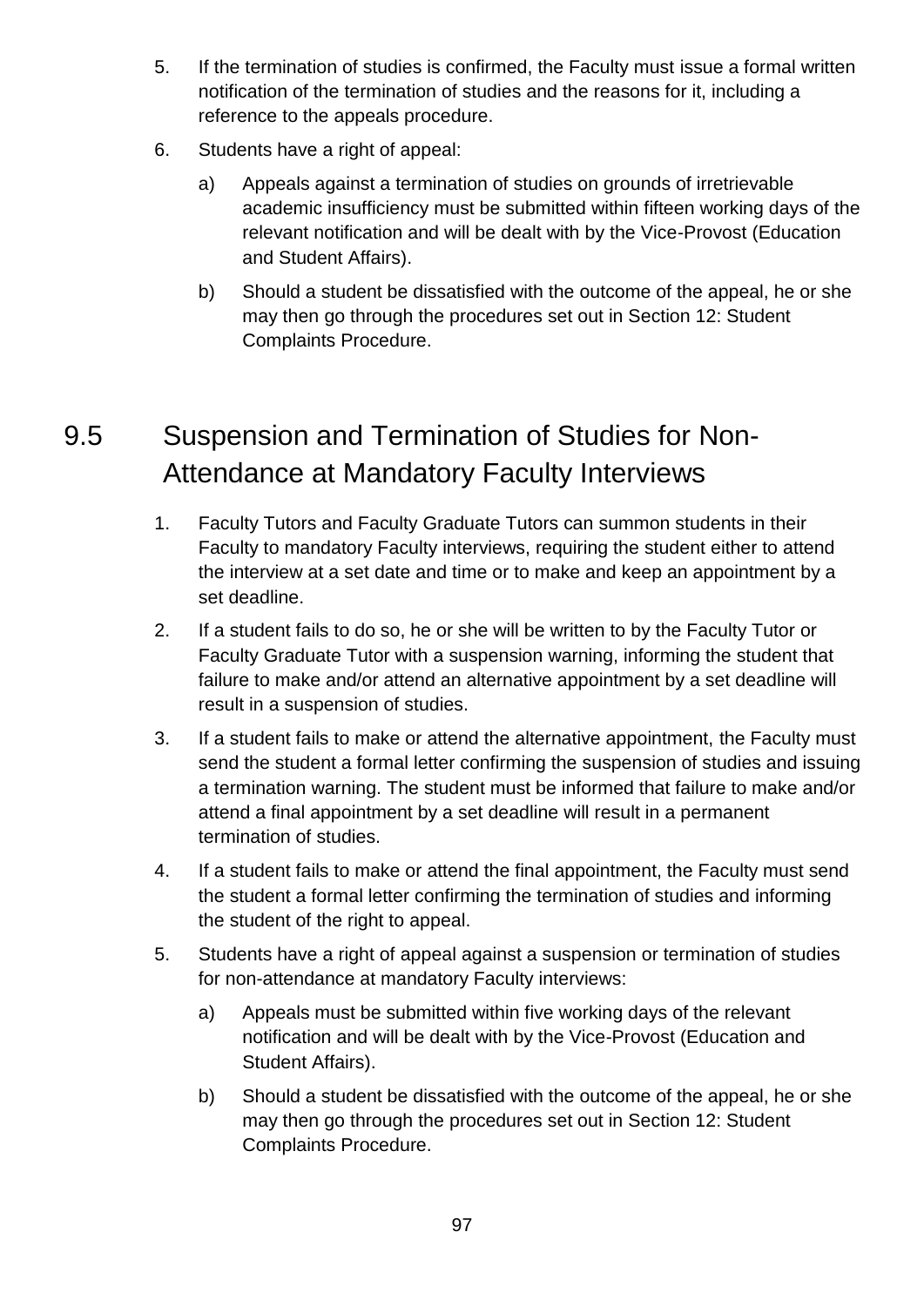5. If the termination of studies is confirmed, the Faculty must issue a formal written notification of the termination of studies and the reasons for it, including a reference to the appeals procedure.
6. Students have a right of appeal:
   a) Appeals against a termination of studies on grounds of irretrievable academic insufficiency must be submitted within fifteen working days of the relevant notification and will be dealt with by the Vice-Provost (Education and Student Affairs).
   b) Should a student be dissatisfied with the outcome of the appeal, he or she may then go through the procedures set out in Section 12: Student Complaints Procedure.

## 9.5 Suspension and Termination of Studies for Non-Attendance at Mandatory Faculty Interviews

1. Faculty Tutors and Faculty Graduate Tutors can summon students in their Faculty to mandatory Faculty interviews, requiring the student either to attend the interview at a set date and time or to make and keep an appointment by a set deadline.
2. If a student fails to do so, he or she will be written to by the Faculty Tutor or Faculty Graduate Tutor with a suspension warning, informing the student that failure to make and/or attend an alternative appointment by a set deadline will result in a suspension of studies.
3. If a student fails to make or attend the alternative appointment, the Faculty must send the student a formal letter confirming the suspension of studies and issuing a termination warning. The student must be informed that failure to make and/or attend a final appointment by a set deadline will result in a permanent termination of studies.
4. If a student fails to make or attend the final appointment, the Faculty must send the student a formal letter confirming the termination of studies and informing the student of the right to appeal.
5. Students have a right of appeal against a suspension or termination of studies for non-attendance at mandatory Faculty interviews:
   a) Appeals must be submitted within five working days of the relevant notification and will be dealt with by the Vice-Provost (Education and Student Affairs).
   b) Should a student be dissatisfied with the outcome of the appeal, he or she may then go through the procedures set out in Section 12: Student Complaints Procedure.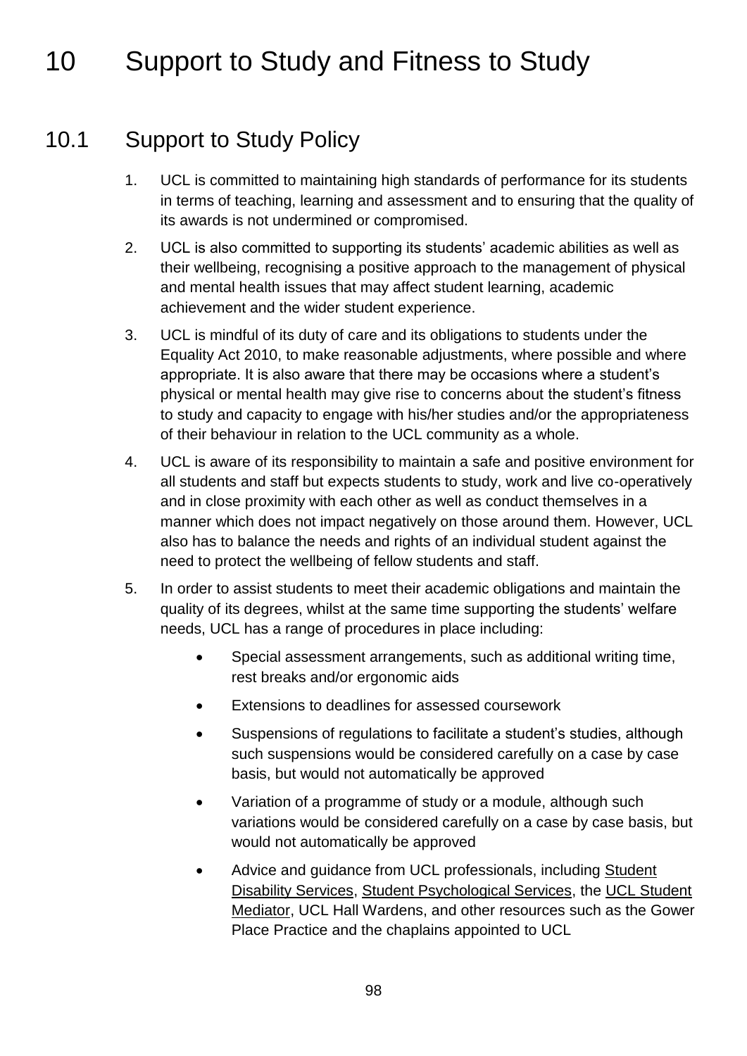# 10 Support to Study and Fitness to Study

## 10.1 Support to Study Policy

1. UCL is committed to maintaining high standards of performance for its students in terms of teaching, learning and assessment and to ensuring that the quality of its awards is not undermined or compromised.
2. UCL is also committed to supporting its students' academic abilities as well as their wellbeing, recognising a positive approach to the management of physical and mental health issues that may affect student learning, academic achievement and the wider student experience.
3. UCL is mindful of its duty of care and its obligations to students under the Equality Act 2010, to make reasonable adjustments, where possible and where appropriate. It is also aware that there may be occasions where a student's physical or mental health may give rise to concerns about the student's fitness to study and capacity to engage with his/her studies and/or the appropriateness of their behaviour in relation to the UCL community as a whole.
4. UCL is aware of its responsibility to maintain a safe and positive environment for all students and staff but expects students to study, work and live co-operatively and in close proximity with each other as well as conduct themselves in a manner which does not impact negatively on those around them. However, UCL also has to balance the needs and rights of an individual student against the need to protect the wellbeing of fellow students and staff.
5. In order to assist students to meet their academic obligations and maintain the quality of its degrees, whilst at the same time supporting the students' welfare needs, UCL has a range of procedures in place including:
   - Special assessment arrangements, such as additional writing time, rest breaks and/or ergonomic aids
   - Extensions to deadlines for assessed coursework
   - Suspensions of regulations to facilitate a student's studies, although such suspensions would be considered carefully on a case by case basis, but would not automatically be approved
   - Variation of a programme of study or a module, although such variations would be considered carefully on a case by case basis, but would not automatically be approved
   - Advice and guidance from UCL professionals, including Student Disability Services, Student Psychological Services, the UCL Student Mediator, UCL Hall Wardens, and other resources such as the Gower Place Practice and the chaplains appointed to UCL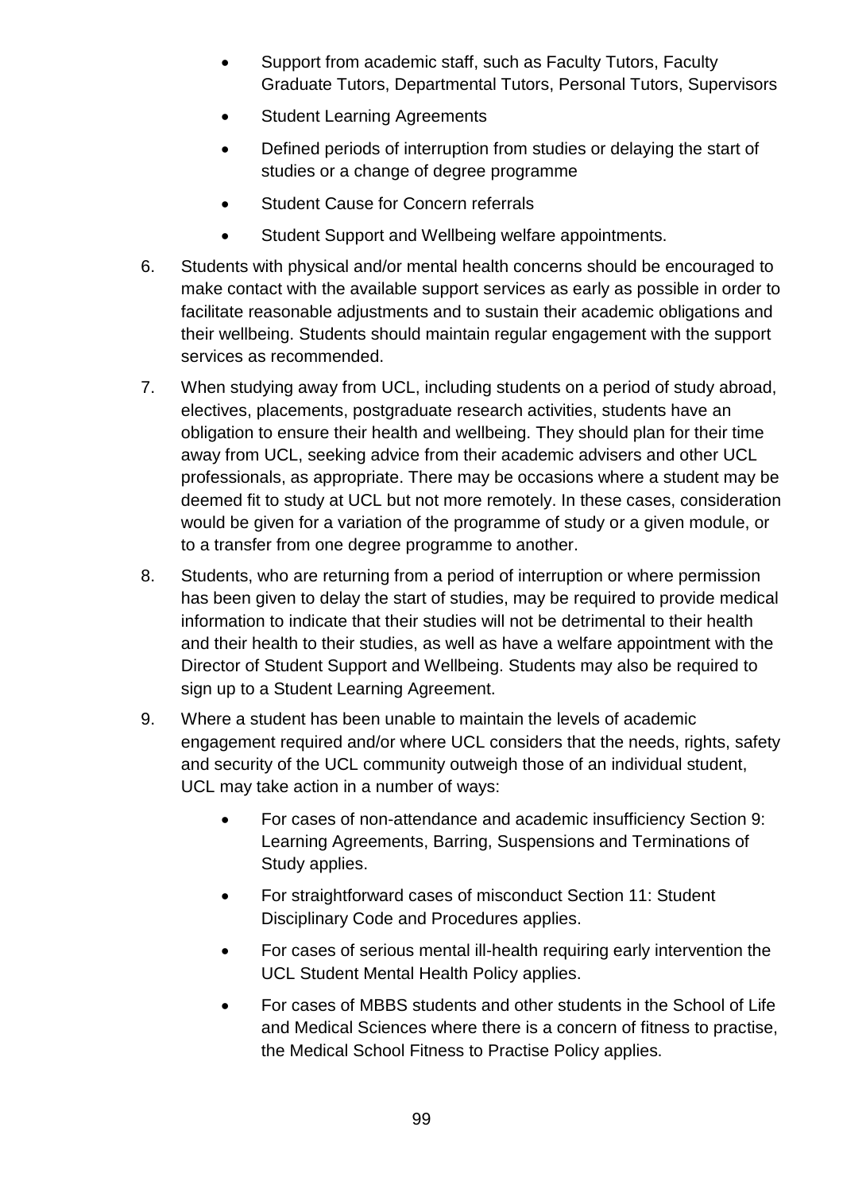- Support from academic staff, such as Faculty Tutors, Faculty Graduate Tutors, Departmental Tutors, Personal Tutors, Supervisors
- Student Learning Agreements
- Defined periods of interruption from studies or delaying the start of studies or a change of degree programme
- Student Cause for Concern referrals
- Student Support and Wellbeing welfare appointments.

6. Students with physical and/or mental health concerns should be encouraged to make contact with the available support services as early as possible in order to facilitate reasonable adjustments and to sustain their academic obligations and their wellbeing. Students should maintain regular engagement with the support services as recommended.

7. When studying away from UCL, including students on a period of study abroad, electives, placements, postgraduate research activities, students have an obligation to ensure their health and wellbeing. They should plan for their time away from UCL, seeking advice from their academic advisers and other UCL professionals, as appropriate. There may be occasions where a student may be deemed fit to study at UCL but not more remotely. In these cases, consideration would be given for a variation of the programme of study or a given module, or to a transfer from one degree programme to another.

8. Students, who are returning from a period of interruption or where permission has been given to delay the start of studies, may be required to provide medical information to indicate that their studies will not be detrimental to their health and their health to their studies, as well as have a welfare appointment with the Director of Student Support and Wellbeing. Students may also be required to sign up to a Student Learning Agreement.

9. Where a student has been unable to maintain the levels of academic engagement required and/or where UCL considers that the needs, rights, safety and security of the UCL community outweigh those of an individual student, UCL may take action in a number of ways:

   - For cases of non-attendance and academic insufficiency Section 9: Learning Agreements, Barring, Suspensions and Terminations of Study applies.
   - For straightforward cases of misconduct Section 11: Student Disciplinary Code and Procedures applies.
   - For cases of serious mental ill-health requiring early intervention the UCL Student Mental Health Policy applies.
   - For cases of MBBS students and other students in the School of Life and Medical Sciences where there is a concern of fitness to practise, the Medical School Fitness to Practise Policy applies.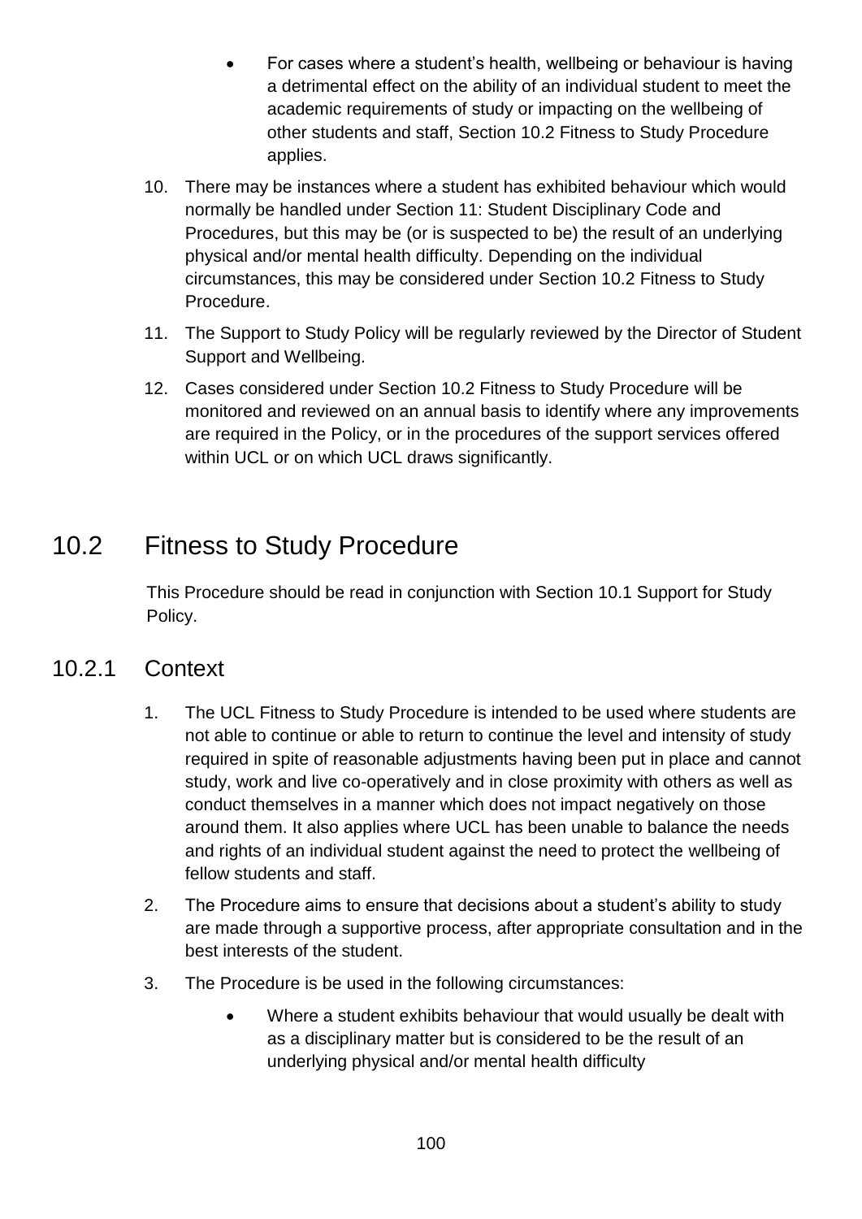- For cases where a student's health, wellbeing or behaviour is having a detrimental effect on the ability of an individual student to meet the academic requirements of study or impacting on the wellbeing of other students and staff, Section 10.2 Fitness to Study Procedure applies.

10. There may be instances where a student has exhibited behaviour which would normally be handled under Section 11: Student Disciplinary Code and Procedures, but this may be (or is suspected to be) the result of an underlying physical and/or mental health difficulty. Depending on the individual circumstances, this may be considered under Section 10.2 Fitness to Study Procedure.
11. The Support to Study Policy will be regularly reviewed by the Director of Student Support and Wellbeing.
12. Cases considered under Section 10.2 Fitness to Study Procedure will be monitored and reviewed on an annual basis to identify where any improvements are required in the Policy, or in the procedures of the support services offered within UCL or on which UCL draws significantly.

# 10.2 Fitness to Study Procedure

This Procedure should be read in conjunction with Section 10.1 Support for Study Policy.

## 10.2.1 Context

1. The UCL Fitness to Study Procedure is intended to be used where students are not able to continue or able to return to continue the level and intensity of study required in spite of reasonable adjustments having been put in place and cannot study, work and live co-operatively and in close proximity with others as well as conduct themselves in a manner which does not impact negatively on those around them. It also applies where UCL has been unable to balance the needs and rights of an individual student against the need to protect the wellbeing of fellow students and staff.
2. The Procedure aims to ensure that decisions about a student's ability to study are made through a supportive process, after appropriate consultation and in the best interests of the student.
3. The Procedure is be used in the following circumstances:
    - Where a student exhibits behaviour that would usually be dealt with as a disciplinary matter but is considered to be the result of an underlying physical and/or mental health difficulty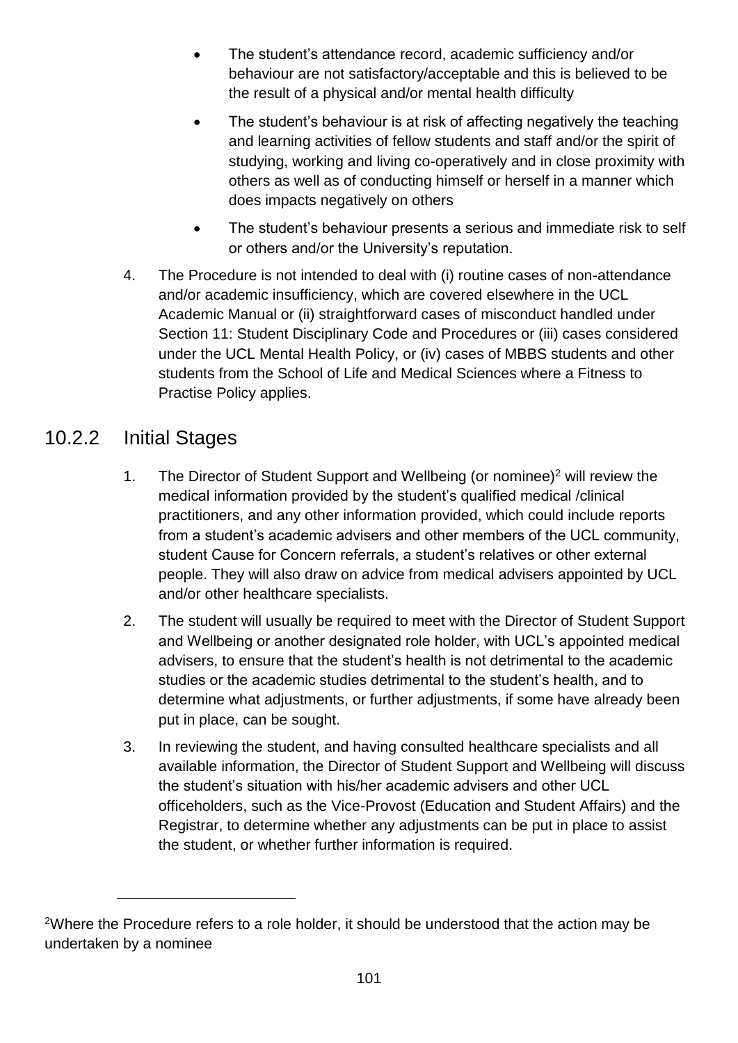- The student's attendance record, academic sufficiency and/or behaviour are not satisfactory/acceptable and this is believed to be the result of a physical and/or mental health difficulty
- The student's behaviour is at risk of affecting negatively the teaching and learning activities of fellow students and staff and/or the spirit of studying, working and living co-operatively and in close proximity with others as well as of conducting himself or herself in a manner which does impacts negatively on others
- The student's behaviour presents a serious and immediate risk to self or others and/or the University's reputation.

4. The Procedure is not intended to deal with (i) routine cases of non-attendance and/or academic insufficiency, which are covered elsewhere in the UCL Academic Manual or (ii) straightforward cases of misconduct handled under Section 11: Student Disciplinary Code and Procedures or (iii) cases considered under the UCL Mental Health Policy, or (iv) cases of MBBS students and other students from the School of Life and Medical Sciences where a Fitness to Practise Policy applies.

## 10.2.2 Initial Stages

1. The Director of Student Support and Wellbeing (or nominee)[2] will review the medical information provided by the student's qualified medical /clinical practitioners, and any other information provided, which could include reports from a student's academic advisers and other members of the UCL community, student Cause for Concern referrals, a student's relatives or other external people. They will also draw on advice from medical advisers appointed by UCL and/or other healthcare specialists.
2. The student will usually be required to meet with the Director of Student Support and Wellbeing or another designated role holder, with UCL's appointed medical advisers, to ensure that the student's health is not detrimental to the academic studies or the academic studies detrimental to the student's health, and to determine what adjustments, or further adjustments, if some have already been put in place, can be sought.
3. In reviewing the student, and having consulted healthcare specialists and all available information, the Director of Student Support and Wellbeing will discuss the student's situation with his/her academic advisers and other UCL officeholders, such as the Vice-Provost (Education and Student Affairs) and the Registrar, to determine whether any adjustments can be put in place to assist the student, or whether further information is required.

---

[2]Where the Procedure refers to a role holder, it should be understood that the action may be undertaken by a nominee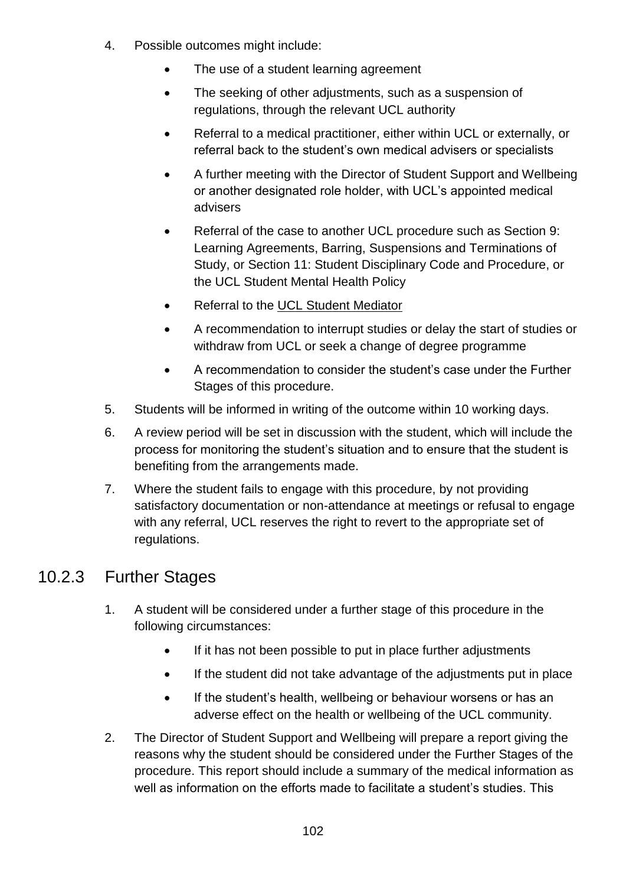4. Possible outcomes might include:

    - The use of a student learning agreement
    - The seeking of other adjustments, such as a suspension of regulations, through the relevant UCL authority
    - Referral to a medical practitioner, either within UCL or externally, or referral back to the student's own medical advisers or specialists
    - A further meeting with the Director of Student Support and Wellbeing or another designated role holder, with UCL's appointed medical advisers
    - Referral of the case to another UCL procedure such as Section 9: Learning Agreements, Barring, Suspensions and Terminations of Study, or Section 11: Student Disciplinary Code and Procedure, or the UCL Student Mental Health Policy
    - Referral to the UCL Student Mediator
    - A recommendation to interrupt studies or delay the start of studies or withdraw from UCL or seek a change of degree programme
    - A recommendation to consider the student's case under the Further Stages of this procedure.

5. Students will be informed in writing of the outcome within 10 working days.
6. A review period will be set in discussion with the student, which will include the process for monitoring the student's situation and to ensure that the student is benefiting from the arrangements made.
7. Where the student fails to engage with this procedure, by not providing satisfactory documentation or non-attendance at meetings or refusal to engage with any referral, UCL reserves the right to revert to the appropriate set of regulations.

## 10.2.3 Further Stages

1. A student will be considered under a further stage of this procedure in the following circumstances:

    - If it has not been possible to put in place further adjustments
    - If the student did not take advantage of the adjustments put in place
    - If the student's health, wellbeing or behaviour worsens or has an adverse effect on the health or wellbeing of the UCL community.

2. The Director of Student Support and Wellbeing will prepare a report giving the reasons why the student should be considered under the Further Stages of the procedure. This report should include a summary of the medical information as well as information on the efforts made to facilitate a student's studies. This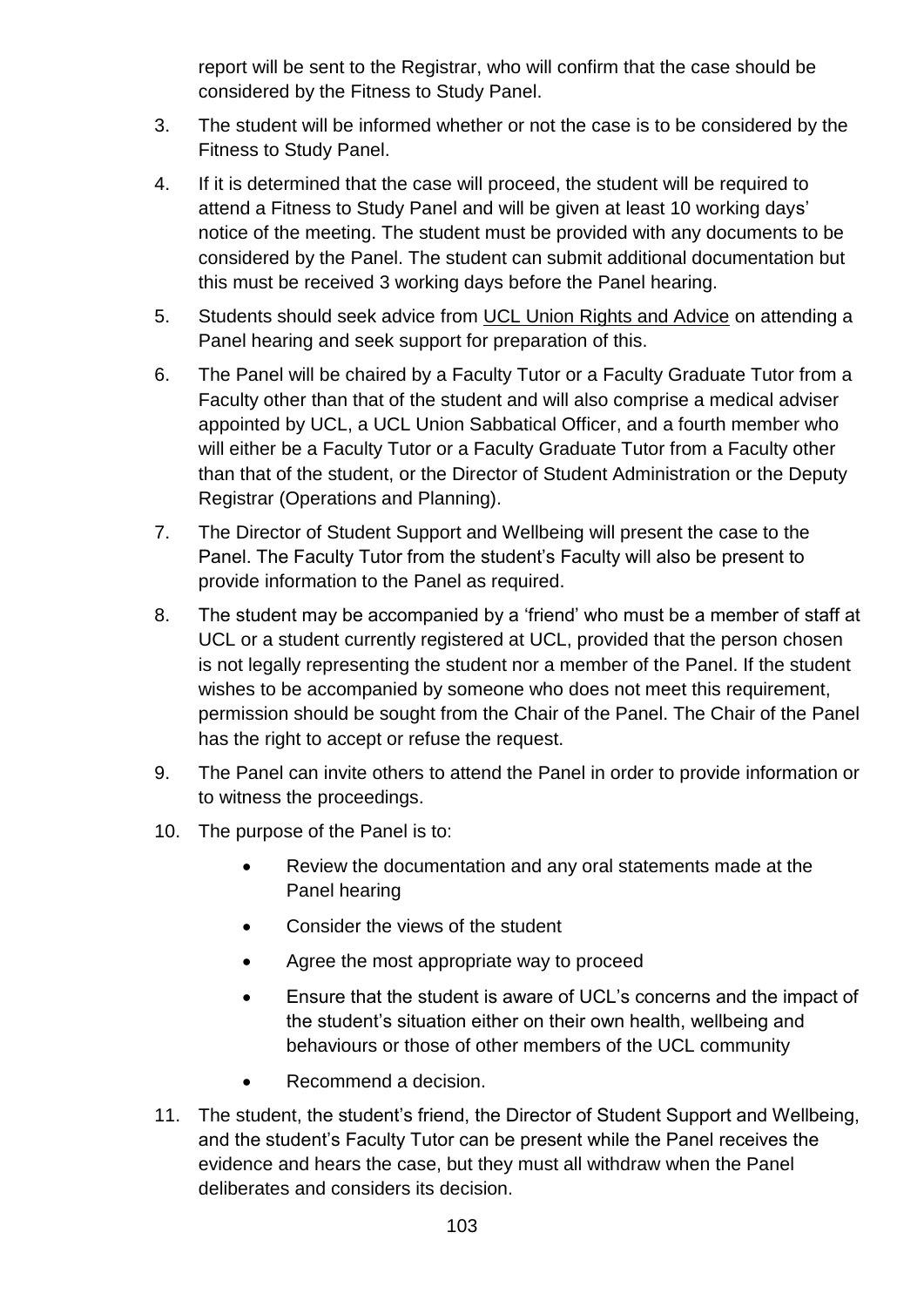report will be sent to the Registrar, who will confirm that the case should be considered by the Fitness to Study Panel.

3. The student will be informed whether or not the case is to be considered by the Fitness to Study Panel.
4. If it is determined that the case will proceed, the student will be required to attend a Fitness to Study Panel and will be given at least 10 working days' notice of the meeting. The student must be provided with any documents to be considered by the Panel. The student can submit additional documentation but this must be received 3 working days before the Panel hearing.
5. Students should seek advice from UCL Union Rights and Advice on attending a Panel hearing and seek support for preparation of this.
6. The Panel will be chaired by a Faculty Tutor or a Faculty Graduate Tutor from a Faculty other than that of the student and will also comprise a medical adviser appointed by UCL, a UCL Union Sabbatical Officer, and a fourth member who will either be a Faculty Tutor or a Faculty Graduate Tutor from a Faculty other than that of the student, or the Director of Student Administration or the Deputy Registrar (Operations and Planning).
7. The Director of Student Support and Wellbeing will present the case to the Panel. The Faculty Tutor from the student's Faculty will also be present to provide information to the Panel as required.
8. The student may be accompanied by a 'friend' who must be a member of staff at UCL or a student currently registered at UCL, provided that the person chosen is not legally representing the student nor a member of the Panel. If the student wishes to be accompanied by someone who does not meet this requirement, permission should be sought from the Chair of the Panel. The Chair of the Panel has the right to accept or refuse the request.
9. The Panel can invite others to attend the Panel in order to provide information or to witness the proceedings.
10. The purpose of the Panel is to:
    - Review the documentation and any oral statements made at the Panel hearing
    - Consider the views of the student
    - Agree the most appropriate way to proceed
    - Ensure that the student is aware of UCL's concerns and the impact of the student's situation either on their own health, wellbeing and behaviours or those of other members of the UCL community
    - Recommend a decision.
11. The student, the student's friend, the Director of Student Support and Wellbeing, and the student's Faculty Tutor can be present while the Panel receives the evidence and hears the case, but they must all withdraw when the Panel deliberates and considers its decision.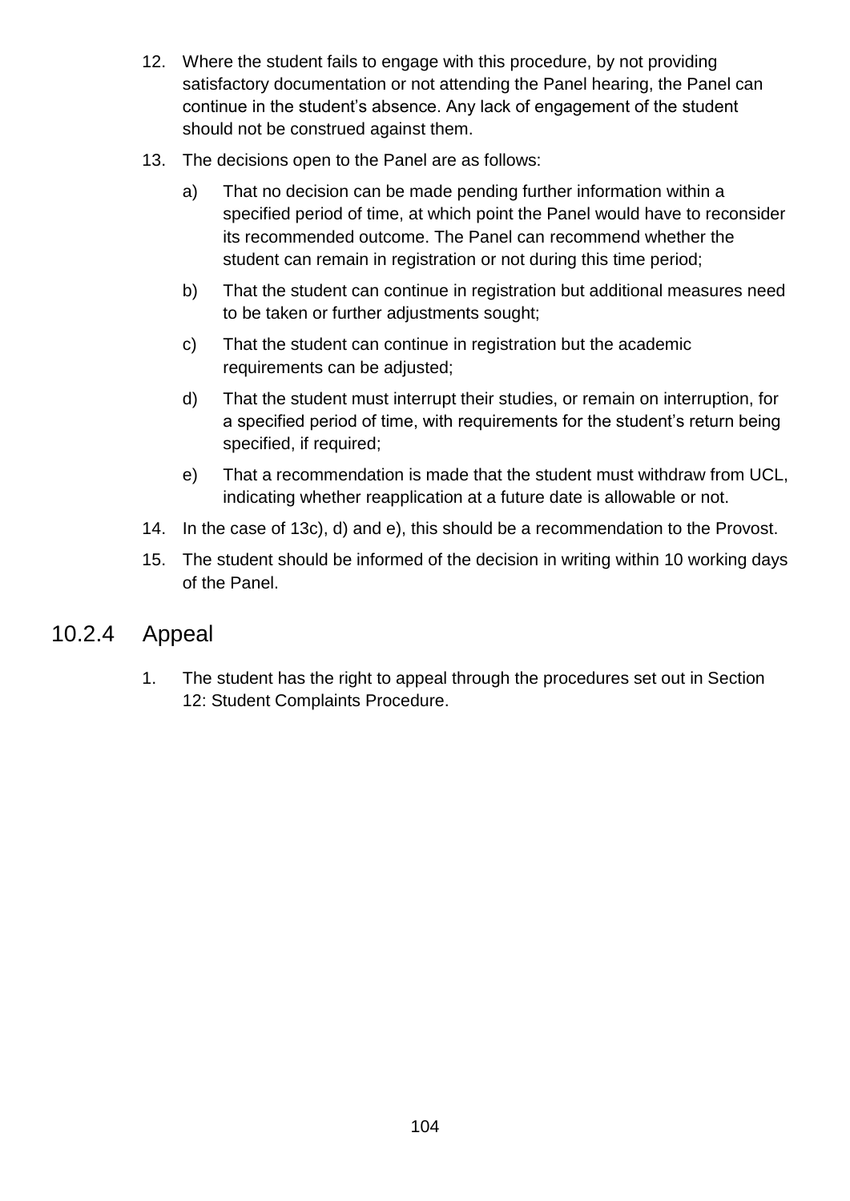12. Where the student fails to engage with this procedure, by not providing satisfactory documentation or not attending the Panel hearing, the Panel can continue in the student's absence. Any lack of engagement of the student should not be construed against them.

13. The decisions open to the Panel are as follows:

    a) That no decision can be made pending further information within a specified period of time, at which point the Panel would have to reconsider its recommended outcome. The Panel can recommend whether the student can remain in registration or not during this time period;

    b) That the student can continue in registration but additional measures need to be taken or further adjustments sought;

    c) That the student can continue in registration but the academic requirements can be adjusted;

    d) That the student must interrupt their studies, or remain on interruption, for a specified period of time, with requirements for the student's return being specified, if required;

    e) That a recommendation is made that the student must withdraw from UCL, indicating whether reapplication at a future date is allowable or not.

14. In the case of 13c), d) and e), this should be a recommendation to the Provost.

15. The student should be informed of the decision in writing within 10 working days of the Panel.

## 10.2.4 Appeal

1. The student has the right to appeal through the procedures set out in Section 12: Student Complaints Procedure.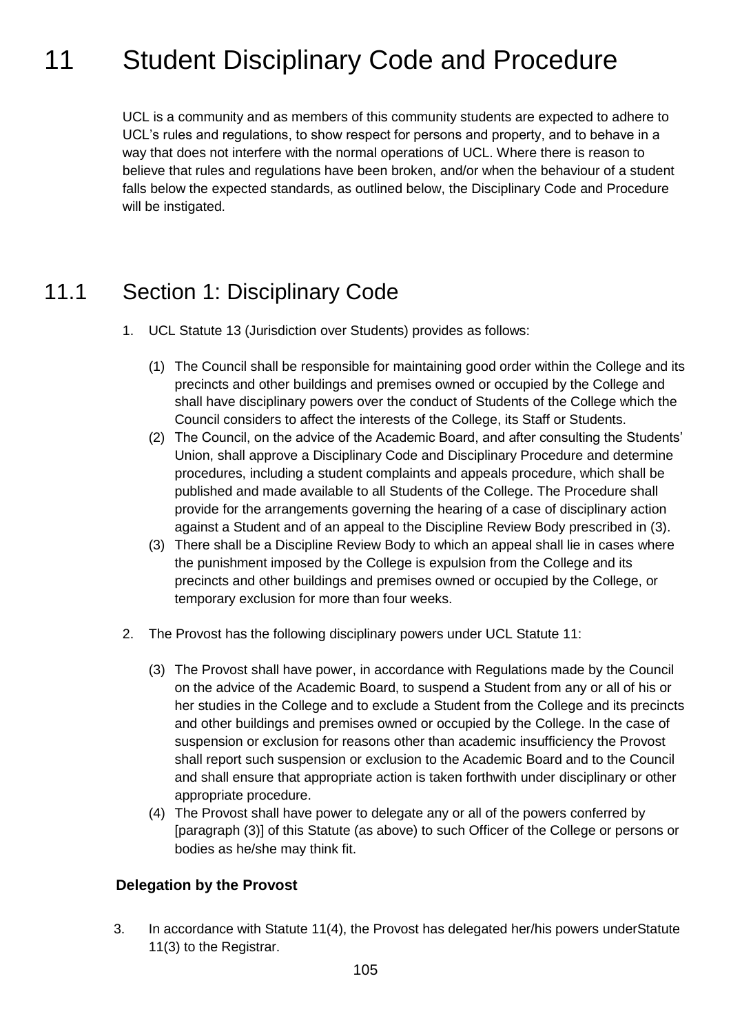# 11 Student Disciplinary Code and Procedure

UCL is a community and as members of this community students are expected to adhere to UCL's rules and regulations, to show respect for persons and property, and to behave in a way that does not interfere with the normal operations of UCL. Where there is reason to believe that rules and regulations have been broken, and/or when the behaviour of a student falls below the expected standards, as outlined below, the Disciplinary Code and Procedure will be instigated.

## 11.1 Section 1: Disciplinary Code

1. UCL Statute 13 (Jurisdiction over Students) provides as follows:

   (1) The Council shall be responsible for maintaining good order within the College and its precincts and other buildings and premises owned or occupied by the College and shall have disciplinary powers over the conduct of Students of the College which the Council considers to affect the interests of the College, its Staff or Students.

   (2) The Council, on the advice of the Academic Board, and after consulting the Students' Union, shall approve a Disciplinary Code and Disciplinary Procedure and determine procedures, including a student complaints and appeals procedure, which shall be published and made available to all Students of the College. The Procedure shall provide for the arrangements governing the hearing of a case of disciplinary action against a Student and of an appeal to the Discipline Review Body prescribed in (3).

   (3) There shall be a Discipline Review Body to which an appeal shall lie in cases where the punishment imposed by the College is expulsion from the College and its precincts and other buildings and premises owned or occupied by the College, or temporary exclusion for more than four weeks.

2. The Provost has the following disciplinary powers under UCL Statute 11:

   (3) The Provost shall have power, in accordance with Regulations made by the Council on the advice of the Academic Board, to suspend a Student from any or all of his or her studies in the College and to exclude a Student from the College and its precincts and other buildings and premises owned or occupied by the College. In the case of suspension or exclusion for reasons other than academic insufficiency the Provost shall report such suspension or exclusion to the Academic Board and to the Council and shall ensure that appropriate action is taken forthwith under disciplinary or other appropriate procedure.

   (4) The Provost shall have power to delegate any or all of the powers conferred by [paragraph (3)] of this Statute (as above) to such Officer of the College or persons or bodies as he/she may think fit.

**Delegation by the Provost**

3. In accordance with Statute 11(4), the Provost has delegated her/his powers underStatute 11(3) to the Registrar.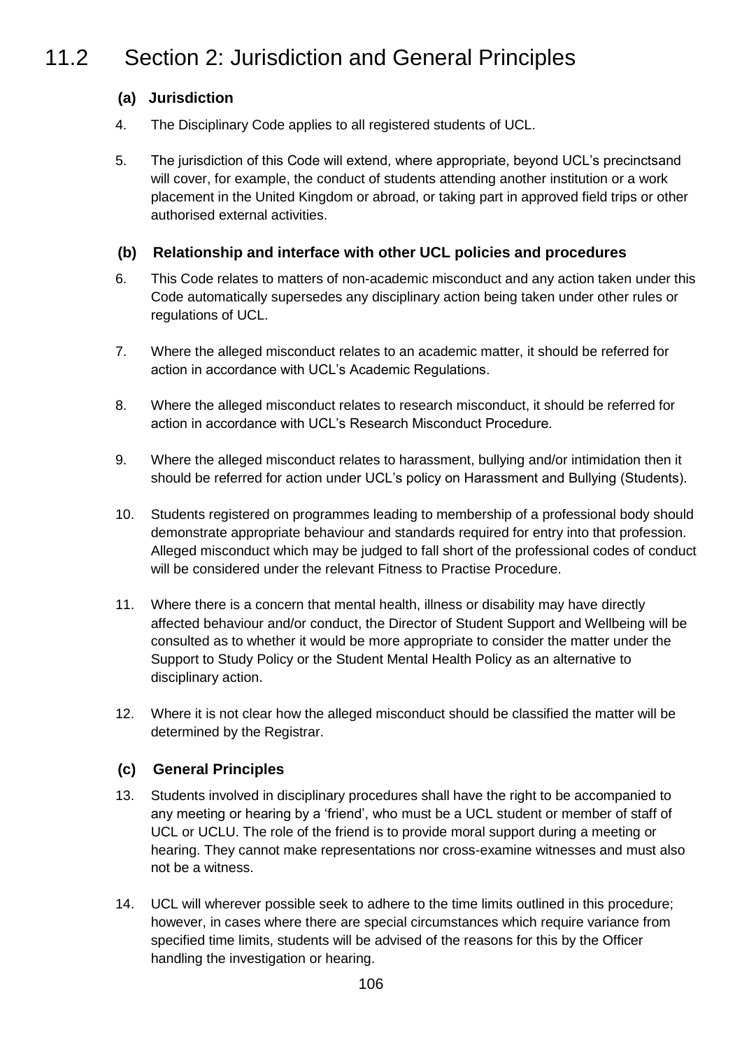# 11.2 Section 2: Jurisdiction and General Principles

### (a) Jurisdiction

4. The Disciplinary Code applies to all registered students of UCL.

5. The jurisdiction of this Code will extend, where appropriate, beyond UCL's precinctsand will cover, for example, the conduct of students attending another institution or a work placement in the United Kingdom or abroad, or taking part in approved field trips or other authorised external activities.

### (b) Relationship and interface with other UCL policies and procedures

6. This Code relates to matters of non-academic misconduct and any action taken under this Code automatically supersedes any disciplinary action being taken under other rules or regulations of UCL.

7. Where the alleged misconduct relates to an academic matter, it should be referred for action in accordance with UCL's Academic Regulations.

8. Where the alleged misconduct relates to research misconduct, it should be referred for action in accordance with UCL's Research Misconduct Procedure.

9. Where the alleged misconduct relates to harassment, bullying and/or intimidation then it should be referred for action under UCL's policy on Harassment and Bullying (Students).

10. Students registered on programmes leading to membership of a professional body should demonstrate appropriate behaviour and standards required for entry into that profession. Alleged misconduct which may be judged to fall short of the professional codes of conduct will be considered under the relevant Fitness to Practise Procedure.

11. Where there is a concern that mental health, illness or disability may have directly affected behaviour and/or conduct, the Director of Student Support and Wellbeing will be consulted as to whether it would be more appropriate to consider the matter under the Support to Study Policy or the Student Mental Health Policy as an alternative to disciplinary action.

12. Where it is not clear how the alleged misconduct should be classified the matter will be determined by the Registrar.

### (c) General Principles

13. Students involved in disciplinary procedures shall have the right to be accompanied to any meeting or hearing by a 'friend', who must be a UCL student or member of staff of UCL or UCLU. The role of the friend is to provide moral support during a meeting or hearing. They cannot make representations nor cross-examine witnesses and must also not be a witness.

14. UCL will wherever possible seek to adhere to the time limits outlined in this procedure; however, in cases where there are special circumstances which require variance from specified time limits, students will be advised of the reasons for this by the Officer handling the investigation or hearing.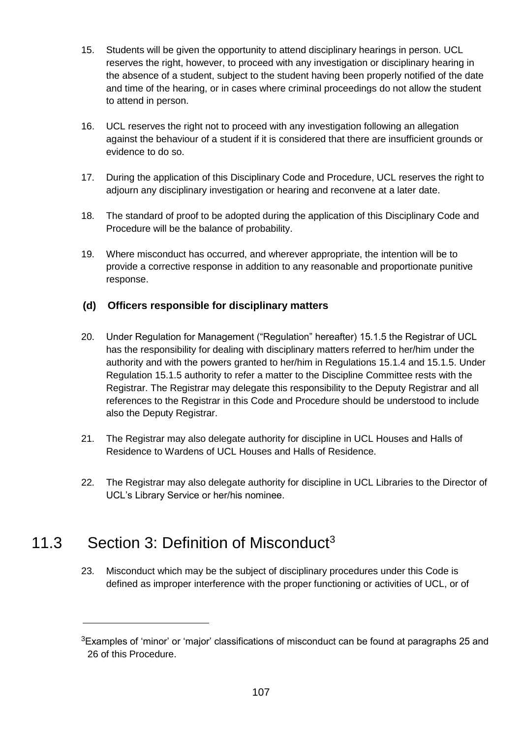15. Students will be given the opportunity to attend disciplinary hearings in person. UCL reserves the right, however, to proceed with any investigation or disciplinary hearing in the absence of a student, subject to the student having been properly notified of the date and time of the hearing, or in cases where criminal proceedings do not allow the student to attend in person.

16. UCL reserves the right not to proceed with any investigation following an allegation against the behaviour of a student if it is considered that there are insufficient grounds or evidence to do so.

17. During the application of this Disciplinary Code and Procedure, UCL reserves the right to adjourn any disciplinary investigation or hearing and reconvene at a later date.

18. The standard of proof to be adopted during the application of this Disciplinary Code and Procedure will be the balance of probability.

19. Where misconduct has occurred, and wherever appropriate, the intention will be to provide a corrective response in addition to any reasonable and proportionate punitive response.

### (d) Officers responsible for disciplinary matters

20. Under Regulation for Management ("Regulation" hereafter) 15.1.5 the Registrar of UCL has the responsibility for dealing with disciplinary matters referred to her/him under the authority and with the powers granted to her/him in Regulations 15.1.4 and 15.1.5. Under Regulation 15.1.5 authority to refer a matter to the Discipline Committee rests with the Registrar. The Registrar may delegate this responsibility to the Deputy Registrar and all references to the Registrar in this Code and Procedure should be understood to include also the Deputy Registrar.

21. The Registrar may also delegate authority for discipline in UCL Houses and Halls of Residence to Wardens of UCL Houses and Halls of Residence.

22. The Registrar may also delegate authority for discipline in UCL Libraries to the Director of UCL's Library Service or her/his nominee.

## 11.3 Section 3: Definition of Misconduct[3]

23. Misconduct which may be the subject of disciplinary procedures under this Code is defined as improper interference with the proper functioning or activities of UCL, or of

[3] Examples of 'minor' or 'major' classifications of misconduct can be found at paragraphs 25 and 26 of this Procedure.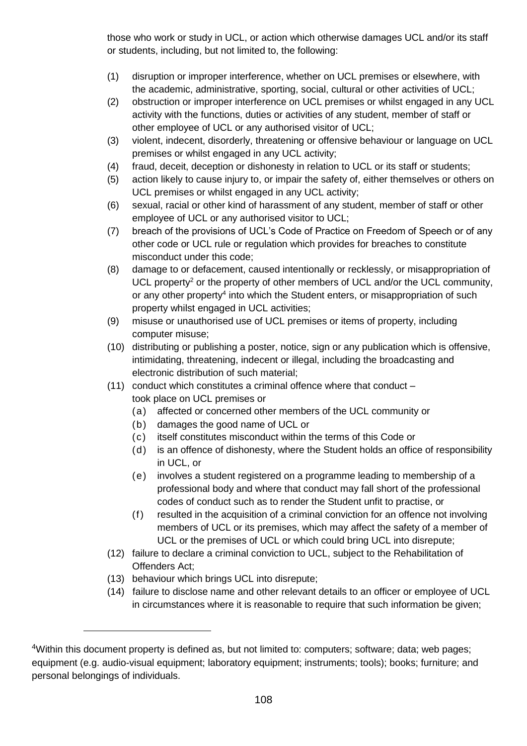those who work or study in UCL, or action which otherwise damages UCL and/or its staff or students, including, but not limited to, the following:

(1) disruption or improper interference, whether on UCL premises or elsewhere, with the academic, administrative, sporting, social, cultural or other activities of UCL;

(2) obstruction or improper interference on UCL premises or whilst engaged in any UCL activity with the functions, duties or activities of any student, member of staff or other employee of UCL or any authorised visitor of UCL;

(3) violent, indecent, disorderly, threatening or offensive behaviour or language on UCL premises or whilst engaged in any UCL activity;

(4) fraud, deceit, deception or dishonesty in relation to UCL or its staff or students;

(5) action likely to cause injury to, or impair the safety of, either themselves or others on UCL premises or whilst engaged in any UCL activity;

(6) sexual, racial or other kind of harassment of any student, member of staff or other employee of UCL or any authorised visitor to UCL;

(7) breach of the provisions of UCL's Code of Practice on Freedom of Speech or of any other code or UCL rule or regulation which provides for breaches to constitute misconduct under this code;

(8) damage to or defacement, caused intentionally or recklessly, or misappropriation of UCL property[2] or the property of other members of UCL and/or the UCL community, or any other property[4] into which the Student enters, or misappropriation of such property whilst engaged in UCL activities;

(9) misuse or unauthorised use of UCL premises or items of property, including computer misuse;

(10) distributing or publishing a poster, notice, sign or any publication which is offensive, intimidating, threatening, indecent or illegal, including the broadcasting and electronic distribution of such material;

(11) conduct which constitutes a criminal offence where that conduct – took place on UCL premises or
  (a) affected or concerned other members of the UCL community or
  (b) damages the good name of UCL or
  (c) itself constitutes misconduct within the terms of this Code or
  (d) is an offence of dishonesty, where the Student holds an office of responsibility in UCL, or
  (e) involves a student registered on a programme leading to membership of a professional body and where that conduct may fall short of the professional codes of conduct such as to render the Student unfit to practise, or
  (f) resulted in the acquisition of a criminal conviction for an offence not involving members of UCL or its premises, which may affect the safety of a member of UCL or the premises of UCL or which could bring UCL into disrepute;

(12) failure to declare a criminal conviction to UCL, subject to the Rehabilitation of Offenders Act;

(13) behaviour which brings UCL into disrepute;

(14) failure to disclose name and other relevant details to an officer or employee of UCL in circumstances where it is reasonable to require that such information be given;

---

[4]Within this document property is defined as, but not limited to: computers; software; data; web pages; equipment (e.g. audio-visual equipment; laboratory equipment; instruments; tools); books; furniture; and personal belongings of individuals.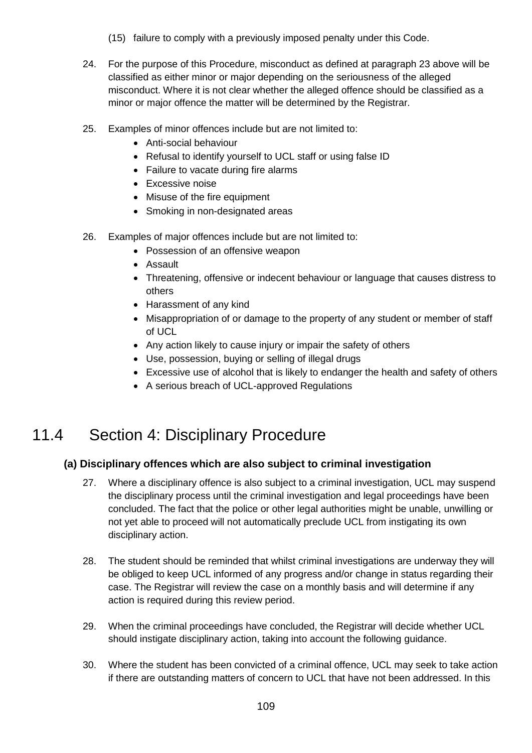(15) failure to comply with a previously imposed penalty under this Code.

24. For the purpose of this Procedure, misconduct as defined at paragraph 23 above will be classified as either minor or major depending on the seriousness of the alleged misconduct. Where it is not clear whether the alleged offence should be classified as a minor or major offence the matter will be determined by the Registrar.

25. Examples of minor offences include but are not limited to:
    - Anti-social behaviour
    - Refusal to identify yourself to UCL staff or using false ID
    - Failure to vacate during fire alarms
    - Excessive noise
    - Misuse of the fire equipment
    - Smoking in non-designated areas

26. Examples of major offences include but are not limited to:
    - Possession of an offensive weapon
    - Assault
    - Threatening, offensive or indecent behaviour or language that causes distress to others
    - Harassment of any kind
    - Misappropriation of or damage to the property of any student or member of staff of UCL
    - Any action likely to cause injury or impair the safety of others
    - Use, possession, buying or selling of illegal drugs
    - Excessive use of alcohol that is likely to endanger the health and safety of others
    - A serious breach of UCL-approved Regulations

# 11.4 Section 4: Disciplinary Procedure

### (a) Disciplinary offences which are also subject to criminal investigation

27. Where a disciplinary offence is also subject to a criminal investigation, UCL may suspend the disciplinary process until the criminal investigation and legal proceedings have been concluded. The fact that the police or other legal authorities might be unable, unwilling or not yet able to proceed will not automatically preclude UCL from instigating its own disciplinary action.

28. The student should be reminded that whilst criminal investigations are underway they will be obliged to keep UCL informed of any progress and/or change in status regarding their case. The Registrar will review the case on a monthly basis and will determine if any action is required during this review period.

29. When the criminal proceedings have concluded, the Registrar will decide whether UCL should instigate disciplinary action, taking into account the following guidance.

30. Where the student has been convicted of a criminal offence, UCL may seek to take action if there are outstanding matters of concern to UCL that have not been addressed. In this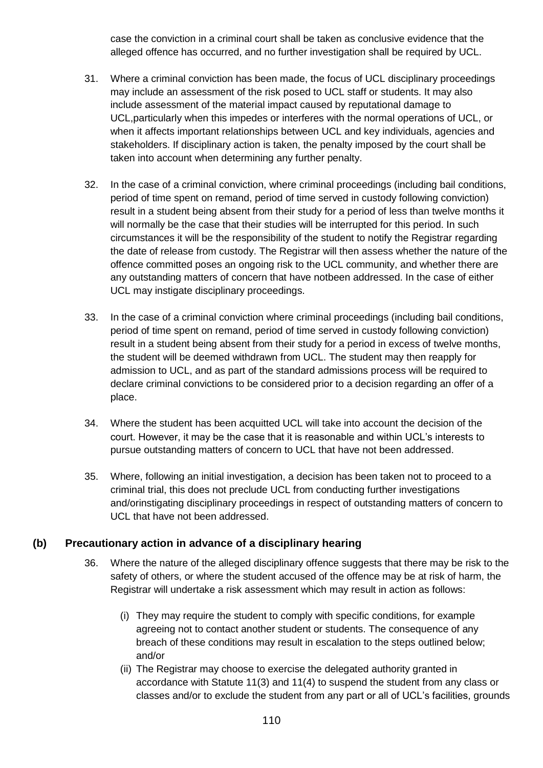case the conviction in a criminal court shall be taken as conclusive evidence that the alleged offence has occurred, and no further investigation shall be required by UCL.

31. Where a criminal conviction has been made, the focus of UCL disciplinary proceedings may include an assessment of the risk posed to UCL staff or students. It may also include assessment of the material impact caused by reputational damage to UCL,particularly when this impedes or interferes with the normal operations of UCL, or when it affects important relationships between UCL and key individuals, agencies and stakeholders. If disciplinary action is taken, the penalty imposed by the court shall be taken into account when determining any further penalty.

32. In the case of a criminal conviction, where criminal proceedings (including bail conditions, period of time spent on remand, period of time served in custody following conviction) result in a student being absent from their study for a period of less than twelve months it will normally be the case that their studies will be interrupted for this period. In such circumstances it will be the responsibility of the student to notify the Registrar regarding the date of release from custody. The Registrar will then assess whether the nature of the offence committed poses an ongoing risk to the UCL community, and whether there are any outstanding matters of concern that have notbeen addressed. In the case of either UCL may instigate disciplinary proceedings.

33. In the case of a criminal conviction where criminal proceedings (including bail conditions, period of time spent on remand, period of time served in custody following conviction) result in a student being absent from their study for a period in excess of twelve months, the student will be deemed withdrawn from UCL. The student may then reapply for admission to UCL, and as part of the standard admissions process will be required to declare criminal convictions to be considered prior to a decision regarding an offer of a place.

34. Where the student has been acquitted UCL will take into account the decision of the court. However, it may be the case that it is reasonable and within UCL's interests to pursue outstanding matters of concern to UCL that have not been addressed.

35. Where, following an initial investigation, a decision has been taken not to proceed to a criminal trial, this does not preclude UCL from conducting further investigations and/orinstigating disciplinary proceedings in respect of outstanding matters of concern to UCL that have not been addressed.

## (b) Precautionary action in advance of a disciplinary hearing

36. Where the nature of the alleged disciplinary offence suggests that there may be risk to the safety of others, or where the student accused of the offence may be at risk of harm, the Registrar will undertake a risk assessment which may result in action as follows:

    (i) They may require the student to comply with specific conditions, for example agreeing not to contact another student or students. The consequence of any breach of these conditions may result in escalation to the steps outlined below; and/or

    (ii) The Registrar may choose to exercise the delegated authority granted in accordance with Statute 11(3) and 11(4) to suspend the student from any class or classes and/or to exclude the student from any part or all of UCL's facilities, grounds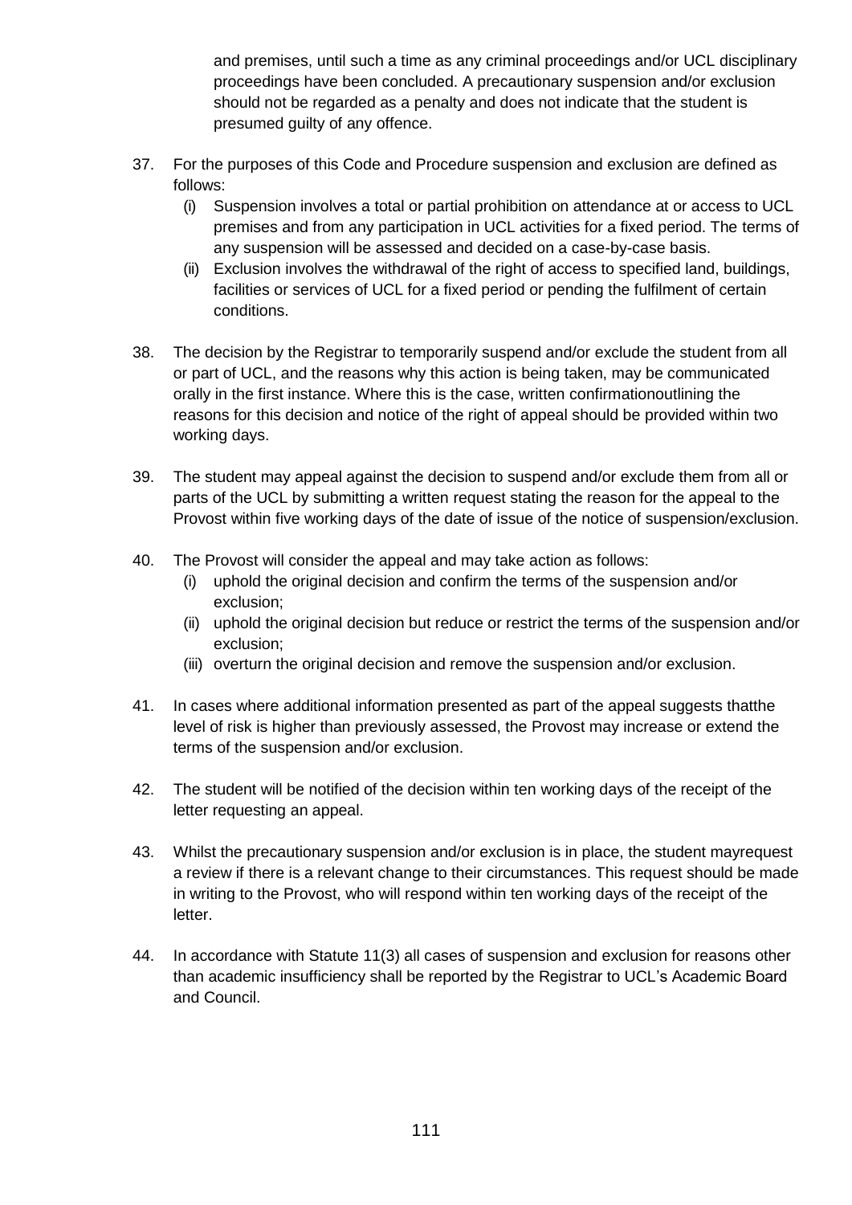and premises, until such a time as any criminal proceedings and/or UCL disciplinary proceedings have been concluded. A precautionary suspension and/or exclusion should not be regarded as a penalty and does not indicate that the student is presumed guilty of any offence.

37. For the purposes of this Code and Procedure suspension and exclusion are defined as follows:
    (i) Suspension involves a total or partial prohibition on attendance at or access to UCL premises and from any participation in UCL activities for a fixed period. The terms of any suspension will be assessed and decided on a case-by-case basis.
    (ii) Exclusion involves the withdrawal of the right of access to specified land, buildings, facilities or services of UCL for a fixed period or pending the fulfilment of certain conditions.

38. The decision by the Registrar to temporarily suspend and/or exclude the student from all or part of UCL, and the reasons why this action is being taken, may be communicated orally in the first instance. Where this is the case, written confirmationoutlining the reasons for this decision and notice of the right of appeal should be provided within two working days.

39. The student may appeal against the decision to suspend and/or exclude them from all or parts of the UCL by submitting a written request stating the reason for the appeal to the Provost within five working days of the date of issue of the notice of suspension/exclusion.

40. The Provost will consider the appeal and may take action as follows:
    (i) uphold the original decision and confirm the terms of the suspension and/or exclusion;
    (ii) uphold the original decision but reduce or restrict the terms of the suspension and/or exclusion;
    (iii) overturn the original decision and remove the suspension and/or exclusion.

41. In cases where additional information presented as part of the appeal suggests thatthe level of risk is higher than previously assessed, the Provost may increase or extend the terms of the suspension and/or exclusion.

42. The student will be notified of the decision within ten working days of the receipt of the letter requesting an appeal.

43. Whilst the precautionary suspension and/or exclusion is in place, the student mayrequest a review if there is a relevant change to their circumstances. This request should be made in writing to the Provost, who will respond within ten working days of the receipt of the letter.

44. In accordance with Statute 11(3) all cases of suspension and exclusion for reasons other than academic insufficiency shall be reported by the Registrar to UCL's Academic Board and Council.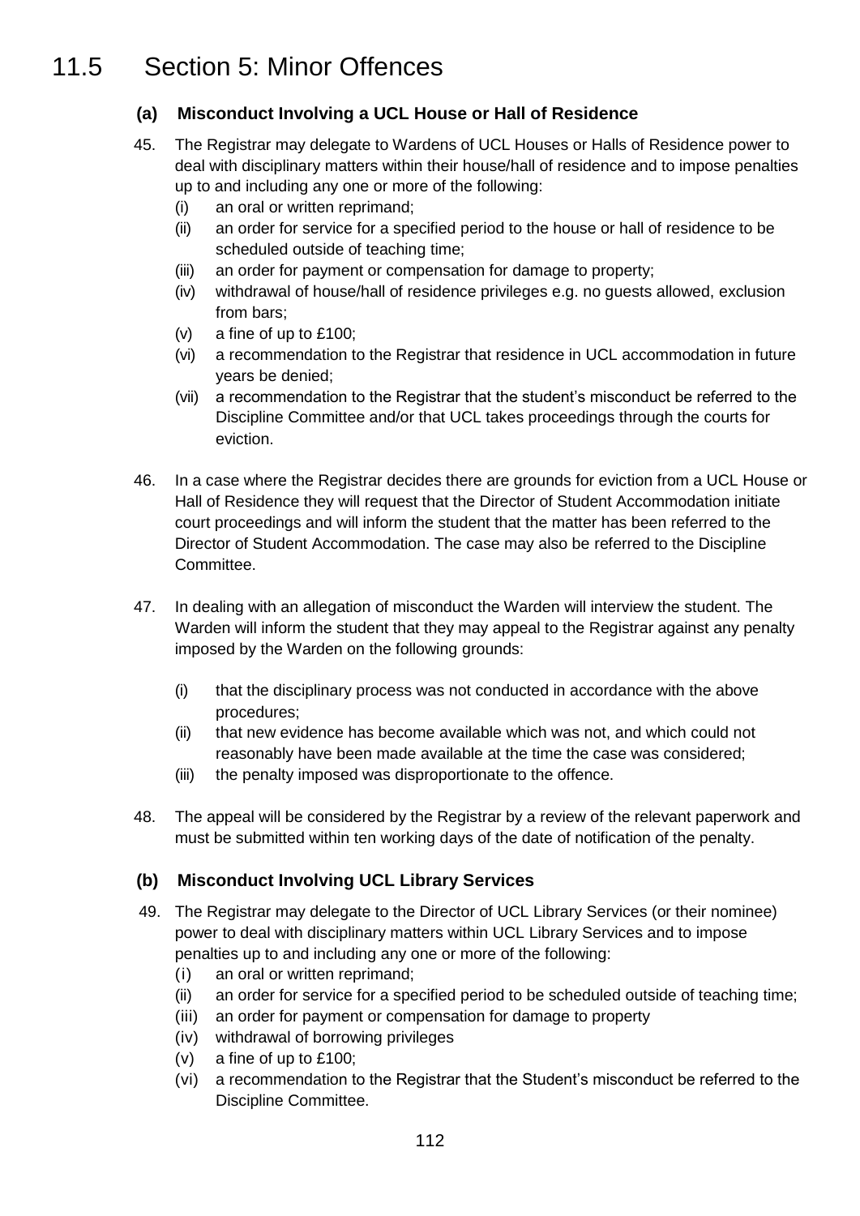# 11.5 Section 5: Minor Offences

### (a) Misconduct Involving a UCL House or Hall of Residence

45. The Registrar may delegate to Wardens of UCL Houses or Halls of Residence power to deal with disciplinary matters within their house/hall of residence and to impose penalties up to and including any one or more of the following:
    - (i) an oral or written reprimand;
    - (ii) an order for service for a specified period to the house or hall of residence to be scheduled outside of teaching time;
    - (iii) an order for payment or compensation for damage to property;
    - (iv) withdrawal of house/hall of residence privileges e.g. no guests allowed, exclusion from bars;
    - (v) a fine of up to £100;
    - (vi) a recommendation to the Registrar that residence in UCL accommodation in future years be denied;
    - (vii) a recommendation to the Registrar that the student's misconduct be referred to the Discipline Committee and/or that UCL takes proceedings through the courts for eviction.

46. In a case where the Registrar decides there are grounds for eviction from a UCL House or Hall of Residence they will request that the Director of Student Accommodation initiate court proceedings and will inform the student that the matter has been referred to the Director of Student Accommodation. The case may also be referred to the Discipline Committee.

47. In dealing with an allegation of misconduct the Warden will interview the student. The Warden will inform the student that they may appeal to the Registrar against any penalty imposed by the Warden on the following grounds:
    - (i) that the disciplinary process was not conducted in accordance with the above procedures;
    - (ii) that new evidence has become available which was not, and which could not reasonably have been made available at the time the case was considered;
    - (iii) the penalty imposed was disproportionate to the offence.

48. The appeal will be considered by the Registrar by a review of the relevant paperwork and must be submitted within ten working days of the date of notification of the penalty.

### (b) Misconduct Involving UCL Library Services

49. The Registrar may delegate to the Director of UCL Library Services (or their nominee) power to deal with disciplinary matters within UCL Library Services and to impose penalties up to and including any one or more of the following:
    - (i) an oral or written reprimand;
    - (ii) an order for service for a specified period to be scheduled outside of teaching time;
    - (iii) an order for payment or compensation for damage to property
    - (iv) withdrawal of borrowing privileges
    - (v) a fine of up to £100;
    - (vi) a recommendation to the Registrar that the Student's misconduct be referred to the Discipline Committee.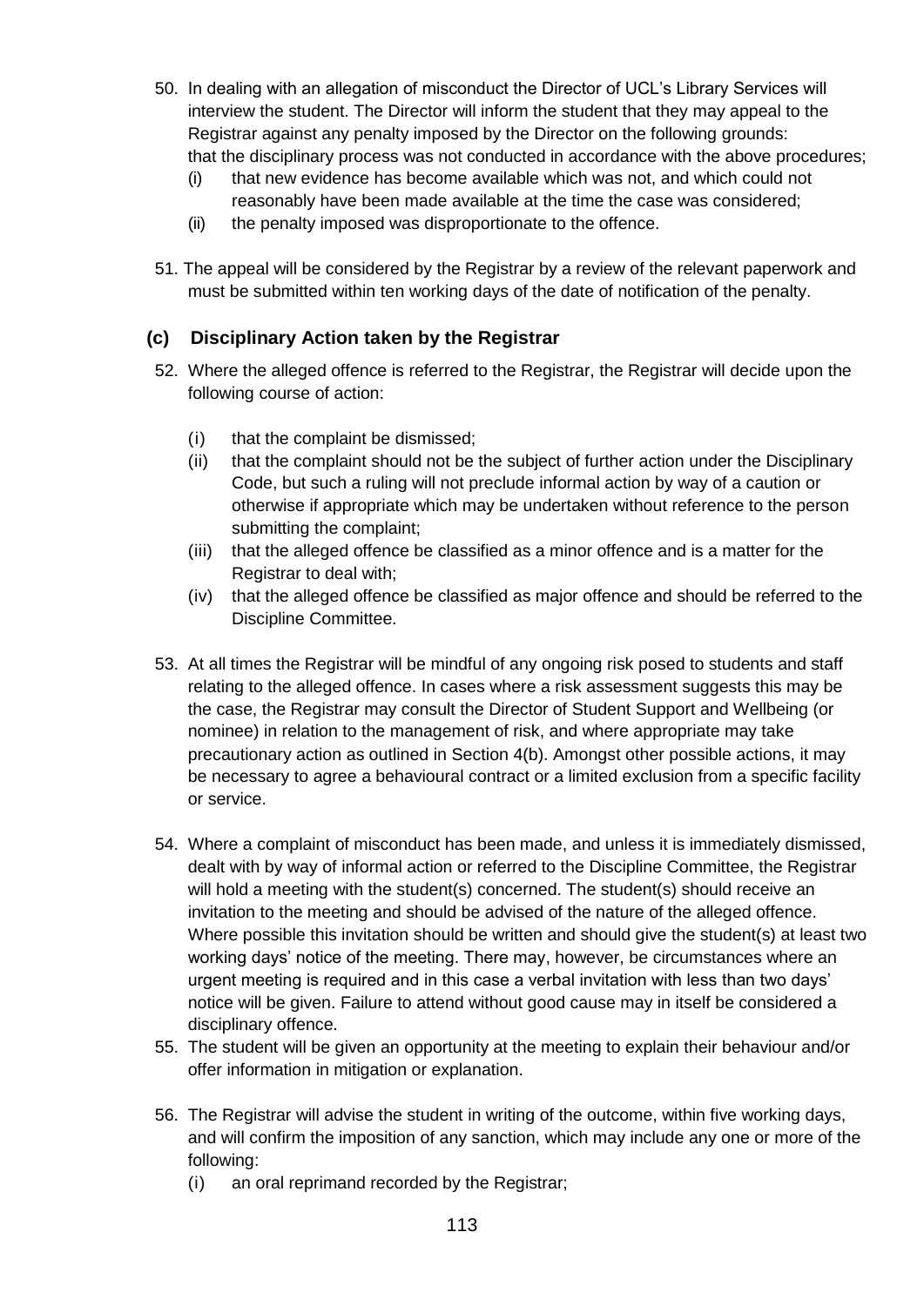50. In dealing with an allegation of misconduct the Director of UCL's Library Services will interview the student. The Director will inform the student that they may appeal to the Registrar against any penalty imposed by the Director on the following grounds: that the disciplinary process was not conducted in accordance with the above procedures;
    - (i) that new evidence has become available which was not, and which could not reasonably have been made available at the time the case was considered;
    - (ii) the penalty imposed was disproportionate to the offence.

51. The appeal will be considered by the Registrar by a review of the relevant paperwork and must be submitted within ten working days of the date of notification of the penalty.

### (c) Disciplinary Action taken by the Registrar

52. Where the alleged offence is referred to the Registrar, the Registrar will decide upon the following course of action:
    - (i) that the complaint be dismissed;
    - (ii) that the complaint should not be the subject of further action under the Disciplinary Code, but such a ruling will not preclude informal action by way of a caution or otherwise if appropriate which may be undertaken without reference to the person submitting the complaint;
    - (iii) that the alleged offence be classified as a minor offence and is a matter for the Registrar to deal with;
    - (iv) that the alleged offence be classified as major offence and should be referred to the Discipline Committee.

53. At all times the Registrar will be mindful of any ongoing risk posed to students and staff relating to the alleged offence. In cases where a risk assessment suggests this may be the case, the Registrar may consult the Director of Student Support and Wellbeing (or nominee) in relation to the management of risk, and where appropriate may take precautionary action as outlined in Section 4(b). Amongst other possible actions, it may be necessary to agree a behavioural contract or a limited exclusion from a specific facility or service.

54. Where a complaint of misconduct has been made, and unless it is immediately dismissed, dealt with by way of informal action or referred to the Discipline Committee, the Registrar will hold a meeting with the student(s) concerned. The student(s) should receive an invitation to the meeting and should be advised of the nature of the alleged offence. Where possible this invitation should be written and should give the student(s) at least two working days' notice of the meeting. There may, however, be circumstances where an urgent meeting is required and in this case a verbal invitation with less than two days' notice will be given. Failure to attend without good cause may in itself be considered a disciplinary offence.

55. The student will be given an opportunity at the meeting to explain their behaviour and/or offer information in mitigation or explanation.

56. The Registrar will advise the student in writing of the outcome, within five working days, and will confirm the imposition of any sanction, which may include any one or more of the following:
    - (i) an oral reprimand recorded by the Registrar;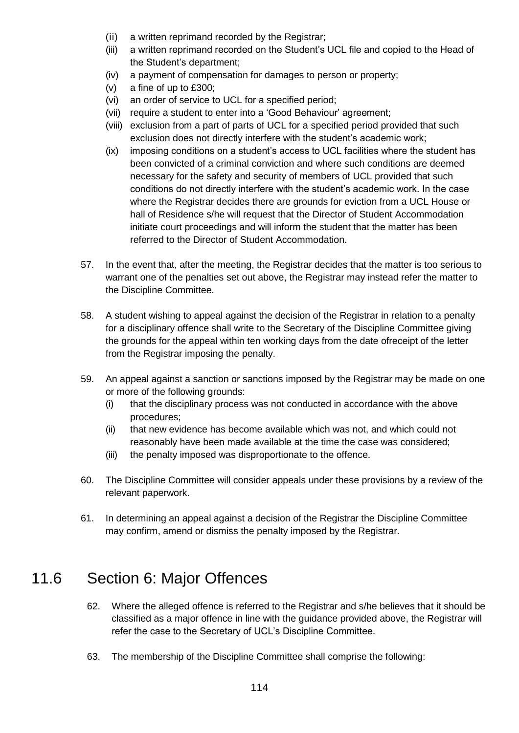(ii) a written reprimand recorded by the Registrar;
(iii) a written reprimand recorded on the Student's UCL file and copied to the Head of the Student's department;
(iv) a payment of compensation for damages to person or property;
(v) a fine of up to £300;
(vi) an order of service to UCL for a specified period;
(vii) require a student to enter into a 'Good Behaviour' agreement;
(viii) exclusion from a part of parts of UCL for a specified period provided that such exclusion does not directly interfere with the student's academic work;
(ix) imposing conditions on a student's access to UCL facilities where the student has been convicted of a criminal conviction and where such conditions are deemed necessary for the safety and security of members of UCL provided that such conditions do not directly interfere with the student's academic work. In the case where the Registrar decides there are grounds for eviction from a UCL House or hall of Residence s/he will request that the Director of Student Accommodation initiate court proceedings and will inform the student that the matter has been referred to the Director of Student Accommodation.

57. In the event that, after the meeting, the Registrar decides that the matter is too serious to warrant one of the penalties set out above, the Registrar may instead refer the matter to the Discipline Committee.

58. A student wishing to appeal against the decision of the Registrar in relation to a penalty for a disciplinary offence shall write to the Secretary of the Discipline Committee giving the grounds for the appeal within ten working days from the date ofreceipt of the letter from the Registrar imposing the penalty.

59. An appeal against a sanction or sanctions imposed by the Registrar may be made on one or more of the following grounds:
    (i) that the disciplinary process was not conducted in accordance with the above procedures;
    (ii) that new evidence has become available which was not, and which could not reasonably have been made available at the time the case was considered;
    (iii) the penalty imposed was disproportionate to the offence.

60. The Discipline Committee will consider appeals under these provisions by a review of the relevant paperwork.

61. In determining an appeal against a decision of the Registrar the Discipline Committee may confirm, amend or dismiss the penalty imposed by the Registrar.

## 11.6 Section 6: Major Offences

62. Where the alleged offence is referred to the Registrar and s/he believes that it should be classified as a major offence in line with the guidance provided above, the Registrar will refer the case to the Secretary of UCL's Discipline Committee.

63. The membership of the Discipline Committee shall comprise the following: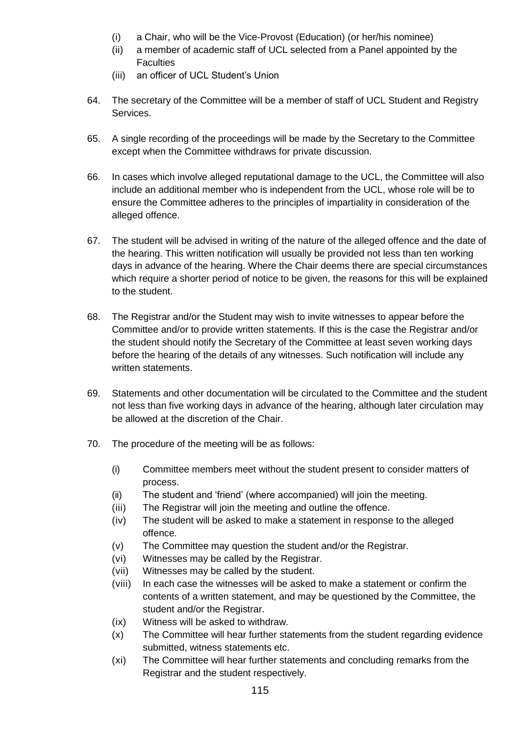(i) a Chair, who will be the Vice-Provost (Education) (or her/his nominee)
(ii) a member of academic staff of UCL selected from a Panel appointed by the Faculties
(iii) an officer of UCL Student's Union

64. The secretary of the Committee will be a member of staff of UCL Student and Registry Services.

65. A single recording of the proceedings will be made by the Secretary to the Committee except when the Committee withdraws for private discussion.

66. In cases which involve alleged reputational damage to the UCL, the Committee will also include an additional member who is independent from the UCL, whose role will be to ensure the Committee adheres to the principles of impartiality in consideration of the alleged offence.

67. The student will be advised in writing of the nature of the alleged offence and the date of the hearing. This written notification will usually be provided not less than ten working days in advance of the hearing. Where the Chair deems there are special circumstances which require a shorter period of notice to be given, the reasons for this will be explained to the student.

68. The Registrar and/or the Student may wish to invite witnesses to appear before the Committee and/or to provide written statements. If this is the case the Registrar and/or the student should notify the Secretary of the Committee at least seven working days before the hearing of the details of any witnesses. Such notification will include any written statements.

69. Statements and other documentation will be circulated to the Committee and the student not less than five working days in advance of the hearing, although later circulation may be allowed at the discretion of the Chair.

70. The procedure of the meeting will be as follows:

    (i) Committee members meet without the student present to consider matters of process.
    (ii) The student and 'friend' (where accompanied) will join the meeting.
    (iii) The Registrar will join the meeting and outline the offence.
    (iv) The student will be asked to make a statement in response to the alleged offence.
    (v) The Committee may question the student and/or the Registrar.
    (vi) Witnesses may be called by the Registrar.
    (vii) Witnesses may be called by the student.
    (viii) In each case the witnesses will be asked to make a statement or confirm the contents of a written statement, and may be questioned by the Committee, the student and/or the Registrar.
    (ix) Witness will be asked to withdraw.
    (x) The Committee will hear further statements from the student regarding evidence submitted, witness statements etc.
    (xi) The Committee will hear further statements and concluding remarks from the Registrar and the student respectively.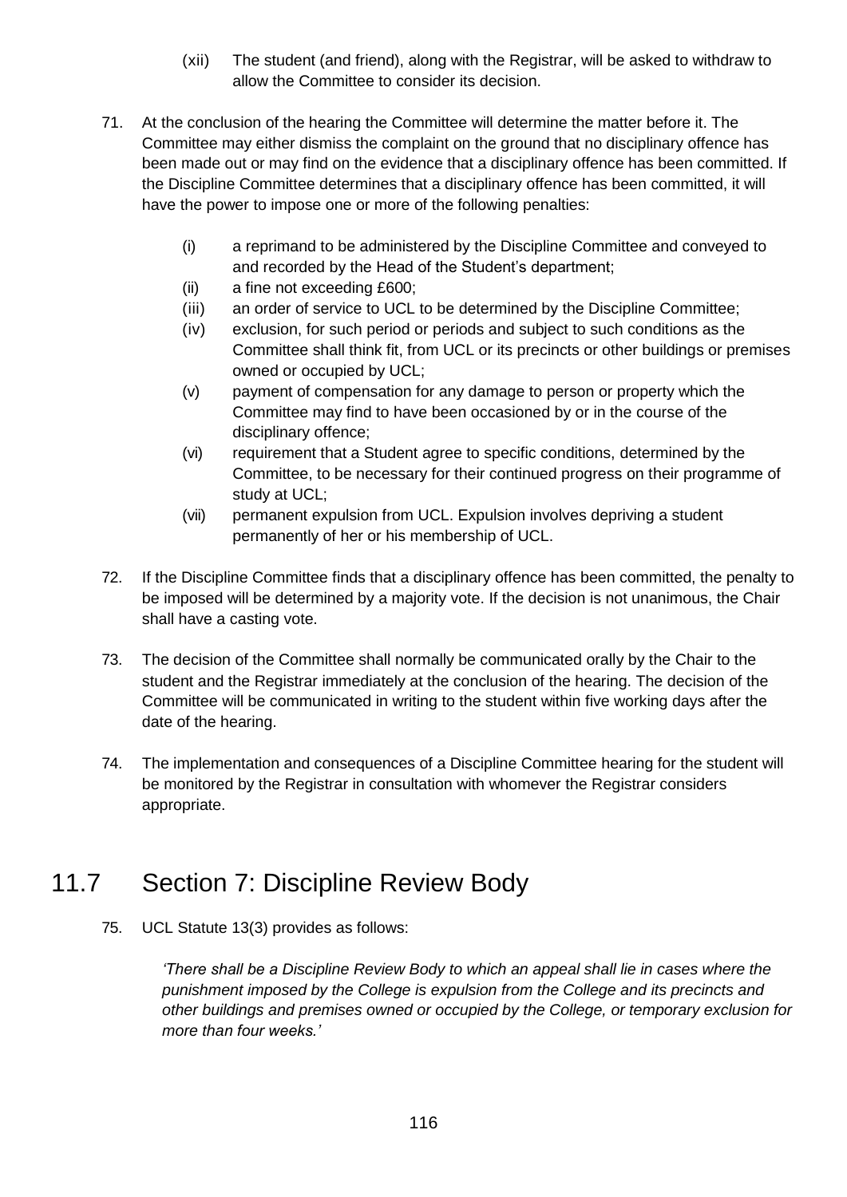(xii) The student (and friend), along with the Registrar, will be asked to withdraw to allow the Committee to consider its decision.

71. At the conclusion of the hearing the Committee will determine the matter before it. The Committee may either dismiss the complaint on the ground that no disciplinary offence has been made out or may find on the evidence that a disciplinary offence has been committed. If the Discipline Committee determines that a disciplinary offence has been committed, it will have the power to impose one or more of the following penalties:

    (i) a reprimand to be administered by the Discipline Committee and conveyed to and recorded by the Head of the Student's department;
    (ii) a fine not exceeding £600;
    (iii) an order of service to UCL to be determined by the Discipline Committee;
    (iv) exclusion, for such period or periods and subject to such conditions as the Committee shall think fit, from UCL or its precincts or other buildings or premises owned or occupied by UCL;
    (v) payment of compensation for any damage to person or property which the Committee may find to have been occasioned by or in the course of the disciplinary offence;
    (vi) requirement that a Student agree to specific conditions, determined by the Committee, to be necessary for their continued progress on their programme of study at UCL;
    (vii) permanent expulsion from UCL. Expulsion involves depriving a student permanently of her or his membership of UCL.

72. If the Discipline Committee finds that a disciplinary offence has been committed, the penalty to be imposed will be determined by a majority vote. If the decision is not unanimous, the Chair shall have a casting vote.

73. The decision of the Committee shall normally be communicated orally by the Chair to the student and the Registrar immediately at the conclusion of the hearing. The decision of the Committee will be communicated in writing to the student within five working days after the date of the hearing.

74. The implementation and consequences of a Discipline Committee hearing for the student will be monitored by the Registrar in consultation with whomever the Registrar considers appropriate.

# 11.7 Section 7: Discipline Review Body

75. UCL Statute 13(3) provides as follows:

    *'There shall be a Discipline Review Body to which an appeal shall lie in cases where the punishment imposed by the College is expulsion from the College and its precincts and other buildings and premises owned or occupied by the College, or temporary exclusion for more than four weeks.'*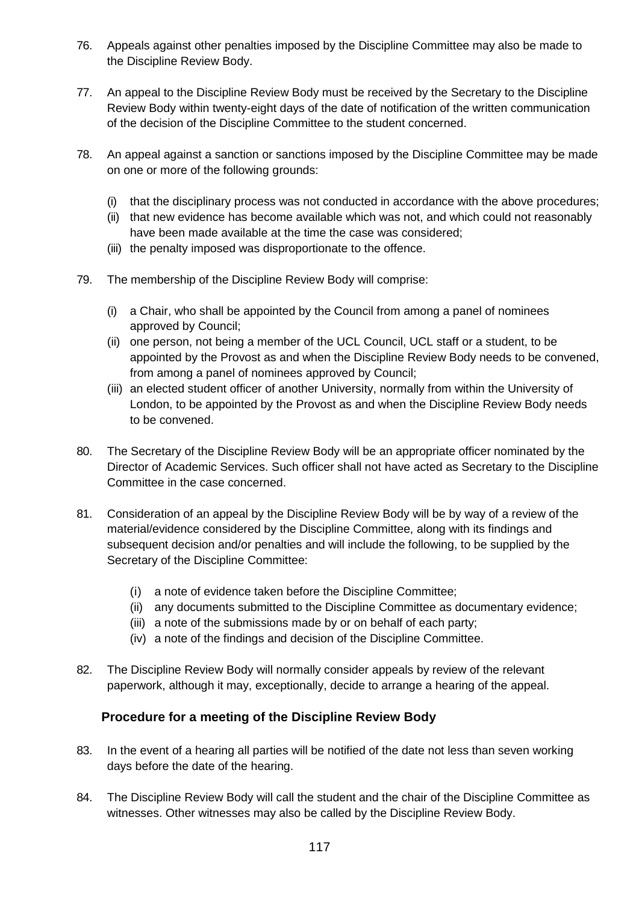76. Appeals against other penalties imposed by the Discipline Committee may also be made to the Discipline Review Body.

77. An appeal to the Discipline Review Body must be received by the Secretary to the Discipline Review Body within twenty-eight days of the date of notification of the written communication of the decision of the Discipline Committee to the student concerned.

78. An appeal against a sanction or sanctions imposed by the Discipline Committee may be made on one or more of the following grounds:

    (i) that the disciplinary process was not conducted in accordance with the above procedures;
    (ii) that new evidence has become available which was not, and which could not reasonably have been made available at the time the case was considered;
    (iii) the penalty imposed was disproportionate to the offence.

79. The membership of the Discipline Review Body will comprise:

    (i) a Chair, who shall be appointed by the Council from among a panel of nominees approved by Council;
    (ii) one person, not being a member of the UCL Council, UCL staff or a student, to be appointed by the Provost as and when the Discipline Review Body needs to be convened, from among a panel of nominees approved by Council;
    (iii) an elected student officer of another University, normally from within the University of London, to be appointed by the Provost as and when the Discipline Review Body needs to be convened.

80. The Secretary of the Discipline Review Body will be an appropriate officer nominated by the Director of Academic Services. Such officer shall not have acted as Secretary to the Discipline Committee in the case concerned.

81. Consideration of an appeal by the Discipline Review Body will be by way of a review of the material/evidence considered by the Discipline Committee, along with its findings and subsequent decision and/or penalties and will include the following, to be supplied by the Secretary of the Discipline Committee:

    (i) a note of evidence taken before the Discipline Committee;
    (ii) any documents submitted to the Discipline Committee as documentary evidence;
    (iii) a note of the submissions made by or on behalf of each party;
    (iv) a note of the findings and decision of the Discipline Committee.

82. The Discipline Review Body will normally consider appeals by review of the relevant paperwork, although it may, exceptionally, decide to arrange a hearing of the appeal.

### Procedure for a meeting of the Discipline Review Body

83. In the event of a hearing all parties will be notified of the date not less than seven working days before the date of the hearing.

84. The Discipline Review Body will call the student and the chair of the Discipline Committee as witnesses. Other witnesses may also be called by the Discipline Review Body.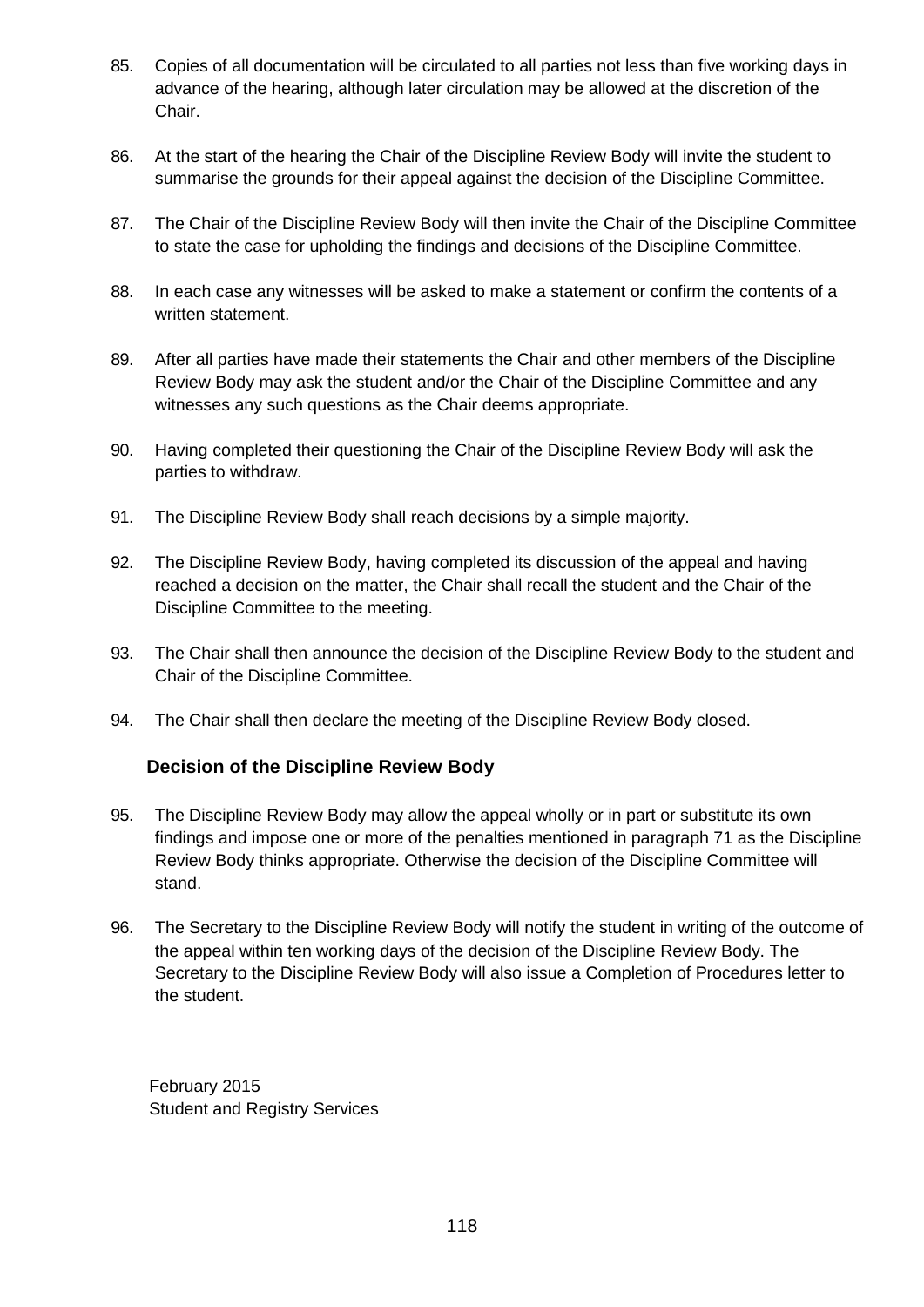85. Copies of all documentation will be circulated to all parties not less than five working days in advance of the hearing, although later circulation may be allowed at the discretion of the Chair.

86. At the start of the hearing the Chair of the Discipline Review Body will invite the student to summarise the grounds for their appeal against the decision of the Discipline Committee.

87. The Chair of the Discipline Review Body will then invite the Chair of the Discipline Committee to state the case for upholding the findings and decisions of the Discipline Committee.

88. In each case any witnesses will be asked to make a statement or confirm the contents of a written statement.

89. After all parties have made their statements the Chair and other members of the Discipline Review Body may ask the student and/or the Chair of the Discipline Committee and any witnesses any such questions as the Chair deems appropriate.

90. Having completed their questioning the Chair of the Discipline Review Body will ask the parties to withdraw.

91. The Discipline Review Body shall reach decisions by a simple majority.

92. The Discipline Review Body, having completed its discussion of the appeal and having reached a decision on the matter, the Chair shall recall the student and the Chair of the Discipline Committee to the meeting.

93. The Chair shall then announce the decision of the Discipline Review Body to the student and Chair of the Discipline Committee.

94. The Chair shall then declare the meeting of the Discipline Review Body closed.

### Decision of the Discipline Review Body

95. The Discipline Review Body may allow the appeal wholly or in part or substitute its own findings and impose one or more of the penalties mentioned in paragraph 71 as the Discipline Review Body thinks appropriate. Otherwise the decision of the Discipline Committee will stand.

96. The Secretary to the Discipline Review Body will notify the student in writing of the outcome of the appeal within ten working days of the decision of the Discipline Review Body. The Secretary to the Discipline Review Body will also issue a Completion of Procedures letter to the student.

February 2015
Student and Registry Services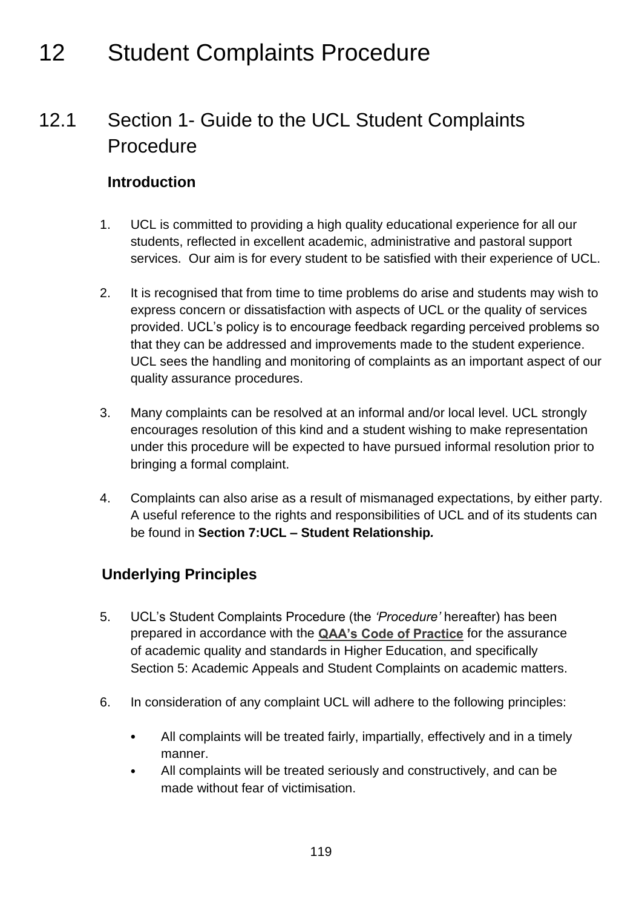# 12 Student Complaints Procedure

## 12.1 Section 1- Guide to the UCL Student Complaints Procedure

### Introduction

1. UCL is committed to providing a high quality educational experience for all our students, reflected in excellent academic, administrative and pastoral support services. Our aim is for every student to be satisfied with their experience of UCL.

2. It is recognised that from time to time problems do arise and students may wish to express concern or dissatisfaction with aspects of UCL or the quality of services provided. UCL's policy is to encourage feedback regarding perceived problems so that they can be addressed and improvements made to the student experience. UCL sees the handling and monitoring of complaints as an important aspect of our quality assurance procedures.

3. Many complaints can be resolved at an informal and/or local level. UCL strongly encourages resolution of this kind and a student wishing to make representation under this procedure will be expected to have pursued informal resolution prior to bringing a formal complaint.

4. Complaints can also arise as a result of mismanaged expectations, by either party. A useful reference to the rights and responsibilities of UCL and of its students can be found in **Section 7:UCL – Student Relationship*.***

### Underlying Principles

5. UCL's Student Complaints Procedure (the *'Procedure'* hereafter) has been prepared in accordance with the **QAA's Code of Practice** for the assurance of academic quality and standards in Higher Education, and specifically Section 5: Academic Appeals and Student Complaints on academic matters.

6. In consideration of any complaint UCL will adhere to the following principles:

   - All complaints will be treated fairly, impartially, effectively and in a timely manner.
   - All complaints will be treated seriously and constructively, and can be made without fear of victimisation.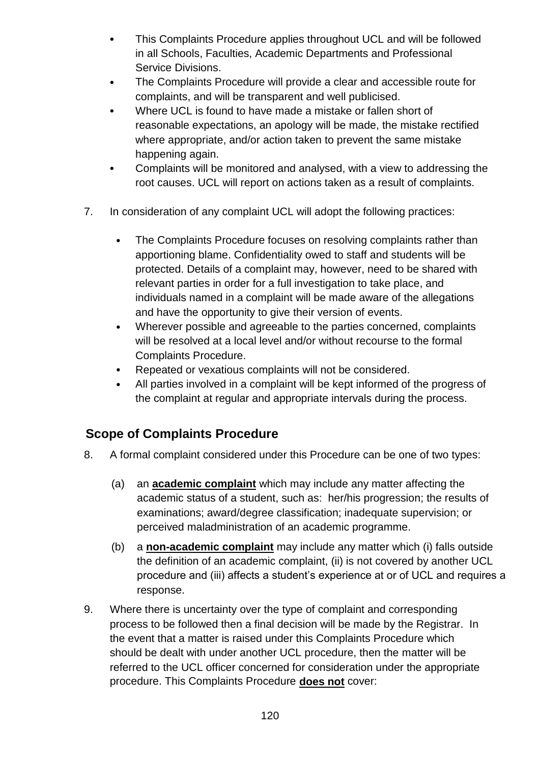- This Complaints Procedure applies throughout UCL and will be followed in all Schools, Faculties, Academic Departments and Professional Service Divisions.
- The Complaints Procedure will provide a clear and accessible route for complaints, and will be transparent and well publicised.
- Where UCL is found to have made a mistake or fallen short of reasonable expectations, an apology will be made, the mistake rectified where appropriate, and/or action taken to prevent the same mistake happening again.
- Complaints will be monitored and analysed, with a view to addressing the root causes. UCL will report on actions taken as a result of complaints.

7. In consideration of any complaint UCL will adopt the following practices:

   - The Complaints Procedure focuses on resolving complaints rather than apportioning blame. Confidentiality owed to staff and students will be protected. Details of a complaint may, however, need to be shared with relevant parties in order for a full investigation to take place, and individuals named in a complaint will be made aware of the allegations and have the opportunity to give their version of events.
   - Wherever possible and agreeable to the parties concerned, complaints will be resolved at a local level and/or without recourse to the formal Complaints Procedure.
   - Repeated or vexatious complaints will not be considered.
   - All parties involved in a complaint will be kept informed of the progress of the complaint at regular and appropriate intervals during the process.

## Scope of Complaints Procedure

8. A formal complaint considered under this Procedure can be one of two types:

   (a) an **academic complaint** which may include any matter affecting the academic status of a student, such as: her/his progression; the results of examinations; award/degree classification; inadequate supervision; or perceived maladministration of an academic programme.

   (b) a **non-academic complaint** may include any matter which (i) falls outside the definition of an academic complaint, (ii) is not covered by another UCL procedure and (iii) affects a student's experience at or of UCL and requires a response.

9. Where there is uncertainty over the type of complaint and corresponding process to be followed then a final decision will be made by the Registrar. In the event that a matter is raised under this Complaints Procedure which should be dealt with under another UCL procedure, then the matter will be referred to the UCL officer concerned for consideration under the appropriate procedure. This Complaints Procedure **does not** cover: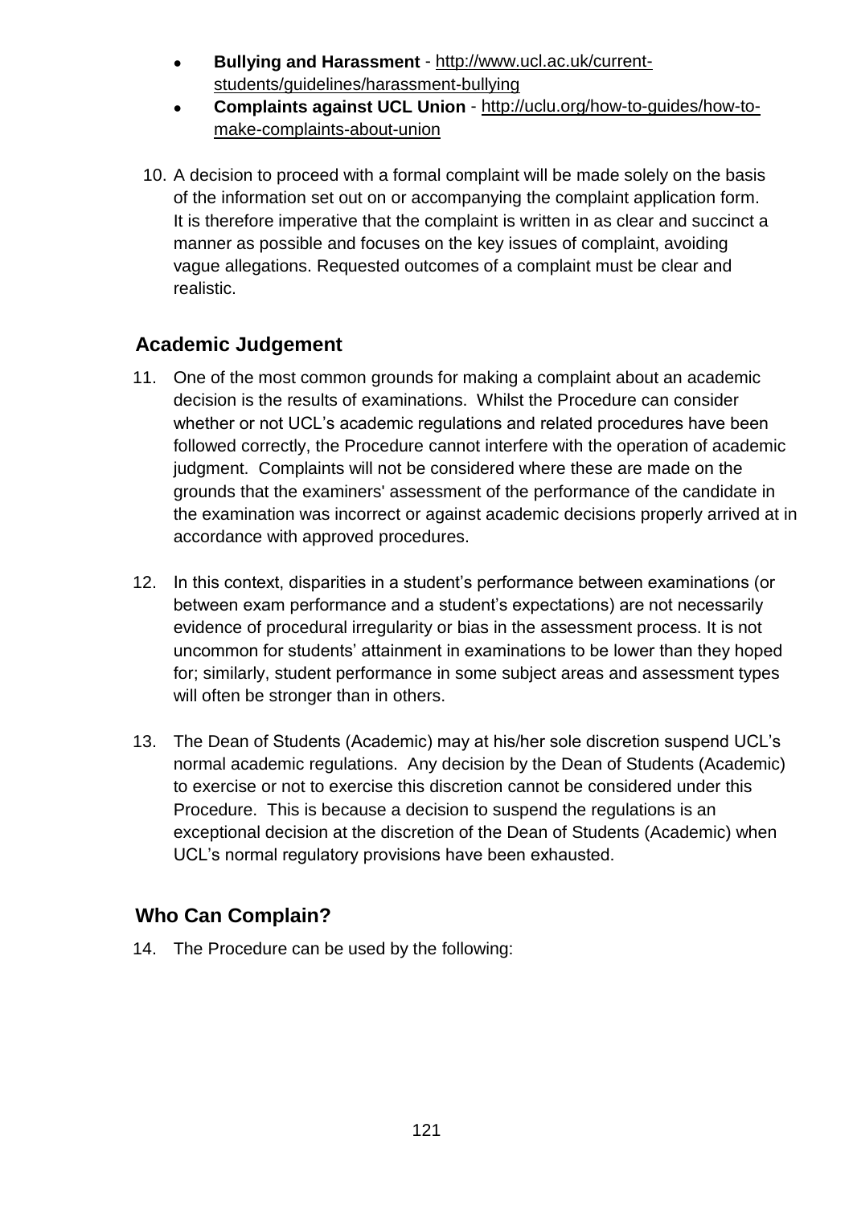- **Bullying and Harassment** - http://www.ucl.ac.uk/current-students/guidelines/harassment-bullying
- **Complaints against UCL Union** - http://uclu.org/how-to-guides/how-to-make-complaints-about-union

10. A decision to proceed with a formal complaint will be made solely on the basis of the information set out on or accompanying the complaint application form. It is therefore imperative that the complaint is written in as clear and succinct a manner as possible and focuses on the key issues of complaint, avoiding vague allegations. Requested outcomes of a complaint must be clear and realistic.

## Academic Judgement

11. One of the most common grounds for making a complaint about an academic decision is the results of examinations. Whilst the Procedure can consider whether or not UCL's academic regulations and related procedures have been followed correctly, the Procedure cannot interfere with the operation of academic judgment. Complaints will not be considered where these are made on the grounds that the examiners' assessment of the performance of the candidate in the examination was incorrect or against academic decisions properly arrived at in accordance with approved procedures.

12. In this context, disparities in a student's performance between examinations (or between exam performance and a student's expectations) are not necessarily evidence of procedural irregularity or bias in the assessment process. It is not uncommon for students' attainment in examinations to be lower than they hoped for; similarly, student performance in some subject areas and assessment types will often be stronger than in others.

13. The Dean of Students (Academic) may at his/her sole discretion suspend UCL's normal academic regulations. Any decision by the Dean of Students (Academic) to exercise or not to exercise this discretion cannot be considered under this Procedure. This is because a decision to suspend the regulations is an exceptional decision at the discretion of the Dean of Students (Academic) when UCL's normal regulatory provisions have been exhausted.

## Who Can Complain?

14. The Procedure can be used by the following: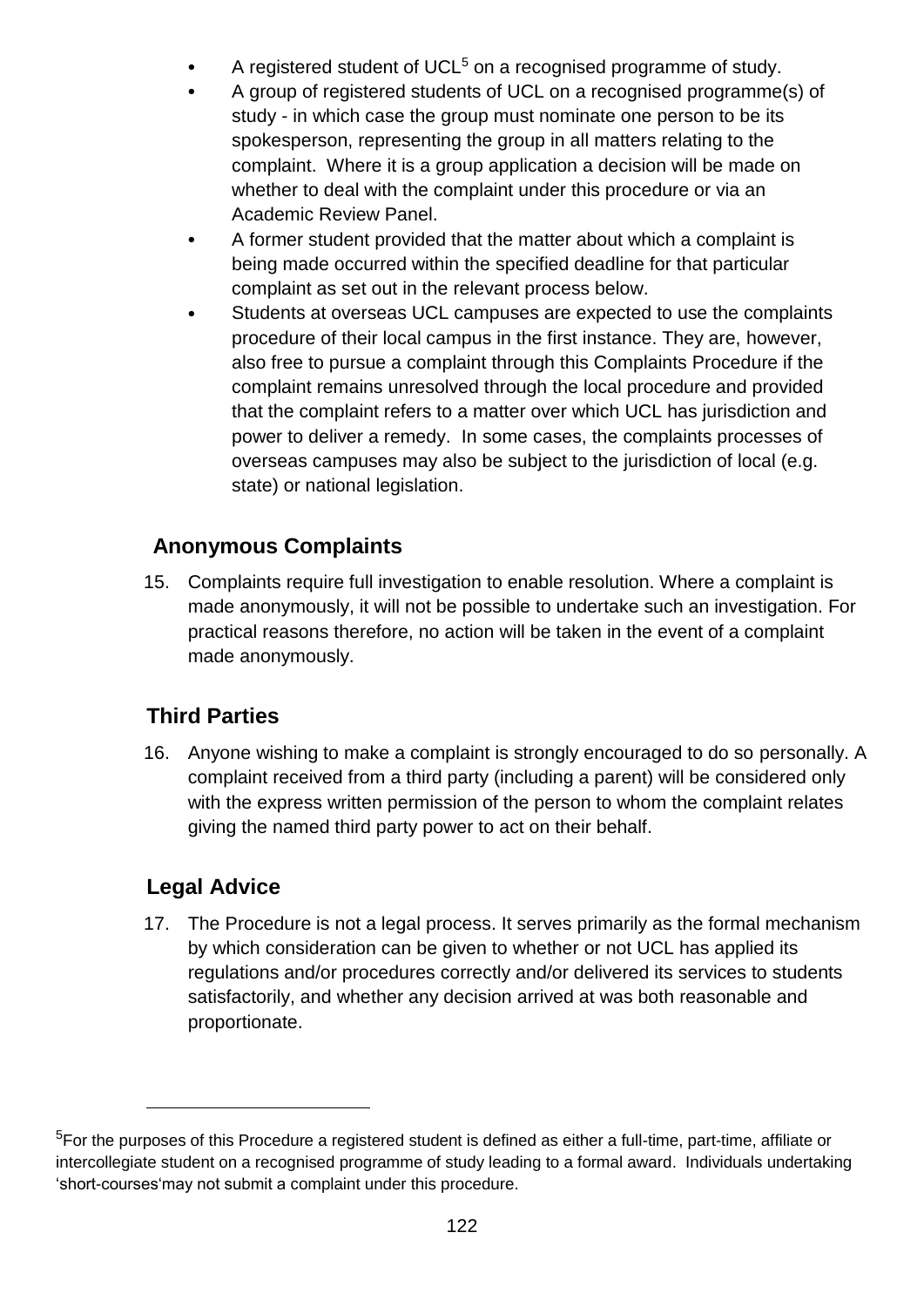- A registered student of UCL[5] on a recognised programme of study.
- A group of registered students of UCL on a recognised programme(s) of study - in which case the group must nominate one person to be its spokesperson, representing the group in all matters relating to the complaint. Where it is a group application a decision will be made on whether to deal with the complaint under this procedure or via an Academic Review Panel.
- A former student provided that the matter about which a complaint is being made occurred within the specified deadline for that particular complaint as set out in the relevant process below.
- Students at overseas UCL campuses are expected to use the complaints procedure of their local campus in the first instance. They are, however, also free to pursue a complaint through this Complaints Procedure if the complaint remains unresolved through the local procedure and provided that the complaint refers to a matter over which UCL has jurisdiction and power to deliver a remedy. In some cases, the complaints processes of overseas campuses may also be subject to the jurisdiction of local (e.g. state) or national legislation.

## Anonymous Complaints

15. Complaints require full investigation to enable resolution. Where a complaint is made anonymously, it will not be possible to undertake such an investigation. For practical reasons therefore, no action will be taken in the event of a complaint made anonymously.

## Third Parties

16. Anyone wishing to make a complaint is strongly encouraged to do so personally. A complaint received from a third party (including a parent) will be considered only with the express written permission of the person to whom the complaint relates giving the named third party power to act on their behalf.

## Legal Advice

17. The Procedure is not a legal process. It serves primarily as the formal mechanism by which consideration can be given to whether or not UCL has applied its regulations and/or procedures correctly and/or delivered its services to students satisfactorily, and whether any decision arrived at was both reasonable and proportionate.

---

[5] For the purposes of this Procedure a registered student is defined as either a full-time, part-time, affiliate or intercollegiate student on a recognised programme of study leading to a formal award. Individuals undertaking 'short-courses'may not submit a complaint under this procedure.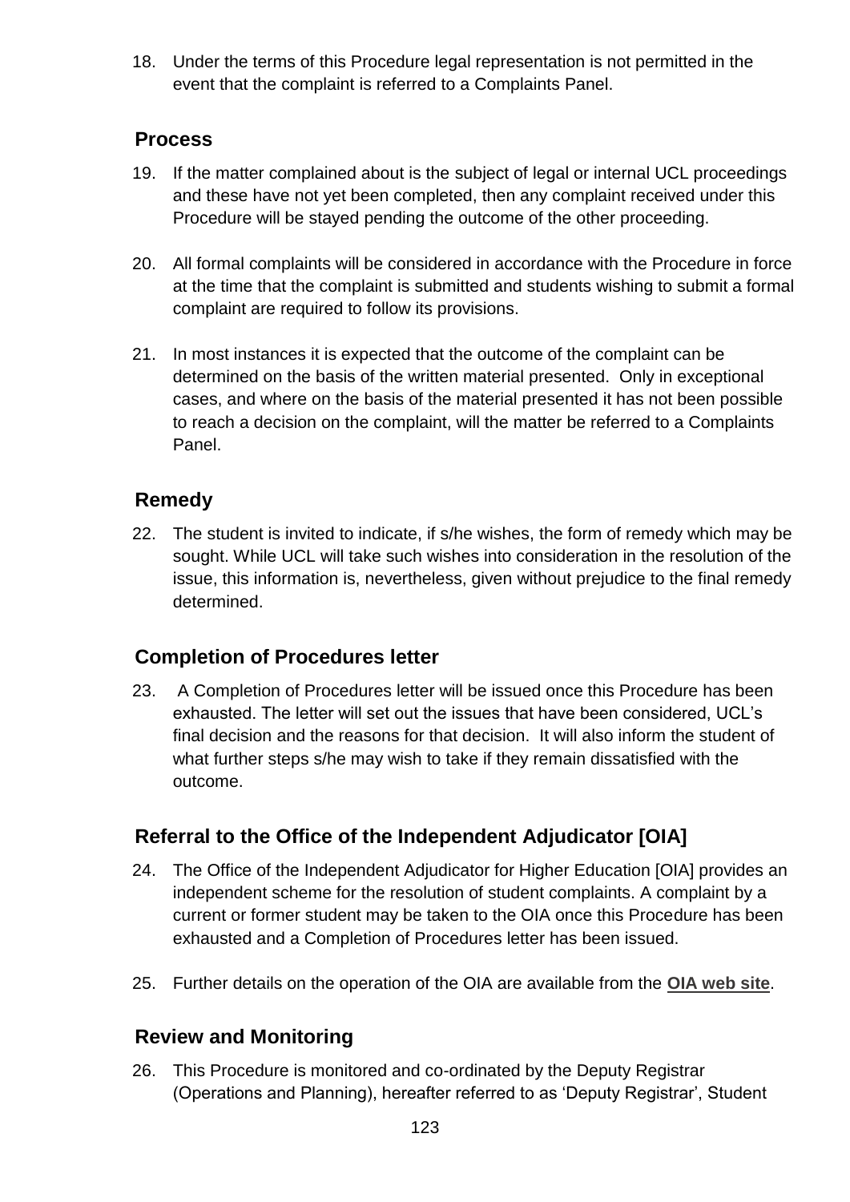18. Under the terms of this Procedure legal representation is not permitted in the event that the complaint is referred to a Complaints Panel.

## Process

19. If the matter complained about is the subject of legal or internal UCL proceedings and these have not yet been completed, then any complaint received under this Procedure will be stayed pending the outcome of the other proceeding.

20. All formal complaints will be considered in accordance with the Procedure in force at the time that the complaint is submitted and students wishing to submit a formal complaint are required to follow its provisions.

21. In most instances it is expected that the outcome of the complaint can be determined on the basis of the written material presented. Only in exceptional cases, and where on the basis of the material presented it has not been possible to reach a decision on the complaint, will the matter be referred to a Complaints Panel.

## Remedy

22. The student is invited to indicate, if s/he wishes, the form of remedy which may be sought. While UCL will take such wishes into consideration in the resolution of the issue, this information is, nevertheless, given without prejudice to the final remedy determined.

## Completion of Procedures letter

23. A Completion of Procedures letter will be issued once this Procedure has been exhausted. The letter will set out the issues that have been considered, UCL's final decision and the reasons for that decision. It will also inform the student of what further steps s/he may wish to take if they remain dissatisfied with the outcome.

## Referral to the Office of the Independent Adjudicator [OIA]

24. The Office of the Independent Adjudicator for Higher Education [OIA] provides an independent scheme for the resolution of student complaints. A complaint by a current or former student may be taken to the OIA once this Procedure has been exhausted and a Completion of Procedures letter has been issued.

25. Further details on the operation of the OIA are available from the **OIA web site**.

## Review and Monitoring

26. This Procedure is monitored and co-ordinated by the Deputy Registrar (Operations and Planning), hereafter referred to as 'Deputy Registrar', Student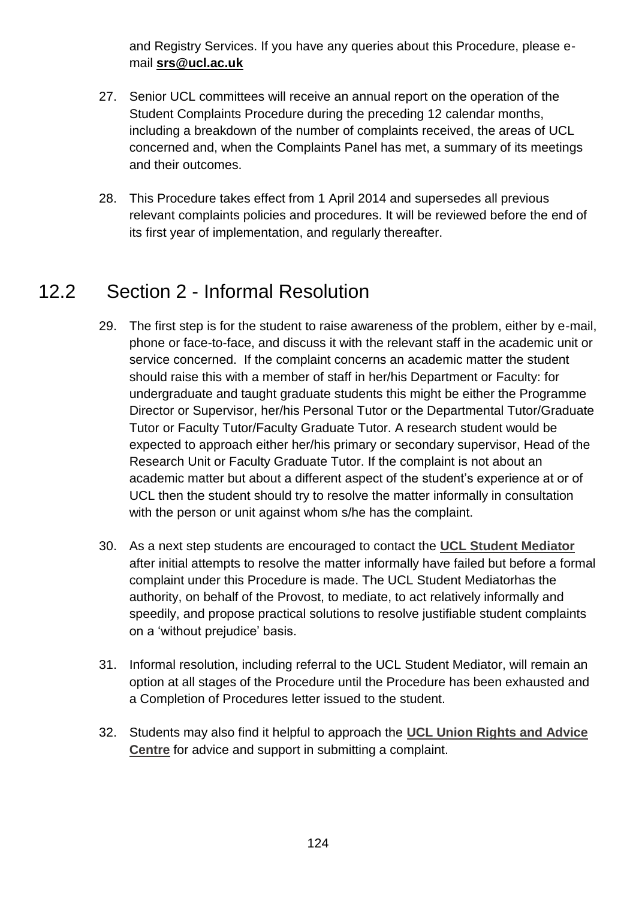and Registry Services. If you have any queries about this Procedure, please e-mail **srs@ucl.ac.uk**

27. Senior UCL committees will receive an annual report on the operation of the Student Complaints Procedure during the preceding 12 calendar months, including a breakdown of the number of complaints received, the areas of UCL concerned and, when the Complaints Panel has met, a summary of its meetings and their outcomes.

28. This Procedure takes effect from 1 April 2014 and supersedes all previous relevant complaints policies and procedures. It will be reviewed before the end of its first year of implementation, and regularly thereafter.

## 12.2 Section 2 - Informal Resolution

29. The first step is for the student to raise awareness of the problem, either by e-mail, phone or face-to-face, and discuss it with the relevant staff in the academic unit or service concerned. If the complaint concerns an academic matter the student should raise this with a member of staff in her/his Department or Faculty: for undergraduate and taught graduate students this might be either the Programme Director or Supervisor, her/his Personal Tutor or the Departmental Tutor/Graduate Tutor or Faculty Tutor/Faculty Graduate Tutor. A research student would be expected to approach either her/his primary or secondary supervisor, Head of the Research Unit or Faculty Graduate Tutor. If the complaint is not about an academic matter but about a different aspect of the student's experience at or of UCL then the student should try to resolve the matter informally in consultation with the person or unit against whom s/he has the complaint.

30. As a next step students are encouraged to contact the **UCL Student Mediator** after initial attempts to resolve the matter informally have failed but before a formal complaint under this Procedure is made. The UCL Student Mediatorhas the authority, on behalf of the Provost, to mediate, to act relatively informally and speedily, and propose practical solutions to resolve justifiable student complaints on a 'without prejudice' basis.

31. Informal resolution, including referral to the UCL Student Mediator, will remain an option at all stages of the Procedure until the Procedure has been exhausted and a Completion of Procedures letter issued to the student.

32. Students may also find it helpful to approach the **UCL Union Rights and Advice Centre** for advice and support in submitting a complaint.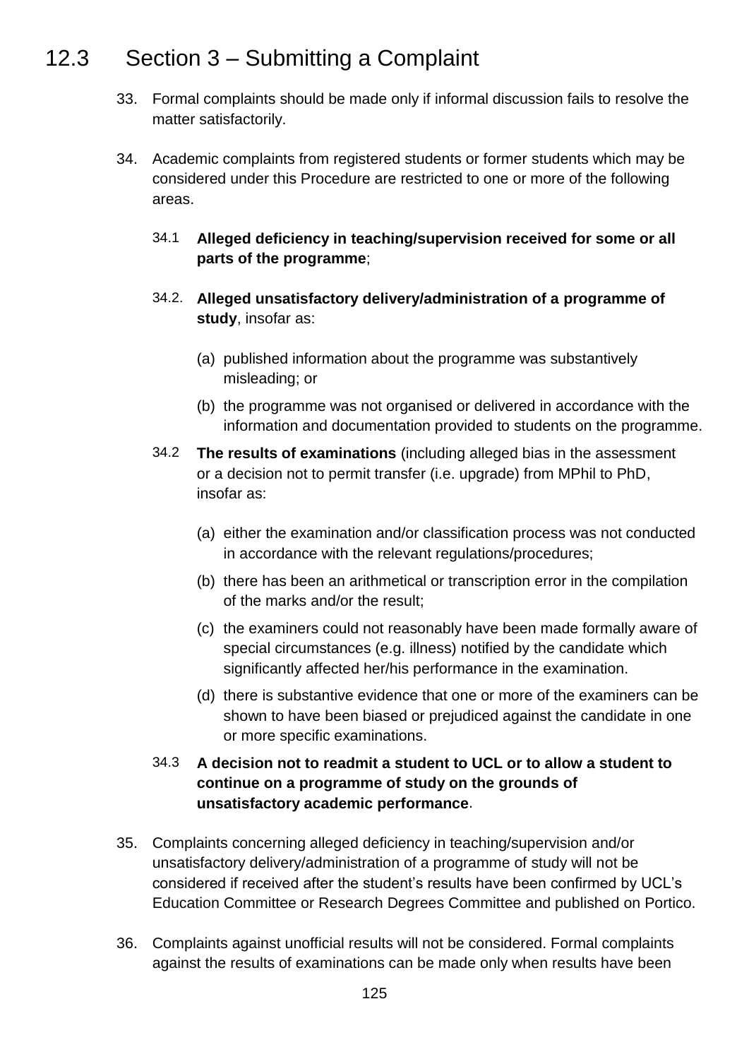## 12.3 Section 3 – Submitting a Complaint

33. Formal complaints should be made only if informal discussion fails to resolve the matter satisfactorily.

34. Academic complaints from registered students or former students which may be considered under this Procedure are restricted to one or more of the following areas.

    34.1 **Alleged deficiency in teaching/supervision received for some or all parts of the programme**;

    34.2. **Alleged unsatisfactory delivery/administration of a programme of study**, insofar as:

    (a) published information about the programme was substantively misleading; or

    (b) the programme was not organised or delivered in accordance with the information and documentation provided to students on the programme.

    34.2 **The results of examinations** (including alleged bias in the assessment or a decision not to permit transfer (i.e. upgrade) from MPhil to PhD, insofar as:

    (a) either the examination and/or classification process was not conducted in accordance with the relevant regulations/procedures;

    (b) there has been an arithmetical or transcription error in the compilation of the marks and/or the result;

    (c) the examiners could not reasonably have been made formally aware of special circumstances (e.g. illness) notified by the candidate which significantly affected her/his performance in the examination.

    (d) there is substantive evidence that one or more of the examiners can be shown to have been biased or prejudiced against the candidate in one or more specific examinations.

    34.3 **A decision not to readmit a student to UCL or to allow a student to continue on a programme of study on the grounds of unsatisfactory academic performance**.

35. Complaints concerning alleged deficiency in teaching/supervision and/or unsatisfactory delivery/administration of a programme of study will not be considered if received after the student's results have been confirmed by UCL's Education Committee or Research Degrees Committee and published on Portico.

36. Complaints against unofficial results will not be considered. Formal complaints against the results of examinations can be made only when results have been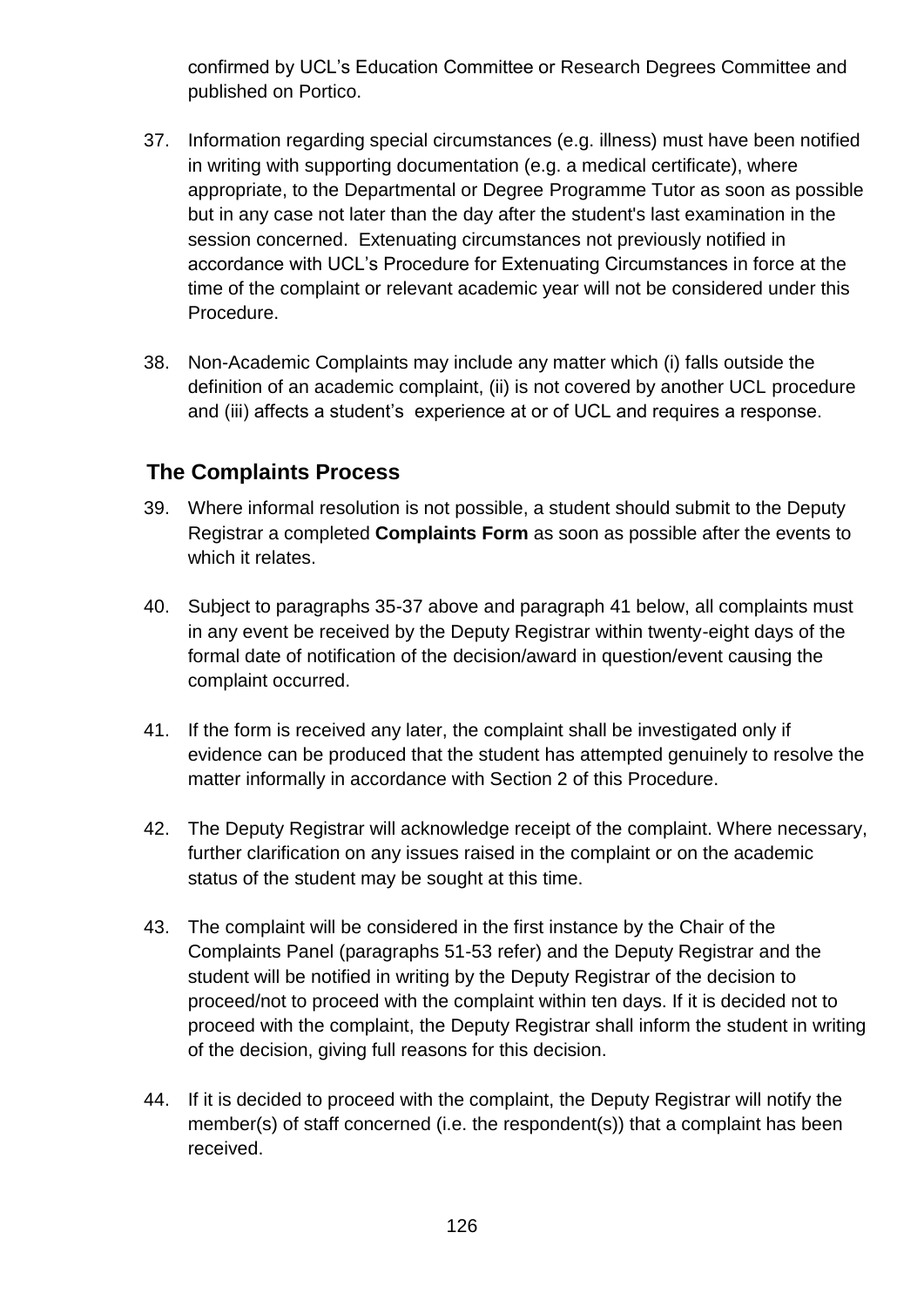confirmed by UCL's Education Committee or Research Degrees Committee and published on Portico.

37. Information regarding special circumstances (e.g. illness) must have been notified in writing with supporting documentation (e.g. a medical certificate), where appropriate, to the Departmental or Degree Programme Tutor as soon as possible but in any case not later than the day after the student's last examination in the session concerned. Extenuating circumstances not previously notified in accordance with UCL's Procedure for Extenuating Circumstances in force at the time of the complaint or relevant academic year will not be considered under this Procedure.

38. Non-Academic Complaints may include any matter which (i) falls outside the definition of an academic complaint, (ii) is not covered by another UCL procedure and (iii) affects a student's experience at or of UCL and requires a response.

## The Complaints Process

39. Where informal resolution is not possible, a student should submit to the Deputy Registrar a completed **Complaints Form** as soon as possible after the events to which it relates.

40. Subject to paragraphs 35-37 above and paragraph 41 below, all complaints must in any event be received by the Deputy Registrar within twenty-eight days of the formal date of notification of the decision/award in question/event causing the complaint occurred.

41. If the form is received any later, the complaint shall be investigated only if evidence can be produced that the student has attempted genuinely to resolve the matter informally in accordance with Section 2 of this Procedure.

42. The Deputy Registrar will acknowledge receipt of the complaint. Where necessary, further clarification on any issues raised in the complaint or on the academic status of the student may be sought at this time.

43. The complaint will be considered in the first instance by the Chair of the Complaints Panel (paragraphs 51-53 refer) and the Deputy Registrar and the student will be notified in writing by the Deputy Registrar of the decision to proceed/not to proceed with the complaint within ten days. If it is decided not to proceed with the complaint, the Deputy Registrar shall inform the student in writing of the decision, giving full reasons for this decision.

44. If it is decided to proceed with the complaint, the Deputy Registrar will notify the member(s) of staff concerned (i.e. the respondent(s)) that a complaint has been received.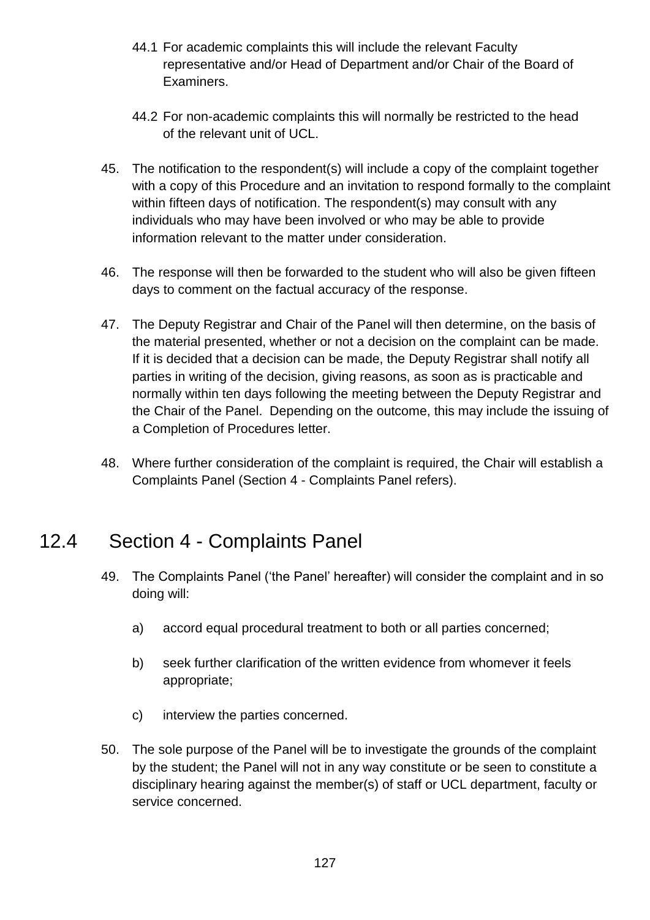44.1 For academic complaints this will include the relevant Faculty representative and/or Head of Department and/or Chair of the Board of Examiners.

44.2 For non-academic complaints this will normally be restricted to the head of the relevant unit of UCL.

45. The notification to the respondent(s) will include a copy of the complaint together with a copy of this Procedure and an invitation to respond formally to the complaint within fifteen days of notification. The respondent(s) may consult with any individuals who may have been involved or who may be able to provide information relevant to the matter under consideration.

46. The response will then be forwarded to the student who will also be given fifteen days to comment on the factual accuracy of the response.

47. The Deputy Registrar and Chair of the Panel will then determine, on the basis of the material presented, whether or not a decision on the complaint can be made. If it is decided that a decision can be made, the Deputy Registrar shall notify all parties in writing of the decision, giving reasons, as soon as is practicable and normally within ten days following the meeting between the Deputy Registrar and the Chair of the Panel. Depending on the outcome, this may include the issuing of a Completion of Procedures letter.

48. Where further consideration of the complaint is required, the Chair will establish a Complaints Panel (Section 4 - Complaints Panel refers).

## 12.4 Section 4 - Complaints Panel

49. The Complaints Panel ('the Panel' hereafter) will consider the complaint and in so doing will:

   a) accord equal procedural treatment to both or all parties concerned;

   b) seek further clarification of the written evidence from whomever it feels appropriate;

   c) interview the parties concerned.

50. The sole purpose of the Panel will be to investigate the grounds of the complaint by the student; the Panel will not in any way constitute or be seen to constitute a disciplinary hearing against the member(s) of staff or UCL department, faculty or service concerned.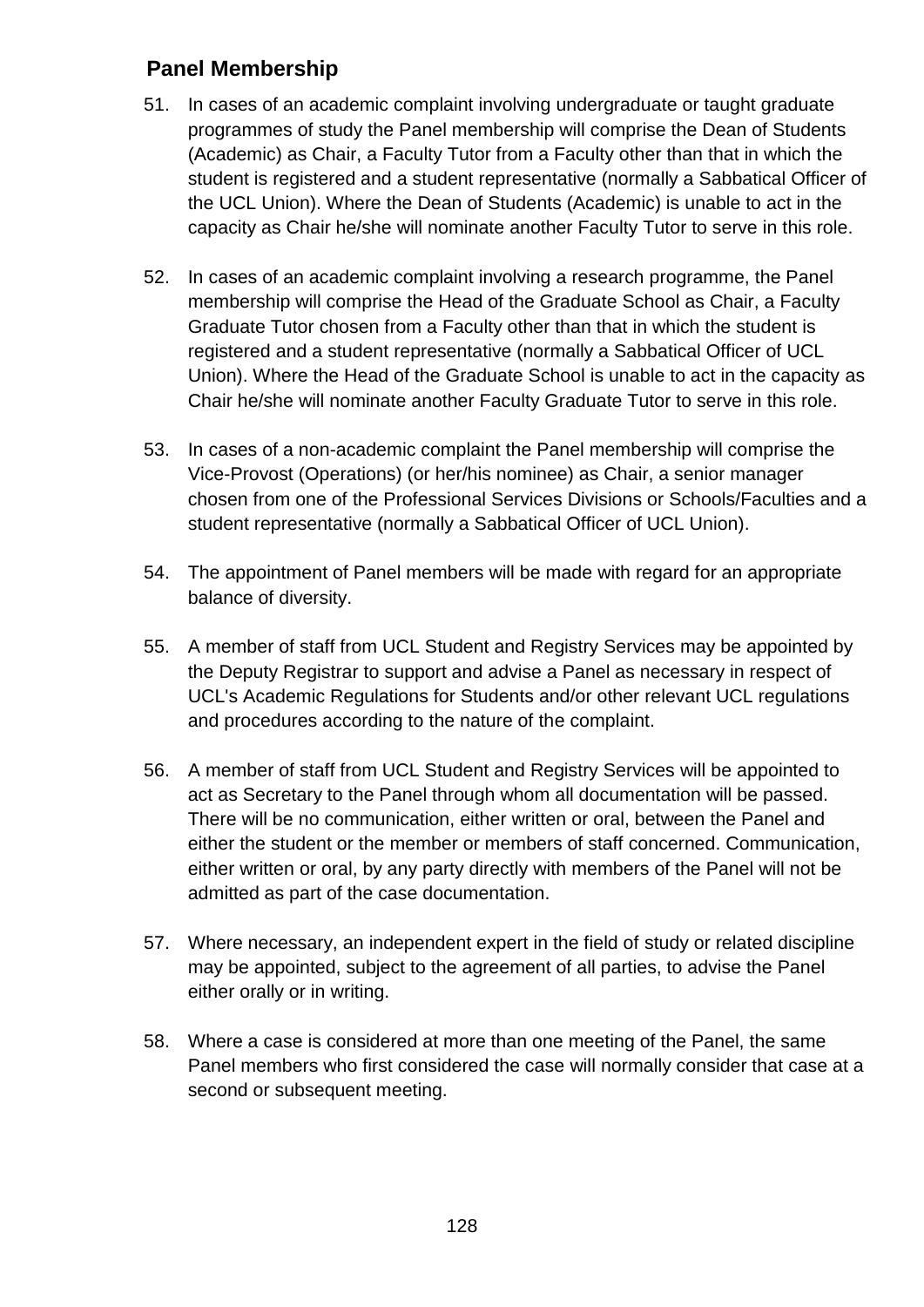## Panel Membership

51. In cases of an academic complaint involving undergraduate or taught graduate programmes of study the Panel membership will comprise the Dean of Students (Academic) as Chair, a Faculty Tutor from a Faculty other than that in which the student is registered and a student representative (normally a Sabbatical Officer of the UCL Union). Where the Dean of Students (Academic) is unable to act in the capacity as Chair he/she will nominate another Faculty Tutor to serve in this role.

52. In cases of an academic complaint involving a research programme, the Panel membership will comprise the Head of the Graduate School as Chair, a Faculty Graduate Tutor chosen from a Faculty other than that in which the student is registered and a student representative (normally a Sabbatical Officer of UCL Union). Where the Head of the Graduate School is unable to act in the capacity as Chair he/she will nominate another Faculty Graduate Tutor to serve in this role.

53. In cases of a non-academic complaint the Panel membership will comprise the Vice-Provost (Operations) (or her/his nominee) as Chair, a senior manager chosen from one of the Professional Services Divisions or Schools/Faculties and a student representative (normally a Sabbatical Officer of UCL Union).

54. The appointment of Panel members will be made with regard for an appropriate balance of diversity.

55. A member of staff from UCL Student and Registry Services may be appointed by the Deputy Registrar to support and advise a Panel as necessary in respect of UCL's Academic Regulations for Students and/or other relevant UCL regulations and procedures according to the nature of the complaint.

56. A member of staff from UCL Student and Registry Services will be appointed to act as Secretary to the Panel through whom all documentation will be passed. There will be no communication, either written or oral, between the Panel and either the student or the member or members of staff concerned. Communication, either written or oral, by any party directly with members of the Panel will not be admitted as part of the case documentation.

57. Where necessary, an independent expert in the field of study or related discipline may be appointed, subject to the agreement of all parties, to advise the Panel either orally or in writing.

58. Where a case is considered at more than one meeting of the Panel, the same Panel members who first considered the case will normally consider that case at a second or subsequent meeting.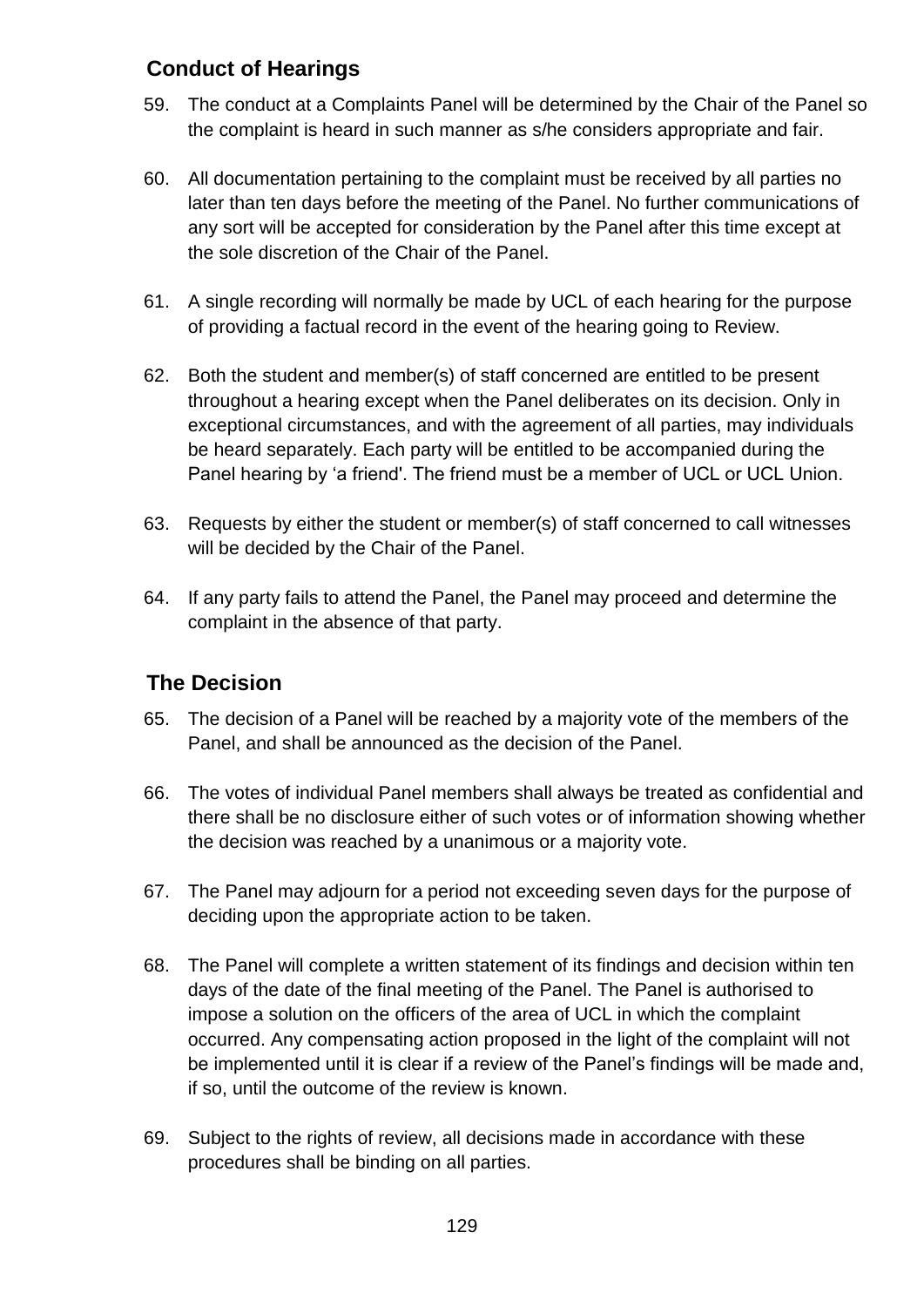## Conduct of Hearings

59. The conduct at a Complaints Panel will be determined by the Chair of the Panel so the complaint is heard in such manner as s/he considers appropriate and fair.

60. All documentation pertaining to the complaint must be received by all parties no later than ten days before the meeting of the Panel. No further communications of any sort will be accepted for consideration by the Panel after this time except at the sole discretion of the Chair of the Panel.

61. A single recording will normally be made by UCL of each hearing for the purpose of providing a factual record in the event of the hearing going to Review.

62. Both the student and member(s) of staff concerned are entitled to be present throughout a hearing except when the Panel deliberates on its decision. Only in exceptional circumstances, and with the agreement of all parties, may individuals be heard separately. Each party will be entitled to be accompanied during the Panel hearing by 'a friend'. The friend must be a member of UCL or UCL Union.

63. Requests by either the student or member(s) of staff concerned to call witnesses will be decided by the Chair of the Panel.

64. If any party fails to attend the Panel, the Panel may proceed and determine the complaint in the absence of that party.

## The Decision

65. The decision of a Panel will be reached by a majority vote of the members of the Panel, and shall be announced as the decision of the Panel.

66. The votes of individual Panel members shall always be treated as confidential and there shall be no disclosure either of such votes or of information showing whether the decision was reached by a unanimous or a majority vote.

67. The Panel may adjourn for a period not exceeding seven days for the purpose of deciding upon the appropriate action to be taken.

68. The Panel will complete a written statement of its findings and decision within ten days of the date of the final meeting of the Panel. The Panel is authorised to impose a solution on the officers of the area of UCL in which the complaint occurred. Any compensating action proposed in the light of the complaint will not be implemented until it is clear if a review of the Panel's findings will be made and, if so, until the outcome of the review is known.

69. Subject to the rights of review, all decisions made in accordance with these procedures shall be binding on all parties.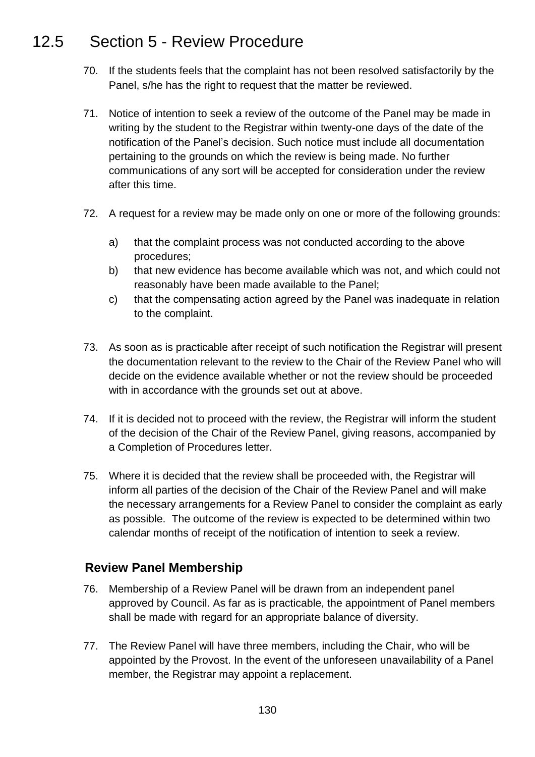## 12.5 Section 5 - Review Procedure

70. If the students feels that the complaint has not been resolved satisfactorily by the Panel, s/he has the right to request that the matter be reviewed.

71. Notice of intention to seek a review of the outcome of the Panel may be made in writing by the student to the Registrar within twenty-one days of the date of the notification of the Panel's decision. Such notice must include all documentation pertaining to the grounds on which the review is being made. No further communications of any sort will be accepted for consideration under the review after this time.

72. A request for a review may be made only on one or more of the following grounds:

    a) that the complaint process was not conducted according to the above procedures;
    b) that new evidence has become available which was not, and which could not reasonably have been made available to the Panel;
    c) that the compensating action agreed by the Panel was inadequate in relation to the complaint.

73. As soon as is practicable after receipt of such notification the Registrar will present the documentation relevant to the review to the Chair of the Review Panel who will decide on the evidence available whether or not the review should be proceeded with in accordance with the grounds set out at above.

74. If it is decided not to proceed with the review, the Registrar will inform the student of the decision of the Chair of the Review Panel, giving reasons, accompanied by a Completion of Procedures letter.

75. Where it is decided that the review shall be proceeded with, the Registrar will inform all parties of the decision of the Chair of the Review Panel and will make the necessary arrangements for a Review Panel to consider the complaint as early as possible. The outcome of the review is expected to be determined within two calendar months of receipt of the notification of intention to seek a review.

### Review Panel Membership

76. Membership of a Review Panel will be drawn from an independent panel approved by Council. As far as is practicable, the appointment of Panel members shall be made with regard for an appropriate balance of diversity.

77. The Review Panel will have three members, including the Chair, who will be appointed by the Provost. In the event of the unforeseen unavailability of a Panel member, the Registrar may appoint a replacement.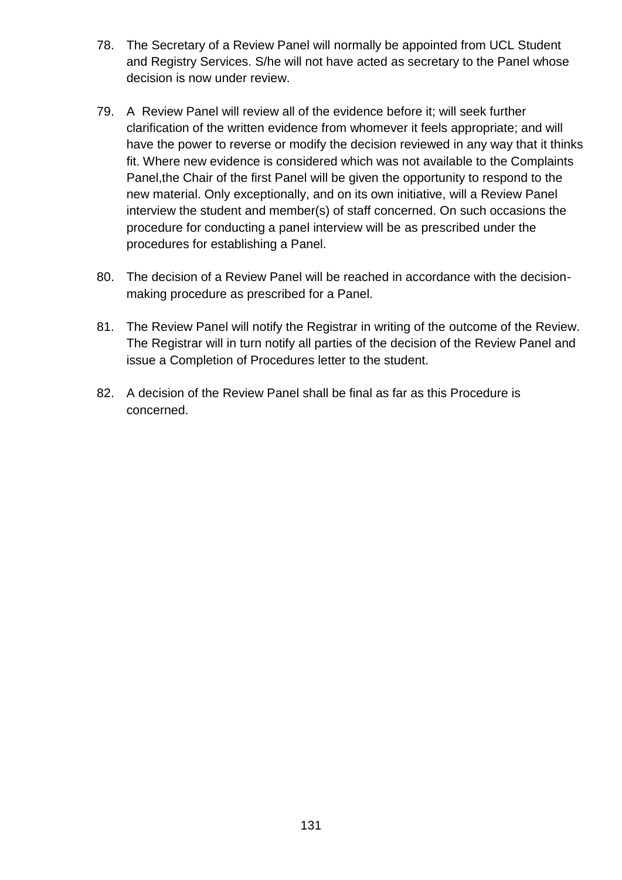78. The Secretary of a Review Panel will normally be appointed from UCL Student and Registry Services. S/he will not have acted as secretary to the Panel whose decision is now under review.

79. A Review Panel will review all of the evidence before it; will seek further clarification of the written evidence from whomever it feels appropriate; and will have the power to reverse or modify the decision reviewed in any way that it thinks fit. Where new evidence is considered which was not available to the Complaints Panel,the Chair of the first Panel will be given the opportunity to respond to the new material. Only exceptionally, and on its own initiative, will a Review Panel interview the student and member(s) of staff concerned. On such occasions the procedure for conducting a panel interview will be as prescribed under the procedures for establishing a Panel.

80. The decision of a Review Panel will be reached in accordance with the decision-making procedure as prescribed for a Panel.

81. The Review Panel will notify the Registrar in writing of the outcome of the Review. The Registrar will in turn notify all parties of the decision of the Review Panel and issue a Completion of Procedures letter to the student.

82. A decision of the Review Panel shall be final as far as this Procedure is concerned.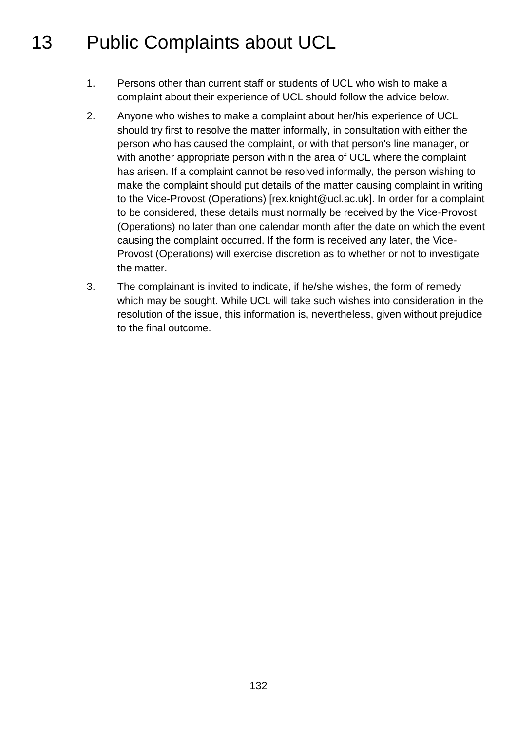# 13 Public Complaints about UCL

1. Persons other than current staff or students of UCL who wish to make a complaint about their experience of UCL should follow the advice below.
2. Anyone who wishes to make a complaint about her/his experience of UCL should try first to resolve the matter informally, in consultation with either the person who has caused the complaint, or with that person's line manager, or with another appropriate person within the area of UCL where the complaint has arisen. If a complaint cannot be resolved informally, the person wishing to make the complaint should put details of the matter causing complaint in writing to the Vice-Provost (Operations) [rex.knight@ucl.ac.uk]. In order for a complaint to be considered, these details must normally be received by the Vice-Provost (Operations) no later than one calendar month after the date on which the event causing the complaint occurred. If the form is received any later, the Vice-Provost (Operations) will exercise discretion as to whether or not to investigate the matter.
3. The complainant is invited to indicate, if he/she wishes, the form of remedy which may be sought. While UCL will take such wishes into consideration in the resolution of the issue, this information is, nevertheless, given without prejudice to the final outcome.